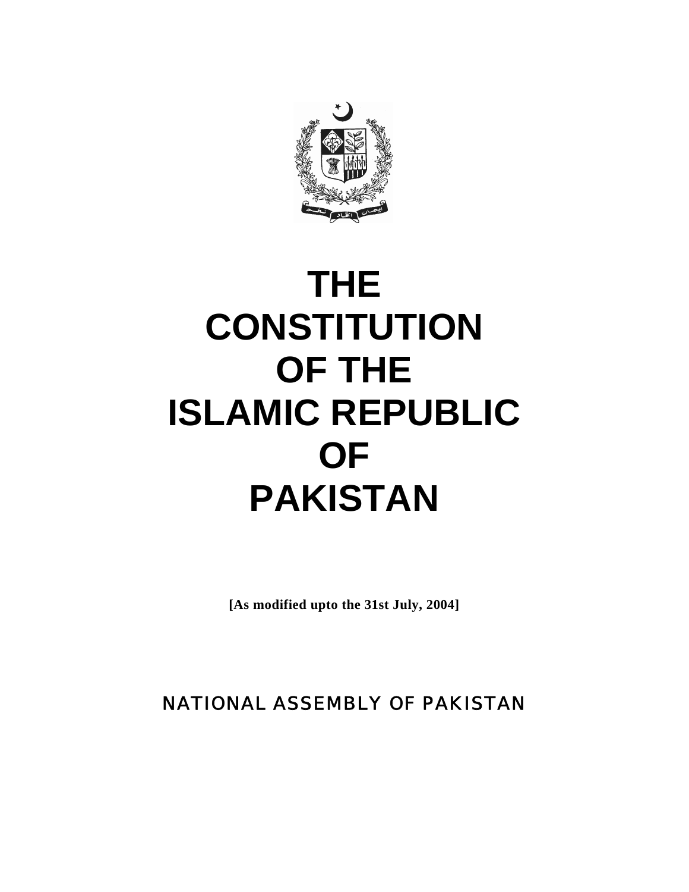# THE CONSTITUTION OF THE ISLAMIC REPUBLIC OF PAKISTAN

**[As modified upto the 31st July, 2004]**

NATIONAL ASSEMBLY OF PAKISTAN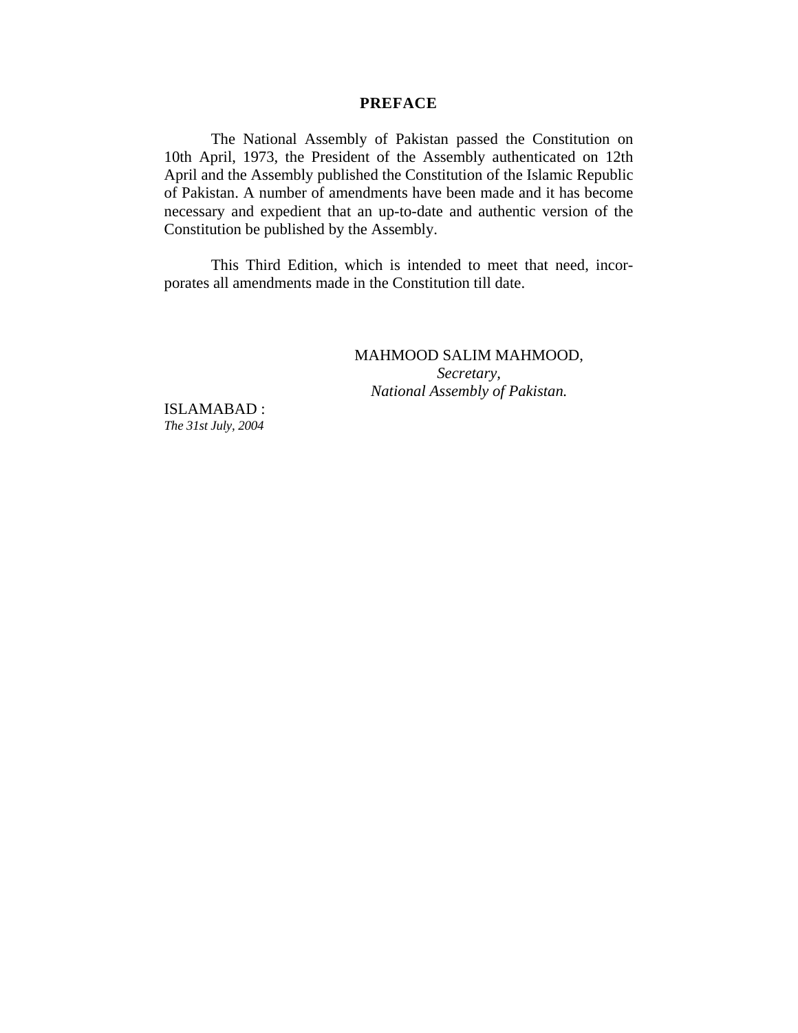# PREFACE

The National Assembly of Pakistan passed the Constitution on 10th April, 1973, the President of the Assembly authenticated on 12th April and the Assembly published the Constitution of the Islamic Republic of Pakistan. A number of amendments have been made and it has become necessary and expedient that an up-to-date and authentic version of the Constitution be published by the Assembly.

This Third Edition, which is intended to meet that need, incorporates all amendments made in the Constitution till date.

MAHMOOD SALIM MAHMOOD,  
*Secretary,*  
*National Assembly of Pakistan.*

ISLAMABAD :  
*The 31st July, 2004*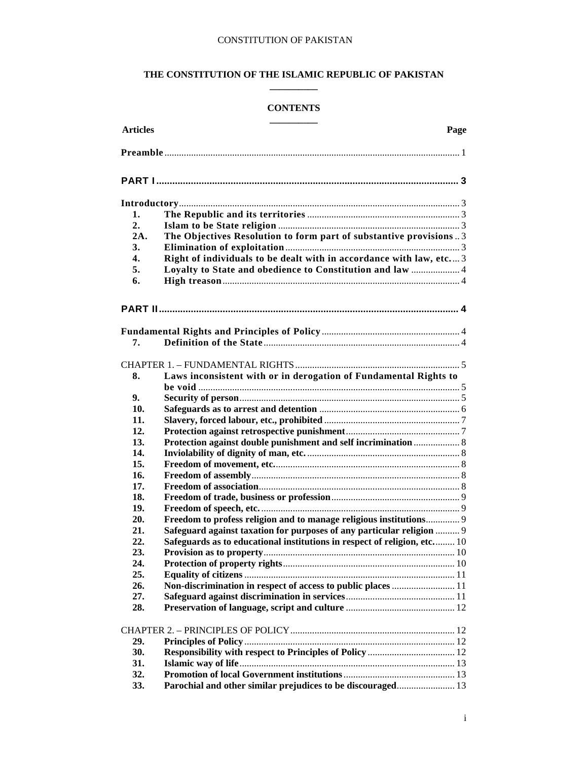# THE CONSTITUTION OF THE ISLAMIC REPUBLIC OF PAKISTAN

## CONTENTS

| Articles | | Page |
|---|---|---|
| **Preamble** | | 1 |
| **PART I** | | **3** |
| **Introductory** | | 3 |
| **1.** | **The Republic and its territories** | 3 |
| **2.** | **Islam to be State religion** | 3 |
| **2A.** | **The Objectives Resolution to form part of substantive provisions** | 3 |
| **3.** | **Elimination of exploitation** | 3 |
| **4.** | **Right of individuals to be dealt with in accordance with law, etc.** | 3 |
| **5.** | **Loyalty to State and obedience to Constitution and law** | 4 |
| **6.** | **High treason** | 4 |
| **PART II** | | **4** |
| **Fundamental Rights and Principles of Policy** | | 4 |
| **7.** | **Definition of the State** | 4 |
| CHAPTER 1. – FUNDAMENTAL RIGHTS | | 5 |
| **8.** | **Laws inconsistent with or in derogation of Fundamental Rights to be void** | 5 |
| **9.** | **Security of person** | 5 |
| **10.** | **Safeguards as to arrest and detention** | 6 |
| **11.** | **Slavery, forced labour, etc., prohibited** | 7 |
| **12.** | **Protection against retrospective punishment** | 7 |
| **13.** | **Protection against double punishment and self incrimination** | 8 |
| **14.** | **Inviolability of dignity of man, etc.** | 8 |
| **15.** | **Freedom of movement, etc.** | 8 |
| **16.** | **Freedom of assembly** | 8 |
| **17.** | **Freedom of association** | 8 |
| **18.** | **Freedom of trade, business or profession** | 9 |
| **19.** | **Freedom of speech, etc.** | 9 |
| **20.** | **Freedom to profess religion and to manage religious institutions** | 9 |
| **21.** | **Safeguard against taxation for purposes of any particular religion** | 9 |
| **22.** | **Safeguards as to educational institutions in respect of religion, etc.** | 10 |
| **23.** | **Provision as to property** | 10 |
| **24.** | **Protection of property rights** | 10 |
| **25.** | **Equality of citizens** | 11 |
| **26.** | **Non-discrimination in respect of access to public places** | 11 |
| **27.** | **Safeguard against discrimination in services** | 11 |
| **28.** | **Preservation of language, script and culture** | 12 |
| CHAPTER 2. – PRINCIPLES OF POLICY | | 12 |
| **29.** | **Principles of Policy** | 12 |
| **30.** | **Responsibility with respect to Principles of Policy** | 12 |
| **31.** | **Islamic way of life** | 13 |
| **32.** | **Promotion of local Government institutions** | 13 |
| **33.** | **Parochial and other similar prejudices to be discouraged** | 13 |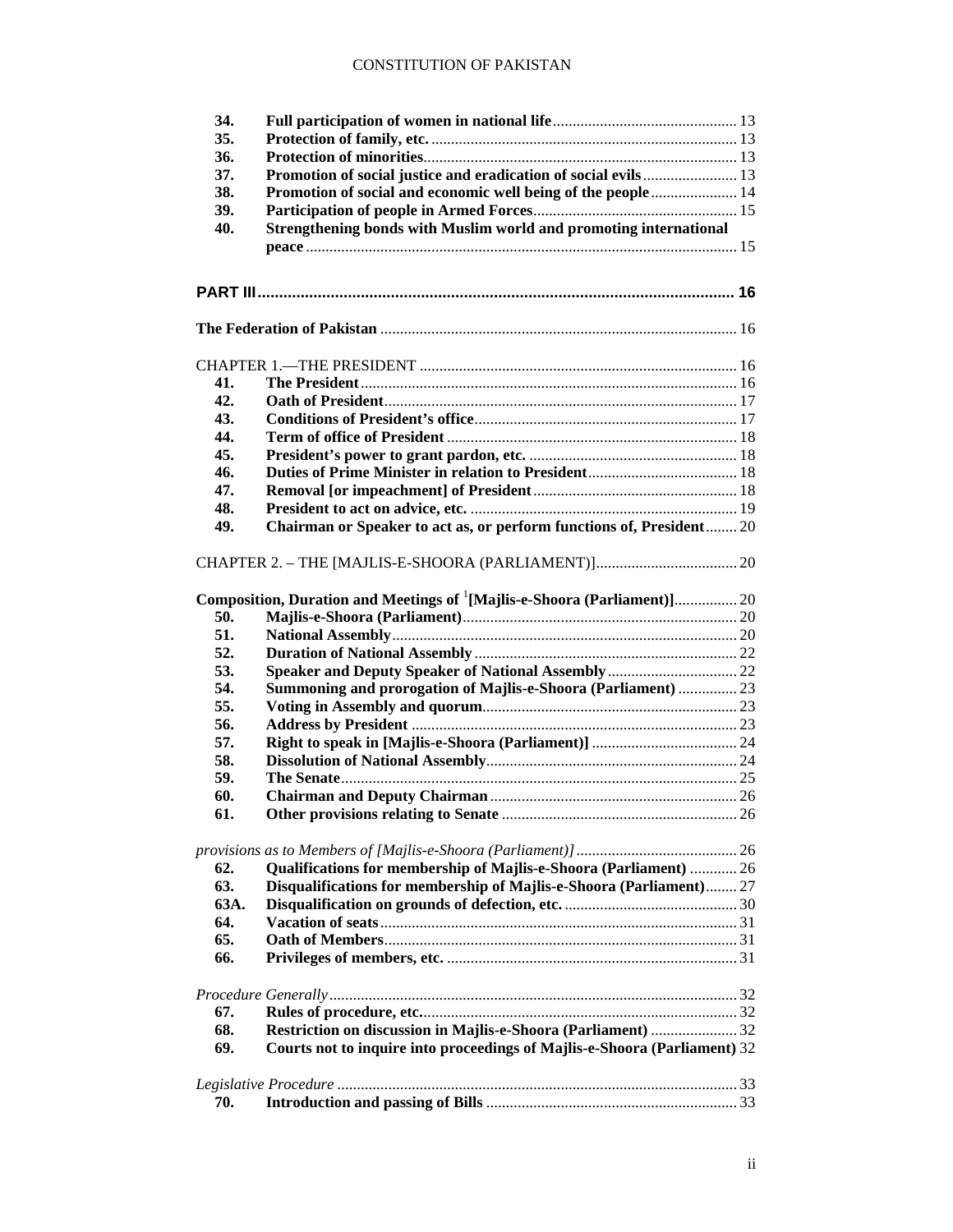| | | |
|---|---|---|
| **34.** | **Full participation of women in national life** | 13 |
| **35.** | **Protection of family, etc.** | 13 |
| **36.** | **Protection of minorities** | 13 |
| **37.** | **Promotion of social justice and eradication of social evils** | 13 |
| **38.** | **Promotion of social and economic well being of the people** | 14 |
| **39.** | **Participation of people in Armed Forces** | 15 |
| **40.** | **Strengthening bonds with Muslim world and promoting international peace** | 15 |

**PART III** ............................................................................................................. **16**

**The Federation of Pakistan** ........................................................................................ 16

CHAPTER 1.—THE PRESIDENT ................................................................................ 16

| | | |
|---|---|---|
| **41.** | **The President** | 16 |
| **42.** | **Oath of President** | 17 |
| **43.** | **Conditions of President's office** | 17 |
| **44.** | **Term of office of President** | 18 |
| **45.** | **President's power to grant pardon, etc.** | 18 |
| **46.** | **Duties of Prime Minister in relation to President** | 18 |
| **47.** | **Removal [or impeachment] of President** | 18 |
| **48.** | **President to act on advice, etc.** | 19 |
| **49.** | **Chairman or Speaker to act as, or perform functions of, President** | 20 |

CHAPTER 2. – THE [MAJLIS-E-SHOORA (PARLIAMENT)] .................................... 20

**Composition, Duration and Meetings of** [1]**[Majlis-e-Shoora (Parliament)]** ................ 20

| | | |
|---|---|---|
| **50.** | **Majlis-e-Shoora (Parliament)** | 20 |
| **51.** | **National Assembly** | 20 |
| **52.** | **Duration of National Assembly** | 22 |
| **53.** | **Speaker and Deputy Speaker of National Assembly** | 22 |
| **54.** | **Summoning and prorogation of Majlis-e-Shoora (Parliament)** | 23 |
| **55.** | **Voting in Assembly and quorum** | 23 |
| **56.** | **Address by President** | 23 |
| **57.** | **Right to speak in [Majlis-e-Shoora (Parliament)]** | 24 |
| **58.** | **Dissolution of National Assembly** | 24 |
| **59.** | **The Senate** | 25 |
| **60.** | **Chairman and Deputy Chairman** | 26 |
| **61.** | **Other provisions relating to Senate** | 26 |

*provisions as to Members of [Majlis-e-Shoora (Parliament)]* ......................................... 26

| | | |
|---|---|---|
| **62.** | **Qualifications for membership of Majlis-e-Shoora (Parliament)** | 26 |
| **63.** | **Disqualifications for membership of Majlis-e-Shoora (Parliament)** | 27 |
| **63A.** | **Disqualification on grounds of defection, etc.** | 30 |
| **64.** | **Vacation of seats** | 31 |
| **65.** | **Oath of Members** | 31 |
| **66.** | **Privileges of members, etc.** | 31 |

*Procedure Generally* ........................................................................................................ 32

| | | |
|---|---|---|
| **67.** | **Rules of procedure, etc.** | 32 |
| **68.** | **Restriction on discussion in Majlis-e-Shoora (Parliament)** | 32 |
| **69.** | **Courts not to inquire into proceedings of Majlis-e-Shoora (Parliament)** | 32 |

*Legislative Procedure* ...................................................................................................... 33

| | | |
|---|---|---|
| **70.** | **Introduction and passing of Bills** | 33 |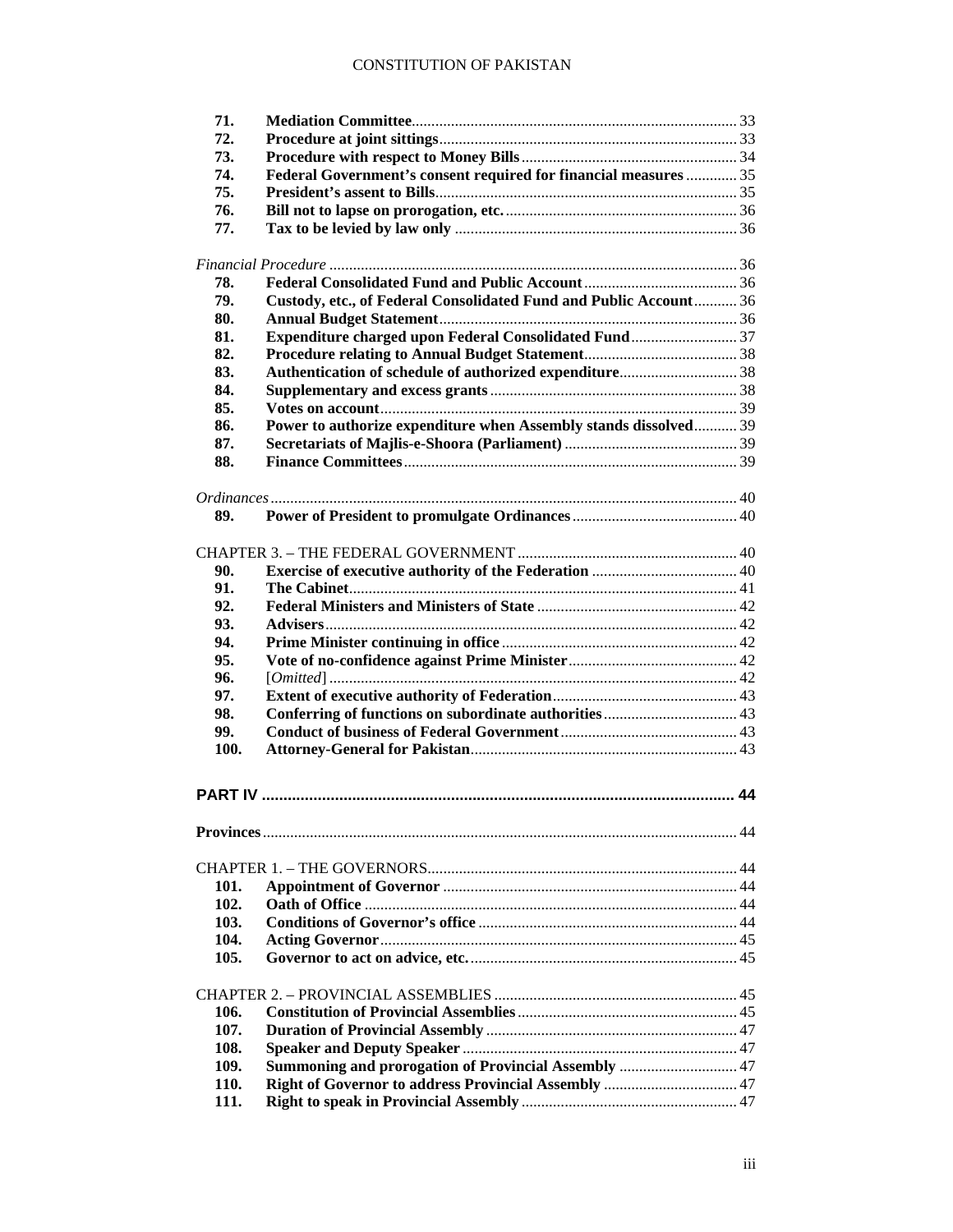| | | |
|---|---|---|
| **71.** | **Mediation Committee** | 33 |
| **72.** | **Procedure at joint sittings** | 33 |
| **73.** | **Procedure with respect to Money Bills** | 34 |
| **74.** | **Federal Government's consent required for financial measures** | 35 |
| **75.** | **President's assent to Bills** | 35 |
| **76.** | **Bill not to lapse on prorogation, etc.** | 36 |
| **77.** | **Tax to be levied by law only** | 36 |

*Financial Procedure* ... 36

| | | |
|---|---|---|
| **78.** | **Federal Consolidated Fund and Public Account** | 36 |
| **79.** | **Custody, etc., of Federal Consolidated Fund and Public Account** | 36 |
| **80.** | **Annual Budget Statement** | 36 |
| **81.** | **Expenditure charged upon Federal Consolidated Fund** | 37 |
| **82.** | **Procedure relating to Annual Budget Statement** | 38 |
| **83.** | **Authentication of schedule of authorized expenditure** | 38 |
| **84.** | **Supplementary and excess grants** | 38 |
| **85.** | **Votes on account** | 39 |
| **86.** | **Power to authorize expenditure when Assembly stands dissolved** | 39 |
| **87.** | **Secretariats of Majlis-e-Shoora (Parliament)** | 39 |
| **88.** | **Finance Committees** | 39 |

*Ordinances* ... 40

| | | |
|---|---|---|
| **89.** | **Power of President to promulgate Ordinances** | 40 |

CHAPTER 3. – THE FEDERAL GOVERNMENT ... 40

| | | |
|---|---|---|
| **90.** | **Exercise of executive authority of the Federation** | 40 |
| **91.** | **The Cabinet** | 41 |
| **92.** | **Federal Ministers and Ministers of State** | 42 |
| **93.** | **Advisers** | 42 |
| **94.** | **Prime Minister continuing in office** | 42 |
| **95.** | **Vote of no-confidence against Prime Minister** | 42 |
| **96.** | [*Omitted*] | 42 |
| **97.** | **Extent of executive authority of Federation** | 43 |
| **98.** | **Conferring of functions on subordinate authorities** | 43 |
| **99.** | **Conduct of business of Federal Government** | 43 |
| **100.** | **Attorney-General for Pakistan** | 43 |

**PART IV** ... 44

**Provinces** ... 44

CHAPTER 1. – THE GOVERNORS ... 44

| | | |
|---|---|---|
| **101.** | **Appointment of Governor** | 44 |
| **102.** | **Oath of Office** | 44 |
| **103.** | **Conditions of Governor's office** | 44 |
| **104.** | **Acting Governor** | 45 |
| **105.** | **Governor to act on advice, etc.** | 45 |

CHAPTER 2. – PROVINCIAL ASSEMBLIES ... 45

| | | |
|---|---|---|
| **106.** | **Constitution of Provincial Assemblies** | 45 |
| **107.** | **Duration of Provincial Assembly** | 47 |
| **108.** | **Speaker and Deputy Speaker** | 47 |
| **109.** | **Summoning and prorogation of Provincial Assembly** | 47 |
| **110.** | **Right of Governor to address Provincial Assembly** | 47 |
| **111.** | **Right to speak in Provincial Assembly** | 47 |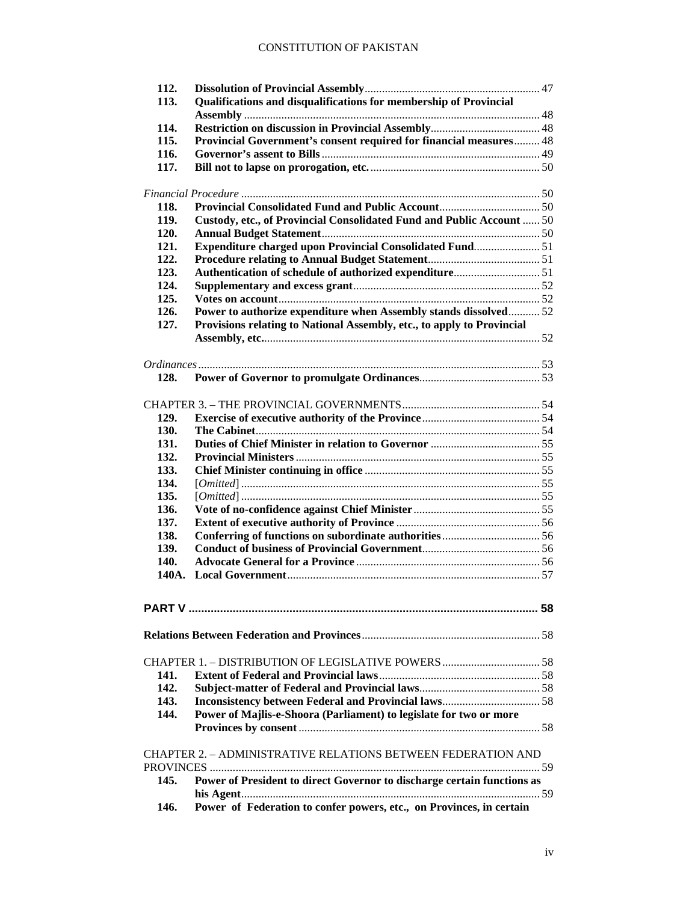| | | |
|---|---|---|
| 112. | **Dissolution of Provincial Assembly** | 47 |
| 113. | **Qualifications and disqualifications for membership of Provincial Assembly** | 48 |
| 114. | **Restriction on discussion in Provincial Assembly** | 48 |
| 115. | **Provincial Government's consent required for financial measures** | 48 |
| 116. | **Governor's assent to Bills** | 49 |
| 117. | **Bill not to lapse on prorogation, etc.** | 50 |

*Financial Procedure* ... 50

| | | |
|---|---|---|
| 118. | **Provincial Consolidated Fund and Public Account** | 50 |
| 119. | **Custody, etc., of Provincial Consolidated Fund and Public Account** | 50 |
| 120. | **Annual Budget Statement** | 50 |
| 121. | **Expenditure charged upon Provincial Consolidated Fund** | 51 |
| 122. | **Procedure relating to Annual Budget Statement** | 51 |
| 123. | **Authentication of schedule of authorized expenditure** | 51 |
| 124. | **Supplementary and excess grant** | 52 |
| 125. | **Votes on account** | 52 |
| 126. | **Power to authorize expenditure when Assembly stands dissolved** | 52 |
| 127. | **Provisions relating to National Assembly, etc., to apply to Provincial Assembly, etc.** | 52 |

*Ordinances* ... 53

| | | |
|---|---|---|
| 128. | **Power of Governor to promulgate Ordinances** | 53 |

CHAPTER 3. – THE PROVINCIAL GOVERNMENTS ... 54

| | | |
|---|---|---|
| 129. | **Exercise of executive authority of the Province** | 54 |
| 130. | **The Cabinet** | 54 |
| 131. | **Duties of Chief Minister in relation to Governor** | 55 |
| 132. | **Provincial Ministers** | 55 |
| 133. | **Chief Minister continuing in office** | 55 |
| 134. | [*Omitted*] | 55 |
| 135. | [*Omitted*] | 55 |
| 136. | **Vote of no-confidence against Chief Minister** | 55 |
| 137. | **Extent of executive authority of Province** | 56 |
| 138. | **Conferring of functions on subordinate authorities** | 56 |
| 139. | **Conduct of business of Provincial Government** | 56 |
| 140. | **Advocate General for a Province** | 56 |
| 140A. | **Local Government** | 57 |

**PART V** ... 58

**Relations Between Federation and Provinces** ... 58

CHAPTER 1. – DISTRIBUTION OF LEGISLATIVE POWERS ... 58

| | | |
|---|---|---|
| 141. | **Extent of Federal and Provincial laws** | 58 |
| 142. | **Subject-matter of Federal and Provincial laws** | 58 |
| 143. | **Inconsistency between Federal and Provincial laws** | 58 |
| 144. | **Power of Majlis-e-Shoora (Parliament) to legislate for two or more Provinces by consent** | 58 |

CHAPTER 2. – ADMINISTRATIVE RELATIONS BETWEEN FEDERATION AND PROVINCES ... 59

| | | |
|---|---|---|
| 145. | **Power of President to direct Governor to discharge certain functions as his Agent** | 59 |
| 146. | **Power of Federation to confer powers, etc., on Provinces, in certain** | |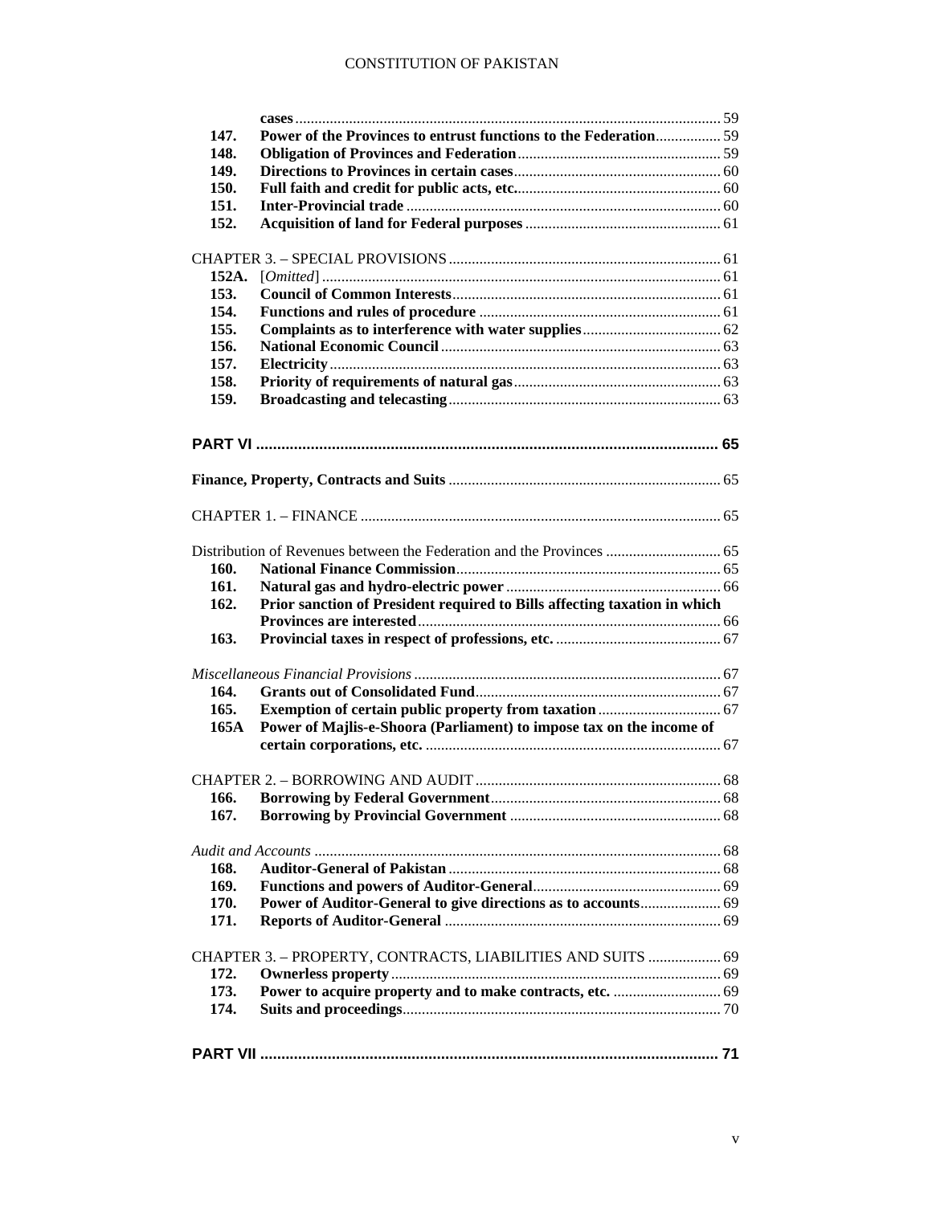| | | |
|---|---|---|
| | **cases** | 59 |
| **147.** | **Power of the Provinces to entrust functions to the Federation** | 59 |
| **148.** | **Obligation of Provinces and Federation** | 59 |
| **149.** | **Directions to Provinces in certain cases** | 60 |
| **150.** | **Full faith and credit for public acts, etc.** | 60 |
| **151.** | **Inter-Provincial trade** | 60 |
| **152.** | **Acquisition of land for Federal purposes** | 61 |

CHAPTER 3. – SPECIAL PROVISIONS ... 61

| | | |
|---|---|---|
| **152A.** | [*Omitted*] | 61 |
| **153.** | **Council of Common Interests** | 61 |
| **154.** | **Functions and rules of procedure** | 61 |
| **155.** | **Complaints as to interference with water supplies** | 62 |
| **156.** | **National Economic Council** | 63 |
| **157.** | **Electricity** | 63 |
| **158.** | **Priority of requirements of natural gas** | 63 |
| **159.** | **Broadcasting and telecasting** | 63 |

**PART VI** ... **65**

**Finance, Property, Contracts and Suits** ... 65

CHAPTER 1. – FINANCE ... 65

Distribution of Revenues between the Federation and the Provinces ... 65

| | | |
|---|---|---|
| **160.** | **National Finance Commission** | 65 |
| **161.** | **Natural gas and hydro-electric power** | 66 |
| **162.** | **Prior sanction of President required to Bills affecting taxation in which Provinces are interested** | 66 |
| **163.** | **Provincial taxes in respect of professions, etc.** | 67 |

*Miscellaneous Financial Provisions* ... 67

| | | |
|---|---|---|
| **164.** | **Grants out of Consolidated Fund** | 67 |
| **165.** | **Exemption of certain public property from taxation** | 67 |
| **165A** | **Power of Majlis-e-Shoora (Parliament) to impose tax on the income of certain corporations, etc.** | 67 |

CHAPTER 2. – BORROWING AND AUDIT ... 68

| | | |
|---|---|---|
| **166.** | **Borrowing by Federal Government** | 68 |
| **167.** | **Borrowing by Provincial Government** | 68 |

*Audit and Accounts* ... 68

| | | |
|---|---|---|
| **168.** | **Auditor-General of Pakistan** | 68 |
| **169.** | **Functions and powers of Auditor-General** | 69 |
| **170.** | **Power of Auditor-General to give directions as to accounts** | 69 |
| **171.** | **Reports of Auditor-General** | 69 |

CHAPTER 3. – PROPERTY, CONTRACTS, LIABILITIES AND SUITS ... 69

| | | |
|---|---|---|
| **172.** | **Ownerless property** | 69 |
| **173.** | **Power to acquire property and to make contracts, etc.** | 69 |
| **174.** | **Suits and proceedings** | 70 |

**PART VII** ... **71**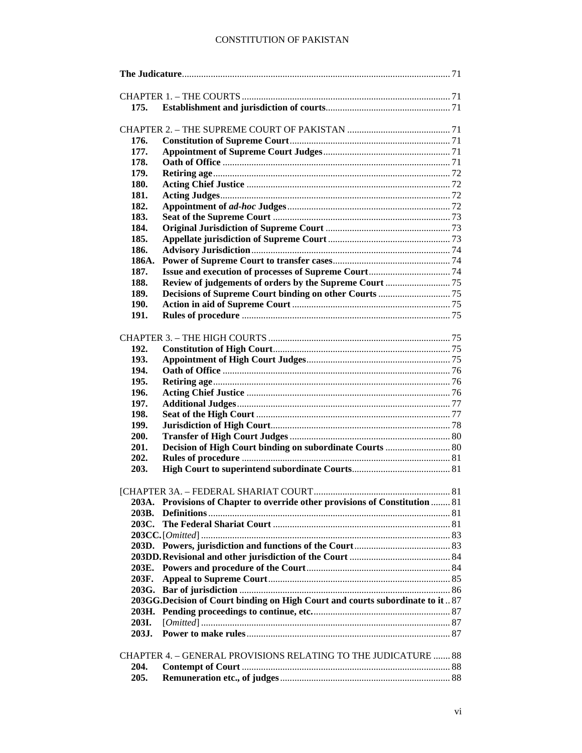**The Judicature** ... 71

CHAPTER 1. – THE COURTS ... 71

| | | |
|---|---|---|
| **175.** | **Establishment and jurisdiction of courts** | 71 |

CHAPTER 2. – THE SUPREME COURT OF PAKISTAN ... 71

| | | |
|---|---|---|
| **176.** | **Constitution of Supreme Court** | 71 |
| **177.** | **Appointment of Supreme Court Judges** | 71 |
| **178.** | **Oath of Office** | 71 |
| **179.** | **Retiring age** | 72 |
| **180.** | **Acting Chief Justice** | 72 |
| **181.** | **Acting Judges** | 72 |
| **182.** | **Appointment of *ad-hoc* Judges** | 72 |
| **183.** | **Seat of the Supreme Court** | 73 |
| **184.** | **Original Jurisdiction of Supreme Court** | 73 |
| **185.** | **Appellate jurisdiction of Supreme Court** | 73 |
| **186.** | **Advisory Jurisdiction** | 74 |
| **186A.** | **Power of Supreme Court to transfer cases** | 74 |
| **187.** | **Issue and execution of processes of Supreme Court** | 74 |
| **188.** | **Review of judgements of orders by the Supreme Court** | 75 |
| **189.** | **Decisions of Supreme Court binding on other Courts** | 75 |
| **190.** | **Action in aid of Supreme Court** | 75 |
| **191.** | **Rules of procedure** | 75 |

CHAPTER 3. – THE HIGH COURTS ... 75

| | | |
|---|---|---|
| **192.** | **Constitution of High Court** | 75 |
| **193.** | **Appointment of High Court Judges** | 75 |
| **194.** | **Oath of Office** | 76 |
| **195.** | **Retiring age** | 76 |
| **196.** | **Acting Chief Justice** | 76 |
| **197.** | **Additional Judges** | 77 |
| **198.** | **Seat of the High Court** | 77 |
| **199.** | **Jurisdiction of High Court** | 78 |
| **200.** | **Transfer of High Court Judges** | 80 |
| **201.** | **Decision of High Court binding on subordinate Courts** | 80 |
| **202.** | **Rules of procedure** | 81 |
| **203.** | **High Court to superintend subordinate Courts** | 81 |

[CHAPTER 3A. – FEDERAL SHARIAT COURT ... 81

| | | |
|---|---|---|
| **203A.** | **Provisions of Chapter to override other provisions of Constitution** | 81 |
| **203B.** | **Definitions** | 81 |
| **203C.** | **The Federal Shariat Court** | 81 |
| **203CC.** | [*Omitted*] | 83 |
| **203D.** | **Powers, jurisdiction and functions of the Court** | 83 |
| **203DD.** | **Revisional and other jurisdiction of the Court** | 84 |
| **203E.** | **Powers and procedure of the Court** | 84 |
| **203F.** | **Appeal to Supreme Court** | 85 |
| **203G.** | **Bar of jurisdiction** | 86 |
| **203GG.** | **Decision of Court binding on High Court and courts subordinate to it** | 87 |
| **203H.** | **Pending proceedings to continue, etc.** | 87 |
| **203I.** | [*Omitted*] | 87 |
| **203J.** | **Power to make rules** | 87 |

CHAPTER 4. – GENERAL PROVISIONS RELATING TO THE JUDICATURE ... 88

| | | |
|---|---|---|
| **204.** | **Contempt of Court** | 88 |
| **205.** | **Remuneration etc., of judges** | 88 |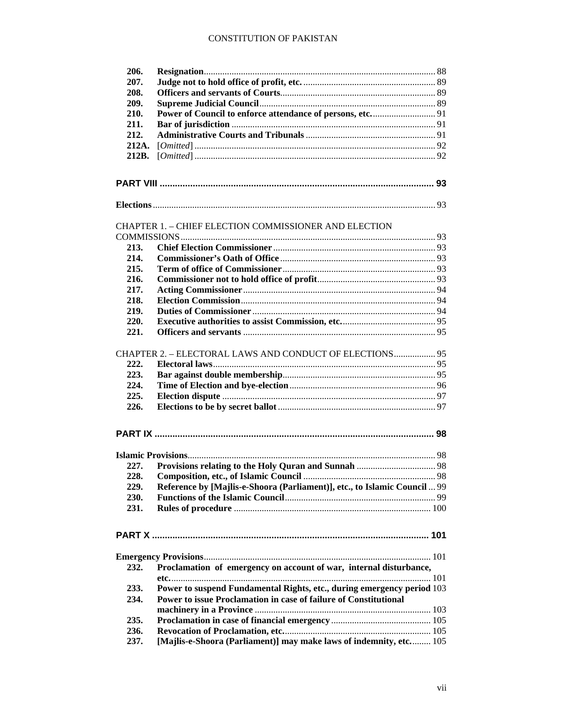| | | |
|---|---|---|
| **206.** | **Resignation** | 88 |
| **207.** | **Judge not to hold office of profit, etc.** | 89 |
| **208.** | **Officers and servants of Courts** | 89 |
| **209.** | **Supreme Judicial Council** | 89 |
| **210.** | **Power of Council to enforce attendance of persons, etc.** | 91 |
| **211.** | **Bar of jurisdiction** | 91 |
| **212.** | **Administrative Courts and Tribunals** | 91 |
| **212A.** | [*Omitted*] | 92 |
| **212B.** | [*Omitted*] | 92 |

**PART VIII** .......... 93

**Elections** .......... 93

CHAPTER 1. – CHIEF ELECTION COMMISSIONER AND ELECTION COMMISSIONS .......... 93

| | | |
|---|---|---|
| **213.** | **Chief Election Commissioner** | 93 |
| **214.** | **Commissioner's Oath of Office** | 93 |
| **215.** | **Term of office of Commissioner** | 93 |
| **216.** | **Commissioner not to hold office of profit** | 93 |
| **217.** | **Acting Commissioner** | 94 |
| **218.** | **Election Commission** | 94 |
| **219.** | **Duties of Commissioner** | 94 |
| **220.** | **Executive authorities to assist Commission, etc.** | 95 |
| **221.** | **Officers and servants** | 95 |

CHAPTER 2. – ELECTORAL LAWS AND CONDUCT OF ELECTIONS .......... 95

| | | |
|---|---|---|
| **222.** | **Electoral laws** | 95 |
| **223.** | **Bar against double membership** | 95 |
| **224.** | **Time of Election and bye-election** | 96 |
| **225.** | **Election dispute** | 97 |
| **226.** | **Elections to be by secret ballot** | 97 |

**PART IX** .......... 98

**Islamic Provisions** .......... 98

| | | |
|---|---|---|
| **227.** | **Provisions relating to the Holy Quran and Sunnah** | 98 |
| **228.** | **Composition, etc., of Islamic Council** | 98 |
| **229.** | **Reference by [Majlis-e-Shoora (Parliament)], etc., to Islamic Council** | 99 |
| **230.** | **Functions of the Islamic Council** | 99 |
| **231.** | **Rules of procedure** | 100 |

**PART X** .......... 101

**Emergency Provisions** .......... 101

| | | |
|---|---|---|
| **232.** | **Proclamation of emergency on account of war, internal disturbance, etc.** | 101 |
| **233.** | **Power to suspend Fundamental Rights, etc., during emergency period** | 103 |
| **234.** | **Power to issue Proclamation in case of failure of Constitutional machinery in a Province** | 103 |
| **235.** | **Proclamation in case of financial emergency** | 105 |
| **236.** | **Revocation of Proclamation, etc.** | 105 |
| **237.** | **[Majlis-e-Shoora (Parliament)] may make laws of indemnity, etc.** | 105 |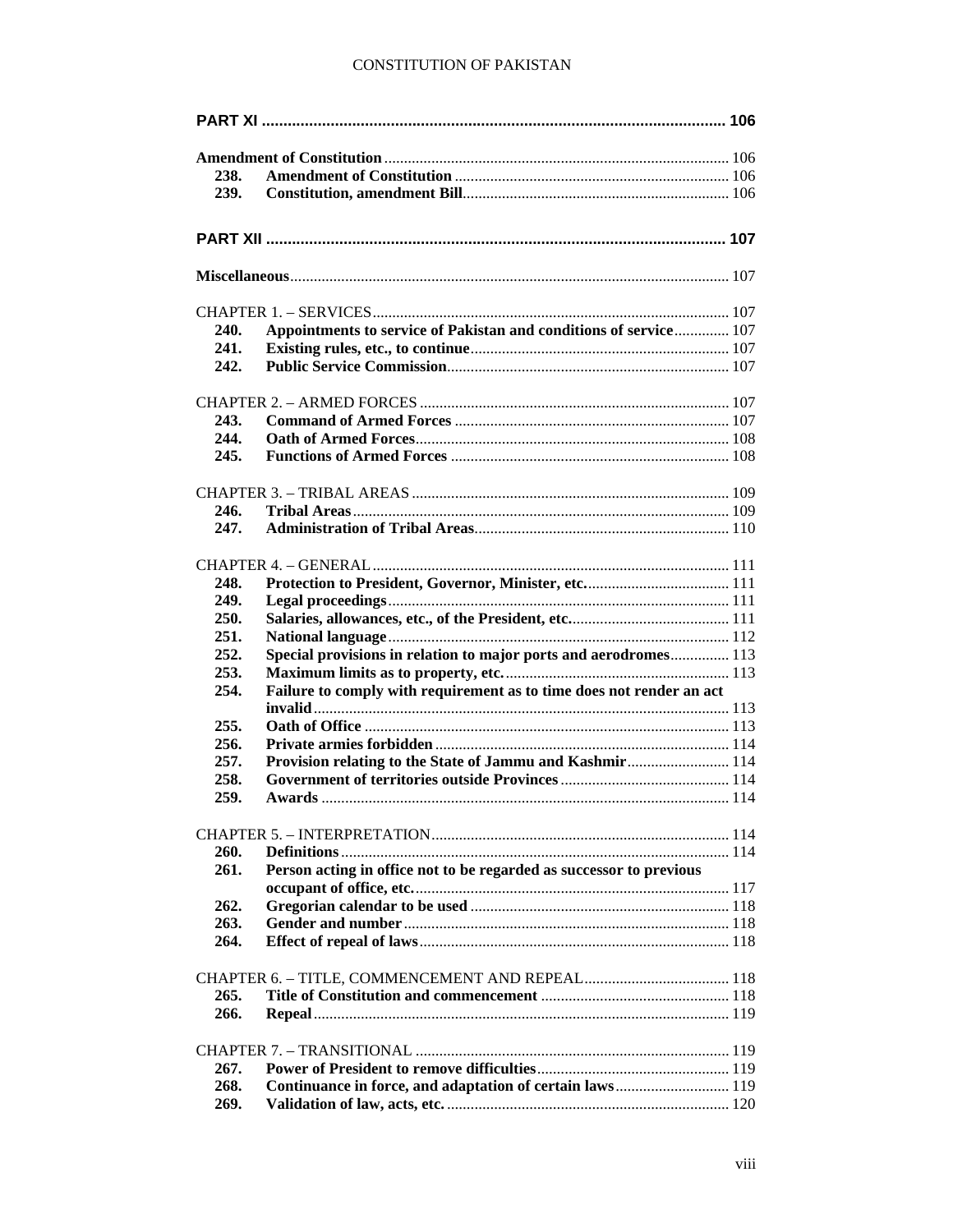| | | |
|---|---|---|
| **PART XI** | | **106** |
| **Amendment of Constitution** | | 106 |
| **238.** | **Amendment of Constitution** | 106 |
| **239.** | **Constitution, amendment Bill** | 106 |
| **PART XII** | | **107** |
| **Miscellaneous** | | 107 |
| CHAPTER 1. – SERVICES | | 107 |
| **240.** | **Appointments to service of Pakistan and conditions of service** | 107 |
| **241.** | **Existing rules, etc., to continue** | 107 |
| **242.** | **Public Service Commission** | 107 |
| CHAPTER 2. – ARMED FORCES | | 107 |
| **243.** | **Command of Armed Forces** | 107 |
| **244.** | **Oath of Armed Forces** | 108 |
| **245.** | **Functions of Armed Forces** | 108 |
| CHAPTER 3. – TRIBAL AREAS | | 109 |
| **246.** | **Tribal Areas** | 109 |
| **247.** | **Administration of Tribal Areas** | 110 |
| CHAPTER 4. – GENERAL | | 111 |
| **248.** | **Protection to President, Governor, Minister, etc.** | 111 |
| **249.** | **Legal proceedings** | 111 |
| **250.** | **Salaries, allowances, etc., of the President, etc.** | 111 |
| **251.** | **National language** | 112 |
| **252.** | **Special provisions in relation to major ports and aerodromes** | 113 |
| **253.** | **Maximum limits as to property, etc.** | 113 |
| **254.** | **Failure to comply with requirement as to time does not render an act invalid** | 113 |
| **255.** | **Oath of Office** | 113 |
| **256.** | **Private armies forbidden** | 114 |
| **257.** | **Provision relating to the State of Jammu and Kashmir** | 114 |
| **258.** | **Government of territories outside Provinces** | 114 |
| **259.** | **Awards** | 114 |
| CHAPTER 5. – INTERPRETATION | | 114 |
| **260.** | **Definitions** | 114 |
| **261.** | **Person acting in office not to be regarded as successor to previous occupant of office, etc.** | 117 |
| **262.** | **Gregorian calendar to be used** | 118 |
| **263.** | **Gender and number** | 118 |
| **264.** | **Effect of repeal of laws** | 118 |
| CHAPTER 6. – TITLE, COMMENCEMENT AND REPEAL | | 118 |
| **265.** | **Title of Constitution and commencement** | 118 |
| **266.** | **Repeal** | 119 |
| CHAPTER 7. – TRANSITIONAL | | 119 |
| **267.** | **Power of President to remove difficulties** | 119 |
| **268.** | **Continuance in force, and adaptation of certain laws** | 119 |
| **269.** | **Validation of law, acts, etc.** | 120 |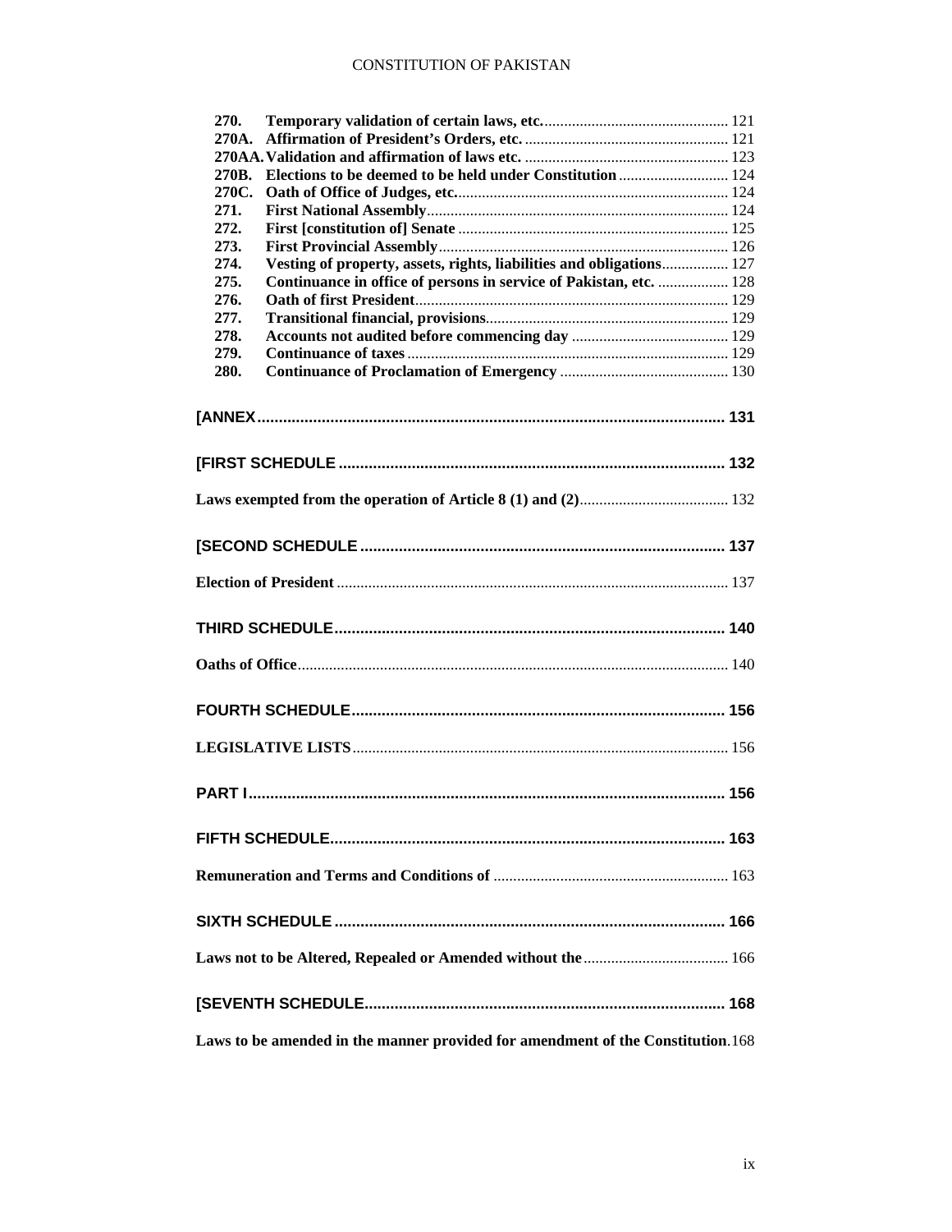| | | |
|---|---|---|
| **270.** | **Temporary validation of certain laws, etc.** | 121 |
| **270A.** | **Affirmation of President's Orders, etc.** | 121 |
| **270AA.** | **Validation and affirmation of laws etc.** | 123 |
| **270B.** | **Elections to be deemed to be held under Constitution** | 124 |
| **270C.** | **Oath of Office of Judges, etc.** | 124 |
| **271.** | **First National Assembly** | 124 |
| **272.** | **First [constitution of] Senate** | 125 |
| **273.** | **First Provincial Assembly** | 126 |
| **274.** | **Vesting of property, assets, rights, liabilities and obligations** | 127 |
| **275.** | **Continuance in office of persons in service of Pakistan, etc.** | 128 |
| **276.** | **Oath of first President** | 129 |
| **277.** | **Transitional financial, provisions** | 129 |
| **278.** | **Accounts not audited before commencing day** | 129 |
| **279.** | **Continuance of taxes** | 129 |
| **280.** | **Continuance of Proclamation of Emergency** | 130 |

**[ANNEX** ..... 131

**[FIRST SCHEDULE** ..... 132

**Laws exempted from the operation of Article 8 (1) and (2)** ..... 132

**[SECOND SCHEDULE** ..... 137

**Election of President** ..... 137

**THIRD SCHEDULE** ..... 140

**Oaths of Office** ..... 140

**FOURTH SCHEDULE** ..... 156

**LEGISLATIVE LISTS** ..... 156

**PART I** ..... 156

**FIFTH SCHEDULE** ..... 163

**Remuneration and Terms and Conditions of** ..... 163

**SIXTH SCHEDULE** ..... 166

**Laws not to be Altered, Repealed or Amended without the** ..... 166

**[SEVENTH SCHEDULE** ..... 168

**Laws to be amended in the manner provided for amendment of the Constitution** ..... 168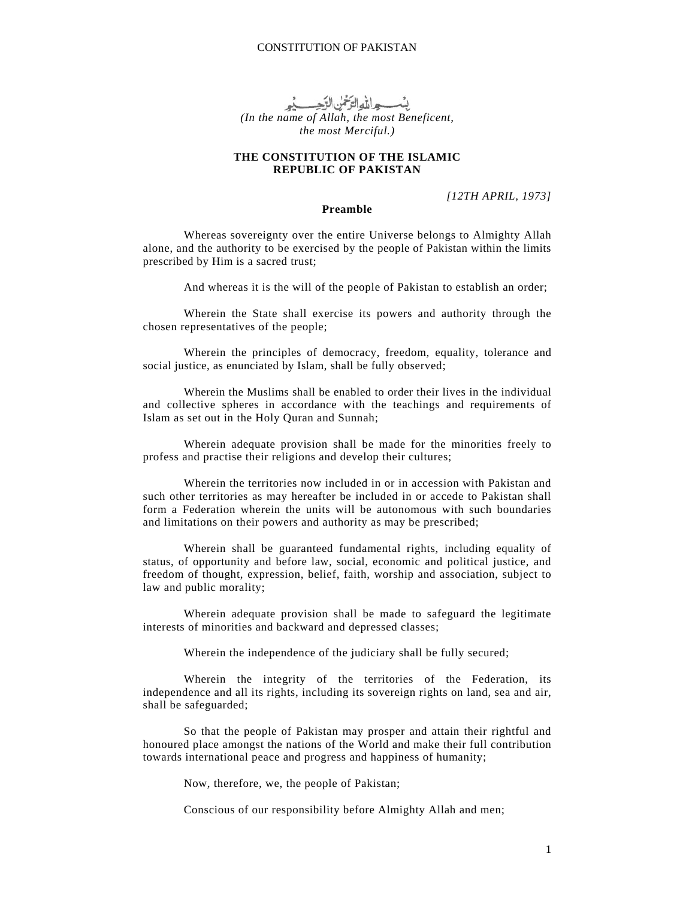بِسۡمِ اللّٰہِ الرَّحۡمٰنِ الرَّحِیۡمِ

*(In the name of Allah, the most Beneficent, the most Merciful.)*

# THE CONSTITUTION OF THE ISLAMIC REPUBLIC OF PAKISTAN

*[12TH APRIL, 1973]*

## Preamble

Whereas sovereignty over the entire Universe belongs to Almighty Allah alone, and the authority to be exercised by the people of Pakistan within the limits prescribed by Him is a sacred trust;

And whereas it is the will of the people of Pakistan to establish an order;

Wherein the State shall exercise its powers and authority through the chosen representatives of the people;

Wherein the principles of democracy, freedom, equality, tolerance and social justice, as enunciated by Islam, shall be fully observed;

Wherein the Muslims shall be enabled to order their lives in the individual and collective spheres in accordance with the teachings and requirements of Islam as set out in the Holy Quran and Sunnah;

Wherein adequate provision shall be made for the minorities freely to profess and practise their religions and develop their cultures;

Wherein the territories now included in or in accession with Pakistan and such other territories as may hereafter be included in or accede to Pakistan shall form a Federation wherein the units will be autonomous with such boundaries and limitations on their powers and authority as may be prescribed;

Wherein shall be guaranteed fundamental rights, including equality of status, of opportunity and before law, social, economic and political justice, and freedom of thought, expression, belief, faith, worship and association, subject to law and public morality;

Wherein adequate provision shall be made to safeguard the legitimate interests of minorities and backward and depressed classes;

Wherein the independence of the judiciary shall be fully secured;

Wherein the integrity of the territories of the Federation, its independence and all its rights, including its sovereign rights on land, sea and air, shall be safeguarded;

So that the people of Pakistan may prosper and attain their rightful and honoured place amongst the nations of the World and make their full contribution towards international peace and progress and happiness of humanity;

Now, therefore, we, the people of Pakistan;

Conscious of our responsibility before Almighty Allah and men;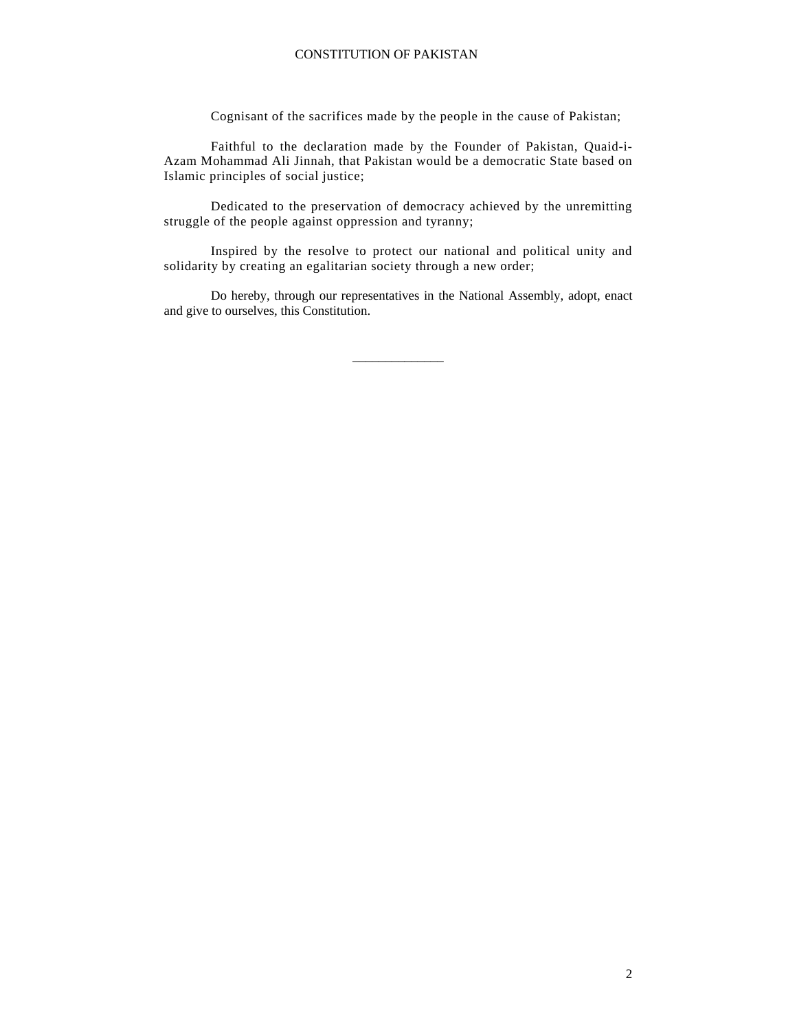Cognisant of the sacrifices made by the people in the cause of Pakistan;

Faithful to the declaration made by the Founder of Pakistan, Quaid-i-Azam Mohammad Ali Jinnah, that Pakistan would be a democratic State based on Islamic principles of social justice;

Dedicated to the preservation of democracy achieved by the unremitting struggle of the people against oppression and tyranny;

Inspired by the resolve to protect our national and political unity and solidarity by creating an egalitarian society through a new order;

Do hereby, through our representatives in the National Assembly, adopt, enact and give to ourselves, this Constitution.

______________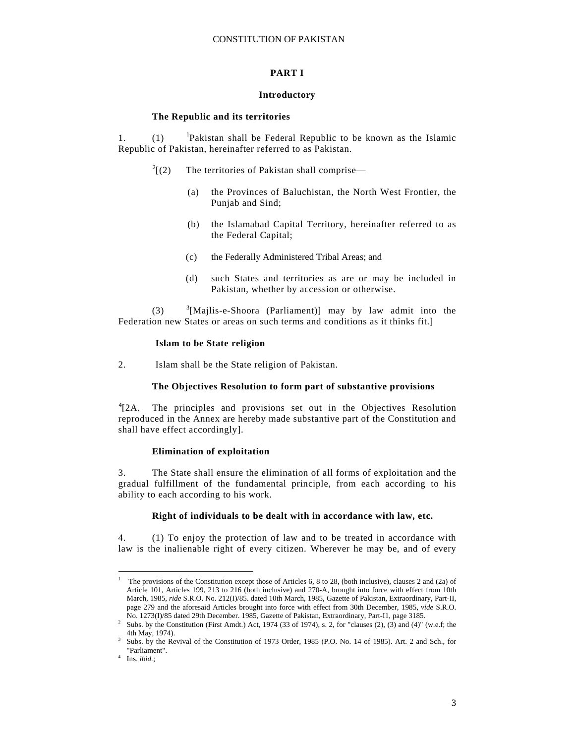## PART I

### Introductory

#### The Republic and its territories

1. (1) [1]Pakistan shall be Federal Republic to be known as the Islamic Republic of Pakistan, hereinafter referred to as Pakistan.

[2][(2) The territories of Pakistan shall comprise—

(a) the Provinces of Baluchistan, the North West Frontier, the Punjab and Sind;

(b) the Islamabad Capital Territory, hereinafter referred to as the Federal Capital;

(c) the Federally Administered Tribal Areas; and

(d) such States and territories as are or may be included in Pakistan, whether by accession or otherwise.

(3) [3][Majlis-e-Shoora (Parliament)] may by law admit into the Federation new States or areas on such terms and conditions as it thinks fit.]

#### Islam to be State religion

2. Islam shall be the State religion of Pakistan.

#### The Objectives Resolution to form part of substantive provisions

[4][2A. The principles and provisions set out in the Objectives Resolution reproduced in the Annex are hereby made substantive part of the Constitution and shall have effect accordingly].

#### Elimination of exploitation

3. The State shall ensure the elimination of all forms of exploitation and the gradual fulfillment of the fundamental principle, from each according to his ability to each according to his work.

#### Right of individuals to be dealt with in accordance with law, etc.

4. (1) To enjoy the protection of law and to be treated in accordance with law is the inalienable right of every citizen. Wherever he may be, and of every

---

[1] The provisions of the Constitution except those of Articles 6, 8 to 28, (both inclusive), clauses 2 and (2a) of Article 101, Articles 199, 213 to 216 (both inclusive) and 270-A, brought into force with effect from 10th March, 1985, *ride* S.R.O. No. 212(I)/85. dated 10th March, 1985, Gazette of Pakistan, Extraordinary, Part-II, page 279 and the aforesaid Articles brought into force with effect from 30th December, 1985, *vide* S.R.O. No. 1273(I)/85 dated 29th December. 1985, Gazette of Pakistan, Extraordinary, Part-I1, page 3185.

[2] Subs. by the Constitution (First Amdt.) Act, 1974 (33 of 1974), s. 2, for "clauses (2), (3) and (4)" (w.e.f; the 4th May, 1974).

[3] Subs. by the Revival of the Constitution of 1973 Order, 1985 (P.O. No. 14 of 1985). Art. 2 and Sch., for "Parliament".

[4] Ins. *ibid.;*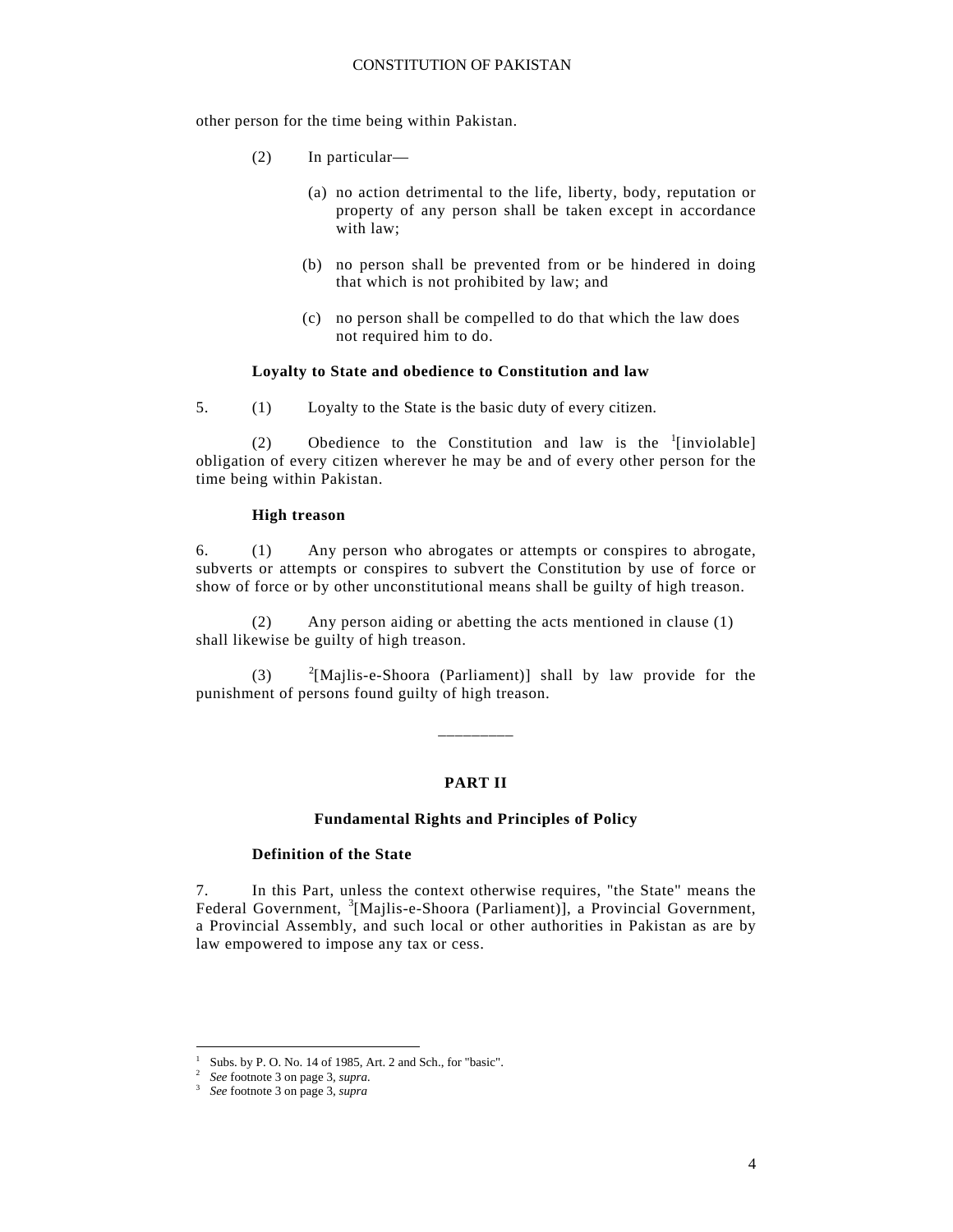other person for the time being within Pakistan.

(2) In particular—

(a) no action detrimental to the life, liberty, body, reputation or property of any person shall be taken except in accordance with law;

(b) no person shall be prevented from or be hindered in doing that which is not prohibited by law; and

(c) no person shall be compelled to do that which the law does not required him to do.

**Loyalty to State and obedience to Constitution and law**

5. (1) Loyalty to the State is the basic duty of every citizen.

(2) Obedience to the Constitution and law is the [1][inviolable] obligation of every citizen wherever he may be and of every other person for the time being within Pakistan.

**High treason**

6. (1) Any person who abrogates or attempts or conspires to abrogate, subverts or attempts or conspires to subvert the Constitution by use of force or show of force or by other unconstitutional means shall be guilty of high treason.

(2) Any person aiding or abetting the acts mentioned in clause (1) shall likewise be guilty of high treason.

(3) [2][Majlis-e-Shoora (Parliament)] shall by law provide for the punishment of persons found guilty of high treason.

---

## PART II

### Fundamental Rights and Principles of Policy

**Definition of the State**

7. In this Part, unless the context otherwise requires, "the State" means the Federal Government, [3][Majlis-e-Shoora (Parliament)], a Provincial Government, a Provincial Assembly, and such local or other authorities in Pakistan as are by law empowered to impose any tax or cess.

---

[1] Subs. by P. O. No. 14 of 1985, Art. 2 and Sch., for "basic".
[2] *See* footnote 3 on page 3, *supra*.
[3] *See* footnote 3 on page 3, *supra*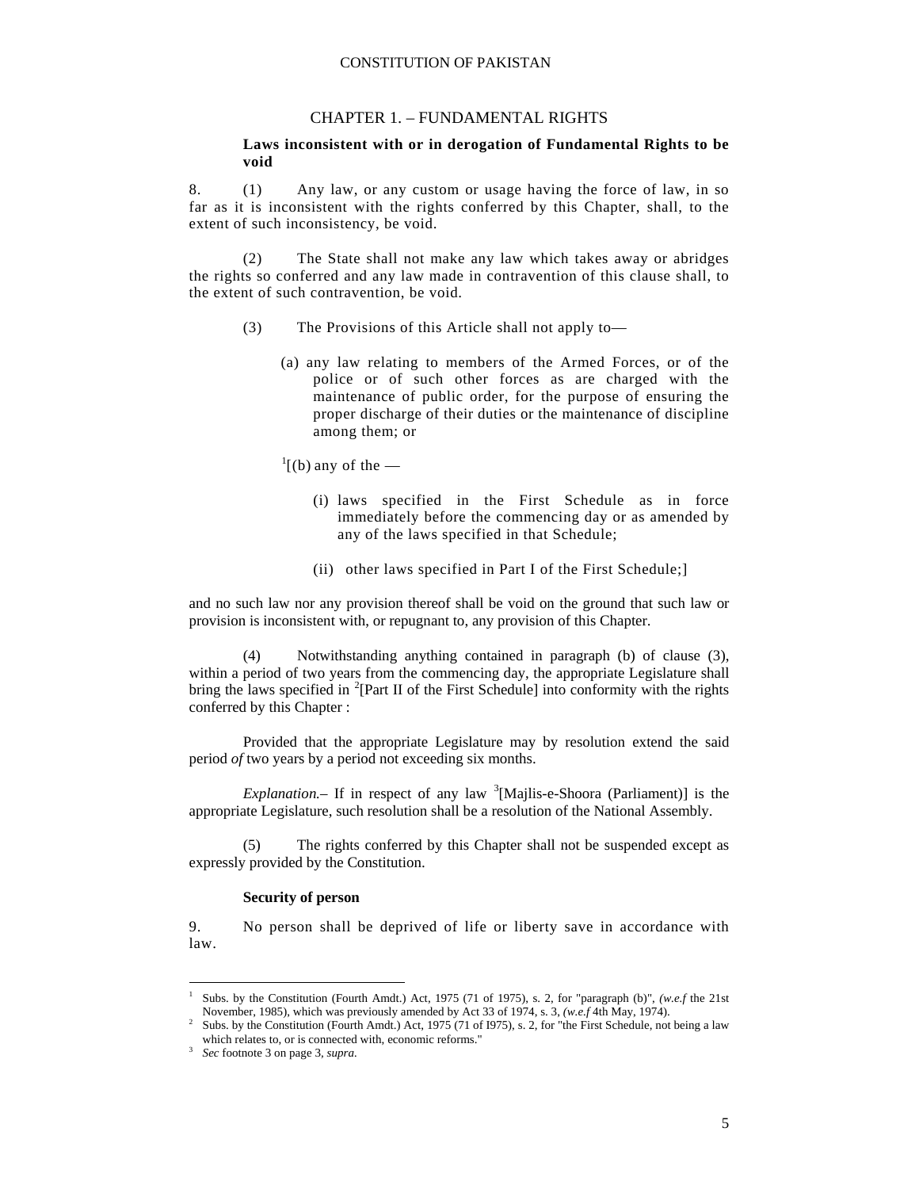## CHAPTER 1. – FUNDAMENTAL RIGHTS

**Laws inconsistent with or in derogation of Fundamental Rights to be void**

8. (1) Any law, or any custom or usage having the force of law, in so far as it is inconsistent with the rights conferred by this Chapter, shall, to the extent of such inconsistency, be void.

(2) The State shall not make any law which takes away or abridges the rights so conferred and any law made in contravention of this clause shall, to the extent of such contravention, be void.

(3) The Provisions of this Article shall not apply to—

(a) any law relating to members of the Armed Forces, or of the police or of such other forces as are charged with the maintenance of public order, for the purpose of ensuring the proper discharge of their duties or the maintenance of discipline among them; or

[1][(b) any of the —

(i) laws specified in the First Schedule as in force immediately before the commencing day or as amended by any of the laws specified in that Schedule;

(ii) other laws specified in Part I of the First Schedule;]

and no such law nor any provision thereof shall be void on the ground that such law or provision is inconsistent with, or repugnant to, any provision of this Chapter.

(4) Notwithstanding anything contained in paragraph (b) of clause (3), within a period of two years from the commencing day, the appropriate Legislature shall bring the laws specified in [2][Part II of the First Schedule] into conformity with the rights conferred by this Chapter :

Provided that the appropriate Legislature may by resolution extend the said period *of* two years by a period not exceeding six months.

*Explanation.*– If in respect of any law [3][Majlis-e-Shoora (Parliament)] is the appropriate Legislature, such resolution shall be a resolution of the National Assembly.

(5) The rights conferred by this Chapter shall not be suspended except as expressly provided by the Constitution.

**Security of person**

9. No person shall be deprived of life or liberty save in accordance with law.

---

[1] Subs. by the Constitution (Fourth Amdt.) Act, 1975 (71 of 1975), s. 2, for "paragraph (b)", *(w.e.f* the 21st November, 1985), which was previously amended by Act 33 of 1974, s. 3, *(w.e.f* 4th May, 1974).

[2] Subs. by the Constitution (Fourth Amdt.) Act, 1975 (71 of I975), s. 2, for "the First Schedule, not being a law which relates to, or is connected with, economic reforms."

[3] *Sec* footnote 3 on page 3, *supra*.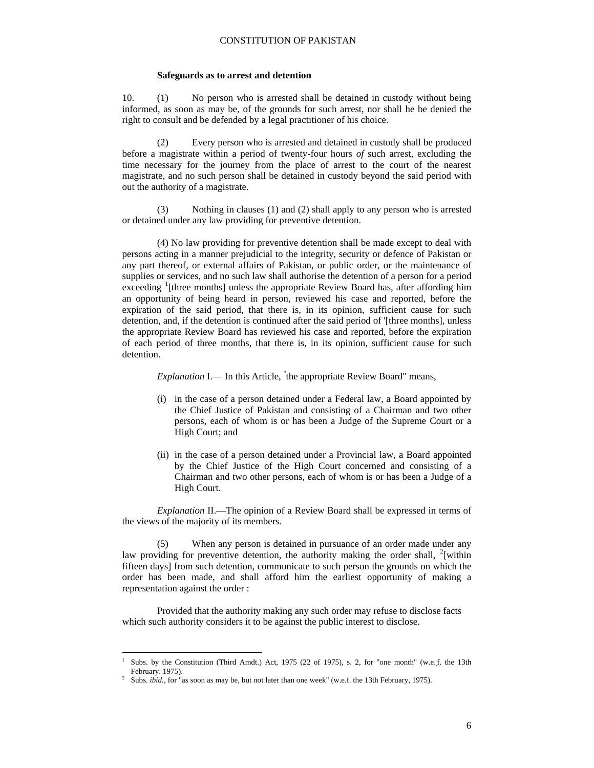### Safeguards as to arrest and detention

10. (1) No person who is arrested shall be detained in custody without being informed, as soon as may be, of the grounds for such arrest, nor shall he be denied the right to consult and be defended by a legal practitioner of his choice.

(2) Every person who is arrested and detained in custody shall be produced before a magistrate within a period of twenty-four hours *of* such arrest, excluding the time necessary for the journey from the place of arrest to the court of the nearest magistrate, and no such person shall be detained in custody beyond the said period with out the authority of a magistrate.

(3) Nothing in clauses (1) and (2) shall apply to any person who is arrested or detained under any law providing for preventive detention.

(4) No law providing for preventive detention shall be made except to deal with persons acting in a manner prejudicial to the integrity, security or defence of Pakistan or any part thereof, or external affairs of Pakistan, or public order, or the maintenance of supplies or services, and no such law shall authorise the detention of a person for a period exceeding [1][three months] unless the appropriate Review Board has, after affording him an opportunity of being heard in person, reviewed his case and reported, before the expiration of the said period, that there is, in its opinion, sufficient cause for such detention, and, if the detention is continued after the said period of '[three months], unless the appropriate Review Board has reviewed his case and reported, before the expiration of each period of three months, that there is, in its opinion, sufficient cause for such detention.

*Explanation* I.— In this Article, "the appropriate Review Board" means,

(i) in the case of a person detained under a Federal law, a Board appointed by the Chief Justice of Pakistan and consisting of a Chairman and two other persons, each of whom is or has been a Judge of the Supreme Court or a High Court; and

(ii) in the case of a person detained under a Provincial law, a Board appointed by the Chief Justice of the High Court concerned and consisting of a Chairman and two other persons, each of whom is or has been a Judge of a High Court.

*Explanation* II.—The opinion of a Review Board shall be expressed in terms of the views of the majority of its members.

(5) When any person is detained in pursuance of an order made under any law providing for preventive detention, the authority making the order shall, [2][within fifteen days] from such detention, communicate to such person the grounds on which the order has been made, and shall afford him the earliest opportunity of making a representation against the order :

Provided that the authority making any such order may refuse to disclose facts which such authority considers it to be against the public interest to disclose.

---

[1] Subs. by the Constitution (Third Amdt.) Act, 1975 (22 of 1975), s. 2, for "one month" (w.e.f. the 13th February. 1975).

[2] Subs. *ibid.*, for "as soon as may be, but not later than one week" (w.e.f. the 13th February, 1975).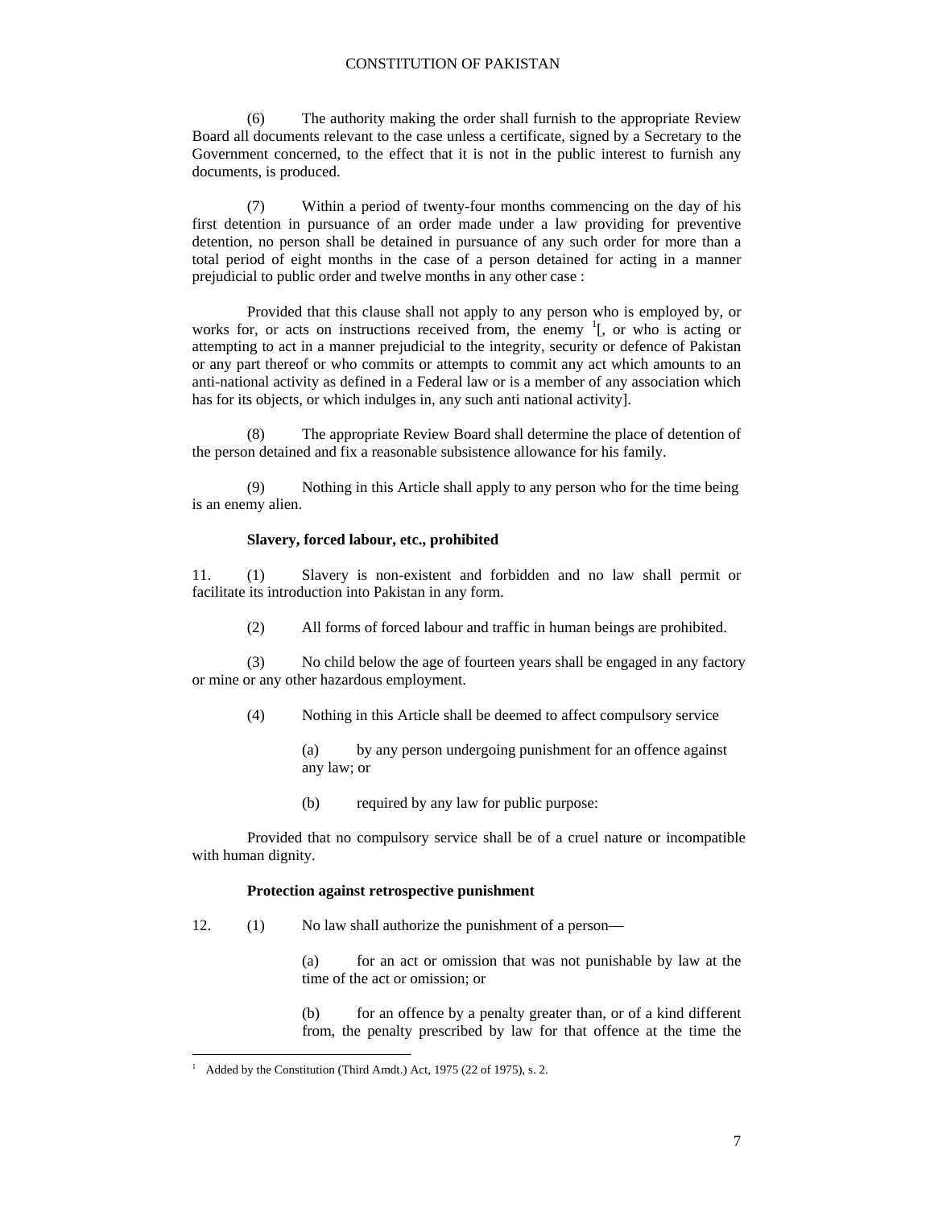(6) The authority making the order shall furnish to the appropriate Review Board all documents relevant to the case unless a certificate, signed by a Secretary to the Government concerned, to the effect that it is not in the public interest to furnish any documents, is produced.

(7) Within a period of twenty-four months commencing on the day of his first detention in pursuance of an order made under a law providing for preventive detention, no person shall be detained in pursuance of any such order for more than a total period of eight months in the case of a person detained for acting in a manner prejudicial to public order and twelve months in any other case :

Provided that this clause shall not apply to any person who is employed by, or works for, or acts on instructions received from, the enemy [1][, or who is acting or attempting to act in a manner prejudicial to the integrity, security or defence of Pakistan or any part thereof or who commits or attempts to commit any act which amounts to an anti-national activity as defined in a Federal law or is a member of any association which has for its objects, or which indulges in, any such anti national activity].

(8) The appropriate Review Board shall determine the place of detention of the person detained and fix a reasonable subsistence allowance for his family.

(9) Nothing in this Article shall apply to any person who for the time being is an enemy alien.

**Slavery, forced labour, etc., prohibited**

11. (1) Slavery is non-existent and forbidden and no law shall permit or facilitate its introduction into Pakistan in any form.

(2) All forms of forced labour and traffic in human beings are prohibited.

(3) No child below the age of fourteen years shall be engaged in any factory or mine or any other hazardous employment.

(4) Nothing in this Article shall be deemed to affect compulsory service

(a) by any person undergoing punishment for an offence against any law; or

(b) required by any law for public purpose:

Provided that no compulsory service shall be of a cruel nature or incompatible with human dignity.

**Protection against retrospective punishment**

12. (1) No law shall authorize the punishment of a person—

(a) for an act or omission that was not punishable by law at the time of the act or omission; or

(b) for an offence by a penalty greater than, or of a kind different from, the penalty prescribed by law for that offence at the time the

---

[1] Added by the Constitution (Third Amdt.) Act, 1975 (22 of 1975), s. 2.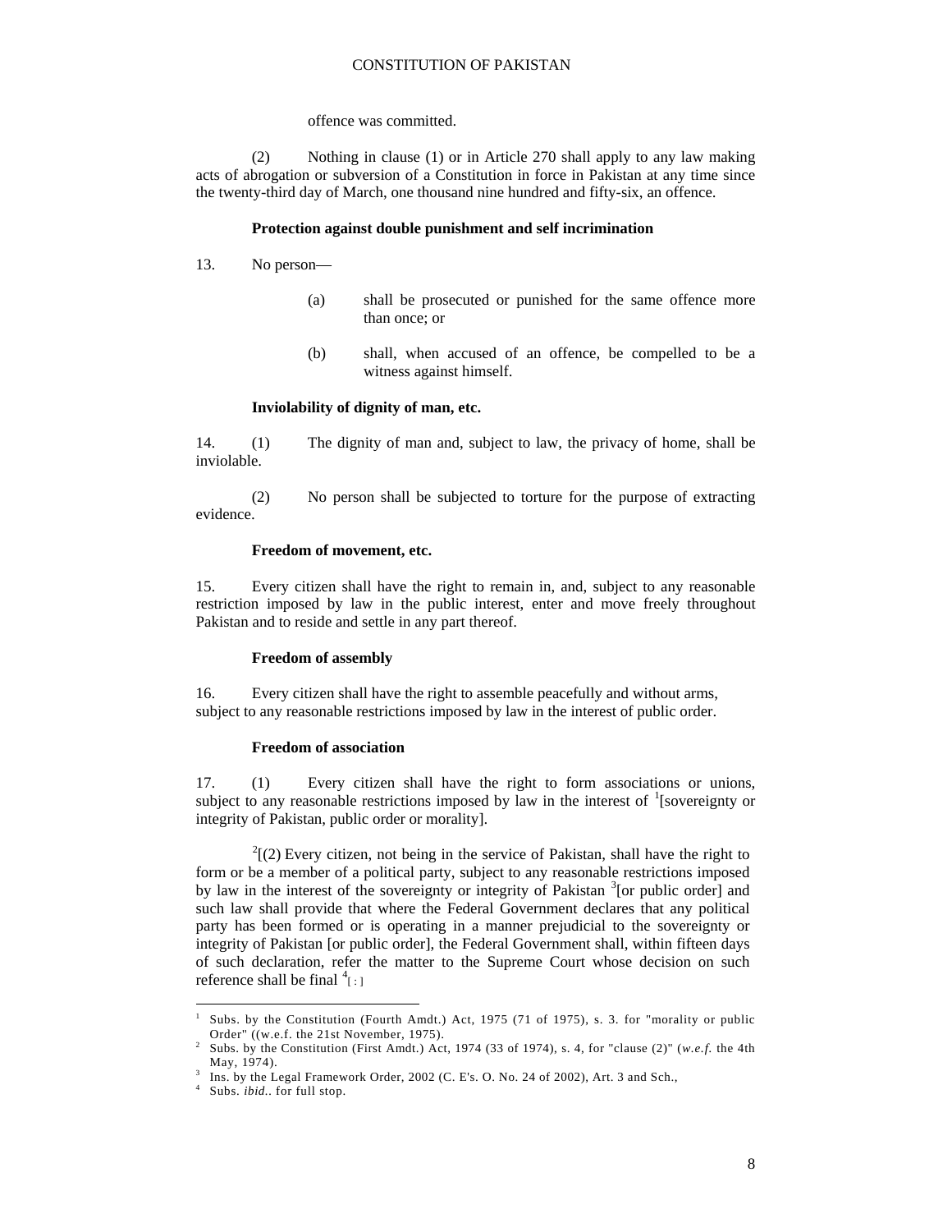offence was committed.

(2) Nothing in clause (1) or in Article 270 shall apply to any law making acts of abrogation or subversion of a Constitution in force in Pakistan at any time since the twenty-third day of March, one thousand nine hundred and fifty-six, an offence.

**Protection against double punishment and self incrimination**

13. No person—

(a) shall be prosecuted or punished for the same offence more than once; or

(b) shall, when accused of an offence, be compelled to be a witness against himself.

**Inviolability of dignity of man, etc.**

14. (1) The dignity of man and, subject to law, the privacy of home, shall be inviolable.

(2) No person shall be subjected to torture for the purpose of extracting evidence.

**Freedom of movement, etc.**

15. Every citizen shall have the right to remain in, and, subject to any reasonable restriction imposed by law in the public interest, enter and move freely throughout Pakistan and to reside and settle in any part thereof.

**Freedom of assembly**

16. Every citizen shall have the right to assemble peacefully and without arms, subject to any reasonable restrictions imposed by law in the interest of public order.

**Freedom of association**

17. (1) Every citizen shall have the right to form associations or unions, subject to any reasonable restrictions imposed by law in the interest of [1][sovereignty or integrity of Pakistan, public order or morality].

[2][(2) Every citizen, not being in the service of Pakistan, shall have the right to form or be a member of a political party, subject to any reasonable restrictions imposed by law in the interest of the sovereignty or integrity of Pakistan [3][or public order] and such law shall provide that where the Federal Government declares that any political party has been formed or is operating in a manner prejudicial to the sovereignty or integrity of Pakistan [or public order], the Federal Government shall, within fifteen days of such declaration, refer the matter to the Supreme Court whose decision on such reference shall be final [4][ : ]

---

[1] Subs. by the Constitution (Fourth Amdt.) Act, 1975 (71 of 1975), s. 3. for "morality or public Order" ((w.e.f. the 21st November, 1975).

[2] Subs. by the Constitution (First Amdt.) Act, 1974 (33 of 1974), s. 4, for "clause (2)" (*w.e.f.* the 4th May, 1974).

[3] Ins. by the Legal Framework Order, 2002 (C. E's. O. No. 24 of 2002), Art. 3 and Sch.,

[4] Subs. *ibid.*. for full stop.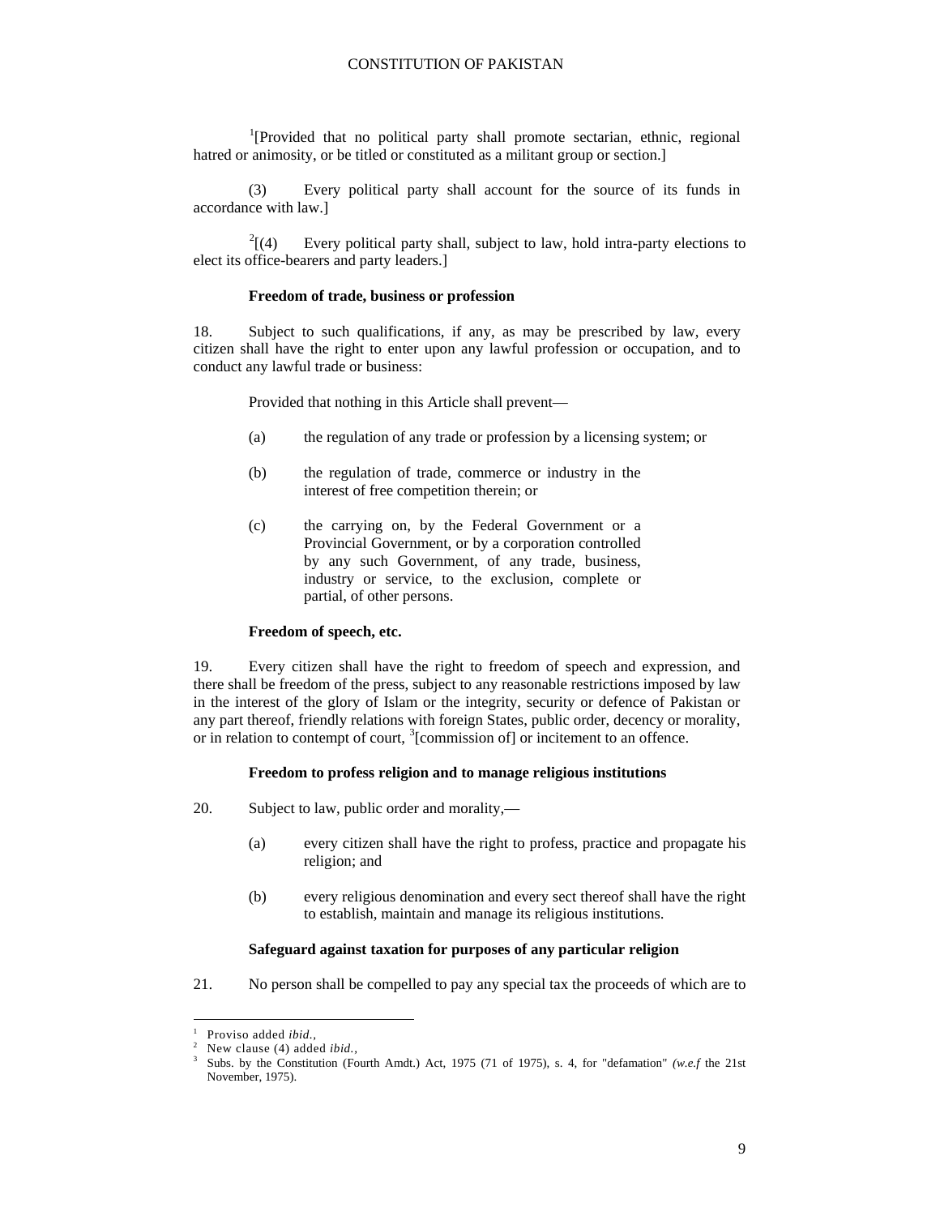[1][Provided that no political party shall promote sectarian, ethnic, regional hatred or animosity, or be titled or constituted as a militant group or section.]

(3) Every political party shall account for the source of its funds in accordance with law.]

[2][(4) Every political party shall, subject to law, hold intra-party elections to elect its office-bearers and party leaders.]

**Freedom of trade, business or profession**

18. Subject to such qualifications, if any, as may be prescribed by law, every citizen shall have the right to enter upon any lawful profession or occupation, and to conduct any lawful trade or business:

Provided that nothing in this Article shall prevent—

(a) the regulation of any trade or profession by a licensing system; or

(b) the regulation of trade, commerce or industry in the interest of free competition therein; or

(c) the carrying on, by the Federal Government or a Provincial Government, or by a corporation controlled by any such Government, of any trade, business, industry or service, to the exclusion, complete or partial, of other persons.

**Freedom of speech, etc.**

19. Every citizen shall have the right to freedom of speech and expression, and there shall be freedom of the press, subject to any reasonable restrictions imposed by law in the interest of the glory of Islam or the integrity, security or defence of Pakistan or any part thereof, friendly relations with foreign States, public order, decency or morality, or in relation to contempt of court, [3][commission of] or incitement to an offence.

**Freedom to profess religion and to manage religious institutions**

20. Subject to law, public order and morality,—

(a) every citizen shall have the right to profess, practice and propagate his religion; and

(b) every religious denomination and every sect thereof shall have the right to establish, maintain and manage its religious institutions.

**Safeguard against taxation for purposes of any particular religion**

21. No person shall be compelled to pay any special tax the proceeds of which are to

---

[1] Proviso added *ibid.*,

[2] New clause (4) added *ibid.*,

[3] Subs. by the Constitution (Fourth Amdt.) Act, 1975 (71 of 1975), s. 4, for "defamation" *(w.e.f* the 21st November, 1975).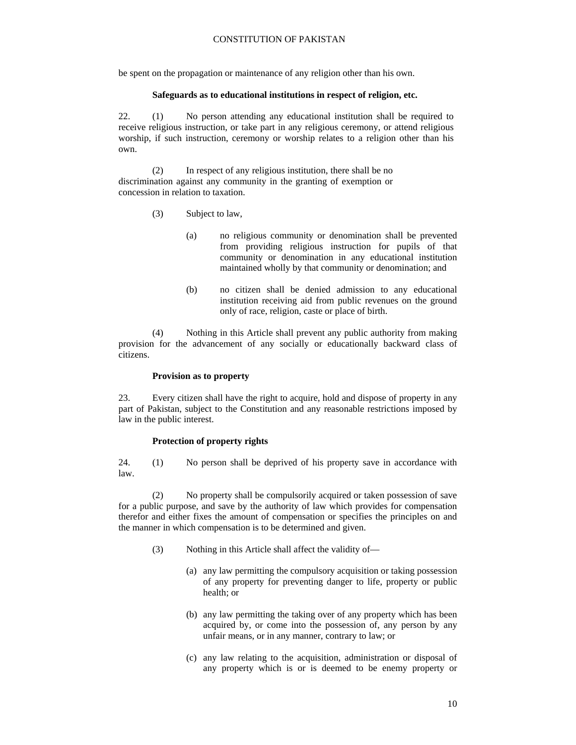be spent on the propagation or maintenance of any religion other than his own.

**Safeguards as to educational institutions in respect of religion, etc.**

22. (1) No person attending any educational institution shall be required to receive religious instruction, or take part in any religious ceremony, or attend religious worship, if such instruction, ceremony or worship relates to a religion other than his own.

(2) In respect of any religious institution, there shall be no discrimination against any community in the granting of exemption or concession in relation to taxation.

(3) Subject to law,

(a) no religious community or denomination shall be prevented from providing religious instruction for pupils of that community or denomination in any educational institution maintained wholly by that community or denomination; and

(b) no citizen shall be denied admission to any educational institution receiving aid from public revenues on the ground only of race, religion, caste or place of birth.

(4) Nothing in this Article shall prevent any public authority from making provision for the advancement of any socially or educationally backward class of citizens.

**Provision as to property**

23. Every citizen shall have the right to acquire, hold and dispose of property in any part of Pakistan, subject to the Constitution and any reasonable restrictions imposed by law in the public interest.

**Protection of property rights**

24. (1) No person shall be deprived of his property save in accordance with law.

(2) No property shall be compulsorily acquired or taken possession of save for a public purpose, and save by the authority of law which provides for compensation therefor and either fixes the amount of compensation or specifies the principles on and the manner in which compensation is to be determined and given.

(3) Nothing in this Article shall affect the validity of—

(a) any law permitting the compulsory acquisition or taking possession of any property for preventing danger to life, property or public health; or

(b) any law permitting the taking over of any property which has been acquired by, or come into the possession of, any person by any unfair means, or in any manner, contrary to law; or

(c) any law relating to the acquisition, administration or disposal of any property which is or is deemed to be enemy property or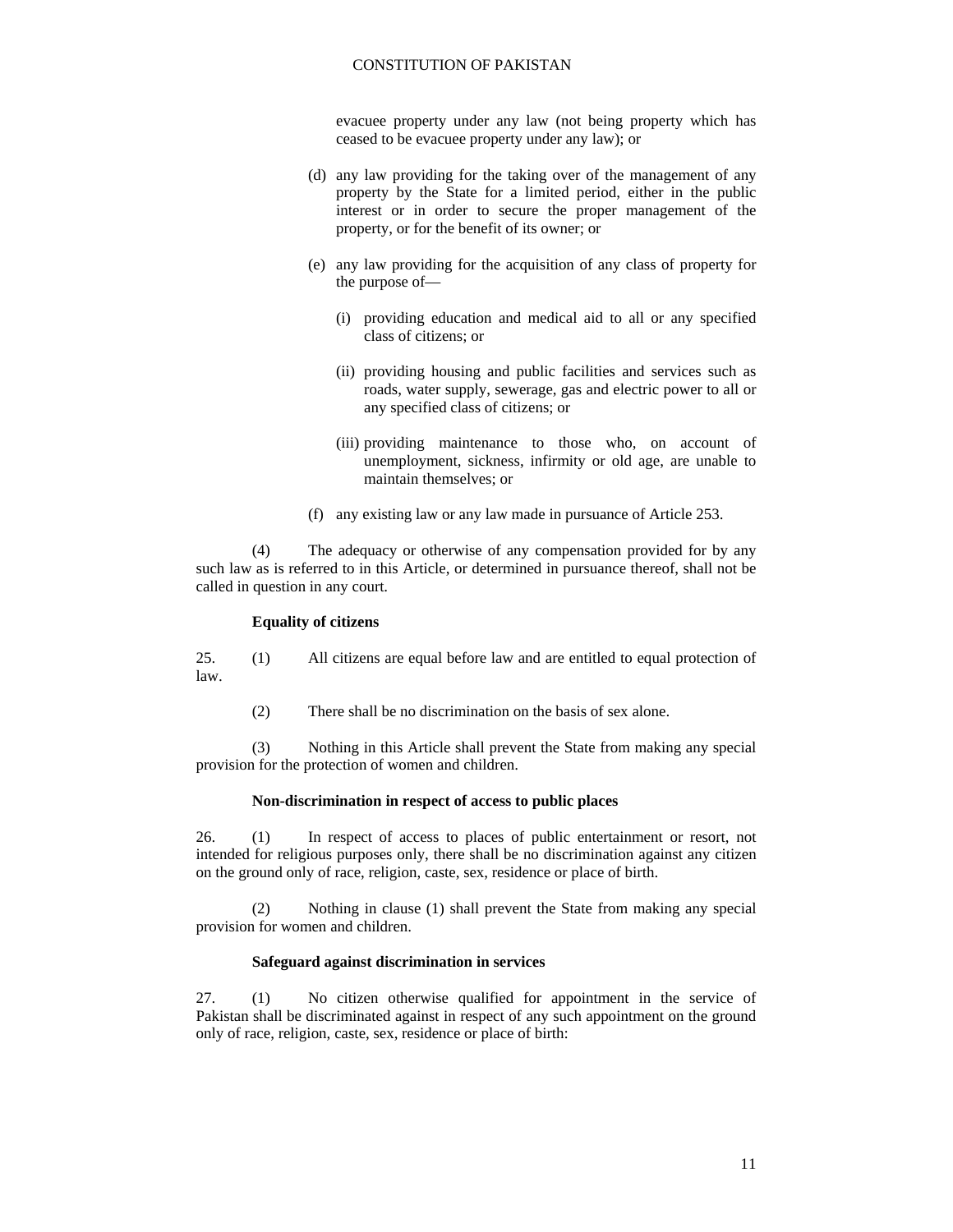evacuee property under any law (not being property which has ceased to be evacuee property under any law); or

(d) any law providing for the taking over of the management of any property by the State for a limited period, either in the public interest or in order to secure the proper management of the property, or for the benefit of its owner; or

(e) any law providing for the acquisition of any class of property for the purpose of—

(i) providing education and medical aid to all or any specified class of citizens; or

(ii) providing housing and public facilities and services such as roads, water supply, sewerage, gas and electric power to all or any specified class of citizens; or

(iii) providing maintenance to those who, on account of unemployment, sickness, infirmity or old age, are unable to maintain themselves; or

(f) any existing law or any law made in pursuance of Article 253.

(4) The adequacy or otherwise of any compensation provided for by any such law as is referred to in this Article, or determined in pursuance thereof, shall not be called in question in any court.

**Equality of citizens**

25. (1) All citizens are equal before law and are entitled to equal protection of law.

(2) There shall be no discrimination on the basis of sex alone.

(3) Nothing in this Article shall prevent the State from making any special provision for the protection of women and children.

**Non-discrimination in respect of access to public places**

26. (1) In respect of access to places of public entertainment or resort, not intended for religious purposes only, there shall be no discrimination against any citizen on the ground only of race, religion, caste, sex, residence or place of birth.

(2) Nothing in clause (1) shall prevent the State from making any special provision for women and children.

**Safeguard against discrimination in services**

27. (1) No citizen otherwise qualified for appointment in the service of Pakistan shall be discriminated against in respect of any such appointment on the ground only of race, religion, caste, sex, residence or place of birth: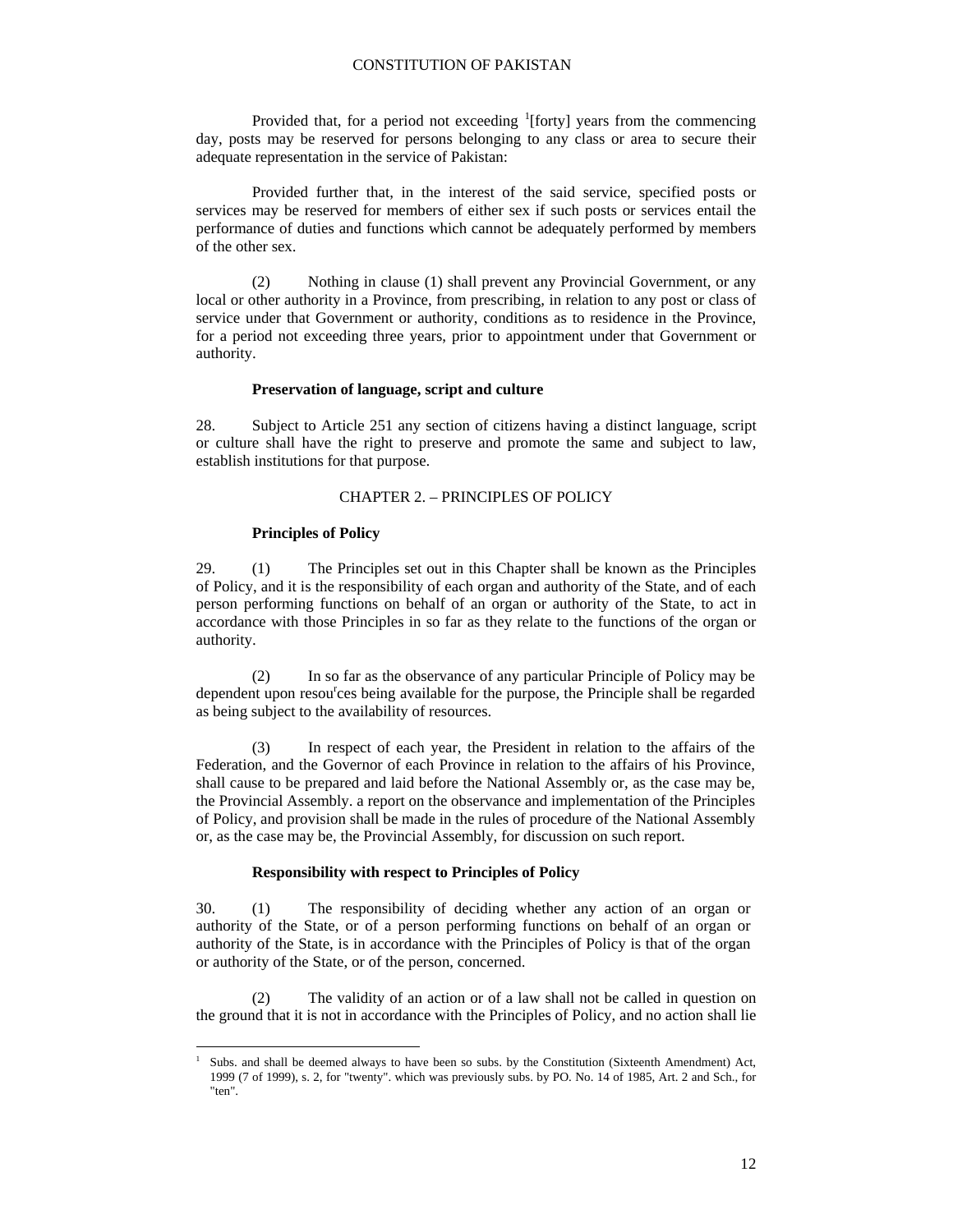Provided that, for a period not exceeding [1][forty] years from the commencing day, posts may be reserved for persons belonging to any class or area to secure their adequate representation in the service of Pakistan:

Provided further that, in the interest of the said service, specified posts or services may be reserved for members of either sex if such posts or services entail the performance of duties and functions which cannot be adequately performed by members of the other sex.

(2) Nothing in clause (1) shall prevent any Provincial Government, or any local or other authority in a Province, from prescribing, in relation to any post or class of service under that Government or authority, conditions as to residence in the Province, for a period not exceeding three years, prior to appointment under that Government or authority.

**Preservation of language, script and culture**

28. Subject to Article 251 any section of citizens having a distinct language, script or culture shall have the right to preserve and promote the same and subject to law, establish institutions for that purpose.

## CHAPTER 2. – PRINCIPLES OF POLICY

**Principles of Policy**

29. (1) The Principles set out in this Chapter shall be known as the Principles of Policy, and it is the responsibility of each organ and authority of the State, and of each person performing functions on behalf of an organ or authority of the State, to act in accordance with those Principles in so far as they relate to the functions of the organ or authority.

(2) In so far as the observance of any particular Principle of Policy may be dependent upon resou'ces being available for the purpose, the Principle shall be regarded as being subject to the availability of resources.

(3) In respect of each year, the President in relation to the affairs of the Federation, and the Governor of each Province in relation to the affairs of his Province, shall cause to be prepared and laid before the National Assembly or, as the case may be, the Provincial Assembly. a report on the observance and implementation of the Principles of Policy, and provision shall be made in the rules of procedure of the National Assembly or, as the case may be, the Provincial Assembly, for discussion on such report.

**Responsibility with respect to Principles of Policy**

30. (1) The responsibility of deciding whether any action of an organ or authority of the State, or of a person performing functions on behalf of an organ or authority of the State, is in accordance with the Principles of Policy is that of the organ or authority of the State, or of the person, concerned.

(2) The validity of an action or of a law shall not be called in question on the ground that it is not in accordance with the Principles of Policy, and no action shall lie

---

[1] Subs. and shall be deemed always to have been so subs. by the Constitution (Sixteenth Amendment) Act, 1999 (7 of 1999), s. 2, for "twenty". which was previously subs. by PO. No. 14 of 1985, Art. 2 and Sch., for "ten".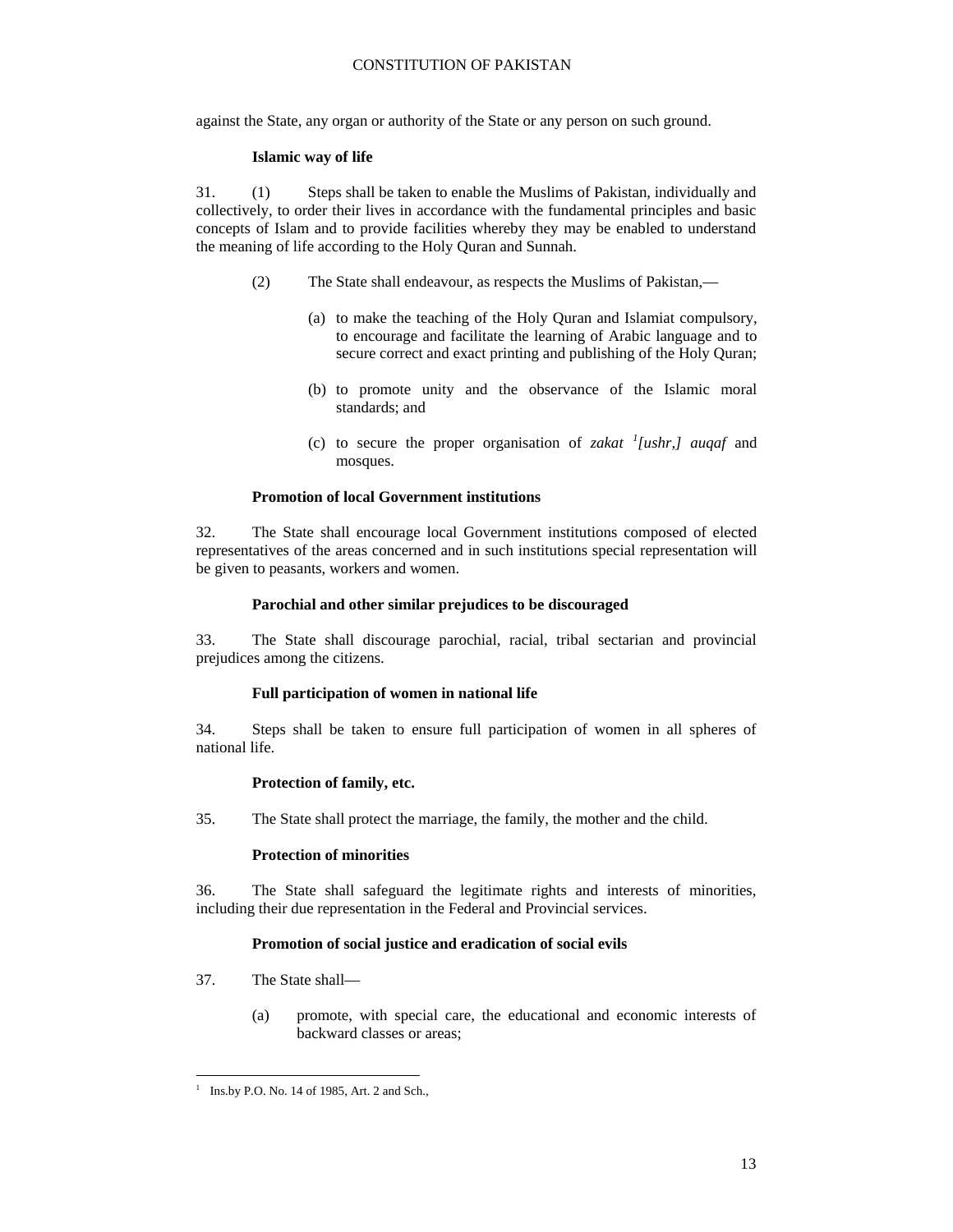against the State, any organ or authority of the State or any person on such ground.

### Islamic way of life

31. (1) Steps shall be taken to enable the Muslims of Pakistan, individually and collectively, to order their lives in accordance with the fundamental principles and basic concepts of Islam and to provide facilities whereby they may be enabled to understand the meaning of life according to the Holy Quran and Sunnah.

(2) The State shall endeavour, as respects the Muslims of Pakistan,—

(a) to make the teaching of the Holy Quran and Islamiat compulsory, to encourage and facilitate the learning of Arabic language and to secure correct and exact printing and publishing of the Holy Quran;

(b) to promote unity and the observance of the Islamic moral standards; and

(c) to secure the proper organisation of *zakat* [1]*[ushr,] auqaf* and mosques.

### Promotion of local Government institutions

32. The State shall encourage local Government institutions composed of elected representatives of the areas concerned and in such institutions special representation will be given to peasants, workers and women.

### Parochial and other similar prejudices to be discouraged

33. The State shall discourage parochial, racial, tribal sectarian and provincial prejudices among the citizens.

### Full participation of women in national life

34. Steps shall be taken to ensure full participation of women in all spheres of national life.

### Protection of family, etc.

35. The State shall protect the marriage, the family, the mother and the child.

### Protection of minorities

36. The State shall safeguard the legitimate rights and interests of minorities, including their due representation in the Federal and Provincial services.

### Promotion of social justice and eradication of social evils

37. The State shall—

(a) promote, with special care, the educational and economic interests of backward classes or areas;

---

[1] Ins.by P.O. No. 14 of 1985, Art. 2 and Sch.,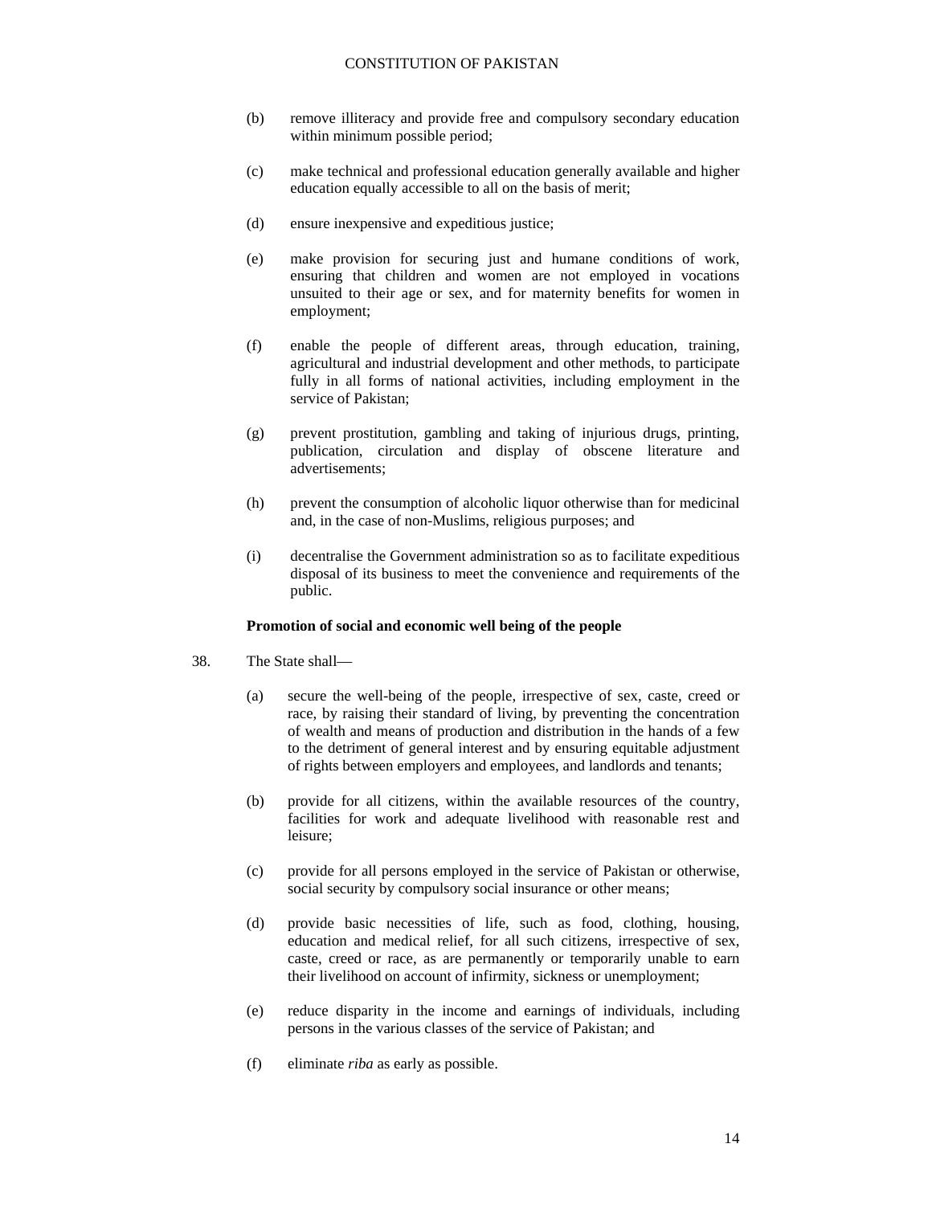(b) remove illiteracy and provide free and compulsory secondary education within minimum possible period;

(c) make technical and professional education generally available and higher education equally accessible to all on the basis of merit;

(d) ensure inexpensive and expeditious justice;

(e) make provision for securing just and humane conditions of work, ensuring that children and women are not employed in vocations unsuited to their age or sex, and for maternity benefits for women in employment;

(f) enable the people of different areas, through education, training, agricultural and industrial development and other methods, to participate fully in all forms of national activities, including employment in the service of Pakistan;

(g) prevent prostitution, gambling and taking of injurious drugs, printing, publication, circulation and display of obscene literature and advertisements;

(h) prevent the consumption of alcoholic liquor otherwise than for medicinal and, in the case of non-Muslims, religious purposes; and

(i) decentralise the Government administration so as to facilitate expeditious disposal of its business to meet the convenience and requirements of the public.

**Promotion of social and economic well being of the people**

38. The State shall—

(a) secure the well-being of the people, irrespective of sex, caste, creed or race, by raising their standard of living, by preventing the concentration of wealth and means of production and distribution in the hands of a few to the detriment of general interest and by ensuring equitable adjustment of rights between employers and employees, and landlords and tenants;

(b) provide for all citizens, within the available resources of the country, facilities for work and adequate livelihood with reasonable rest and leisure;

(c) provide for all persons employed in the service of Pakistan or otherwise, social security by compulsory social insurance or other means;

(d) provide basic necessities of life, such as food, clothing, housing, education and medical relief, for all such citizens, irrespective of sex, caste, creed or race, as are permanently or temporarily unable to earn their livelihood on account of infirmity, sickness or unemployment;

(e) reduce disparity in the income and earnings of individuals, including persons in the various classes of the service of Pakistan; and

(f) eliminate *riba* as early as possible.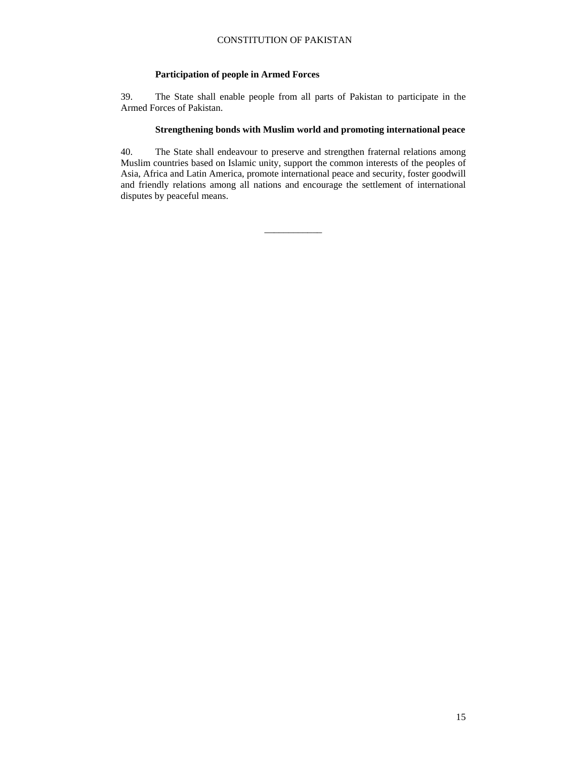### Participation of people in Armed Forces

39. The State shall enable people from all parts of Pakistan to participate in the Armed Forces of Pakistan.

### Strengthening bonds with Muslim world and promoting international peace

40. The State shall endeavour to preserve and strengthen fraternal relations among Muslim countries based on Islamic unity, support the common interests of the peoples of Asia, Africa and Latin America, promote international peace and security, foster goodwill and friendly relations among all nations and encourage the settlement of international disputes by peaceful means.

___________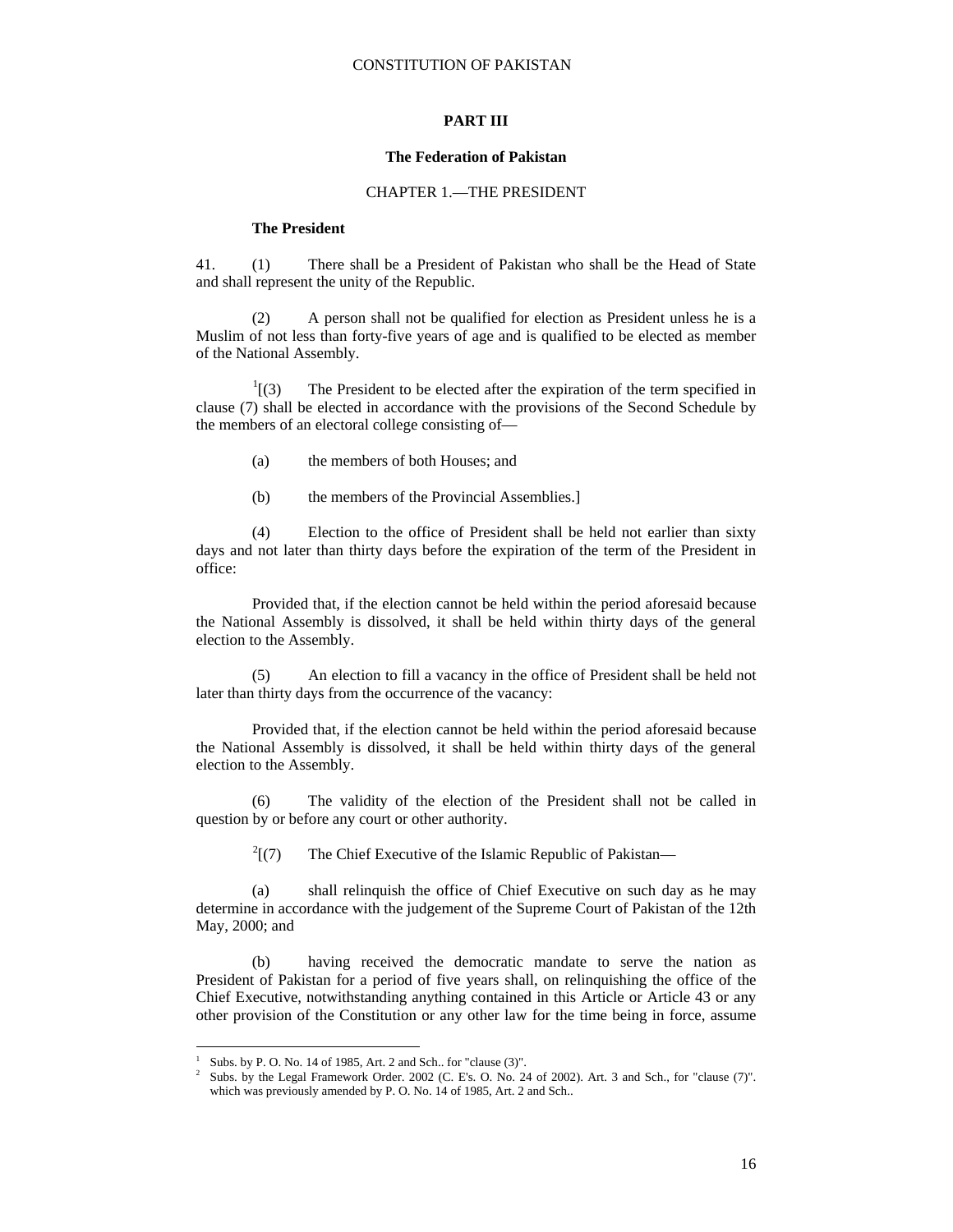# PART III

## The Federation of Pakistan

### CHAPTER 1.—THE PRESIDENT

**The President**

41. (1) There shall be a President of Pakistan who shall be the Head of State and shall represent the unity of the Republic.

(2) A person shall not be qualified for election as President unless he is a Muslim of not less than forty-five years of age and is qualified to be elected as member of the National Assembly.

[1][(3) The President to be elected after the expiration of the term specified in clause (7) shall be elected in accordance with the provisions of the Second Schedule by the members of an electoral college consisting of—

(a) the members of both Houses; and

(b) the members of the Provincial Assemblies.]

(4) Election to the office of President shall be held not earlier than sixty days and not later than thirty days before the expiration of the term of the President in office:

Provided that, if the election cannot be held within the period aforesaid because the National Assembly is dissolved, it shall be held within thirty days of the general election to the Assembly.

(5) An election to fill a vacancy in the office of President shall be held not later than thirty days from the occurrence of the vacancy:

Provided that, if the election cannot be held within the period aforesaid because the National Assembly is dissolved, it shall be held within thirty days of the general election to the Assembly.

(6) The validity of the election of the President shall not be called in question by or before any court or other authority.

[2][(7) The Chief Executive of the Islamic Republic of Pakistan—

(a) shall relinquish the office of Chief Executive on such day as he may determine in accordance with the judgement of the Supreme Court of Pakistan of the 12th May, 2000; and

(b) having received the democratic mandate to serve the nation as President of Pakistan for a period of five years shall, on relinquishing the office of the Chief Executive, notwithstanding anything contained in this Article or Article 43 or any other provision of the Constitution or any other law for the time being in force, assume

---

[1] Subs. by P. O. No. 14 of 1985, Art. 2 and Sch.. for "clause (3)".

[2] Subs. by the Legal Framework Order. 2002 (C. E's. O. No. 24 of 2002). Art. 3 and Sch., for "clause (7)". which was previously amended by P. O. No. 14 of 1985, Art. 2 and Sch..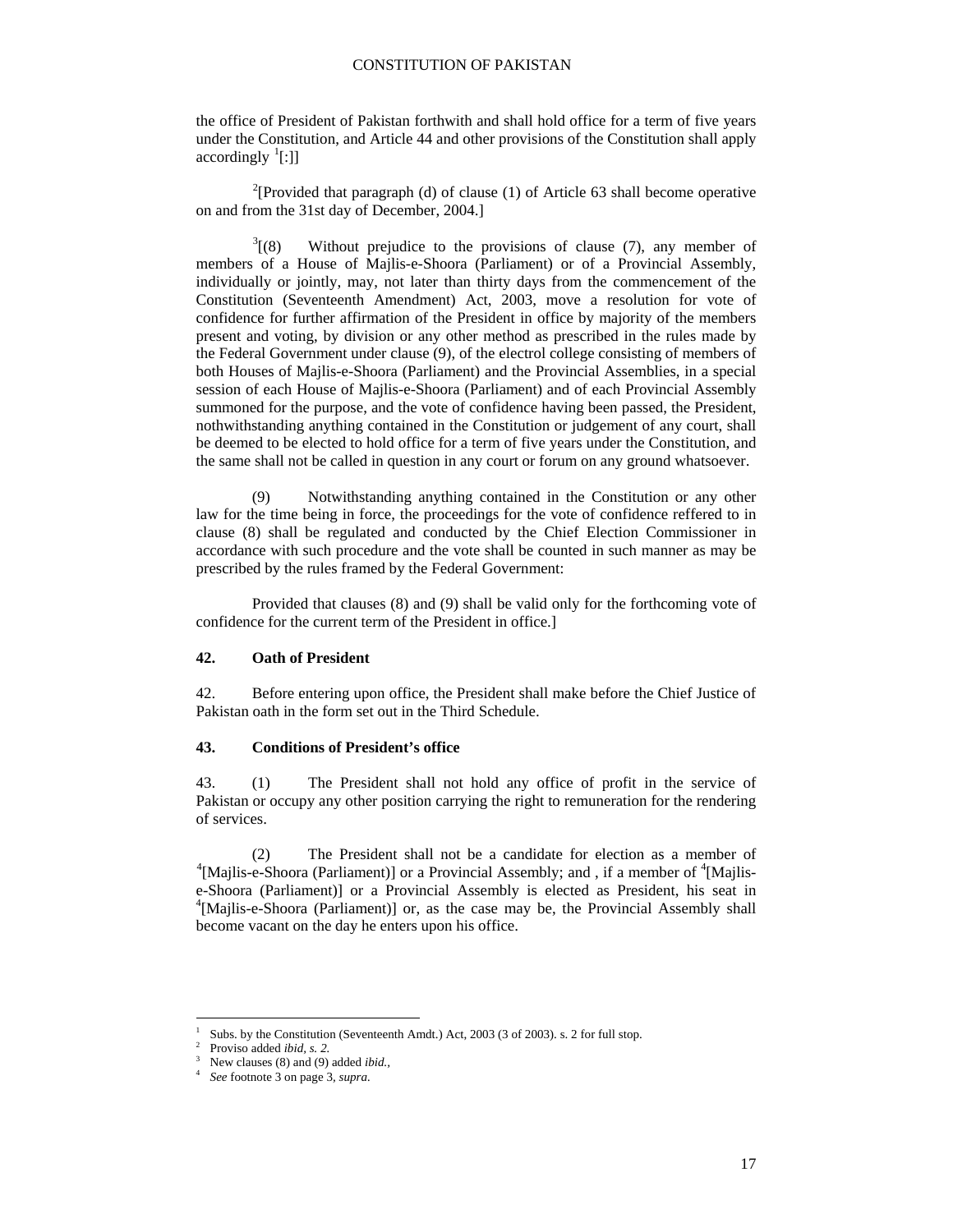the office of President of Pakistan forthwith and shall hold office for a term of five years under the Constitution, and Article 44 and other provisions of the Constitution shall apply accordingly [1][:]]

[2][Provided that paragraph (d) of clause (1) of Article 63 shall become operative on and from the 31st day of December, 2004.]

[3][(8) Without prejudice to the provisions of clause (7), any member of members of a House of Majlis-e-Shoora (Parliament) or of a Provincial Assembly, individually or jointly, may, not later than thirty days from the commencement of the Constitution (Seventeenth Amendment) Act, 2003, move a resolution for vote of confidence for further affirmation of the President in office by majority of the members present and voting, by division or any other method as prescribed in the rules made by the Federal Government under clause (9), of the electrol college consisting of members of both Houses of Majlis-e-Shoora (Parliament) and the Provincial Assemblies, in a special session of each House of Majlis-e-Shoora (Parliament) and of each Provincial Assembly summoned for the purpose, and the vote of confidence having been passed, the President, nothwithstanding anything contained in the Constitution or judgement of any court, shall be deemed to be elected to hold office for a term of five years under the Constitution, and the same shall not be called in question in any court or forum on any ground whatsoever.

(9) Notwithstanding anything contained in the Constitution or any other law for the time being in force, the proceedings for the vote of confidence reffered to in clause (8) shall be regulated and conducted by the Chief Election Commissioner in accordance with such procedure and the vote shall be counted in such manner as may be prescribed by the rules framed by the Federal Government:

Provided that clauses (8) and (9) shall be valid only for the forthcoming vote of confidence for the current term of the President in office.]

### 42. Oath of President

42. Before entering upon office, the President shall make before the Chief Justice of Pakistan oath in the form set out in the Third Schedule.

### 43. Conditions of President's office

43. (1) The President shall not hold any office of profit in the service of Pakistan or occupy any other position carrying the right to remuneration for the rendering of services.

(2) The President shall not be a candidate for election as a member of [4][Majlis-e-Shoora (Parliament)] or a Provincial Assembly; and , if a member of [4][Majlis-e-Shoora (Parliament)] or a Provincial Assembly is elected as President, his seat in [4][Majlis-e-Shoora (Parliament)] or, as the case may be, the Provincial Assembly shall become vacant on the day he enters upon his office.

---

[1] Subs. by the Constitution (Seventeenth Amdt.) Act, 2003 (3 of 2003). s. 2 for full stop.
[2] Proviso added *ibid, s. 2.*
[3] New clauses (8) and (9) added *ibid.,*
[4] *See* footnote 3 on page 3, *supra.*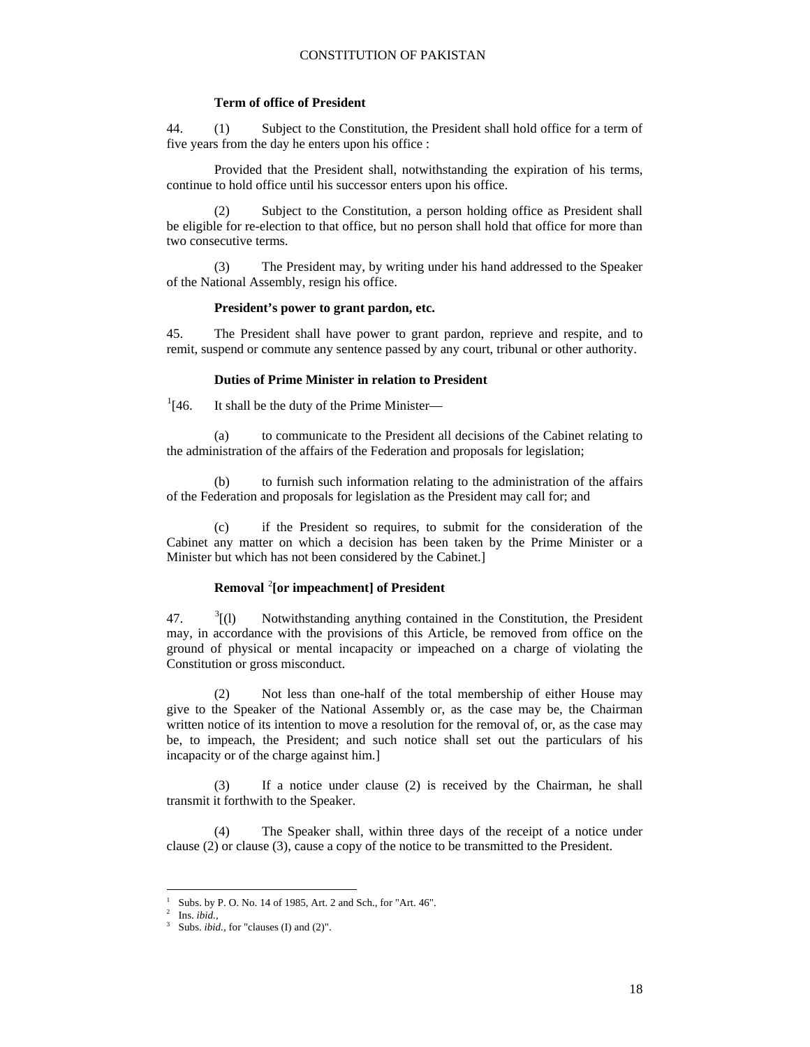**Term of office of President**

44. (1) Subject to the Constitution, the President shall hold office for a term of five years from the day he enters upon his office :

Provided that the President shall, notwithstanding the expiration of his terms, continue to hold office until his successor enters upon his office.

(2) Subject to the Constitution, a person holding office as President shall be eligible for re-election to that office, but no person shall hold that office for more than two consecutive terms.

(3) The President may, by writing under his hand addressed to the Speaker of the National Assembly, resign his office.

**President's power to grant pardon, etc.**

45. The President shall have power to grant pardon, reprieve and respite, and to remit, suspend or commute any sentence passed by any court, tribunal or other authority.

**Duties of Prime Minister in relation to President**

[1][46. It shall be the duty of the Prime Minister—

(a) to communicate to the President all decisions of the Cabinet relating to the administration of the affairs of the Federation and proposals for legislation;

(b) to furnish such information relating to the administration of the affairs of the Federation and proposals for legislation as the President may call for; and

(c) if the President so requires, to submit for the consideration of the Cabinet any matter on which a decision has been taken by the Prime Minister or a Minister but which has not been considered by the Cabinet.]

**Removal [2][or impeachment] of President**

47. [3][(l) Notwithstanding anything contained in the Constitution, the President may, in accordance with the provisions of this Article, be removed from office on the ground of physical or mental incapacity or impeached on a charge of violating the Constitution or gross misconduct.

(2) Not less than one-half of the total membership of either House may give to the Speaker of the National Assembly or, as the case may be, the Chairman written notice of its intention to move a resolution for the removal of, or, as the case may be, to impeach, the President; and such notice shall set out the particulars of his incapacity or of the charge against him.]

(3) If a notice under clause (2) is received by the Chairman, he shall transmit it forthwith to the Speaker.

(4) The Speaker shall, within three days of the receipt of a notice under clause (2) or clause (3), cause a copy of the notice to be transmitted to the President.

---

[1] Subs. by P. O. No. 14 of 1985, Art. 2 and Sch., for "Art. 46".
[2] Ins. *ibid.*,
[3] Subs. *ibid.*, for "clauses (I) and (2)".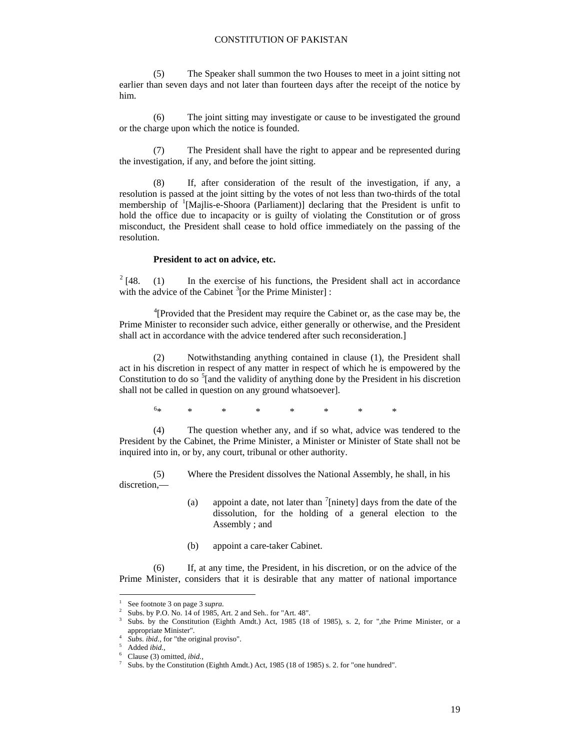(5) The Speaker shall summon the two Houses to meet in a joint sitting not earlier than seven days and not later than fourteen days after the receipt of the notice by him.

(6) The joint sitting may investigate or cause to be investigated the ground or the charge upon which the notice is founded.

(7) The President shall have the right to appear and be represented during the investigation, if any, and before the joint sitting.

(8) If, after consideration of the result of the investigation, if any, a resolution is passed at the joint sitting by the votes of not less than two-thirds of the total membership of [1][Majlis-e-Shoora (Parliament)] declaring that the President is unfit to hold the office due to incapacity or is guilty of violating the Constitution or of gross misconduct, the President shall cease to hold office immediately on the passing of the resolution.

**President to act on advice, etc.**

[2][48. (1) In the exercise of his functions, the President shall act in accordance with the advice of the Cabinet [3][or the Prime Minister] :

[4][Provided that the President may require the Cabinet or, as the case may be, the Prime Minister to reconsider such advice, either generally or otherwise, and the President shall act in accordance with the advice tendered after such reconsideration.]

(2) Notwithstanding anything contained in clause (1), the President shall act in his discretion in respect of any matter in respect of which he is empowered by the Constitution to do so [5][and the validity of anything done by the President in his discretion shall not be called in question on any ground whatsoever].

[6]* * * * * * * *

(4) The question whether any, and if so what, advice was tendered to the President by the Cabinet, the Prime Minister, a Minister or Minister of State shall not be inquired into in, or by, any court, tribunal or other authority.

(5) Where the President dissolves the National Assembly, he shall, in his discretion,—

(a) appoint a date, not later than [7][ninety] days from the date of the dissolution, for the holding of a general election to the Assembly ; and

(b) appoint a care-taker Cabinet.

(6) If, at any time, the President, in his discretion, or on the advice of the Prime Minister, considers that it is desirable that any matter of national importance

---

1 See footnote 3 on page 3 *supra.*
2 Subs. by P.O. No. 14 of 1985, Art. 2 and Seh.. for "Art. 48".
3 Subs. by the Constitution (Eighth Amdt.) Act, 1985 (18 of 1985), s. 2, for ",the Prime Minister, or a appropriate Minister".
4 *Subs. ibid.,* for "the original proviso".
5 Added *ibid.,*
6 Clause (3) omitted, *ibid.,*
7 Subs. by the Constitution (Eighth Amdt.) Act, 1985 (18 of 1985) s. 2. for "one hundred".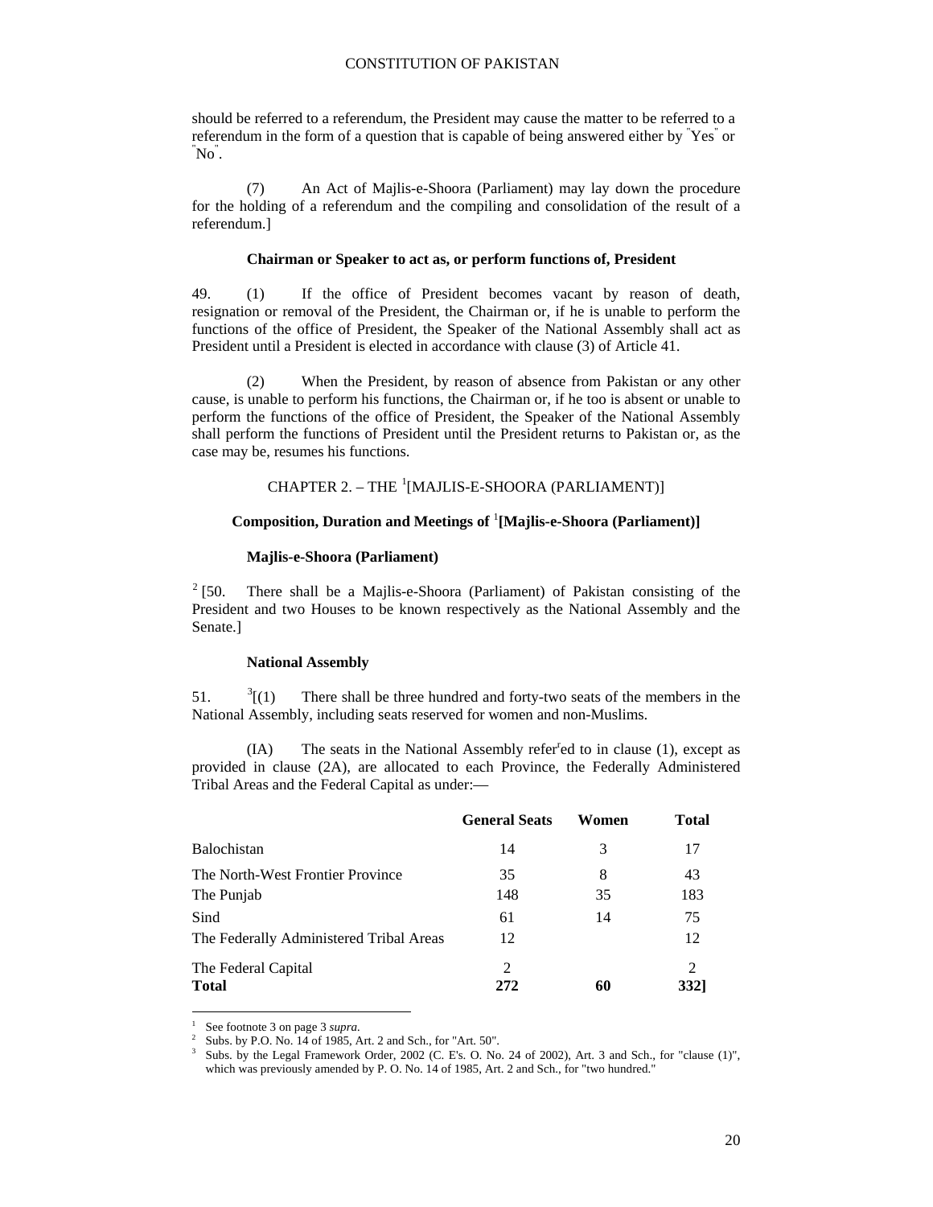should be referred to a referendum, the President may cause the matter to be referred to a referendum in the form of a question that is capable of being answered either by "Yes" or "No".

(7) An Act of Majlis-e-Shoora (Parliament) may lay down the procedure for the holding of a referendum and the compiling and consolidation of the result of a referendum.]

**Chairman or Speaker to act as, or perform functions of, President**

49. (1) If the office of President becomes vacant by reason of death, resignation or removal of the President, the Chairman or, if he is unable to perform the functions of the office of President, the Speaker of the National Assembly shall act as President until a President is elected in accordance with clause (3) of Article 41.

(2) When the President, by reason of absence from Pakistan or any other cause, is unable to perform his functions, the Chairman or, if he too is absent or unable to perform the functions of the office of President, the Speaker of the National Assembly shall perform the functions of President until the President returns to Pakistan or, as the case may be, resumes his functions.

## CHAPTER 2. – THE [1][MAJLIS-E-SHOORA (PARLIAMENT)]

### Composition, Duration and Meetings of [1][Majlis-e-Shoora (Parliament)]

**Majlis-e-Shoora (Parliament)**

[2] [50. There shall be a Majlis-e-Shoora (Parliament) of Pakistan consisting of the President and two Houses to be known respectively as the National Assembly and the Senate.]

**National Assembly**

51. [3][(1) There shall be three hundred and forty-two seats of the members in the National Assembly, including seats reserved for women and non-Muslims.

(IA) The seats in the National Assembly referred to in clause (1), except as provided in clause (2A), are allocated to each Province, the Federally Administered Tribal Areas and the Federal Capital as under:—

| | General Seats | Women | Total |
|---|---|---|---|
| Balochistan | 14 | 3 | 17 |
| The North-West Frontier Province | 35 | 8 | 43 |
| The Punjab | 148 | 35 | 183 |
| Sind | 61 | 14 | 75 |
| The Federally Administered Tribal Areas | 12 | | 12 |
| The Federal Capital | 2 | | 2 |
| **Total** | **272** | **60** | **332]** |

---

1 See footnote 3 on page 3 *supra.*

2 Subs. by P.O. No. 14 of 1985, Art. 2 and Sch., for "Art. 50".

3 Subs. by the Legal Framework Order, 2002 (C. E's. O. No. 24 of 2002), Art. 3 and Sch., for "clause (1)", which was previously amended by P. O. No. 14 of 1985, Art. 2 and Sch., for "two hundred."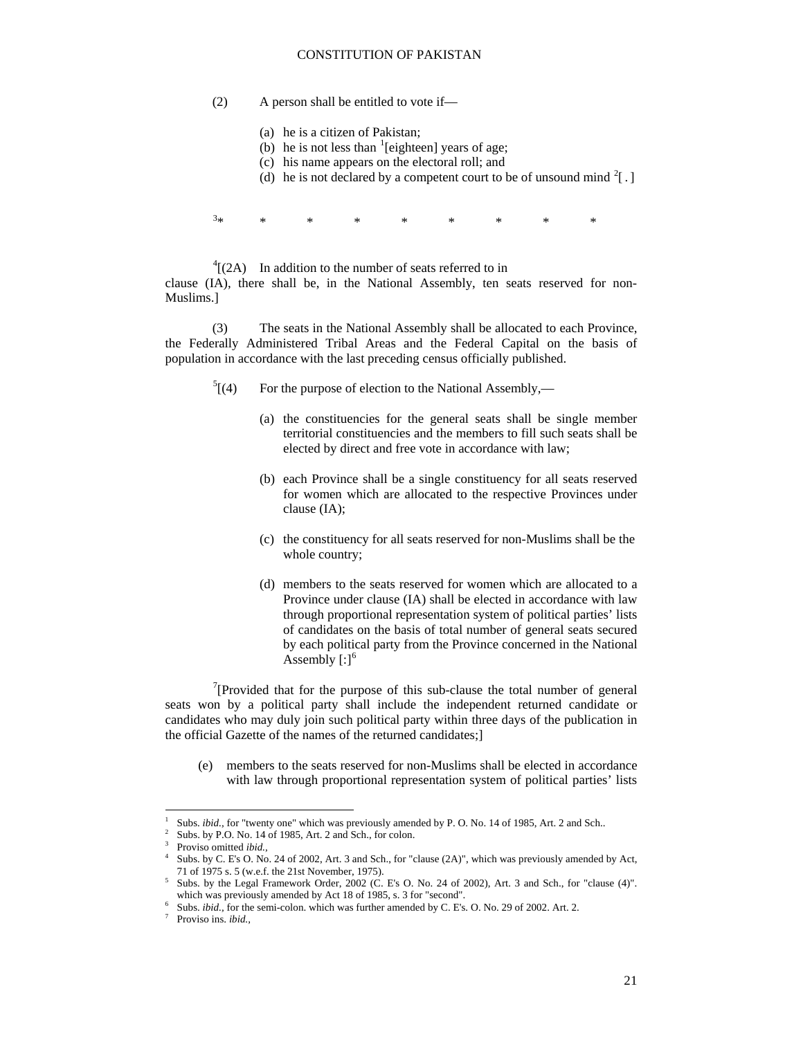(2) A person shall be entitled to vote if—

(a) he is a citizen of Pakistan;
(b) he is not less than [1][eighteen] years of age;
(c) his name appears on the electoral roll; and
(d) he is not declared by a competent court to be of unsound mind [2][ . ]

[3]* * * * * * * * *

[4][(2A) In addition to the number of seats referred to in clause (IA), there shall be, in the National Assembly, ten seats reserved for non-Muslims.]

(3) The seats in the National Assembly shall be allocated to each Province, the Federally Administered Tribal Areas and the Federal Capital on the basis of population in accordance with the last preceding census officially published.

[5][(4) For the purpose of election to the National Assembly,—

(a) the constituencies for the general seats shall be single member territorial constituencies and the members to fill such seats shall be elected by direct and free vote in accordance with law;

(b) each Province shall be a single constituency for all seats reserved for women which are allocated to the respective Provinces under clause (IA);

(c) the constituency for all seats reserved for non-Muslims shall be the whole country;

(d) members to the seats reserved for women which are allocated to a Province under clause (IA) shall be elected in accordance with law through proportional representation system of political parties' lists of candidates on the basis of total number of general seats secured by each political party from the Province concerned in the National Assembly [:][6]

[7][Provided that for the purpose of this sub-clause the total number of general seats won by a political party shall include the independent returned candidate or candidates who may duly join such political party within three days of the publication in the official Gazette of the names of the returned candidates;]

(e) members to the seats reserved for non-Muslims shall be elected in accordance with law through proportional representation system of political parties' lists

---

1 Subs. *ibid.*, for "twenty one" which was previously amended by P. O. No. 14 of 1985, Art. 2 and Sch..
2 Subs. by P.O. No. 14 of 1985, Art. 2 and Sch., for colon.
3 Proviso omitted *ibid.*,
4 Subs. by C. E's O. No. 24 of 2002, Art. 3 and Sch., for "clause (2A)", which was previously amended by Act, 71 of 1975 s. 5 (w.e.f. the 21st November, 1975).
5 Subs. by the Legal Framework Order, 2002 (C. E's O. No. 24 of 2002), Art. 3 and Sch., for "clause (4)". which was previously amended by Act 18 of 1985, s. 3 for "second".
6 Subs. *ibid.*, for the semi-colon. which was further amended by C. E's. O. No. 29 of 2002. Art. 2.
7 Proviso ins. *ibid.*,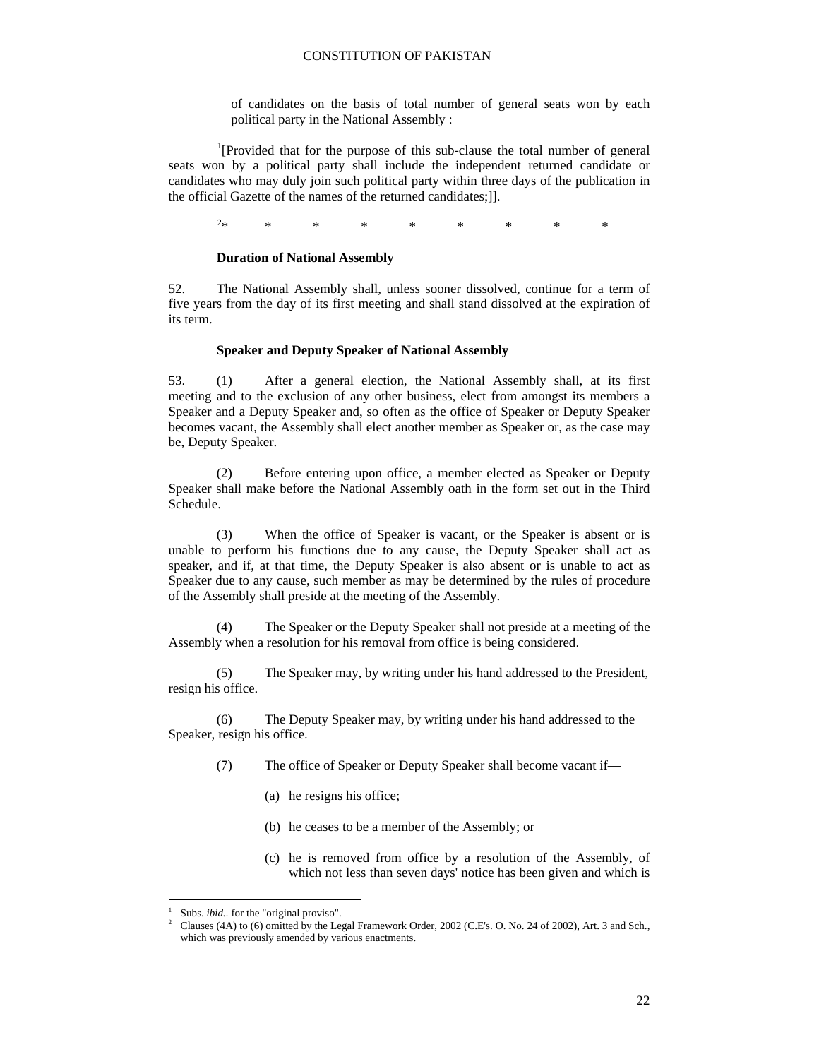of candidates on the basis of total number of general seats won by each political party in the National Assembly :

[1][Provided that for the purpose of this sub-clause the total number of general seats won by a political party shall include the independent returned candidate or candidates who may duly join such political party within three days of the publication in the official Gazette of the names of the returned candidates;]].

[2]* * * * * * * * *

**Duration of National Assembly**

52. The National Assembly shall, unless sooner dissolved, continue for a term of five years from the day of its first meeting and shall stand dissolved at the expiration of its term.

**Speaker and Deputy Speaker of National Assembly**

53. (1) After a general election, the National Assembly shall, at its first meeting and to the exclusion of any other business, elect from amongst its members a Speaker and a Deputy Speaker and, so often as the office of Speaker or Deputy Speaker becomes vacant, the Assembly shall elect another member as Speaker or, as the case may be, Deputy Speaker.

(2) Before entering upon office, a member elected as Speaker or Deputy Speaker shall make before the National Assembly oath in the form set out in the Third Schedule.

(3) When the office of Speaker is vacant, or the Speaker is absent or is unable to perform his functions due to any cause, the Deputy Speaker shall act as speaker, and if, at that time, the Deputy Speaker is also absent or is unable to act as Speaker due to any cause, such member as may be determined by the rules of procedure of the Assembly shall preside at the meeting of the Assembly.

(4) The Speaker or the Deputy Speaker shall not preside at a meeting of the Assembly when a resolution for his removal from office is being considered.

(5) The Speaker may, by writing under his hand addressed to the President, resign his office.

(6) The Deputy Speaker may, by writing under his hand addressed to the Speaker, resign his office.

(7) The office of Speaker or Deputy Speaker shall become vacant if—

(a) he resigns his office;

(b) he ceases to be a member of the Assembly; or

(c) he is removed from office by a resolution of the Assembly, of which not less than seven days' notice has been given and which is

---

[1] Subs. *ibid.*. for the "original proviso".

[2] Clauses (4A) to (6) omitted by the Legal Framework Order, 2002 (C.E's. O. No. 24 of 2002), Art. 3 and Sch., which was previously amended by various enactments.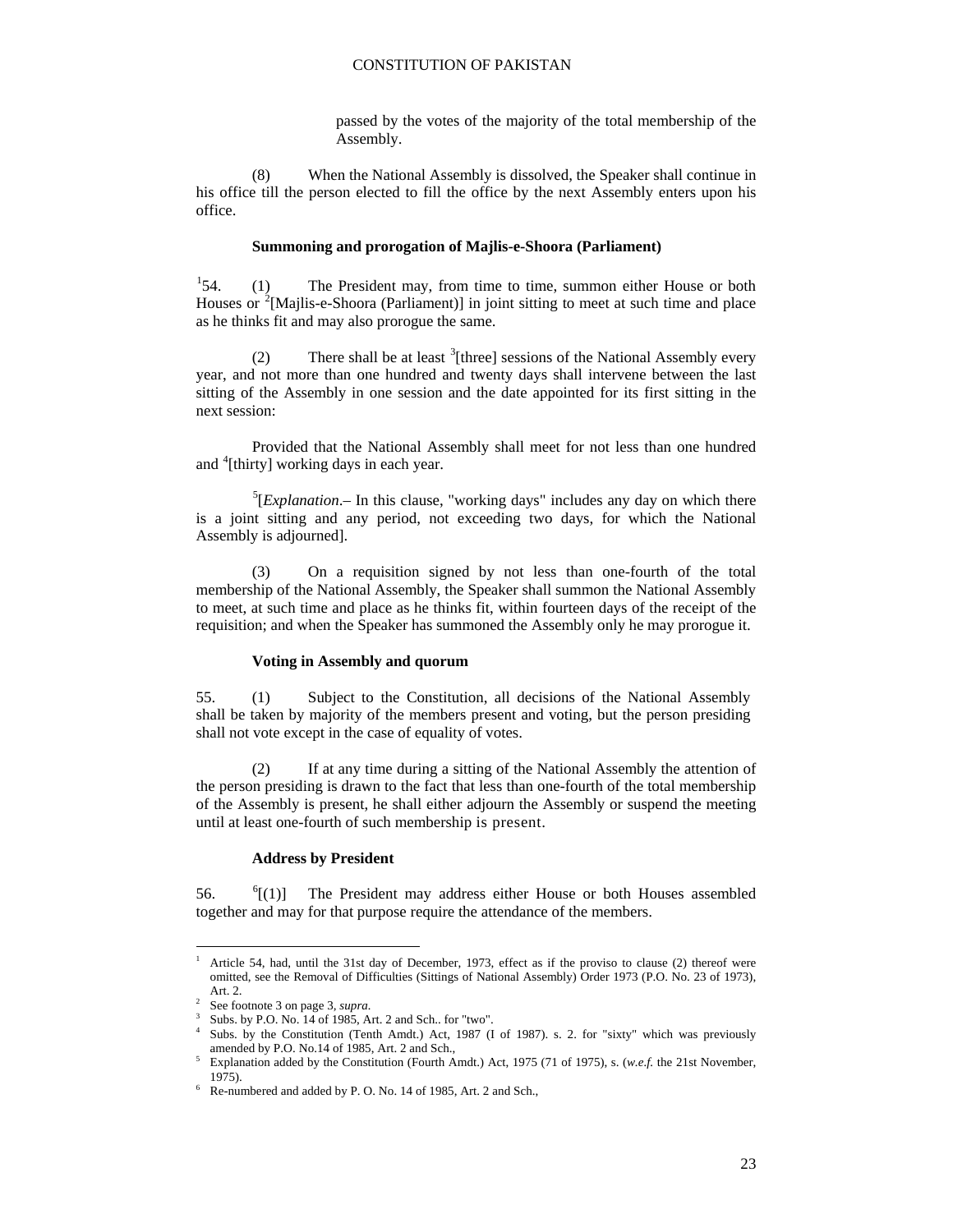passed by the votes of the majority of the total membership of the Assembly.

(8) When the National Assembly is dissolved, the Speaker shall continue in his office till the person elected to fill the office by the next Assembly enters upon his office.

**Summoning and prorogation of Majlis-e-Shoora (Parliament)**

[1]54. (1) The President may, from time to time, summon either House or both Houses or [2][Majlis-e-Shoora (Parliament)] in joint sitting to meet at such time and place as he thinks fit and may also prorogue the same.

(2) There shall be at least [3][three] sessions of the National Assembly every year, and not more than one hundred and twenty days shall intervene between the last sitting of the Assembly in one session and the date appointed for its first sitting in the next session:

Provided that the National Assembly shall meet for not less than one hundred and [4][thirty] working days in each year.

[5][*Explanation*.– In this clause, "working days" includes any day on which there is a joint sitting and any period, not exceeding two days, for which the National Assembly is adjourned].

(3) On a requisition signed by not less than one-fourth of the total membership of the National Assembly, the Speaker shall summon the National Assembly to meet, at such time and place as he thinks fit, within fourteen days of the receipt of the requisition; and when the Speaker has summoned the Assembly only he may prorogue it.

**Voting in Assembly and quorum**

55. (1) Subject to the Constitution, all decisions of the National Assembly shall be taken by majority of the members present and voting, but the person presiding shall not vote except in the case of equality of votes.

(2) If at any time during a sitting of the National Assembly the attention of the person presiding is drawn to the fact that less than one-fourth of the total membership of the Assembly is present, he shall either adjourn the Assembly or suspend the meeting until at least one-fourth of such membership is present.

**Address by President**

56. [6][(1)] The President may address either House or both Houses assembled together and may for that purpose require the attendance of the members.

---

[1] Article 54, had, until the 31st day of December, 1973, effect as if the proviso to clause (2) thereof were omitted, see the Removal of Difficulties (Sittings of National Assembly) Order 1973 (P.O. No. 23 of 1973), Art. 2.

[2] See footnote 3 on page 3, *supra.*

[3] Subs. by P.O. No. 14 of 1985, Art. 2 and Sch.. for "two".

[4] Subs. by the Constitution (Tenth Amdt.) Act, 1987 (I of 1987). s. 2. for "sixty" which was previously amended by P.O. No.14 of 1985, Art. 2 and Sch.,

[5] Explanation added by the Constitution (Fourth Amdt.) Act, 1975 (71 of 1975), s. (*w.e.f.* the 21st November, 1975).

[6] Re-numbered and added by P. O. No. 14 of 1985, Art. 2 and Sch.,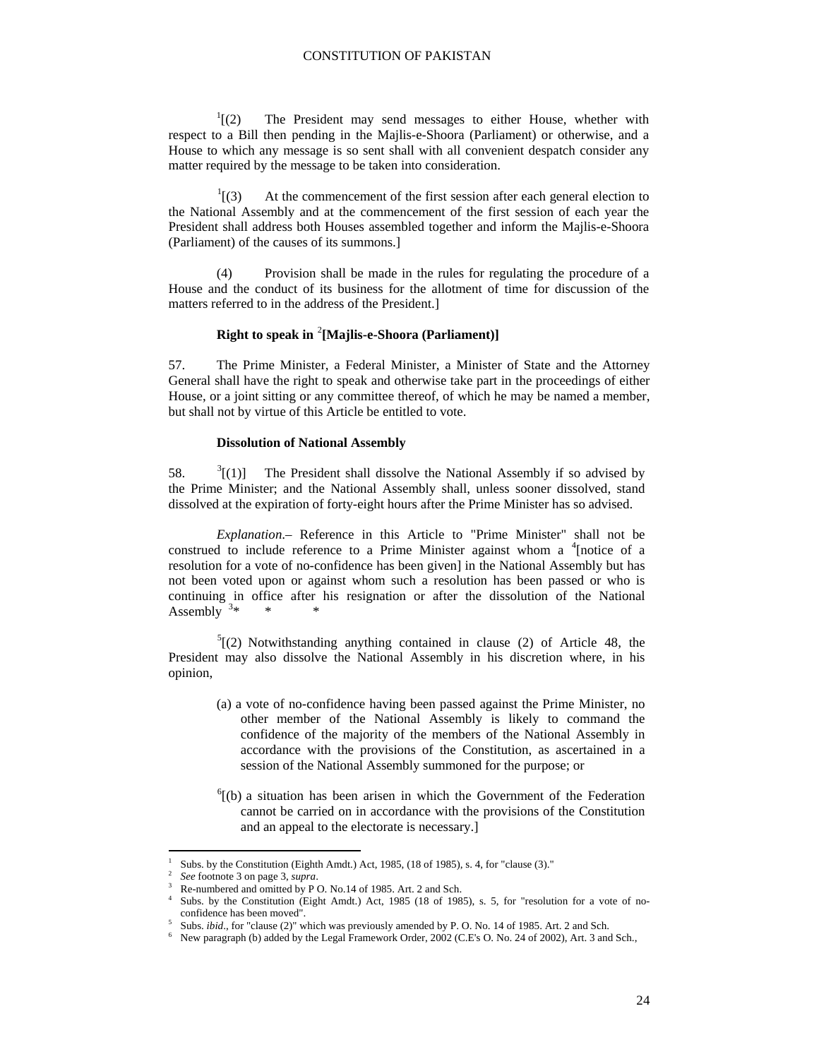[1][(2) The President may send messages to either House, whether with respect to a Bill then pending in the Majlis-e-Shoora (Parliament) or otherwise, and a House to which any message is so sent shall with all convenient despatch consider any matter required by the message to be taken into consideration.

[1][(3) At the commencement of the first session after each general election to the National Assembly and at the commencement of the first session of each year the President shall address both Houses assembled together and inform the Majlis-e-Shoora (Parliament) of the causes of its summons.]

(4) Provision shall be made in the rules for regulating the procedure of a House and the conduct of its business for the allotment of time for discussion of the matters referred to in the address of the President.]

**Right to speak in [2][Majlis-e-Shoora (Parliament)]**

57. The Prime Minister, a Federal Minister, a Minister of State and the Attorney General shall have the right to speak and otherwise take part in the proceedings of either House, or a joint sitting or any committee thereof, of which he may be named a member, but shall not by virtue of this Article be entitled to vote.

**Dissolution of National Assembly**

58. [3][(1)] The President shall dissolve the National Assembly if so advised by the Prime Minister; and the National Assembly shall, unless sooner dissolved, stand dissolved at the expiration of forty-eight hours after the Prime Minister has so advised.

*Explanation*.– Reference in this Article to "Prime Minister" shall not be construed to include reference to a Prime Minister against whom a [4][notice of a resolution for a vote of no-confidence has been given] in the National Assembly but has not been voted upon or against whom such a resolution has been passed or who is continuing in office after his resignation or after the dissolution of the National Assembly [3]* * *

[5][(2) Notwithstanding anything contained in clause (2) of Article 48, the President may also dissolve the National Assembly in his discretion where, in his opinion,

(a) a vote of no-confidence having been passed against the Prime Minister, no other member of the National Assembly is likely to command the confidence of the majority of the members of the National Assembly in accordance with the provisions of the Constitution, as ascertained in a session of the National Assembly summoned for the purpose; or

[6][(b) a situation has been arisen in which the Government of the Federation cannot be carried on in accordance with the provisions of the Constitution and an appeal to the electorate is necessary.]

---

1 Subs. by the Constitution (Eighth Amdt.) Act, 1985, (18 of 1985), s. 4, for "clause (3)."
2 *See* footnote 3 on page 3, *supra*.
3 Re-numbered and omitted by P O. No.14 of 1985. Art. 2 and Sch.
4 Subs. by the Constitution (Eight Amdt.) Act, 1985 (18 of 1985), s. 5, for "resolution for a vote of no-confidence has been moved".
5 Subs. *ibid*., for "clause (2)" which was previously amended by P. O. No. 14 of 1985. Art. 2 and Sch.
6 New paragraph (b) added by the Legal Framework Order, 2002 (C.E's O. No. 24 of 2002), Art. 3 and Sch.,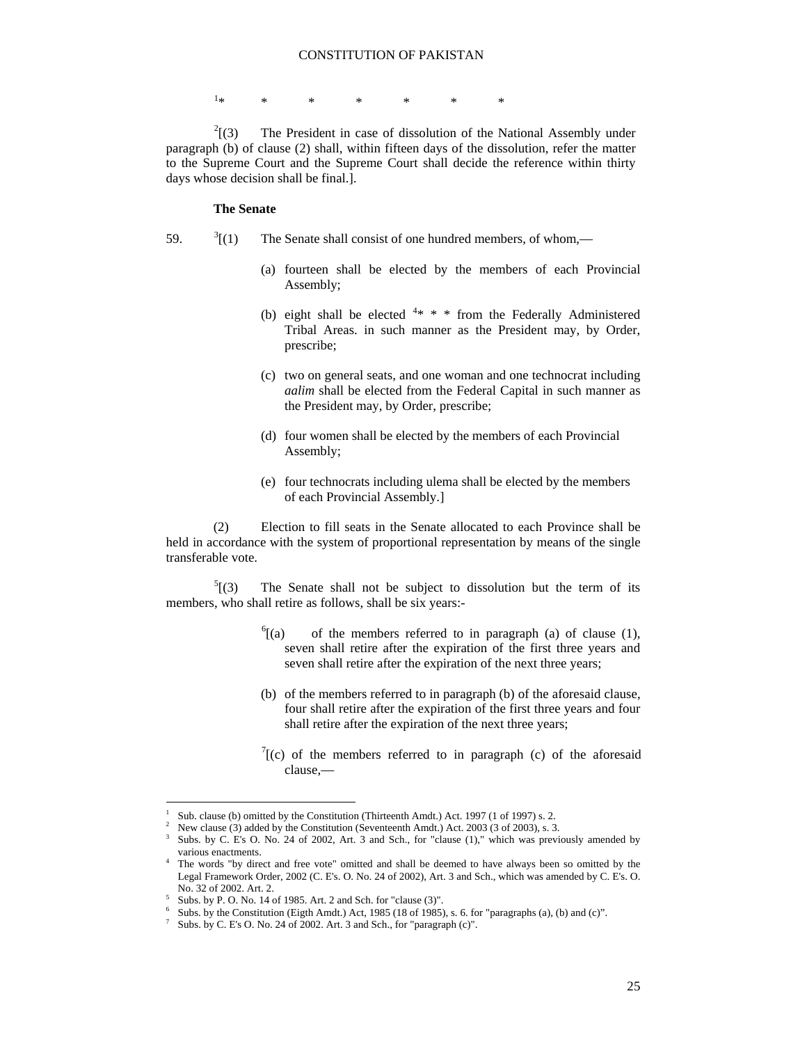[1]* * * * * * *

[2][(3) The President in case of dissolution of the National Assembly under paragraph (b) of clause (2) shall, within fifteen days of the dissolution, refer the matter to the Supreme Court and the Supreme Court shall decide the reference within thirty days whose decision shall be final.].

**The Senate**

59. [3][(1) The Senate shall consist of one hundred members, of whom,—

(a) fourteen shall be elected by the members of each Provincial Assembly;

(b) eight shall be elected [4]* * * from the Federally Administered Tribal Areas. in such manner as the President may, by Order, prescribe;

(c) two on general seats, and one woman and one technocrat including *aalim* shall be elected from the Federal Capital in such manner as the President may, by Order, prescribe;

(d) four women shall be elected by the members of each Provincial Assembly;

(e) four technocrats including ulema shall be elected by the members of each Provincial Assembly.]

(2) Election to fill seats in the Senate allocated to each Province shall be held in accordance with the system of proportional representation by means of the single transferable vote.

[5][(3) The Senate shall not be subject to dissolution but the term of its members, who shall retire as follows, shall be six years:-

[6][(a) of the members referred to in paragraph (a) of clause (1), seven shall retire after the expiration of the first three years and seven shall retire after the expiration of the next three years;

(b) of the members referred to in paragraph (b) of the aforesaid clause, four shall retire after the expiration of the first three years and four shall retire after the expiration of the next three years;

[7][(c) of the members referred to in paragraph (c) of the aforesaid clause,—

---

[1] Sub. clause (b) omitted by the Constitution (Thirteenth Amdt.) Act. 1997 (1 of 1997) s. 2.

[2] New clause (3) added by the Constitution (Seventeenth Amdt.) Act. 2003 (3 of 2003), s. 3.

[3] Subs. by C. E's O. No. 24 of 2002, Art. 3 and Sch., for "clause (1)," which was previously amended by various enactments.

[4] The words "by direct and free vote" omitted and shall be deemed to have always been so omitted by the Legal Framework Order, 2002 (C. E's. O. No. 24 of 2002), Art. 3 and Sch., which was amended by C. E's. O. No. 32 of 2002. Art. 2.

[5] Subs. by P. O. No. 14 of 1985. Art. 2 and Sch. for "clause (3)".

[6] Subs. by the Constitution (Eigth Amdt.) Act, 1985 (18 of 1985), s. 6. for "paragraphs (a), (b) and (c)".

[7] Subs. by C. E's O. No. 24 of 2002. Art. 3 and Sch., for "paragraph (c)".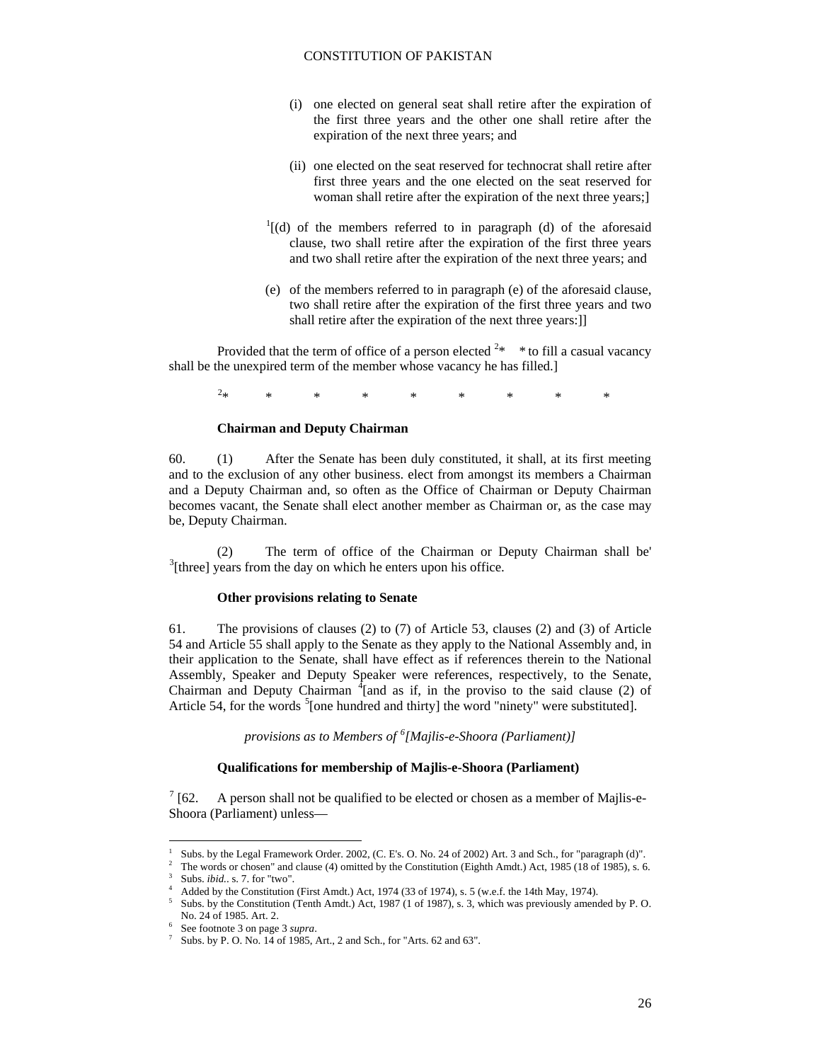(i) one elected on general seat shall retire after the expiration of the first three years and the other one shall retire after the expiration of the next three years; and

(ii) one elected on the seat reserved for technocrat shall retire after first three years and the one elected on the seat reserved for woman shall retire after the expiration of the next three years;]

[1][(d) of the members referred to in paragraph (d) of the aforesaid clause, two shall retire after the expiration of the first three years and two shall retire after the expiration of the next three years; and

(e) of the members referred to in paragraph (e) of the aforesaid clause, two shall retire after the expiration of the first three years and two shall retire after the expiration of the next three years:]]

Provided that the term of office of a person elected [2]* * to fill a casual vacancy shall be the unexpired term of the member whose vacancy he has filled.]

[2]* * * * * * * * *

**Chairman and Deputy Chairman**

60. (1) After the Senate has been duly constituted, it shall, at its first meeting and to the exclusion of any other business. elect from amongst its members a Chairman and a Deputy Chairman and, so often as the Office of Chairman or Deputy Chairman becomes vacant, the Senate shall elect another member as Chairman or, as the case may be, Deputy Chairman.

(2) The term of office of the Chairman or Deputy Chairman shall be' [3][three] years from the day on which he enters upon his office.

**Other provisions relating to Senate**

61. The provisions of clauses (2) to (7) of Article 53, clauses (2) and (3) of Article 54 and Article 55 shall apply to the Senate as they apply to the National Assembly and, in their application to the Senate, shall have effect as if references therein to the National Assembly, Speaker and Deputy Speaker were references, respectively, to the Senate, Chairman and Deputy Chairman [4][and as if, in the proviso to the said clause (2) of Article 54, for the words [5][one hundred and thirty] the word "ninety" were substituted].

*provisions as to Members of [6][Majlis-e-Shoora (Parliament)]*

**Qualifications for membership of Majlis-e-Shoora (Parliament)**

[7] [62. A person shall not be qualified to be elected or chosen as a member of Majlis-e-Shoora (Parliament) unless—

---

1 Subs. by the Legal Framework Order. 2002, (C. E's. O. No. 24 of 2002) Art. 3 and Sch., for "paragraph (d)".
2 The words or chosen" and clause (4) omitted by the Constitution (Eighth Amdt.) Act, 1985 (18 of 1985), s. 6.
3 Subs. *ibid.*. s. 7. for "two".
4 Added by the Constitution (First Amdt.) Act, 1974 (33 of 1974), s. 5 (w.e.f. the 14th May, 1974).
5 Subs. by the Constitution (Tenth Amdt.) Act, 1987 (1 of 1987), s. 3, which was previously amended by P. O. No. 24 of 1985. Art. 2.
6 See footnote 3 on page 3 *supra*.
7 Subs. by P. O. No. 14 of 1985, Art., 2 and Sch., for "Arts. 62 and 63".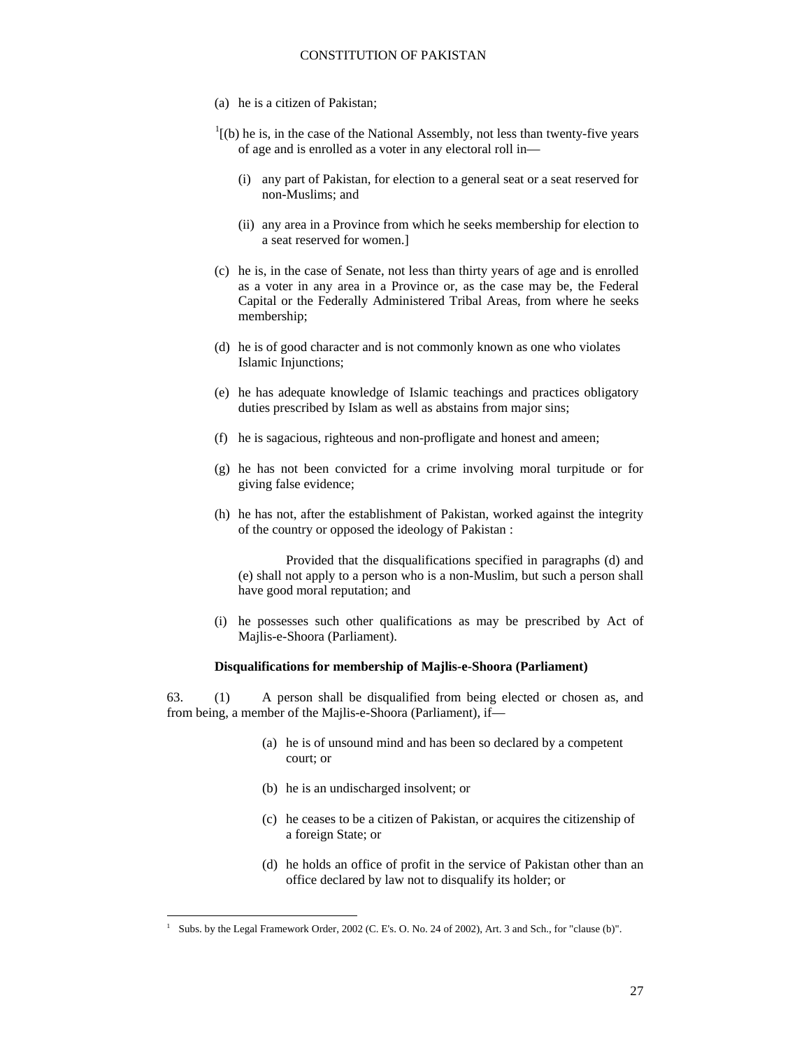(a) he is a citizen of Pakistan;

[1][(b) he is, in the case of the National Assembly, not less than twenty-five years of age and is enrolled as a voter in any electoral roll in—

(i) any part of Pakistan, for election to a general seat or a seat reserved for non-Muslims; and

(ii) any area in a Province from which he seeks membership for election to a seat reserved for women.]

(c) he is, in the case of Senate, not less than thirty years of age and is enrolled as a voter in any area in a Province or, as the case may be, the Federal Capital or the Federally Administered Tribal Areas, from where he seeks membership;

(d) he is of good character and is not commonly known as one who violates Islamic Injunctions;

(e) he has adequate knowledge of Islamic teachings and practices obligatory duties prescribed by Islam as well as abstains from major sins;

(f) he is sagacious, righteous and non-profligate and honest and ameen;

(g) he has not been convicted for a crime involving moral turpitude or for giving false evidence;

(h) he has not, after the establishment of Pakistan, worked against the integrity of the country or opposed the ideology of Pakistan :

Provided that the disqualifications specified in paragraphs (d) and (e) shall not apply to a person who is a non-Muslim, but such a person shall have good moral reputation; and

(i) he possesses such other qualifications as may be prescribed by Act of Majlis-e-Shoora (Parliament).

**Disqualifications for membership of Majlis-e-Shoora (Parliament)**

63. (1) A person shall be disqualified from being elected or chosen as, and from being, a member of the Majlis-e-Shoora (Parliament), if—

(a) he is of unsound mind and has been so declared by a competent court; or

(b) he is an undischarged insolvent; or

(c) he ceases to be a citizen of Pakistan, or acquires the citizenship of a foreign State; or

(d) he holds an office of profit in the service of Pakistan other than an office declared by law not to disqualify its holder; or

---

[1] Subs. by the Legal Framework Order, 2002 (C. E's. O. No. 24 of 2002), Art. 3 and Sch., for "clause (b)".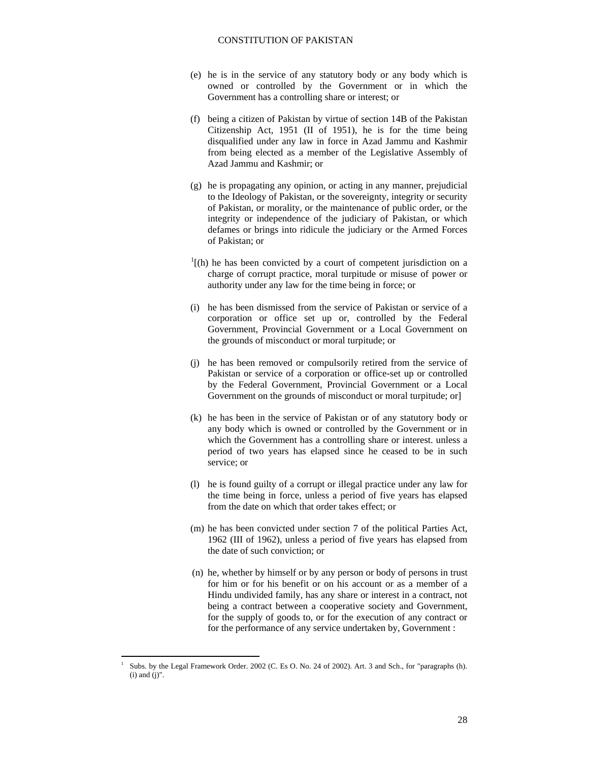(e) he is in the service of any statutory body or any body which is owned or controlled by the Government or in which the Government has a controlling share or interest; or

(f) being a citizen of Pakistan by virtue of section 14B of the Pakistan Citizenship Act, 1951 (II of 1951), he is for the time being disqualified under any law in force in Azad Jammu and Kashmir from being elected as a member of the Legislative Assembly of Azad Jammu and Kashmir; or

(g) he is propagating any opinion, or acting in any manner, prejudicial to the Ideology of Pakistan, or the sovereignty, integrity or security of Pakistan, or morality, or the maintenance of public order, or the integrity or independence of the judiciary of Pakistan, or which defames or brings into ridicule the judiciary or the Armed Forces of Pakistan; or

[1][(h) he has been convicted by a court of competent jurisdiction on a charge of corrupt practice, moral turpitude or misuse of power or authority under any law for the time being in force; or

(i) he has been dismissed from the service of Pakistan or service of a corporation or office set up or, controlled by the Federal Government, Provincial Government or a Local Government on the grounds of misconduct or moral turpitude; or

(j) he has been removed or compulsorily retired from the service of Pakistan or service of a corporation or office-set up or controlled by the Federal Government, Provincial Government or a Local Government on the grounds of misconduct or moral turpitude; or]

(k) he has been in the service of Pakistan or of any statutory body or any body which is owned or controlled by the Government or in which the Government has a controlling share or interest. unless a period of two years has elapsed since he ceased to be in such service; or

(l) he is found guilty of a corrupt or illegal practice under any law for the time being in force, unless a period of five years has elapsed from the date on which that order takes effect; or

(m) he has been convicted under section 7 of the political Parties Act, 1962 (III of 1962), unless a period of five years has elapsed from the date of such conviction; or

(n) he, whether by himself or by any person or body of persons in trust for him or for his benefit or on his account or as a member of a Hindu undivided family, has any share or interest in a contract, not being a contract between a cooperative society and Government, for the supply of goods to, or for the execution of any contract or for the performance of any service undertaken by, Government :

---

[1] Subs. by the Legal Framework Order. 2002 (C. Es O. No. 24 of 2002). Art. 3 and Sch., for "paragraphs (h). (i) and (j)".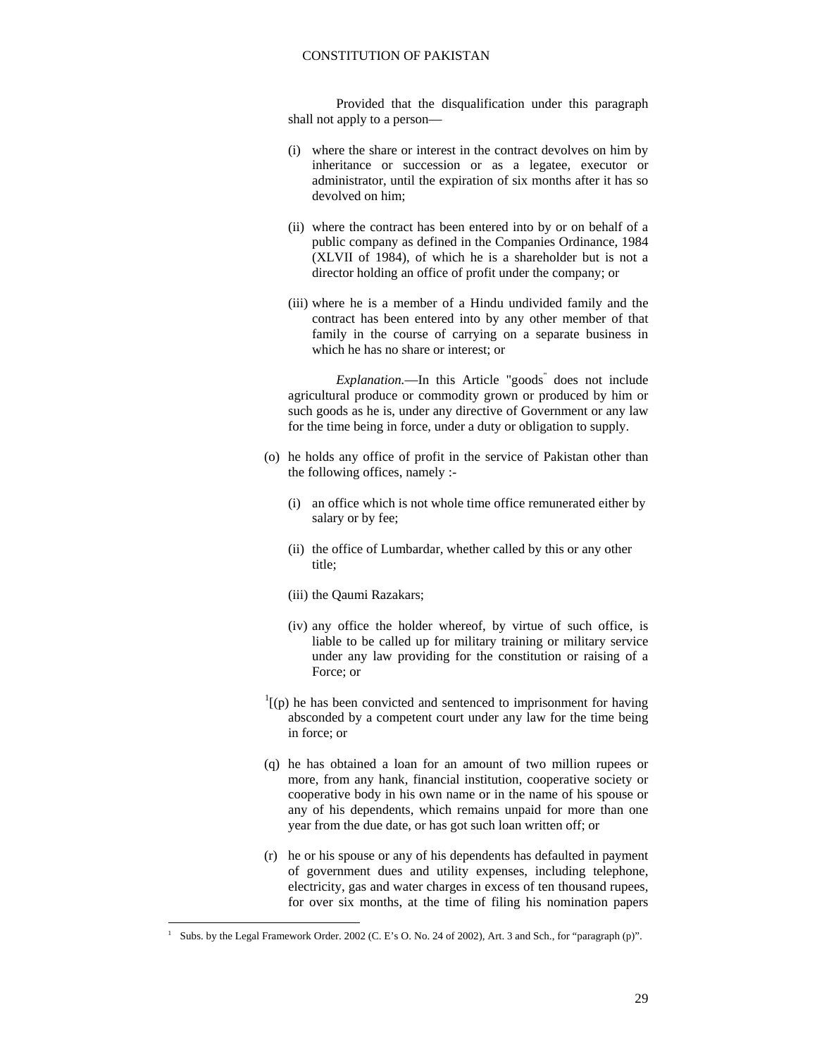Provided that the disqualification under this paragraph shall not apply to a person—

(i) where the share or interest in the contract devolves on him by inheritance or succession or as a legatee, executor or administrator, until the expiration of six months after it has so devolved on him;

(ii) where the contract has been entered into by or on behalf of a public company as defined in the Companies Ordinance, 1984 (XLVII of 1984), of which he is a shareholder but is not a director holding an office of profit under the company; or

(iii) where he is a member of a Hindu undivided family and the contract has been entered into by any other member of that family in the course of carrying on a separate business in which he has no share or interest; or

*Explanation.*—In this Article "goods" does not include agricultural produce or commodity grown or produced by him or such goods as he is, under any directive of Government or any law for the time being in force, under a duty or obligation to supply.

(o) he holds any office of profit in the service of Pakistan other than the following offices, namely :-

(i) an office which is not whole time office remunerated either by salary or by fee;

(ii) the office of Lumbardar, whether called by this or any other title;

(iii) the Qaumi Razakars;

(iv) any office the holder whereof, by virtue of such office, is liable to be called up for military training or military service under any law providing for the constitution or raising of a Force; or

[1][(p) he has been convicted and sentenced to imprisonment for having absconded by a competent court under any law for the time being in force; or

(q) he has obtained a loan for an amount of two million rupees or more, from any hank, financial institution, cooperative society or cooperative body in his own name or in the name of his spouse or any of his dependents, which remains unpaid for more than one year from the due date, or has got such loan written off; or

(r) he or his spouse or any of his dependents has defaulted in payment of government dues and utility expenses, including telephone, electricity, gas and water charges in excess of ten thousand rupees, for over six months, at the time of filing his nomination papers

---

[1] Subs. by the Legal Framework Order. 2002 (C. E's O. No. 24 of 2002), Art. 3 and Sch., for "paragraph (p)".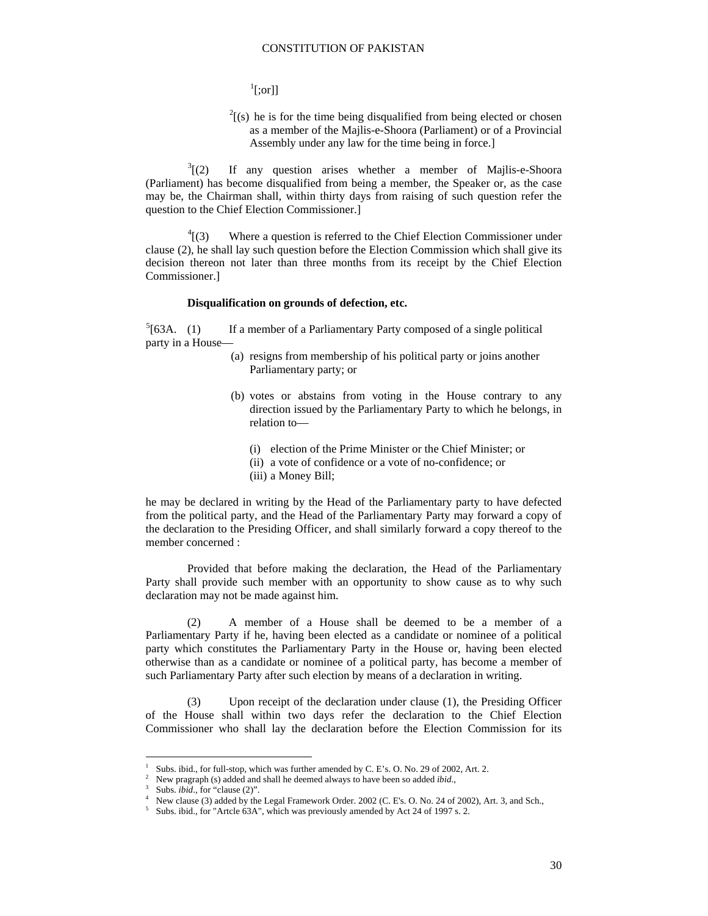[1][;or]]

[2][(s) he is for the time being disqualified from being elected or chosen as a member of the Majlis-e-Shoora (Parliament) or of a Provincial Assembly under any law for the time being in force.]

[3][(2) If any question arises whether a member of Majlis-e-Shoora (Parliament) has become disqualified from being a member, the Speaker or, as the case may be, the Chairman shall, within thirty days from raising of such question refer the question to the Chief Election Commissioner.]

[4][(3) Where a question is referred to the Chief Election Commissioner under clause (2), he shall lay such question before the Election Commission which shall give its decision thereon not later than three months from its receipt by the Chief Election Commissioner.]

**Disqualification on grounds of defection, etc.**

[5][63A. (1) If a member of a Parliamentary Party composed of a single political party in a House—

(a) resigns from membership of his political party or joins another Parliamentary party; or

(b) votes or abstains from voting in the House contrary to any direction issued by the Parliamentary Party to which he belongs, in relation to—

(i) election of the Prime Minister or the Chief Minister; or
(ii) a vote of confidence or a vote of no-confidence; or
(iii) a Money Bill;

he may be declared in writing by the Head of the Parliamentary party to have defected from the political party, and the Head of the Parliamentary Party may forward a copy of the declaration to the Presiding Officer, and shall similarly forward a copy thereof to the member concerned :

Provided that before making the declaration, the Head of the Parliamentary Party shall provide such member with an opportunity to show cause as to why such declaration may not be made against him.

(2) A member of a House shall be deemed to be a member of a Parliamentary Party if he, having been elected as a candidate or nominee of a political party which constitutes the Parliamentary Party in the House or, having been elected otherwise than as a candidate or nominee of a political party, has become a member of such Parliamentary Party after such election by means of a declaration in writing.

(3) Upon receipt of the declaration under clause (1), the Presiding Officer of the House shall within two days refer the declaration to the Chief Election Commissioner who shall lay the declaration before the Election Commission for its

---

[1] Subs. ibid., for full-stop, which was further amended by C. E's. O. No. 29 of 2002, Art. 2.
[2] New pragraph (s) added and shall he deemed always to have been so added *ibid*.,
[3] Subs. *ibid*., for "clause (2)".
[4] New clause (3) added by the Legal Framework Order. 2002 (C. E's. O. No. 24 of 2002), Art. 3, and Sch.,
[5] Subs. ibid., for "Artcle 63A", which was previously amended by Act 24 of 1997 s. 2.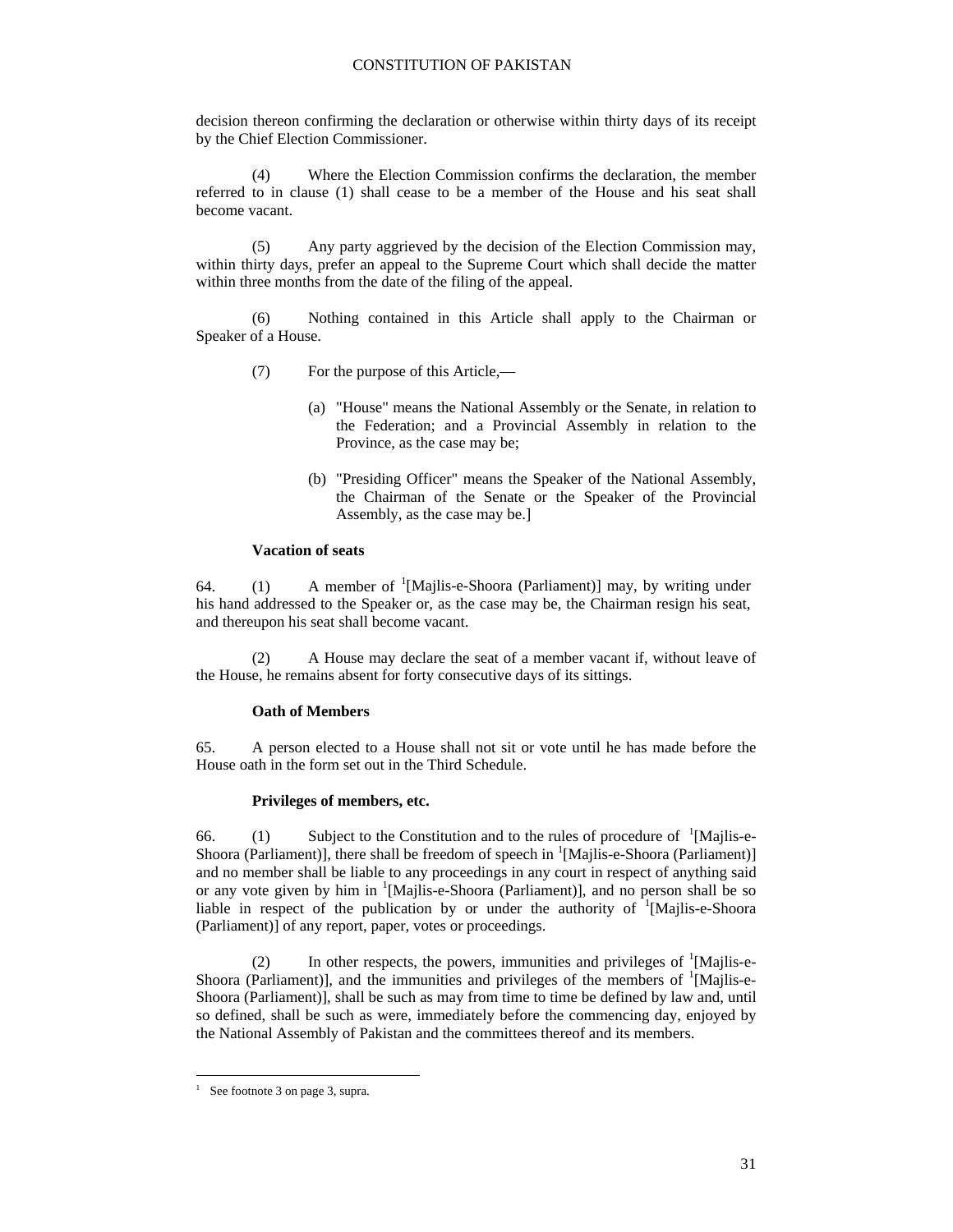decision thereon confirming the declaration or otherwise within thirty days of its receipt by the Chief Election Commissioner.

(4) Where the Election Commission confirms the declaration, the member referred to in clause (1) shall cease to be a member of the House and his seat shall become vacant.

(5) Any party aggrieved by the decision of the Election Commission may, within thirty days, prefer an appeal to the Supreme Court which shall decide the matter within three months from the date of the filing of the appeal.

(6) Nothing contained in this Article shall apply to the Chairman or Speaker of a House.

(7) For the purpose of this Article,—

(a) "House" means the National Assembly or the Senate, in relation to the Federation; and a Provincial Assembly in relation to the Province, as the case may be;

(b) "Presiding Officer" means the Speaker of the National Assembly, the Chairman of the Senate or the Speaker of the Provincial Assembly, as the case may be.]

**Vacation of seats**

64. (1) A member of [1][Majlis-e-Shoora (Parliament)] may, by writing under his hand addressed to the Speaker or, as the case may be, the Chairman resign his seat, and thereupon his seat shall become vacant.

(2) A House may declare the seat of a member vacant if, without leave of the House, he remains absent for forty consecutive days of its sittings.

**Oath of Members**

65. A person elected to a House shall not sit or vote until he has made before the House oath in the form set out in the Third Schedule.

**Privileges of members, etc.**

66. (1) Subject to the Constitution and to the rules of procedure of [1][Majlis-e-Shoora (Parliament)], there shall be freedom of speech in [1][Majlis-e-Shoora (Parliament)] and no member shall be liable to any proceedings in any court in respect of anything said or any vote given by him in [1][Majlis-e-Shoora (Parliament)], and no person shall be so liable in respect of the publication by or under the authority of [1][Majlis-e-Shoora (Parliament)] of any report, paper, votes or proceedings.

(2) In other respects, the powers, immunities and privileges of [1][Majlis-e-Shoora (Parliament)], and the immunities and privileges of the members of [1][Majlis-e-Shoora (Parliament)], shall be such as may from time to time be defined by law and, until so defined, shall be such as were, immediately before the commencing day, enjoyed by the National Assembly of Pakistan and the committees thereof and its members.

---

[1] See footnote 3 on page 3, supra.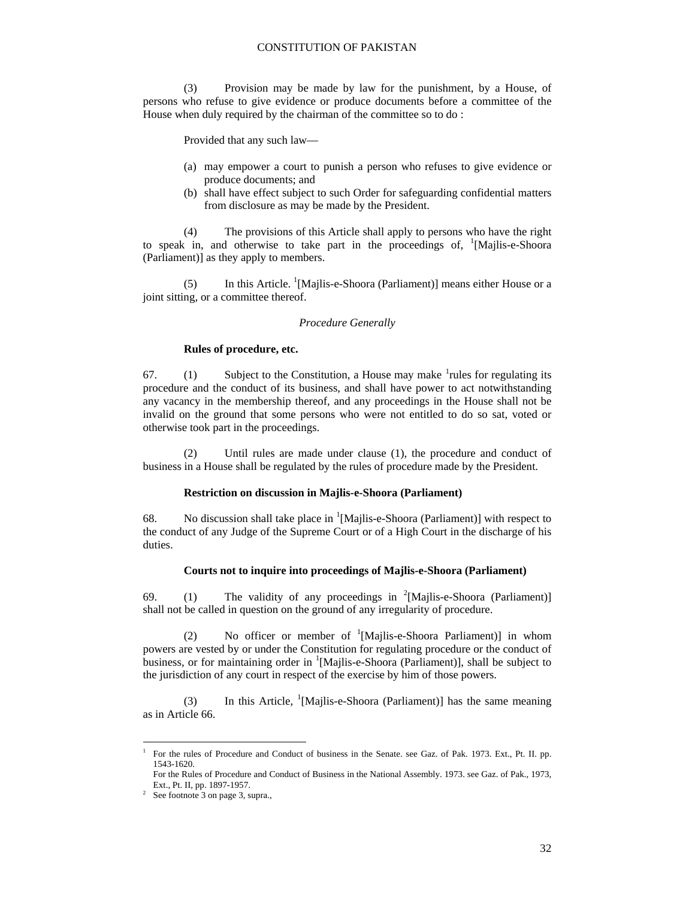(3) Provision may be made by law for the punishment, by a House, of persons who refuse to give evidence or produce documents before a committee of the House when duly required by the chairman of the committee so to do :

Provided that any such law—

(a) may empower a court to punish a person who refuses to give evidence or produce documents; and
(b) shall have effect subject to such Order for safeguarding confidential matters from disclosure as may be made by the President.

(4) The provisions of this Article shall apply to persons who have the right to speak in, and otherwise to take part in the proceedings of, [1][Majlis-e-Shoora (Parliament)] as they apply to members.

(5) In this Article. [1][Majlis-e-Shoora (Parliament)] means either House or a joint sitting, or a committee thereof.

*Procedure Generally*

**Rules of procedure, etc.**

67. (1) Subject to the Constitution, a House may make [1]rules for regulating its procedure and the conduct of its business, and shall have power to act notwithstanding any vacancy in the membership thereof, and any proceedings in the House shall not be invalid on the ground that some persons who were not entitled to do so sat, voted or otherwise took part in the proceedings.

(2) Until rules are made under clause (1), the procedure and conduct of business in a House shall be regulated by the rules of procedure made by the President.

**Restriction on discussion in Majlis-e-Shoora (Parliament)**

68. No discussion shall take place in [1][Majlis-e-Shoora (Parliament)] with respect to the conduct of any Judge of the Supreme Court or of a High Court in the discharge of his duties.

**Courts not to inquire into proceedings of Majlis-e-Shoora (Parliament)**

69. (1) The validity of any proceedings in [2][Majlis-e-Shoora (Parliament)] shall not be called in question on the ground of any irregularity of procedure.

(2) No officer or member of [1][Majlis-e-Shoora Parliament)] in whom powers are vested by or under the Constitution for regulating procedure or the conduct of business, or for maintaining order in [1][Majlis-e-Shoora (Parliament)], shall be subject to the jurisdiction of any court in respect of the exercise by him of those powers.

(3) In this Article, [1][Majlis-e-Shoora (Parliament)] has the same meaning as in Article 66.

---

[1] For the rules of Procedure and Conduct of business in the Senate. see Gaz. of Pak. 1973. Ext., Pt. II. pp. 1543-1620.
For the Rules of Procedure and Conduct of Business in the National Assembly. 1973. see Gaz. of Pak., 1973, Ext., Pt. II, pp. 1897-1957.

[2] See footnote 3 on page 3, supra.,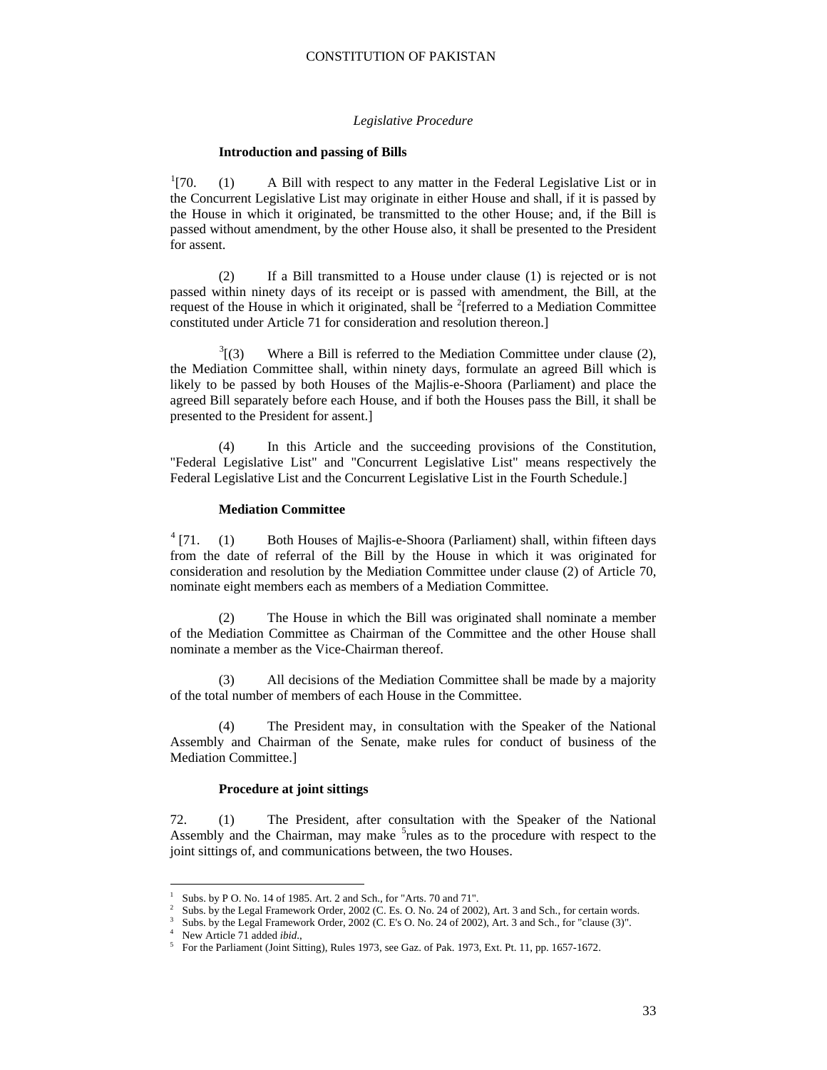*Legislative Procedure*

**Introduction and passing of Bills**

[1][70. (1) A Bill with respect to any matter in the Federal Legislative List or in the Concurrent Legislative List may originate in either House and shall, if it is passed by the House in which it originated, be transmitted to the other House; and, if the Bill is passed without amendment, by the other House also, it shall be presented to the President for assent.

(2) If a Bill transmitted to a House under clause (1) is rejected or is not passed within ninety days of its receipt or is passed with amendment, the Bill, at the request of the House in which it originated, shall be [2][referred to a Mediation Committee constituted under Article 71 for consideration and resolution thereon.]

[3][(3) Where a Bill is referred to the Mediation Committee under clause (2), the Mediation Committee shall, within ninety days, formulate an agreed Bill which is likely to be passed by both Houses of the Majlis-e-Shoora (Parliament) and place the agreed Bill separately before each House, and if both the Houses pass the Bill, it shall be presented to the President for assent.]

(4) In this Article and the succeeding provisions of the Constitution, "Federal Legislative List" and "Concurrent Legislative List" means respectively the Federal Legislative List and the Concurrent Legislative List in the Fourth Schedule.]

**Mediation Committee**

[4] [71. (1) Both Houses of Majlis-e-Shoora (Parliament) shall, within fifteen days from the date of referral of the Bill by the House in which it was originated for consideration and resolution by the Mediation Committee under clause (2) of Article 70, nominate eight members each as members of a Mediation Committee.

(2) The House in which the Bill was originated shall nominate a member of the Mediation Committee as Chairman of the Committee and the other House shall nominate a member as the Vice-Chairman thereof.

(3) All decisions of the Mediation Committee shall be made by a majority of the total number of members of each House in the Committee.

(4) The President may, in consultation with the Speaker of the National Assembly and Chairman of the Senate, make rules for conduct of business of the Mediation Committee.]

**Procedure at joint sittings**

72. (1) The President, after consultation with the Speaker of the National Assembly and the Chairman, may make [5]rules as to the procedure with respect to the joint sittings of, and communications between, the two Houses.

---

[1] Subs. by P O. No. 14 of 1985. Art. 2 and Sch., for "Arts. 70 and 71".
[2] Subs. by the Legal Framework Order, 2002 (C. Es. O. No. 24 of 2002), Art. 3 and Sch., for certain words.
[3] Subs. by the Legal Framework Order, 2002 (C. E's O. No. 24 of 2002), Art. 3 and Sch., for "clause (3)".
[4] New Article 71 added *ibid.*,
[5] For the Parliament (Joint Sitting), Rules 1973, see Gaz. of Pak. 1973, Ext. Pt. 11, pp. 1657-1672.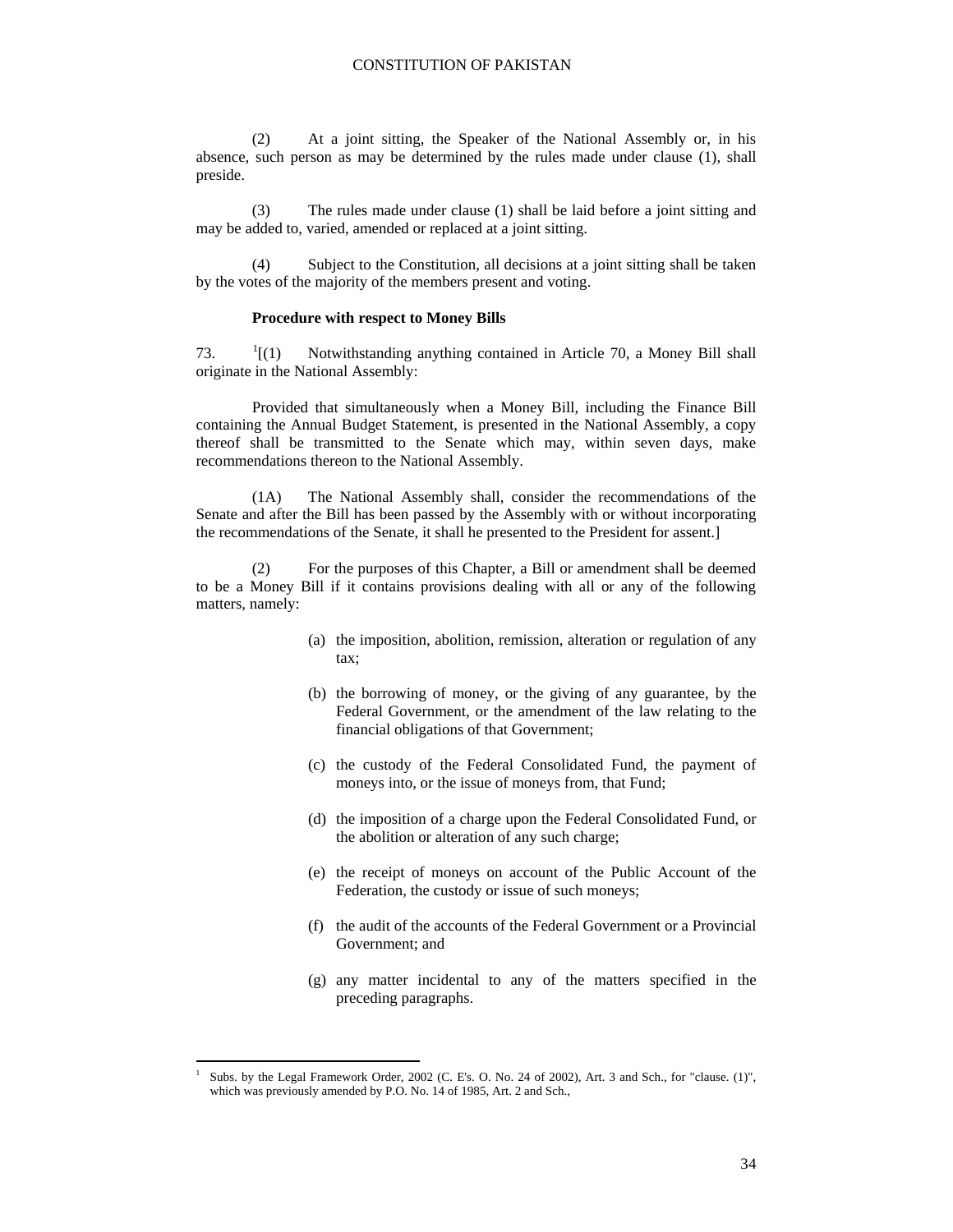(2) At a joint sitting, the Speaker of the National Assembly or, in his absence, such person as may be determined by the rules made under clause (1), shall preside.

(3) The rules made under clause (1) shall be laid before a joint sitting and may be added to, varied, amended or replaced at a joint sitting.

(4) Subject to the Constitution, all decisions at a joint sitting shall be taken by the votes of the majority of the members present and voting.

**Procedure with respect to Money Bills**

73. [1][(1) Notwithstanding anything contained in Article 70, a Money Bill shall originate in the National Assembly:

Provided that simultaneously when a Money Bill, including the Finance Bill containing the Annual Budget Statement, is presented in the National Assembly, a copy thereof shall be transmitted to the Senate which may, within seven days, make recommendations thereon to the National Assembly.

(1A) The National Assembly shall, consider the recommendations of the Senate and after the Bill has been passed by the Assembly with or without incorporating the recommendations of the Senate, it shall he presented to the President for assent.]

(2) For the purposes of this Chapter, a Bill or amendment shall be deemed to be a Money Bill if it contains provisions dealing with all or any of the following matters, namely:

(a) the imposition, abolition, remission, alteration or regulation of any tax;

(b) the borrowing of money, or the giving of any guarantee, by the Federal Government, or the amendment of the law relating to the financial obligations of that Government;

(c) the custody of the Federal Consolidated Fund, the payment of moneys into, or the issue of moneys from, that Fund;

(d) the imposition of a charge upon the Federal Consolidated Fund, or the abolition or alteration of any such charge;

(e) the receipt of moneys on account of the Public Account of the Federation, the custody or issue of such moneys;

(f) the audit of the accounts of the Federal Government or a Provincial Government; and

(g) any matter incidental to any of the matters specified in the preceding paragraphs.

---

[1] Subs. by the Legal Framework Order, 2002 (C. E's. O. No. 24 of 2002), Art. 3 and Sch., for "clause. (1)", which was previously amended by P.O. No. 14 of 1985, Art. 2 and Sch.,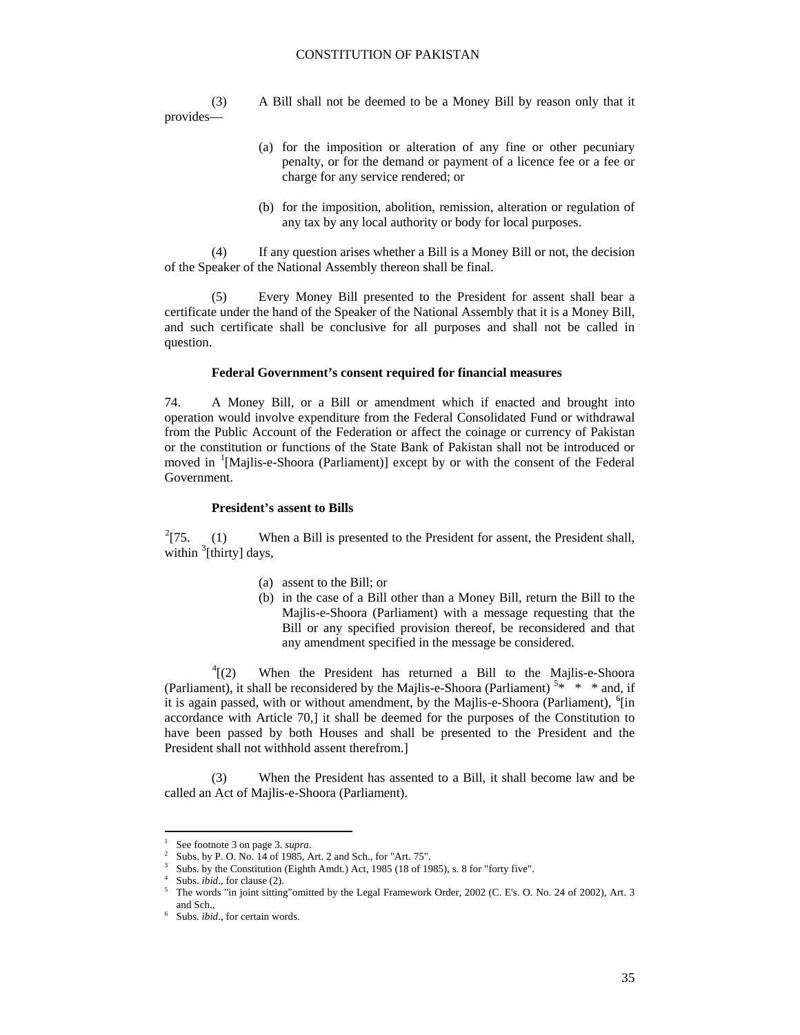(3) A Bill shall not be deemed to be a Money Bill by reason only that it provides—

(a) for the imposition or alteration of any fine or other pecuniary penalty, or for the demand or payment of a licence fee or a fee or charge for any service rendered; or

(b) for the imposition, abolition, remission, alteration or regulation of any tax by any local authority or body for local purposes.

(4) If any question arises whether a Bill is a Money Bill or not, the decision of the Speaker of the National Assembly thereon shall be final.

(5) Every Money Bill presented to the President for assent shall bear a certificate under the hand of the Speaker of the National Assembly that it is a Money Bill, and such certificate shall be conclusive for all purposes and shall not be called in question.

**Federal Government's consent required for financial measures**

74. A Money Bill, or a Bill or amendment which if enacted and brought into operation would involve expenditure from the Federal Consolidated Fund or withdrawal from the Public Account of the Federation or affect the coinage or currency of Pakistan or the constitution or functions of the State Bank of Pakistan shall not be introduced or moved in [1][Majlis-e-Shoora (Parliament)] except by or with the consent of the Federal Government.

**President's assent to Bills**

[2][75. (1) When a Bill is presented to the President for assent, the President shall, within [3][thirty] days,

(a) assent to the Bill; or
(b) in the case of a Bill other than a Money Bill, return the Bill to the Majlis-e-Shoora (Parliament) with a message requesting that the Bill or any specified provision thereof, be reconsidered and that any amendment specified in the message be considered.

[4][(2) When the President has returned a Bill to the Majlis-e-Shoora (Parliament), it shall be reconsidered by the Majlis-e-Shoora (Parliament) [5]* * * and, if it is again passed, with or without amendment, by the Majlis-e-Shoora (Parliament), [6][in accordance with Article 70,] it shall be deemed for the purposes of the Constitution to have been passed by both Houses and shall be presented to the President and the President shall not withhold assent therefrom.]

(3) When the President has assented to a Bill, it shall become law and be called an Act of Majlis-e-Shoora (Parliament).

---

[1] See footnote 3 on page 3. *supra*.
[2] Subs. by P. O. No. 14 of 1985, Art. 2 and Sch., for "Art. 75".
[3] Subs. by the Constitution (Eighth Amdt.) Act, 1985 (18 of 1985), s. 8 for "forty five".
[4] Subs. *ibid*., for clause (2).
[5] The words "in joint sitting"omitted by the Legal Framework Order, 2002 (C. E's. O. No. 24 of 2002), Art. 3 and Sch.,
[6] Subs. *ibid*., for certain words.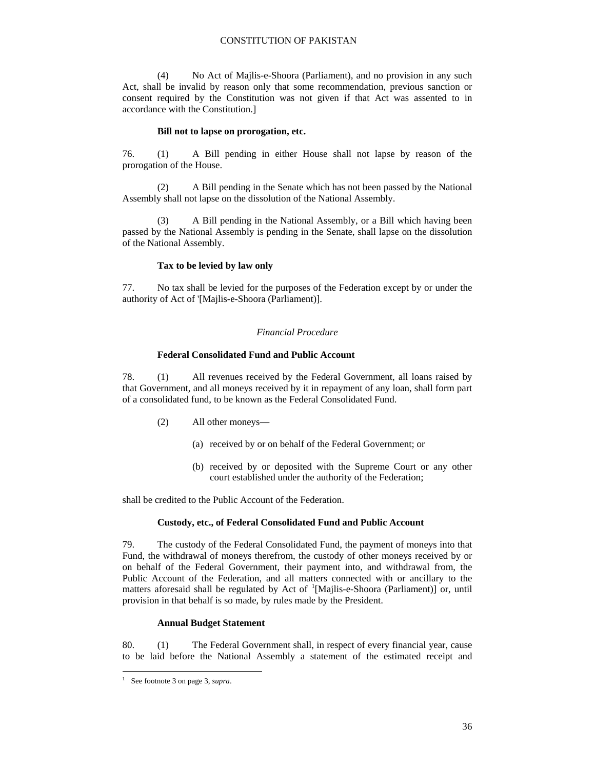(4) No Act of Majlis-e-Shoora (Parliament), and no provision in any such Act, shall be invalid by reason only that some recommendation, previous sanction or consent required by the Constitution was not given if that Act was assented to in accordance with the Constitution.]

**Bill not to lapse on prorogation, etc.**

76. (1) A Bill pending in either House shall not lapse by reason of the prorogation of the House.

(2) A Bill pending in the Senate which has not been passed by the National Assembly shall not lapse on the dissolution of the National Assembly.

(3) A Bill pending in the National Assembly, or a Bill which having been passed by the National Assembly is pending in the Senate, shall lapse on the dissolution of the National Assembly.

**Tax to be levied by law only**

77. No tax shall be levied for the purposes of the Federation except by or under the authority of Act of '[Majlis-e-Shoora (Parliament)].

*Financial Procedure*

**Federal Consolidated Fund and Public Account**

78. (1) All revenues received by the Federal Government, all loans raised by that Government, and all moneys received by it in repayment of any loan, shall form part of a consolidated fund, to be known as the Federal Consolidated Fund.

(2) All other moneys—

(a) received by or on behalf of the Federal Government; or

(b) received by or deposited with the Supreme Court or any other court established under the authority of the Federation;

shall be credited to the Public Account of the Federation.

**Custody, etc., of Federal Consolidated Fund and Public Account**

79. The custody of the Federal Consolidated Fund, the payment of moneys into that Fund, the withdrawal of moneys therefrom, the custody of other moneys received by or on behalf of the Federal Government, their payment into, and withdrawal from, the Public Account of the Federation, and all matters connected with or ancillary to the matters aforesaid shall be regulated by Act of [1][Majlis-e-Shoora (Parliament)] or, until provision in that behalf is so made, by rules made by the President.

**Annual Budget Statement**

80. (1) The Federal Government shall, in respect of every financial year, cause to be laid before the National Assembly a statement of the estimated receipt and

---

[1] See footnote 3 on page 3, *supra*.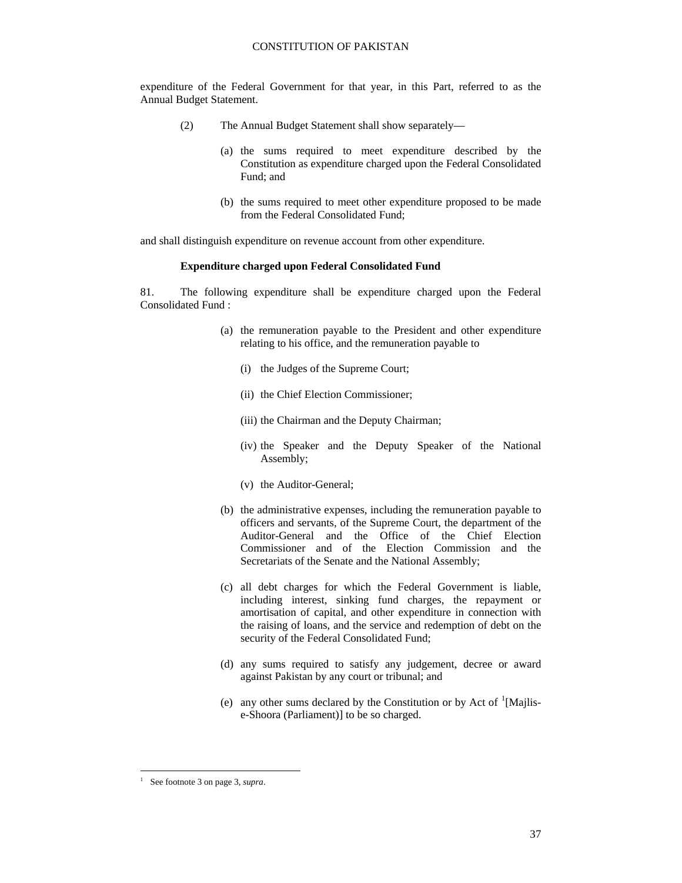expenditure of the Federal Government for that year, in this Part, referred to as the Annual Budget Statement.

(2) The Annual Budget Statement shall show separately—

(a) the sums required to meet expenditure described by the Constitution as expenditure charged upon the Federal Consolidated Fund; and

(b) the sums required to meet other expenditure proposed to be made from the Federal Consolidated Fund;

and shall distinguish expenditure on revenue account from other expenditure.

**Expenditure charged upon Federal Consolidated Fund**

81. The following expenditure shall be expenditure charged upon the Federal Consolidated Fund :

(a) the remuneration payable to the President and other expenditure relating to his office, and the remuneration payable to

(i) the Judges of the Supreme Court;

(ii) the Chief Election Commissioner;

(iii) the Chairman and the Deputy Chairman;

(iv) the Speaker and the Deputy Speaker of the National Assembly;

(v) the Auditor-General;

(b) the administrative expenses, including the remuneration payable to officers and servants, of the Supreme Court, the department of the Auditor-General and the Office of the Chief Election Commissioner and of the Election Commission and the Secretariats of the Senate and the National Assembly;

(c) all debt charges for which the Federal Government is liable, including interest, sinking fund charges, the repayment or amortisation of capital, and other expenditure in connection with the raising of loans, and the service and redemption of debt on the security of the Federal Consolidated Fund;

(d) any sums required to satisfy any judgement, decree or award against Pakistan by any court or tribunal; and

(e) any other sums declared by the Constitution or by Act of [1][Majlis-e-Shoora (Parliament)] to be so charged.

---

[1] See footnote 3 on page 3, *supra*.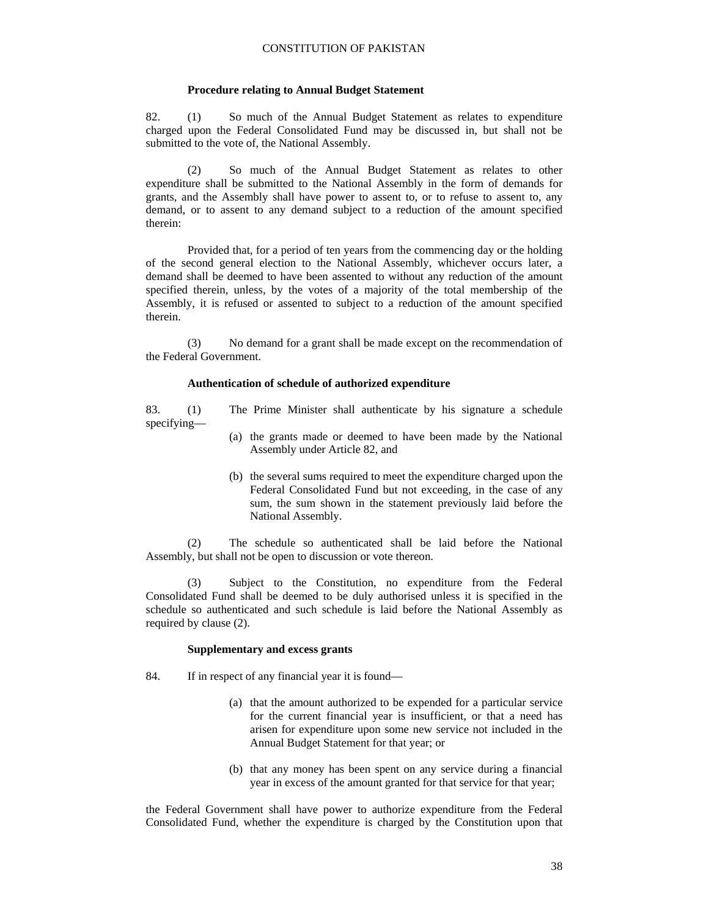### Procedure relating to Annual Budget Statement

82. (1) So much of the Annual Budget Statement as relates to expenditure charged upon the Federal Consolidated Fund may be discussed in, but shall not be submitted to the vote of, the National Assembly.

(2) So much of the Annual Budget Statement as relates to other expenditure shall be submitted to the National Assembly in the form of demands for grants, and the Assembly shall have power to assent to, or to refuse to assent to, any demand, or to assent to any demand subject to a reduction of the amount specified therein:

Provided that, for a period of ten years from the commencing day or the holding of the second general election to the National Assembly, whichever occurs later, a demand shall be deemed to have been assented to without any reduction of the amount specified therein, unless, by the votes of a majority of the total membership of the Assembly, it is refused or assented to subject to a reduction of the amount specified therein.

(3) No demand for a grant shall be made except on the recommendation of the Federal Government.

### Authentication of schedule of authorized expenditure

83. (1) The Prime Minister shall authenticate by his signature a schedule specifying—

(a) the grants made or deemed to have been made by the National Assembly under Article 82, and

(b) the several sums required to meet the expenditure charged upon the Federal Consolidated Fund but not exceeding, in the case of any sum, the sum shown in the statement previously laid before the National Assembly.

(2) The schedule so authenticated shall be laid before the National Assembly, but shall not be open to discussion or vote thereon.

(3) Subject to the Constitution, no expenditure from the Federal Consolidated Fund shall be deemed to be duly authorised unless it is specified in the schedule so authenticated and such schedule is laid before the National Assembly as required by clause (2).

### Supplementary and excess grants

84. If in respect of any financial year it is found—

(a) that the amount authorized to be expended for a particular service for the current financial year is insufficient, or that a need has arisen for expenditure upon some new service not included in the Annual Budget Statement for that year; or

(b) that any money has been spent on any service during a financial year in excess of the amount granted for that service for that year;

the Federal Government shall have power to authorize expenditure from the Federal Consolidated Fund, whether the expenditure is charged by the Constitution upon that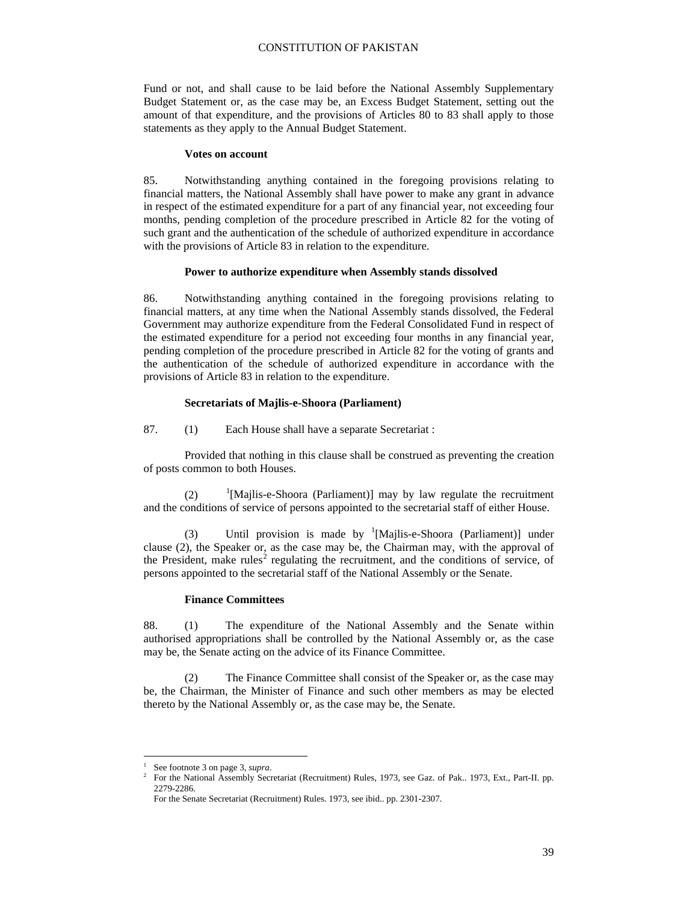Fund or not, and shall cause to be laid before the National Assembly Supplementary Budget Statement or, as the case may be, an Excess Budget Statement, setting out the amount of that expenditure, and the provisions of Articles 80 to 83 shall apply to those statements as they apply to the Annual Budget Statement.

**Votes on account**

85. Notwithstanding anything contained in the foregoing provisions relating to financial matters, the National Assembly shall have power to make any grant in advance in respect of the estimated expenditure for a part of any financial year, not exceeding four months, pending completion of the procedure prescribed in Article 82 for the voting of such grant and the authentication of the schedule of authorized expenditure in accordance with the provisions of Article 83 in relation to the expenditure.

**Power to authorize expenditure when Assembly stands dissolved**

86. Notwithstanding anything contained in the foregoing provisions relating to financial matters, at any time when the National Assembly stands dissolved, the Federal Government may authorize expenditure from the Federal Consolidated Fund in respect of the estimated expenditure for a period not exceeding four months in any financial year, pending completion of the procedure prescribed in Article 82 for the voting of grants and the authentication of the schedule of authorized expenditure in accordance with the provisions of Article 83 in relation to the expenditure.

**Secretariats of Majlis-e-Shoora (Parliament)**

87. (1) Each House shall have a separate Secretariat :

Provided that nothing in this clause shall be construed as preventing the creation of posts common to both Houses.

(2) [1][Majlis-e-Shoora (Parliament)] may by law regulate the recruitment and the conditions of service of persons appointed to the secretarial staff of either House.

(3) Until provision is made by [1][Majlis-e-Shoora (Parliament)] under clause (2), the Speaker or, as the case may be, the Chairman may, with the approval of the President, make rules[2] regulating the recruitment, and the conditions of service, of persons appointed to the secretarial staff of the National Assembly or the Senate.

**Finance Committees**

88. (1) The expenditure of the National Assembly and the Senate within authorised appropriations shall be controlled by the National Assembly or, as the case may be, the Senate acting on the advice of its Finance Committee.

(2) The Finance Committee shall consist of the Speaker or, as the case may be, the Chairman, the Minister of Finance and such other members as may be elected thereto by the National Assembly or, as the case may be, the Senate.

---

[1] See footnote 3 on page 3, *supra*.
[2] For the National Assembly Secretariat (Recruitment) Rules, 1973, see Gaz. of Pak.. 1973, Ext., Part-II. pp. 2279-2286.
For the Senate Secretariat (Recruitment) Rules. 1973, see ibid.. pp. 2301-2307.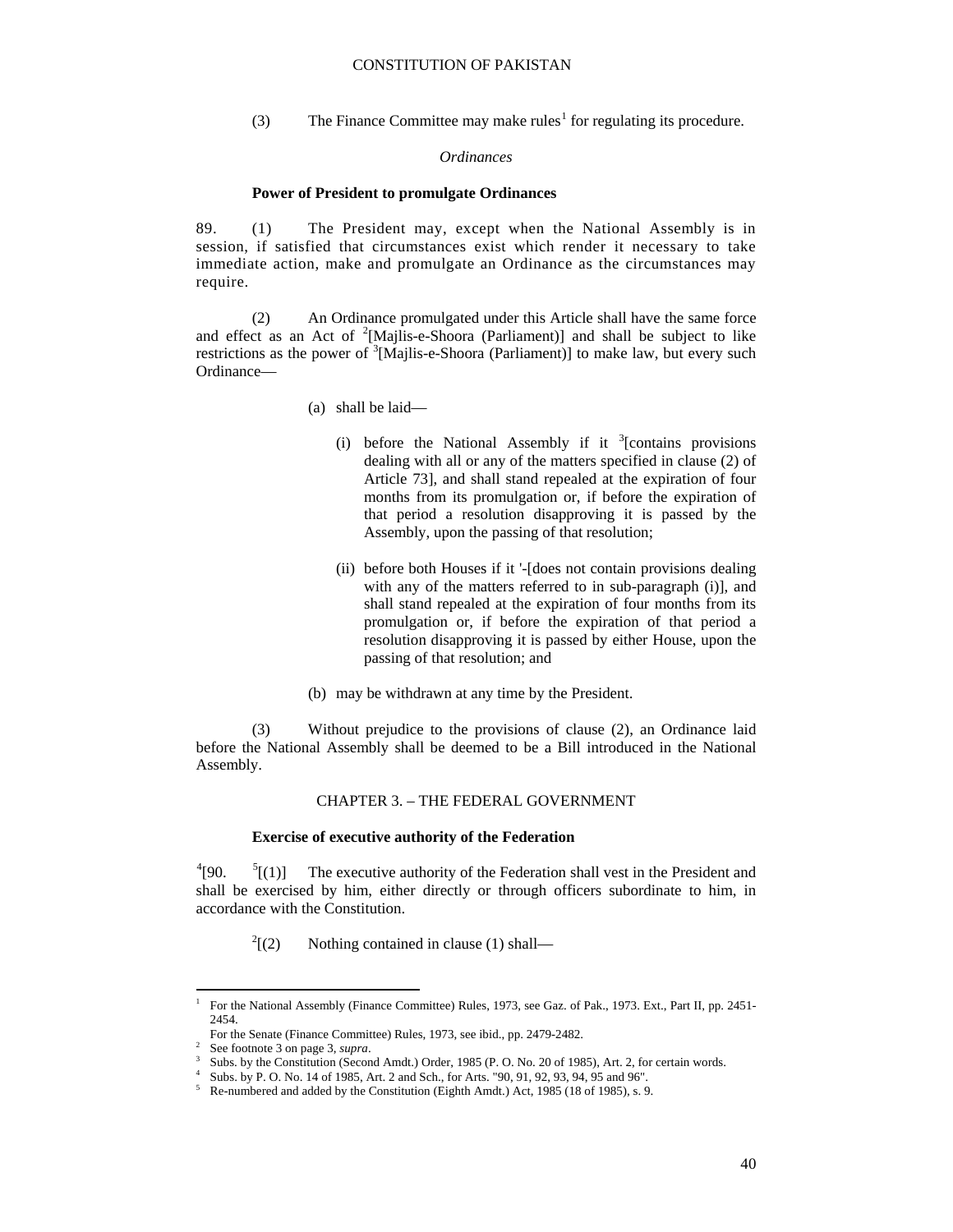(3) The Finance Committee may make rules[1] for regulating its procedure.

*Ordinances*

**Power of President to promulgate Ordinances**

89. (1) The President may, except when the National Assembly is in session, if satisfied that circumstances exist which render it necessary to take immediate action, make and promulgate an Ordinance as the circumstances may require.

(2) An Ordinance promulgated under this Article shall have the same force and effect as an Act of [2][Majlis-e-Shoora (Parliament)] and shall be subject to like restrictions as the power of [3][Majlis-e-Shoora (Parliament)] to make law, but every such Ordinance—

(a) shall be laid—

(i) before the National Assembly if it [3][contains provisions dealing with all or any of the matters specified in clause (2) of Article 73], and shall stand repealed at the expiration of four months from its promulgation or, if before the expiration of that period a resolution disapproving it is passed by the Assembly, upon the passing of that resolution;

(ii) before both Houses if it '-[does not contain provisions dealing with any of the matters referred to in sub-paragraph (i)], and shall stand repealed at the expiration of four months from its promulgation or, if before the expiration of that period a resolution disapproving it is passed by either House, upon the passing of that resolution; and

(b) may be withdrawn at any time by the President.

(3) Without prejudice to the provisions of clause (2), an Ordinance laid before the National Assembly shall be deemed to be a Bill introduced in the National Assembly.

## CHAPTER 3. – THE FEDERAL GOVERNMENT

**Exercise of executive authority of the Federation**

[4][90. [5][(1)] The executive authority of the Federation shall vest in the President and shall be exercised by him, either directly or through officers subordinate to him, in accordance with the Constitution.

[2][(2) Nothing contained in clause (1) shall—

---

[1] For the National Assembly (Finance Committee) Rules, 1973, see Gaz. of Pak., 1973. Ext., Part II, pp. 2451-2454.
For the Senate (Finance Committee) Rules, 1973, see ibid., pp. 2479-2482.

[2] See footnote 3 on page 3, *supra*.

[3] Subs. by the Constitution (Second Amdt.) Order, 1985 (P. O. No. 20 of 1985), Art. 2, for certain words.

[4] Subs. by P. O. No. 14 of 1985, Art. 2 and Sch., for Arts. "90, 91, 92, 93, 94, 95 and 96".

[5] Re-numbered and added by the Constitution (Eighth Amdt.) Act, 1985 (18 of 1985), s. 9.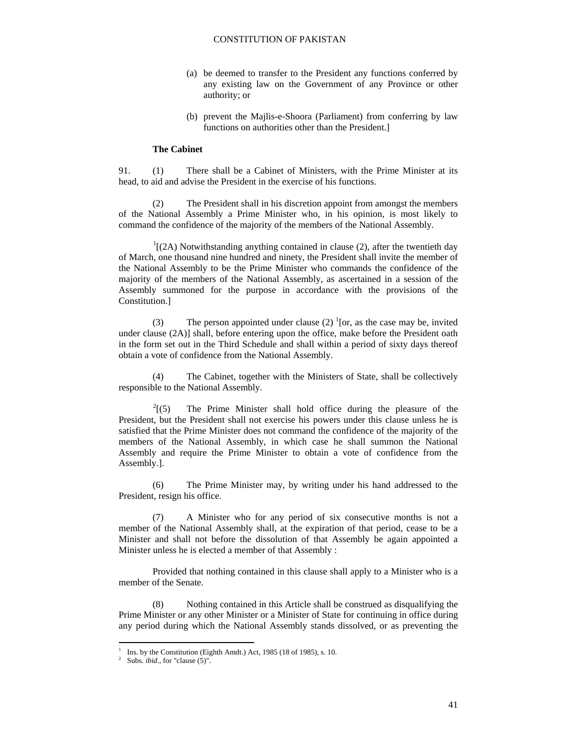(a) be deemed to transfer to the President any functions conferred by any existing law on the Government of any Province or other authority; or

(b) prevent the Majlis-e-Shoora (Parliament) from conferring by law functions on authorities other than the President.]

**The Cabinet**

91. (1) There shall be a Cabinet of Ministers, with the Prime Minister at its head, to aid and advise the President in the exercise of his functions.

(2) The President shall in his discretion appoint from amongst the members of the National Assembly a Prime Minister who, in his opinion, is most likely to command the confidence of the majority of the members of the National Assembly.

[1][(2A) Notwithstanding anything contained in clause (2), after the twentieth day of March, one thousand nine hundred and ninety, the President shall invite the member of the National Assembly to be the Prime Minister who commands the confidence of the majority of the members of the National Assembly, as ascertained in a session of the Assembly summoned for the purpose in accordance with the provisions of the Constitution.]

(3) The person appointed under clause (2) [1][or, as the case may be, invited under clause (2A)] shall, before entering upon the office, make before the President oath in the form set out in the Third Schedule and shall within a period of sixty days thereof obtain a vote of confidence from the National Assembly.

(4) The Cabinet, together with the Ministers of State, shall be collectively responsible to the National Assembly.

[2][(5) The Prime Minister shall hold office during the pleasure of the President, but the President shall not exercise his powers under this clause unless he is satisfied that the Prime Minister does not command the confidence of the majority of the members of the National Assembly, in which case he shall summon the National Assembly and require the Prime Minister to obtain a vote of confidence from the Assembly.].

(6) The Prime Minister may, by writing under his hand addressed to the President, resign his office.

(7) A Minister who for any period of six consecutive months is not a member of the National Assembly shall, at the expiration of that period, cease to be a Minister and shall not before the dissolution of that Assembly be again appointed a Minister unless he is elected a member of that Assembly :

Provided that nothing contained in this clause shall apply to a Minister who is a member of the Senate.

(8) Nothing contained in this Article shall be construed as disqualifying the Prime Minister or any other Minister or a Minister of State for continuing in office during any period during which the National Assembly stands dissolved, or as preventing the

---

[1] Ins. by the Constitution (Eighth Amdt.) Act, 1985 (18 of 1985), s. 10.

[2] Subs. *ibid*., for "clause (5)".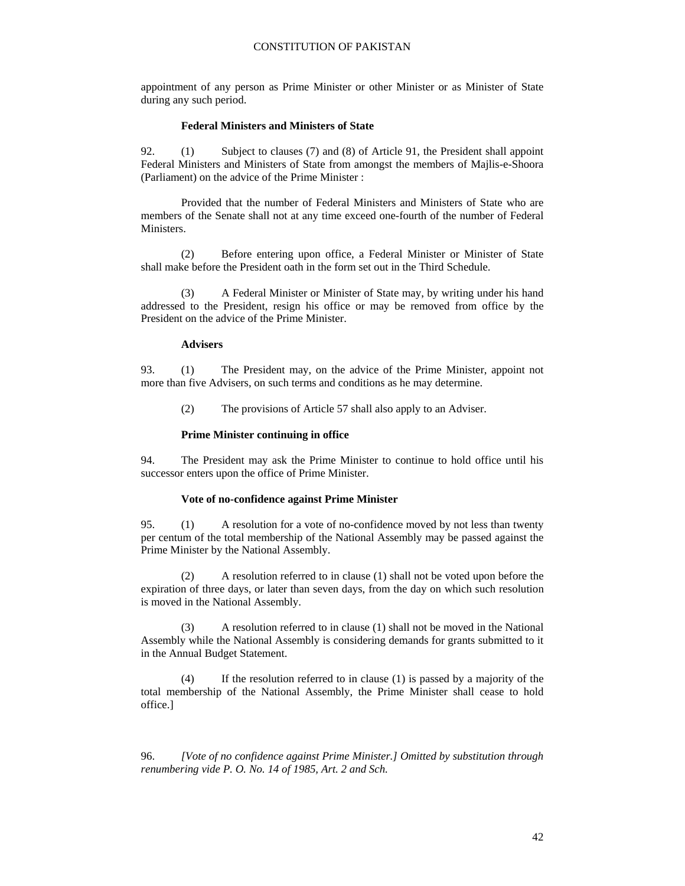appointment of any person as Prime Minister or other Minister or as Minister of State during any such period.

**Federal Ministers and Ministers of State**

92. (1) Subject to clauses (7) and (8) of Article 91, the President shall appoint Federal Ministers and Ministers of State from amongst the members of Majlis-e-Shoora (Parliament) on the advice of the Prime Minister :

Provided that the number of Federal Ministers and Ministers of State who are members of the Senate shall not at any time exceed one-fourth of the number of Federal Ministers.

(2) Before entering upon office, a Federal Minister or Minister of State shall make before the President oath in the form set out in the Third Schedule.

(3) A Federal Minister or Minister of State may, by writing under his hand addressed to the President, resign his office or may be removed from office by the President on the advice of the Prime Minister.

**Advisers**

93. (1) The President may, on the advice of the Prime Minister, appoint not more than five Advisers, on such terms and conditions as he may determine.

(2) The provisions of Article 57 shall also apply to an Adviser.

**Prime Minister continuing in office**

94. The President may ask the Prime Minister to continue to hold office until his successor enters upon the office of Prime Minister.

**Vote of no-confidence against Prime Minister**

95. (1) A resolution for a vote of no-confidence moved by not less than twenty per centum of the total membership of the National Assembly may be passed against the Prime Minister by the National Assembly.

(2) A resolution referred to in clause (1) shall not be voted upon before the expiration of three days, or later than seven days, from the day on which such resolution is moved in the National Assembly.

(3) A resolution referred to in clause (1) shall not be moved in the National Assembly while the National Assembly is considering demands for grants submitted to it in the Annual Budget Statement.

(4) If the resolution referred to in clause (1) is passed by a majority of the total membership of the National Assembly, the Prime Minister shall cease to hold office.]

96. *[Vote of no confidence against Prime Minister.] Omitted by substitution through renumbering vide P. O. No. 14 of 1985, Art. 2 and Sch.*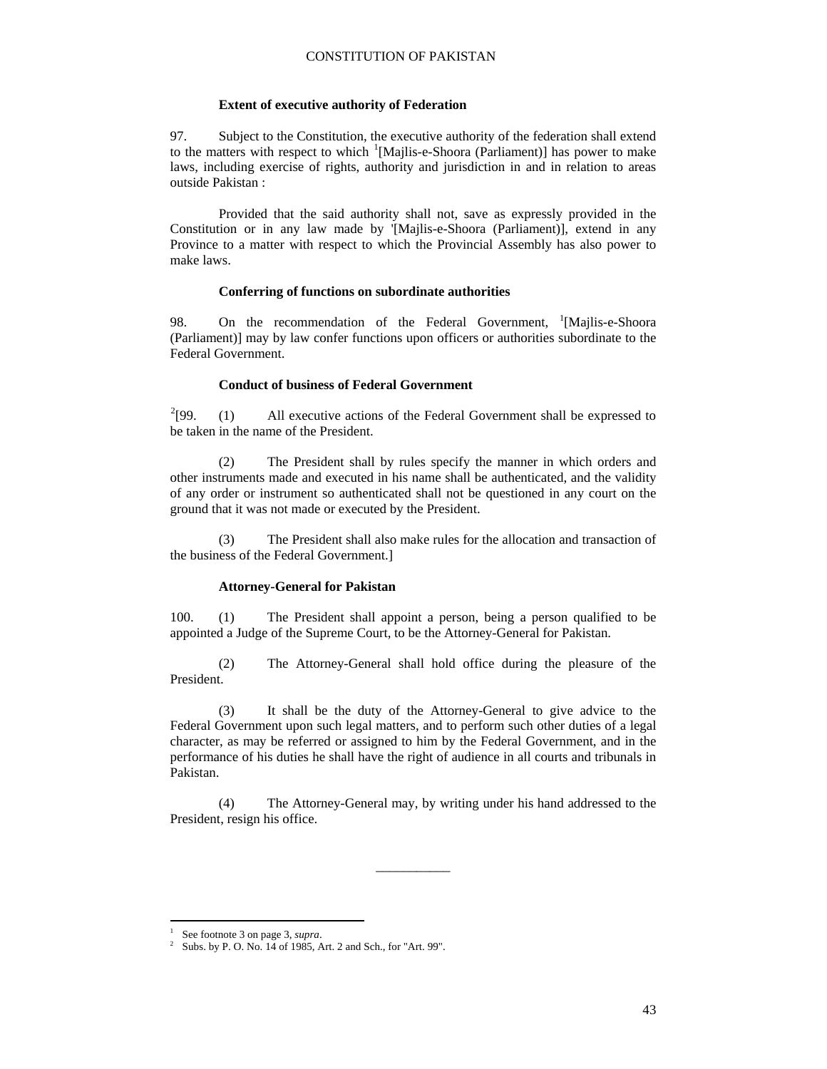### Extent of executive authority of Federation

97. Subject to the Constitution, the executive authority of the federation shall extend to the matters with respect to which [1][Majlis-e-Shoora (Parliament)] has power to make laws, including exercise of rights, authority and jurisdiction in and in relation to areas outside Pakistan :

Provided that the said authority shall not, save as expressly provided in the Constitution or in any law made by '[Majlis-e-Shoora (Parliament)], extend in any Province to a matter with respect to which the Provincial Assembly has also power to make laws.

### Conferring of functions on subordinate authorities

98. On the recommendation of the Federal Government, [1][Majlis-e-Shoora (Parliament)] may by law confer functions upon officers or authorities subordinate to the Federal Government.

### Conduct of business of Federal Government

[2][99. (1) All executive actions of the Federal Government shall be expressed to be taken in the name of the President.

(2) The President shall by rules specify the manner in which orders and other instruments made and executed in his name shall be authenticated, and the validity of any order or instrument so authenticated shall not be questioned in any court on the ground that it was not made or executed by the President.

(3) The President shall also make rules for the allocation and transaction of the business of the Federal Government.]

### Attorney-General for Pakistan

100. (1) The President shall appoint a person, being a person qualified to be appointed a Judge of the Supreme Court, to be the Attorney-General for Pakistan.

(2) The Attorney-General shall hold office during the pleasure of the President.

(3) It shall be the duty of the Attorney-General to give advice to the Federal Government upon such legal matters, and to perform such other duties of a legal character, as may be referred or assigned to him by the Federal Government, and in the performance of his duties he shall have the right of audience in all courts and tribunals in Pakistan.

(4) The Attorney-General may, by writing under his hand addressed to the President, resign his office.

___________

[1] See footnote 3 on page 3, *supra*.

[2] Subs. by P. O. No. 14 of 1985, Art. 2 and Sch., for "Art. 99".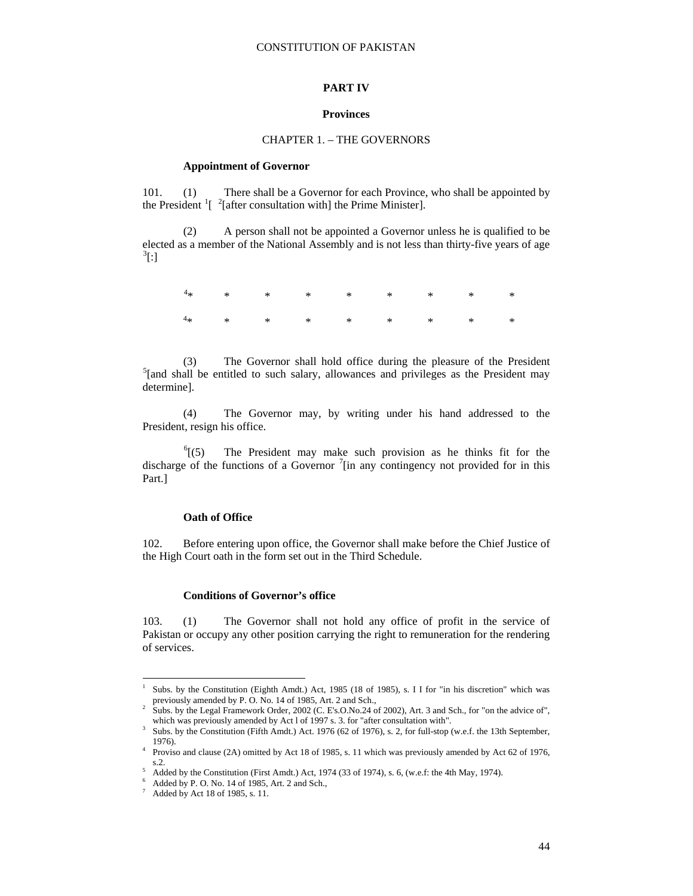# PART IV

## Provinces

### CHAPTER 1. – THE GOVERNORS

**Appointment of Governor**

101. (1) There shall be a Governor for each Province, who shall be appointed by the President [1][ [2][after consultation with] the Prime Minister].

(2) A person shall not be appointed a Governor unless he is qualified to be elected as a member of the National Assembly and is not less than thirty-five years of age [3][:]

[4]* * * * * * * * *

[4]* * * * * * * * *

(3) The Governor shall hold office during the pleasure of the President [5][and shall be entitled to such salary, allowances and privileges as the President may determine].

(4) The Governor may, by writing under his hand addressed to the President, resign his office.

[6][(5) The President may make such provision as he thinks fit for the discharge of the functions of a Governor [7][in any contingency not provided for in this Part.]

**Oath of Office**

102. Before entering upon office, the Governor shall make before the Chief Justice of the High Court oath in the form set out in the Third Schedule.

**Conditions of Governor's office**

103. (1) The Governor shall not hold any office of profit in the service of Pakistan or occupy any other position carrying the right to remuneration for the rendering of services.

---

1 Subs. by the Constitution (Eighth Amdt.) Act, 1985 (18 of 1985), s. I I for "in his discretion" which was previously amended by P. O. No. 14 of 1985, Art. 2 and Sch.,

2 Subs. by the Legal Framework Order, 2002 (C. E's.O.No.24 of 2002), Art. 3 and Sch., for "on the advice of", which was previously amended by Act l of 1997 s. 3. for "after consultation with".

3 Subs. by the Constitution (Fifth Amdt.) Act. 1976 (62 of 1976), s. 2, for full-stop (w.e.f. the 13th September, 1976).

4 Proviso and clause (2A) omitted by Act 18 of 1985, s. 11 which was previously amended by Act 62 of 1976, s.2.

5 Added by the Constitution (First Amdt.) Act, 1974 (33 of 1974), s. 6, (w.e.f: the 4th May, 1974).

6 Added by P. O. No. 14 of 1985, Art. 2 and Sch.,

7 Added by Act 18 of 1985, s. 11.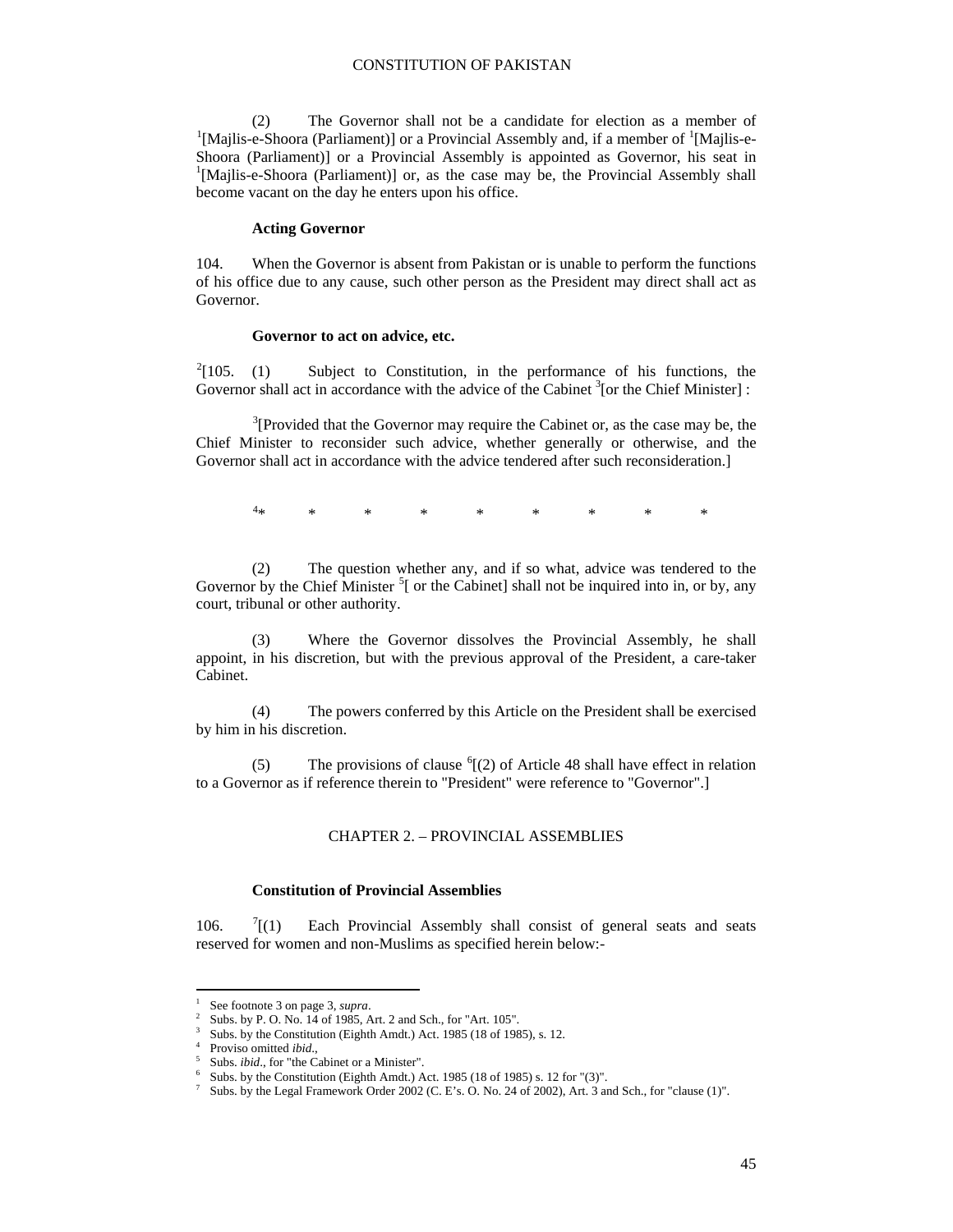(2) The Governor shall not be a candidate for election as a member of [1][Majlis-e-Shoora (Parliament)] or a Provincial Assembly and, if a member of [1][Majlis-e-Shoora (Parliament)] or a Provincial Assembly is appointed as Governor, his seat in [1][Majlis-e-Shoora (Parliament)] or, as the case may be, the Provincial Assembly shall become vacant on the day he enters upon his office.

**Acting Governor**

104. When the Governor is absent from Pakistan or is unable to perform the functions of his office due to any cause, such other person as the President may direct shall act as Governor.

**Governor to act on advice, etc.**

[2][105. (1) Subject to Constitution, in the performance of his functions, the Governor shall act in accordance with the advice of the Cabinet [3][or the Chief Minister] :

[3][Provided that the Governor may require the Cabinet or, as the case may be, the Chief Minister to reconsider such advice, whether generally or otherwise, and the Governor shall act in accordance with the advice tendered after such reconsideration.]

[4]* * * * * * * * *

(2) The question whether any, and if so what, advice was tendered to the Governor by the Chief Minister [5][ or the Cabinet] shall not be inquired into in, or by, any court, tribunal or other authority.

(3) Where the Governor dissolves the Provincial Assembly, he shall appoint, in his discretion, but with the previous approval of the President, a care-taker Cabinet.

(4) The powers conferred by this Article on the President shall be exercised by him in his discretion.

(5) The provisions of clause [6][(2) of Article 48 shall have effect in relation to a Governor as if reference therein to "President" were reference to "Governor".]

## CHAPTER 2. – PROVINCIAL ASSEMBLIES

**Constitution of Provincial Assemblies**

106. [7][(1) Each Provincial Assembly shall consist of general seats and seats reserved for women and non-Muslims as specified herein below:-

---

1 See footnote 3 on page 3, *supra*.
2 Subs. by P. O. No. 14 of 1985, Art. 2 and Sch., for "Art. 105".
3 Subs. by the Constitution (Eighth Amdt.) Act. 1985 (18 of 1985), s. 12.
4 Proviso omitted *ibid*.,
5 Subs. *ibid*., for "the Cabinet or a Minister".
6 Subs. by the Constitution (Eighth Amdt.) Act. 1985 (18 of 1985) s. 12 for "(3)".
7 Subs. by the Legal Framework Order 2002 (C. E's. O. No. 24 of 2002), Art. 3 and Sch., for "clause (1)".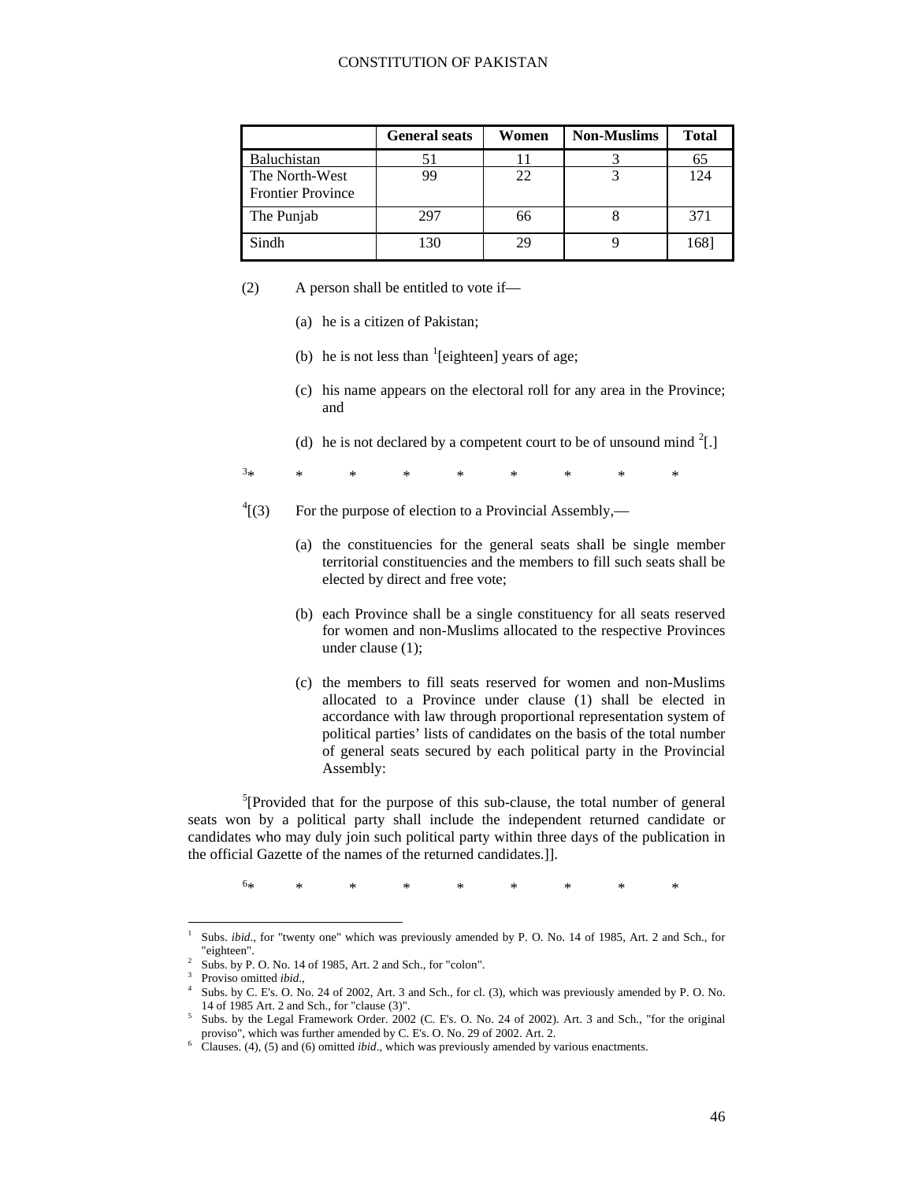| | General seats | Women | Non-Muslims | Total |
|---|---|---|---|---|
| Baluchistan | 51 | 11 | 3 | 65 |
| The North-West Frontier Province | 99 | 22 | 3 | 124 |
| The Punjab | 297 | 66 | 8 | 371 |
| Sindh | 130 | 29 | 9 | 168] |

(2) A person shall be entitled to vote if—

(a) he is a citizen of Pakistan;

(b) he is not less than [1][eighteen] years of age;

(c) his name appears on the electoral roll for any area in the Province; and

(d) he is not declared by a competent court to be of unsound mind [2][.]

[3]* * * * * * * * *

[4][(3) For the purpose of election to a Provincial Assembly,—

(a) the constituencies for the general seats shall be single member territorial constituencies and the members to fill such seats shall be elected by direct and free vote;

(b) each Province shall be a single constituency for all seats reserved for women and non-Muslims allocated to the respective Provinces under clause (1);

(c) the members to fill seats reserved for women and non-Muslims allocated to a Province under clause (1) shall be elected in accordance with law through proportional representation system of political parties' lists of candidates on the basis of the total number of general seats secured by each political party in the Provincial Assembly:

[5][Provided that for the purpose of this sub-clause, the total number of general seats won by a political party shall include the independent returned candidate or candidates who may duly join such political party within three days of the publication in the official Gazette of the names of the returned candidates.]].

[6]* * * * * * * * *

---

1 Subs. *ibid*., for "twenty one" which was previously amended by P. O. No. 14 of 1985, Art. 2 and Sch., for "eighteen".

2 Subs. by P. O. No. 14 of 1985, Art. 2 and Sch., for "colon".

3 Proviso omitted *ibid*.,

4 Subs. by C. E's. O. No. 24 of 2002, Art. 3 and Sch., for cl. (3), which was previously amended by P. O. No. 14 of 1985 Art. 2 and Sch., for "clause (3)".

5 Subs. by the Legal Framework Order. 2002 (C. E's. O. No. 24 of 2002). Art. 3 and Sch., "for the original proviso", which was further amended by C. E's. O. No. 29 of 2002. Art. 2.

6 Clauses. (4), (5) and (6) omitted *ibid*., which was previously amended by various enactments.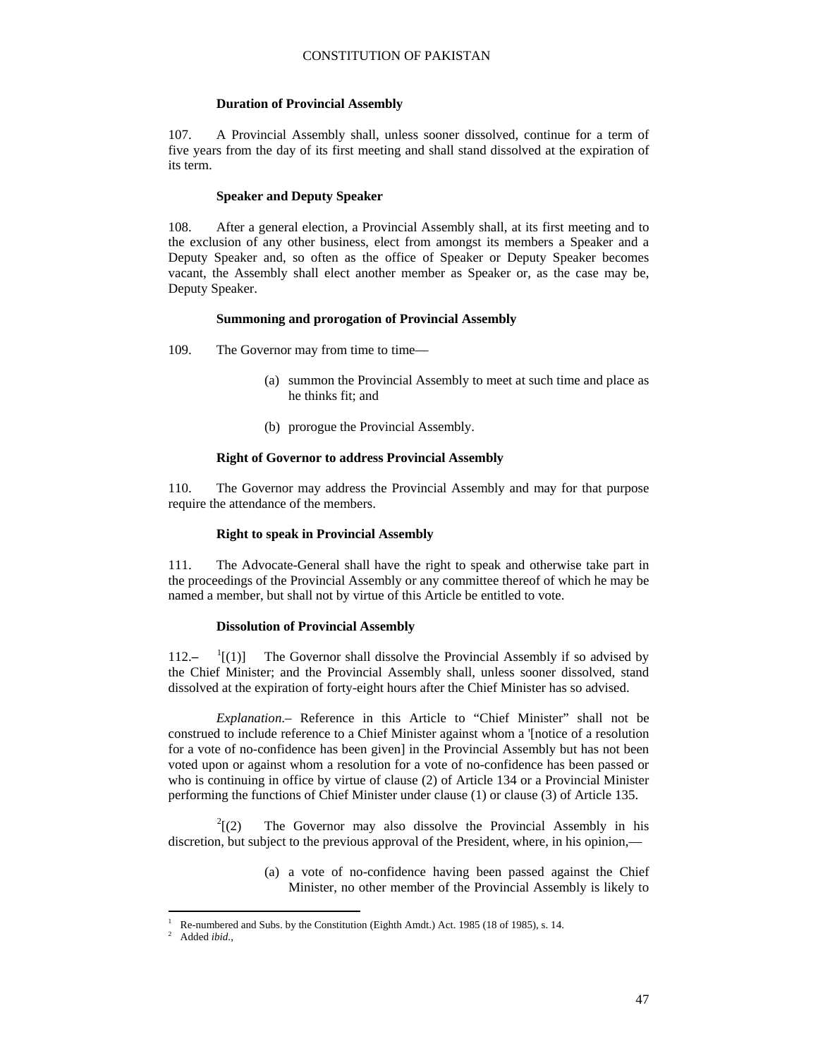### Duration of Provincial Assembly

107. A Provincial Assembly shall, unless sooner dissolved, continue for a term of five years from the day of its first meeting and shall stand dissolved at the expiration of its term.

### Speaker and Deputy Speaker

108. After a general election, a Provincial Assembly shall, at its first meeting and to the exclusion of any other business, elect from amongst its members a Speaker and a Deputy Speaker and, so often as the office of Speaker or Deputy Speaker becomes vacant, the Assembly shall elect another member as Speaker or, as the case may be, Deputy Speaker.

### Summoning and prorogation of Provincial Assembly

109. The Governor may from time to time—

(a) summon the Provincial Assembly to meet at such time and place as he thinks fit; and

(b) prorogue the Provincial Assembly.

### Right of Governor to address Provincial Assembly

110. The Governor may address the Provincial Assembly and may for that purpose require the attendance of the members.

### Right to speak in Provincial Assembly

111. The Advocate-General shall have the right to speak and otherwise take part in the proceedings of the Provincial Assembly or any committee thereof of which he may be named a member, but shall not by virtue of this Article be entitled to vote.

### Dissolution of Provincial Assembly

112.– [1][(1)] The Governor shall dissolve the Provincial Assembly if so advised by the Chief Minister; and the Provincial Assembly shall, unless sooner dissolved, stand dissolved at the expiration of forty-eight hours after the Chief Minister has so advised.

*Explanation*.– Reference in this Article to "Chief Minister" shall not be construed to include reference to a Chief Minister against whom a '[notice of a resolution for a vote of no-confidence has been given] in the Provincial Assembly but has not been voted upon or against whom a resolution for a vote of no-confidence has been passed or who is continuing in office by virtue of clause (2) of Article 134 or a Provincial Minister performing the functions of Chief Minister under clause (1) or clause (3) of Article 135.

[2][(2) The Governor may also dissolve the Provincial Assembly in his discretion, but subject to the previous approval of the President, where, in his opinion,—

(a) a vote of no-confidence having been passed against the Chief Minister, no other member of the Provincial Assembly is likely to

---

[1] Re-numbered and Subs. by the Constitution (Eighth Amdt.) Act. 1985 (18 of 1985), s. 14.

[2] Added *ibid*.,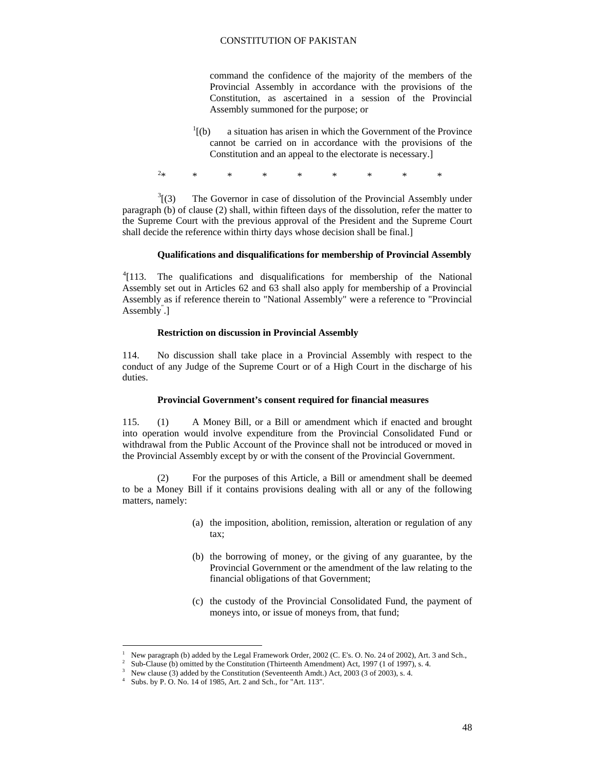command the confidence of the majority of the members of the Provincial Assembly in accordance with the provisions of the Constitution, as ascertained in a session of the Provincial Assembly summoned for the purpose; or

[1][(b) a situation has arisen in which the Government of the Province cannot be carried on in accordance with the provisions of the Constitution and an appeal to the electorate is necessary.]

[2]* * * * * * * * *

[3][(3) The Governor in case of dissolution of the Provincial Assembly under paragraph (b) of clause (2) shall, within fifteen days of the dissolution, refer the matter to the Supreme Court with the previous approval of the President and the Supreme Court shall decide the reference within thirty days whose decision shall be final.]

**Qualifications and disqualifications for membership of Provincial Assembly**

[4][113. The qualifications and disqualifications for membership of the National Assembly set out in Articles 62 and 63 shall also apply for membership of a Provincial Assembly as if reference therein to "National Assembly" were a reference to "Provincial Assembly".]

**Restriction on discussion in Provincial Assembly**

114. No discussion shall take place in a Provincial Assembly with respect to the conduct of any Judge of the Supreme Court or of a High Court in the discharge of his duties.

**Provincial Government's consent required for financial measures**

115. (1) A Money Bill, or a Bill or amendment which if enacted and brought into operation would involve expenditure from the Provincial Consolidated Fund or withdrawal from the Public Account of the Province shall not be introduced or moved in the Provincial Assembly except by or with the consent of the Provincial Government.

(2) For the purposes of this Article, a Bill or amendment shall be deemed to be a Money Bill if it contains provisions dealing with all or any of the following matters, namely:

(a) the imposition, abolition, remission, alteration or regulation of any tax;

(b) the borrowing of money, or the giving of any guarantee, by the Provincial Government or the amendment of the law relating to the financial obligations of that Government;

(c) the custody of the Provincial Consolidated Fund, the payment of moneys into, or issue of moneys from, that fund;

---

1 New paragraph (b) added by the Legal Framework Order, 2002 (C. E's. O. No. 24 of 2002), Art. 3 and Sch.,
2 Sub-Clause (b) omitted by the Constitution (Thirteenth Amendment) Act, 1997 (1 of 1997), s. 4.
3 New clause (3) added by the Constitution (Seventeenth Amdt.) Act, 2003 (3 of 2003), s. 4.
4 Subs. by P. O. No. 14 of 1985, Art. 2 and Sch., for "Art. 113".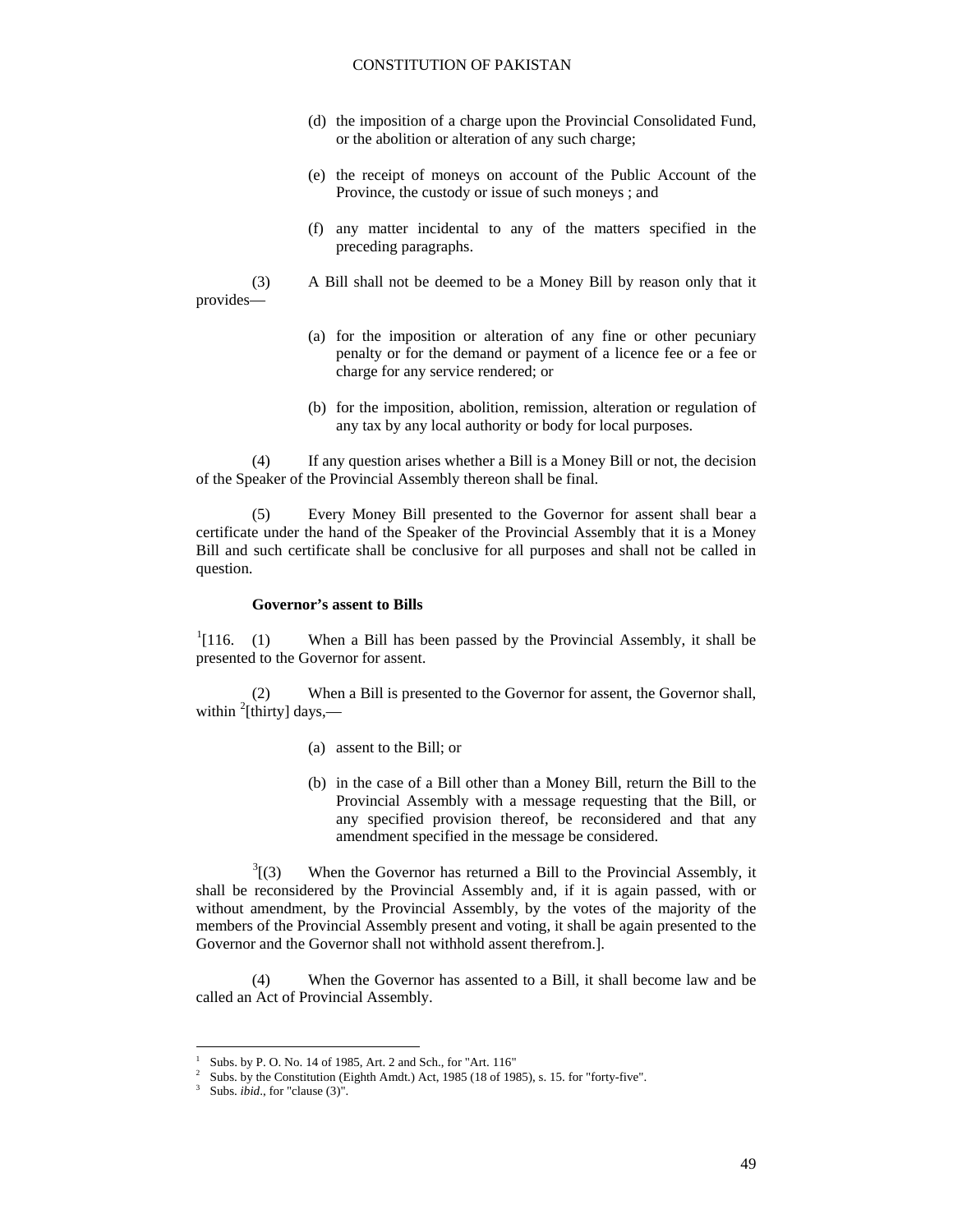(d) the imposition of a charge upon the Provincial Consolidated Fund, or the abolition or alteration of any such charge;

(e) the receipt of moneys on account of the Public Account of the Province, the custody or issue of such moneys ; and

(f) any matter incidental to any of the matters specified in the preceding paragraphs.

(3) A Bill shall not be deemed to be a Money Bill by reason only that it provides—

(a) for the imposition or alteration of any fine or other pecuniary penalty or for the demand or payment of a licence fee or a fee or charge for any service rendered; or

(b) for the imposition, abolition, remission, alteration or regulation of any tax by any local authority or body for local purposes.

(4) If any question arises whether a Bill is a Money Bill or not, the decision of the Speaker of the Provincial Assembly thereon shall be final.

(5) Every Money Bill presented to the Governor for assent shall bear a certificate under the hand of the Speaker of the Provincial Assembly that it is a Money Bill and such certificate shall be conclusive for all purposes and shall not be called in question.

**Governor's assent to Bills**

[1][116. (1) When a Bill has been passed by the Provincial Assembly, it shall be presented to the Governor for assent.

(2) When a Bill is presented to the Governor for assent, the Governor shall, within [2][thirty] days,—

(a) assent to the Bill; or

(b) in the case of a Bill other than a Money Bill, return the Bill to the Provincial Assembly with a message requesting that the Bill, or any specified provision thereof, be reconsidered and that any amendment specified in the message be considered.

[3][(3) When the Governor has returned a Bill to the Provincial Assembly, it shall be reconsidered by the Provincial Assembly and, if it is again passed, with or without amendment, by the Provincial Assembly, by the votes of the majority of the members of the Provincial Assembly present and voting, it shall be again presented to the Governor and the Governor shall not withhold assent therefrom.].

(4) When the Governor has assented to a Bill, it shall become law and be called an Act of Provincial Assembly.

---

[1] Subs. by P. O. No. 14 of 1985, Art. 2 and Sch., for "Art. 116"

[2] Subs. by the Constitution (Eighth Amdt.) Act, 1985 (18 of 1985), s. 15. for "forty-five".

[3] Subs. *ibid*., for "clause (3)".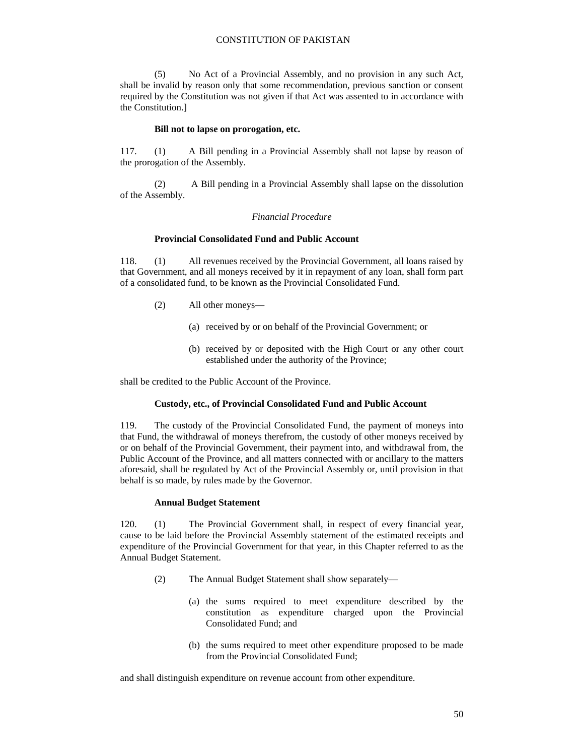(5) No Act of a Provincial Assembly, and no provision in any such Act, shall be invalid by reason only that some recommendation, previous sanction or consent required by the Constitution was not given if that Act was assented to in accordance with the Constitution.]

**Bill not to lapse on prorogation, etc.**

117. (1) A Bill pending in a Provincial Assembly shall not lapse by reason of the prorogation of the Assembly.

(2) A Bill pending in a Provincial Assembly shall lapse on the dissolution of the Assembly.

*Financial Procedure*

**Provincial Consolidated Fund and Public Account**

118. (1) All revenues received by the Provincial Government, all loans raised by that Government, and all moneys received by it in repayment of any loan, shall form part of a consolidated fund, to be known as the Provincial Consolidated Fund.

(2) All other moneys—

(a) received by or on behalf of the Provincial Government; or

(b) received by or deposited with the High Court or any other court established under the authority of the Province;

shall be credited to the Public Account of the Province.

**Custody, etc., of Provincial Consolidated Fund and Public Account**

119. The custody of the Provincial Consolidated Fund, the payment of moneys into that Fund, the withdrawal of moneys therefrom, the custody of other moneys received by or on behalf of the Provincial Government, their payment into, and withdrawal from, the Public Account of the Province, and all matters connected with or ancillary to the matters aforesaid, shall be regulated by Act of the Provincial Assembly or, until provision in that behalf is so made, by rules made by the Governor.

**Annual Budget Statement**

120. (1) The Provincial Government shall, in respect of every financial year, cause to be laid before the Provincial Assembly statement of the estimated receipts and expenditure of the Provincial Government for that year, in this Chapter referred to as the Annual Budget Statement.

(2) The Annual Budget Statement shall show separately—

(a) the sums required to meet expenditure described by the constitution as expenditure charged upon the Provincial Consolidated Fund; and

(b) the sums required to meet other expenditure proposed to be made from the Provincial Consolidated Fund;

and shall distinguish expenditure on revenue account from other expenditure.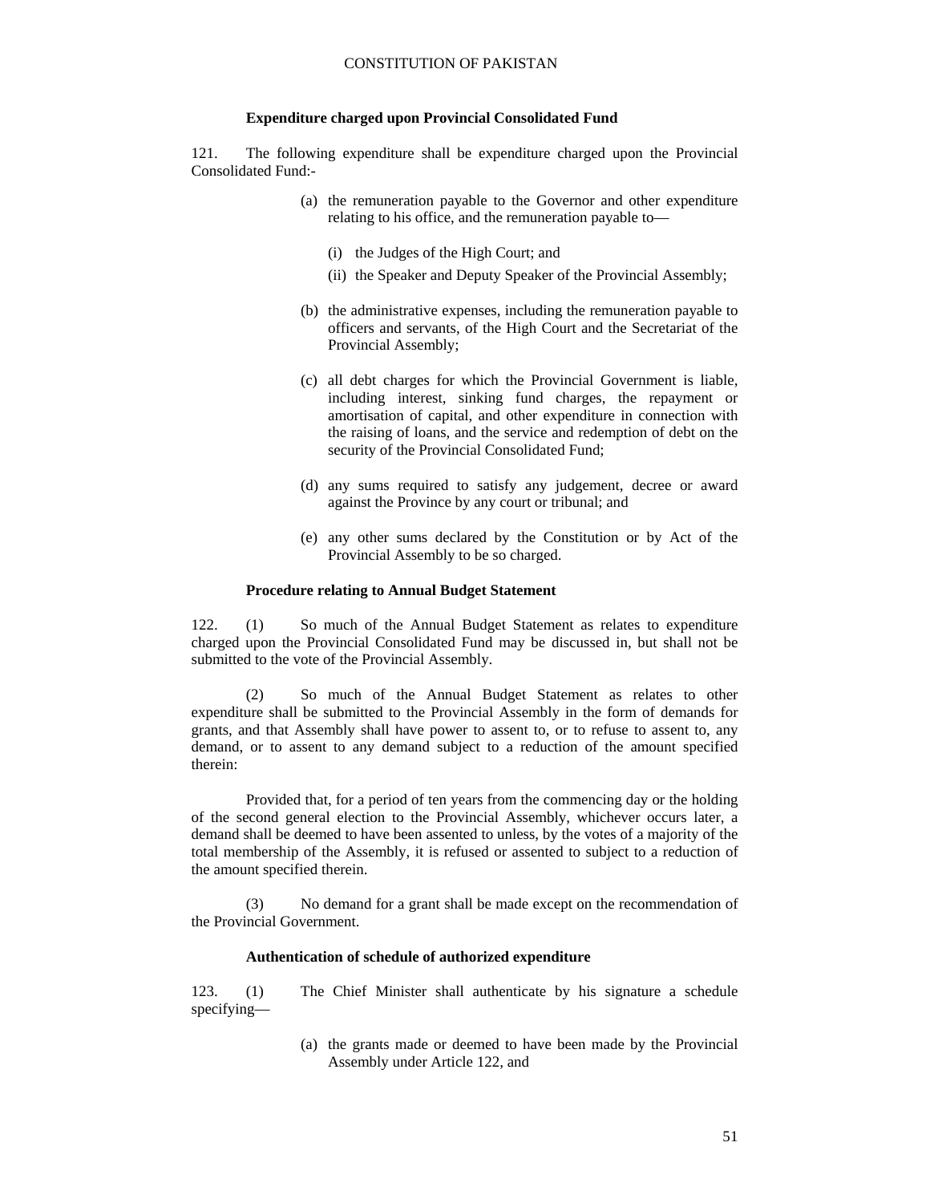### Expenditure charged upon Provincial Consolidated Fund

121. The following expenditure shall be expenditure charged upon the Provincial Consolidated Fund:-

(a) the remuneration payable to the Governor and other expenditure relating to his office, and the remuneration payable to—

(i) the Judges of the High Court; and

(ii) the Speaker and Deputy Speaker of the Provincial Assembly;

(b) the administrative expenses, including the remuneration payable to officers and servants, of the High Court and the Secretariat of the Provincial Assembly;

(c) all debt charges for which the Provincial Government is liable, including interest, sinking fund charges, the repayment or amortisation of capital, and other expenditure in connection with the raising of loans, and the service and redemption of debt on the security of the Provincial Consolidated Fund;

(d) any sums required to satisfy any judgement, decree or award against the Province by any court or tribunal; and

(e) any other sums declared by the Constitution or by Act of the Provincial Assembly to be so charged.

### Procedure relating to Annual Budget Statement

122. (1) So much of the Annual Budget Statement as relates to expenditure charged upon the Provincial Consolidated Fund may be discussed in, but shall not be submitted to the vote of the Provincial Assembly.

(2) So much of the Annual Budget Statement as relates to other expenditure shall be submitted to the Provincial Assembly in the form of demands for grants, and that Assembly shall have power to assent to, or to refuse to assent to, any demand, or to assent to any demand subject to a reduction of the amount specified therein:

Provided that, for a period of ten years from the commencing day or the holding of the second general election to the Provincial Assembly, whichever occurs later, a demand shall be deemed to have been assented to unless, by the votes of a majority of the total membership of the Assembly, it is refused or assented to subject to a reduction of the amount specified therein.

(3) No demand for a grant shall be made except on the recommendation of the Provincial Government.

### Authentication of schedule of authorized expenditure

123. (1) The Chief Minister shall authenticate by his signature a schedule specifying—

(a) the grants made or deemed to have been made by the Provincial Assembly under Article 122, and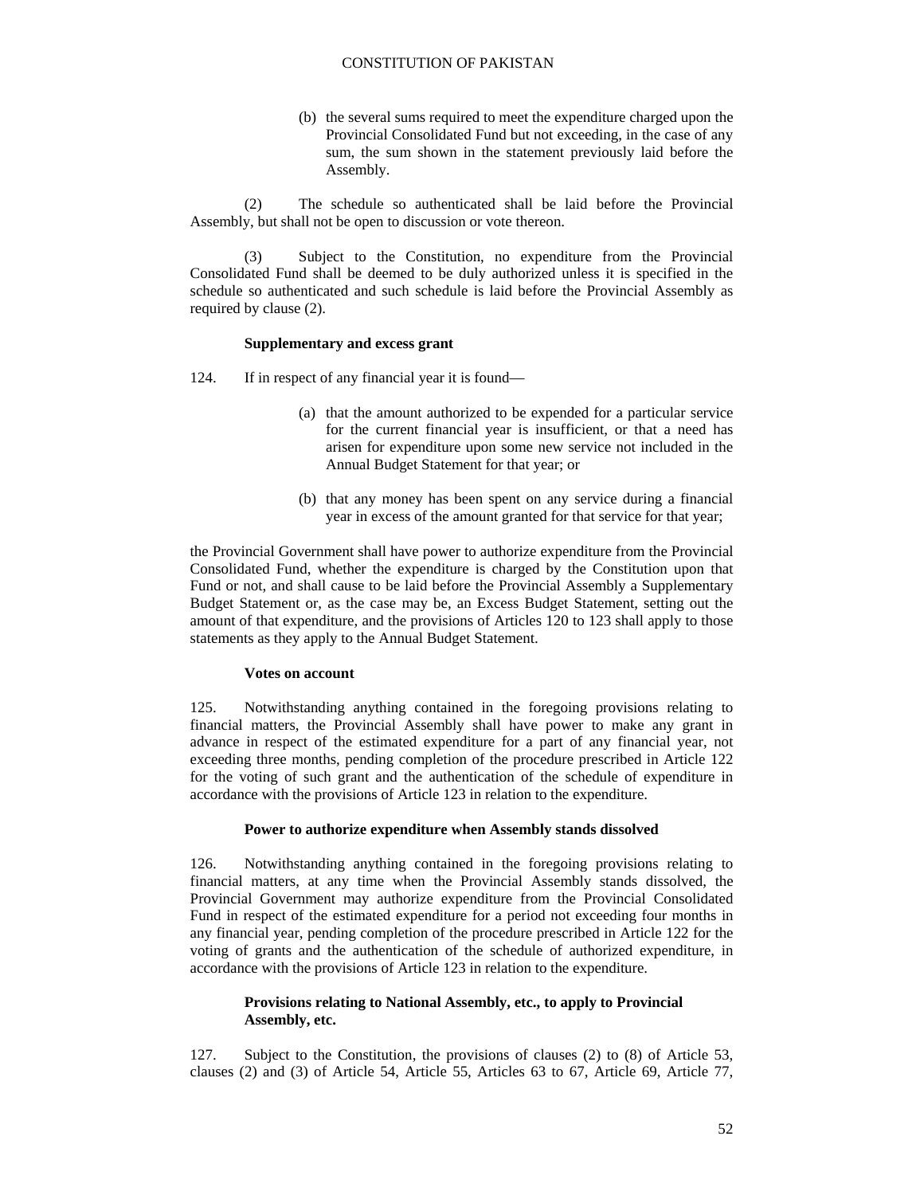(b) the several sums required to meet the expenditure charged upon the Provincial Consolidated Fund but not exceeding, in the case of any sum, the sum shown in the statement previously laid before the Assembly.

(2) The schedule so authenticated shall be laid before the Provincial Assembly, but shall not be open to discussion or vote thereon.

(3) Subject to the Constitution, no expenditure from the Provincial Consolidated Fund shall be deemed to be duly authorized unless it is specified in the schedule so authenticated and such schedule is laid before the Provincial Assembly as required by clause (2).

**Supplementary and excess grant**

124. If in respect of any financial year it is found—

(a) that the amount authorized to be expended for a particular service for the current financial year is insufficient, or that a need has arisen for expenditure upon some new service not included in the Annual Budget Statement for that year; or

(b) that any money has been spent on any service during a financial year in excess of the amount granted for that service for that year;

the Provincial Government shall have power to authorize expenditure from the Provincial Consolidated Fund, whether the expenditure is charged by the Constitution upon that Fund or not, and shall cause to be laid before the Provincial Assembly a Supplementary Budget Statement or, as the case may be, an Excess Budget Statement, setting out the amount of that expenditure, and the provisions of Articles 120 to 123 shall apply to those statements as they apply to the Annual Budget Statement.

**Votes on account**

125. Notwithstanding anything contained in the foregoing provisions relating to financial matters, the Provincial Assembly shall have power to make any grant in advance in respect of the estimated expenditure for a part of any financial year, not exceeding three months, pending completion of the procedure prescribed in Article 122 for the voting of such grant and the authentication of the schedule of expenditure in accordance with the provisions of Article 123 in relation to the expenditure.

**Power to authorize expenditure when Assembly stands dissolved**

126. Notwithstanding anything contained in the foregoing provisions relating to financial matters, at any time when the Provincial Assembly stands dissolved, the Provincial Government may authorize expenditure from the Provincial Consolidated Fund in respect of the estimated expenditure for a period not exceeding four months in any financial year, pending completion of the procedure prescribed in Article 122 for the voting of grants and the authentication of the schedule of authorized expenditure, in accordance with the provisions of Article 123 in relation to the expenditure.

**Provisions relating to National Assembly, etc., to apply to Provincial Assembly, etc.**

127. Subject to the Constitution, the provisions of clauses (2) to (8) of Article 53, clauses (2) and (3) of Article 54, Article 55, Articles 63 to 67, Article 69, Article 77,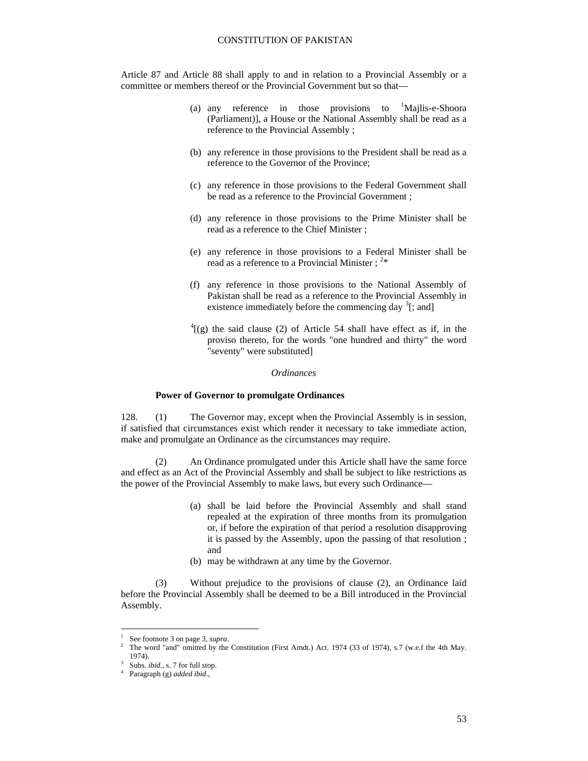Article 87 and Article 88 shall apply to and in relation to a Provincial Assembly or a committee or members thereof or the Provincial Government but so that—

(a) any reference in those provisions to [1]Majlis-e-Shoora (Parliament)], a House or the National Assembly shall be read as a reference to the Provincial Assembly ;

(b) any reference in those provisions to the President shall be read as a reference to the Governor of the Province;

(c) any reference in those provisions to the Federal Government shall be read as a reference to the Provincial Government ;

(d) any reference in those provisions to the Prime Minister shall be read as a reference to the Chief Minister ;

(e) any reference in those provisions to a Federal Minister shall be read as a reference to a Provincial Minister ; [2]*

(f) any reference in those provisions to the National Assembly of Pakistan shall be read as a reference to the Provincial Assembly in existence immediately before the commencing day [3][; and]

[4][(g) the said clause (2) of Article 54 shall have effect as if, in the proviso thereto, for the words "one hundred and thirty" the word "seventy" were substituted]

*Ordinances*

**Power of Governor to promulgate Ordinances**

128. (1) The Governor may, except when the Provincial Assembly is in session, if satisfied that circumstances exist which render it necessary to take immediate action, make and promulgate an Ordinance as the circumstances may require.

(2) An Ordinance promulgated under this Article shall have the same force and effect as an Act of the Provincial Assembly and shall be subject to like restrictions as the power of the Provincial Assembly to make laws, but every such Ordinance—

(a) shall be laid before the Provincial Assembly and shall stand repealed at the expiration of three months from its promulgation or, if before the expiration of that period a resolution disapproving it is passed by the Assembly, upon the passing of that resolution ; and

(b) may be withdrawn at any time by the Governor.

(3) Without prejudice to the provisions of clause (2), an Ordinance laid before the Provincial Assembly shall be deemed to be a Bill introduced in the Provincial Assembly.

---

[1] See footnote 3 on page 3, *supra*.

[2] The word "and" omitted by the Constitution (First Amdt.) Act. 1974 (33 of 1974), s.7 (w.e.f the 4th May. 1974).

[3] Subs. *ibid*., s. 7 for full stop.

[4] Paragraph (g) *added ibid*.,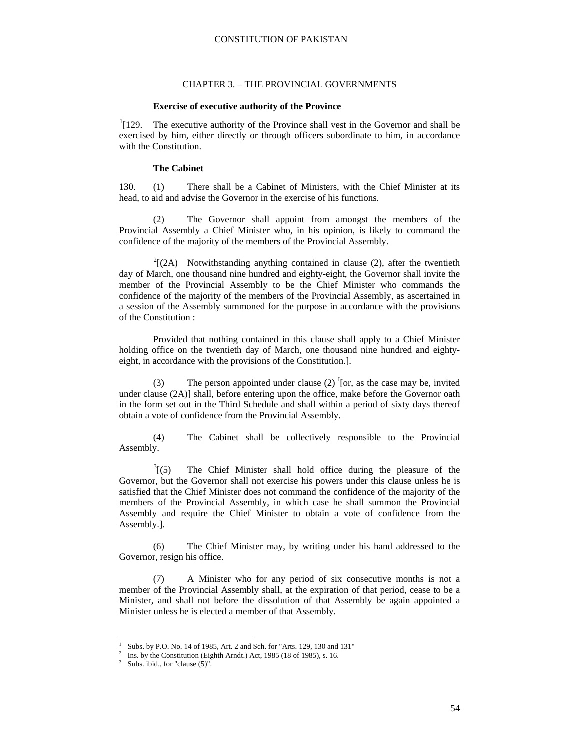## CHAPTER 3. – THE PROVINCIAL GOVERNMENTS

**Exercise of executive authority of the Province**

[1][129. The executive authority of the Province shall vest in the Governor and shall be exercised by him, either directly or through officers subordinate to him, in accordance with the Constitution.

**The Cabinet**

130. (1) There shall be a Cabinet of Ministers, with the Chief Minister at its head, to aid and advise the Governor in the exercise of his functions.

(2) The Governor shall appoint from amongst the members of the Provincial Assembly a Chief Minister who, in his opinion, is likely to command the confidence of the majority of the members of the Provincial Assembly.

[2][(2A) Notwithstanding anything contained in clause (2), after the twentieth day of March, one thousand nine hundred and eighty-eight, the Governor shall invite the member of the Provincial Assembly to be the Chief Minister who commands the confidence of the majority of the members of the Provincial Assembly, as ascertained in a session of the Assembly summoned for the purpose in accordance with the provisions of the Constitution :

Provided that nothing contained in this clause shall apply to a Chief Minister holding office on the twentieth day of March, one thousand nine hundred and eighty-eight, in accordance with the provisions of the Constitution.].

(3) The person appointed under clause (2) [1][or, as the case may be, invited under clause (2A)] shall, before entering upon the office, make before the Governor oath in the form set out in the Third Schedule and shall within a period of sixty days thereof obtain a vote of confidence from the Provincial Assembly.

(4) The Cabinet shall be collectively responsible to the Provincial Assembly.

[3][(5) The Chief Minister shall hold office during the pleasure of the Governor, but the Governor shall not exercise his powers under this clause unless he is satisfied that the Chief Minister does not command the confidence of the majority of the members of the Provincial Assembly, in which case he shall summon the Provincial Assembly and require the Chief Minister to obtain a vote of confidence from the Assembly.].

(6) The Chief Minister may, by writing under his hand addressed to the Governor, resign his office.

(7) A Minister who for any period of six consecutive months is not a member of the Provincial Assembly shall, at the expiration of that period, cease to be a Minister, and shall not before the dissolution of that Assembly be again appointed a Minister unless he is elected a member of that Assembly.

---

[1] Subs. by P.O. No. 14 of 1985, Art. 2 and Sch. for "Arts. 129, 130 and 131"
[2] Ins. by the Constitution (Eighth Arndt.) Act, 1985 (18 of 1985), s. 16.
[3] Subs. ibid., for "clause (5)".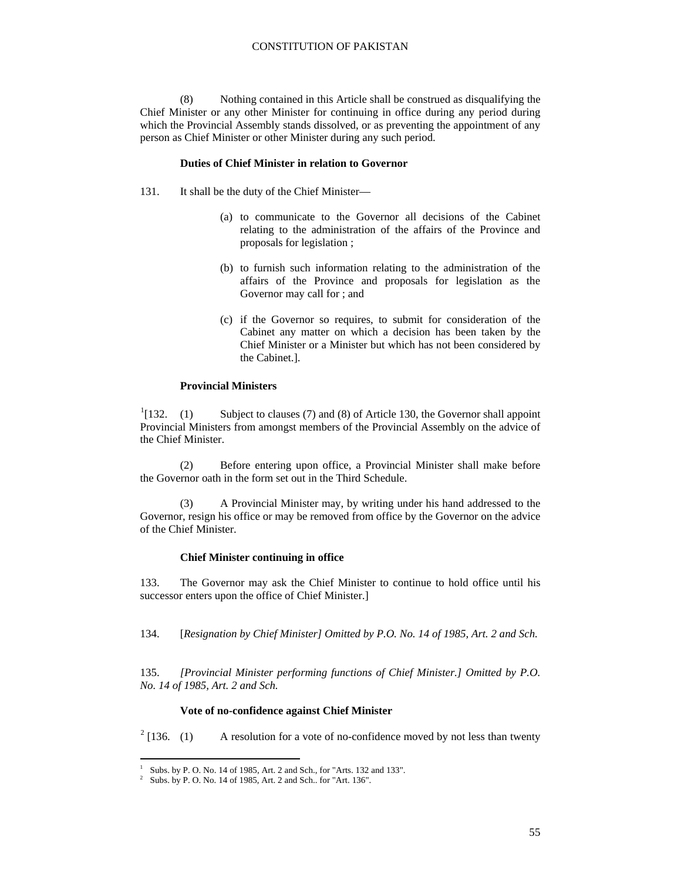(8) Nothing contained in this Article shall be construed as disqualifying the Chief Minister or any other Minister for continuing in office during any period during which the Provincial Assembly stands dissolved, or as preventing the appointment of any person as Chief Minister or other Minister during any such period.

**Duties of Chief Minister in relation to Governor**

131. It shall be the duty of the Chief Minister—

(a) to communicate to the Governor all decisions of the Cabinet relating to the administration of the affairs of the Province and proposals for legislation ;

(b) to furnish such information relating to the administration of the affairs of the Province and proposals for legislation as the Governor may call for ; and

(c) if the Governor so requires, to submit for consideration of the Cabinet any matter on which a decision has been taken by the Chief Minister or a Minister but which has not been considered by the Cabinet.].

**Provincial Ministers**

[1][132. (1) Subject to clauses (7) and (8) of Article 130, the Governor shall appoint Provincial Ministers from amongst members of the Provincial Assembly on the advice of the Chief Minister.

(2) Before entering upon office, a Provincial Minister shall make before the Governor oath in the form set out in the Third Schedule.

(3) A Provincial Minister may, by writing under his hand addressed to the Governor, resign his office or may be removed from office by the Governor on the advice of the Chief Minister.

**Chief Minister continuing in office**

133. The Governor may ask the Chief Minister to continue to hold office until his successor enters upon the office of Chief Minister.]

134. [*Resignation by Chief Minister] Omitted by P.O. No. 14 of 1985, Art. 2 and Sch.*

135. *[Provincial Minister performing functions of Chief Minister.] Omitted by P.O. No. 14 of 1985, Art. 2 and Sch.*

**Vote of no-confidence against Chief Minister**

[2] [136. (1) A resolution for a vote of no-confidence moved by not less than twenty

---

[1] Subs. by P. O. No. 14 of 1985, Art. 2 and Sch., for "Arts. 132 and 133".

[2] Subs. by P. O. No. 14 of 1985, Art. 2 and Sch.. for "Art. 136".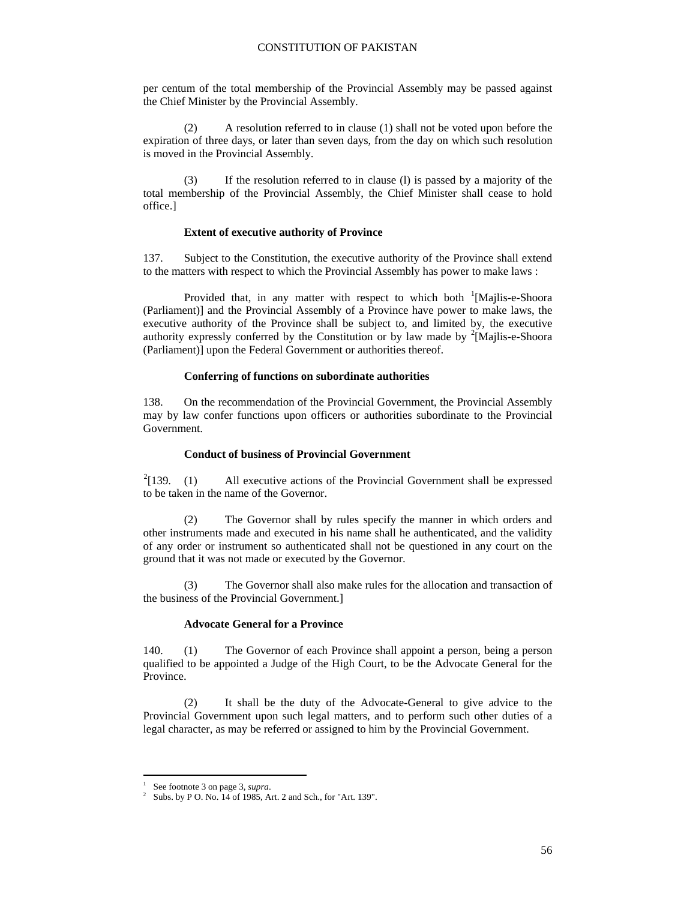per centum of the total membership of the Provincial Assembly may be passed against the Chief Minister by the Provincial Assembly.

(2) A resolution referred to in clause (1) shall not be voted upon before the expiration of three days, or later than seven days, from the day on which such resolution is moved in the Provincial Assembly.

(3) If the resolution referred to in clause (l) is passed by a majority of the total membership of the Provincial Assembly, the Chief Minister shall cease to hold office.]

**Extent of executive authority of Province**

137. Subject to the Constitution, the executive authority of the Province shall extend to the matters with respect to which the Provincial Assembly has power to make laws :

Provided that, in any matter with respect to which both [1][Majlis-e-Shoora (Parliament)] and the Provincial Assembly of a Province have power to make laws, the executive authority of the Province shall be subject to, and limited by, the executive authority expressly conferred by the Constitution or by law made by [2][Majlis-e-Shoora (Parliament)] upon the Federal Government or authorities thereof.

**Conferring of functions on subordinate authorities**

138. On the recommendation of the Provincial Government, the Provincial Assembly may by law confer functions upon officers or authorities subordinate to the Provincial Government.

**Conduct of business of Provincial Government**

[2][139. (1) All executive actions of the Provincial Government shall be expressed to be taken in the name of the Governor.

(2) The Governor shall by rules specify the manner in which orders and other instruments made and executed in his name shall he authenticated, and the validity of any order or instrument so authenticated shall not be questioned in any court on the ground that it was not made or executed by the Governor.

(3) The Governor shall also make rules for the allocation and transaction of the business of the Provincial Government.]

**Advocate General for a Province**

140. (1) The Governor of each Province shall appoint a person, being a person qualified to be appointed a Judge of the High Court, to be the Advocate General for the Province.

(2) It shall be the duty of the Advocate-General to give advice to the Provincial Government upon such legal matters, and to perform such other duties of a legal character, as may be referred or assigned to him by the Provincial Government.

---

[1] See footnote 3 on page 3, *supra*.

[2] Subs. by P O. No. 14 of 1985, Art. 2 and Sch., for "Art. 139".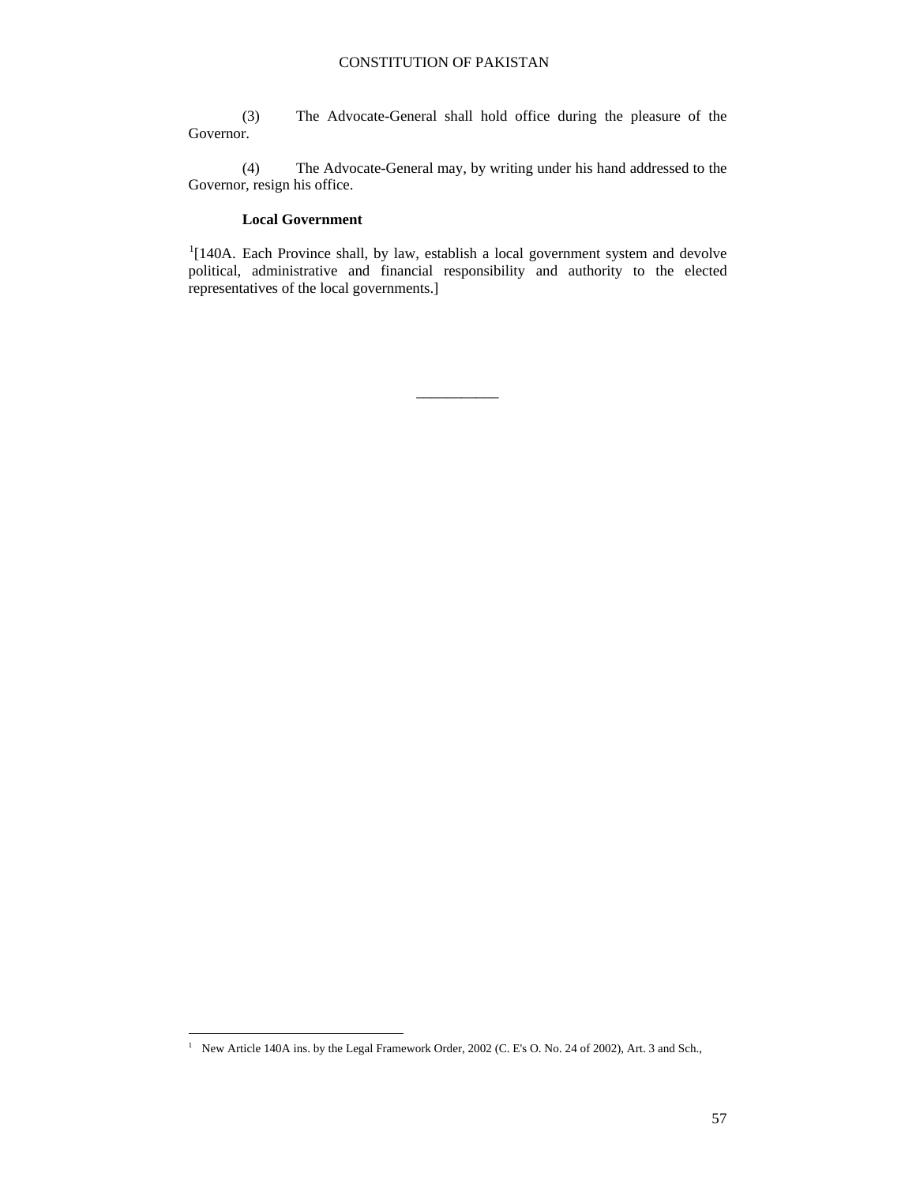(3) The Advocate-General shall hold office during the pleasure of the Governor.

(4) The Advocate-General may, by writing under his hand addressed to the Governor, resign his office.

**Local Government**

[1][140A. Each Province shall, by law, establish a local government system and devolve political, administrative and financial responsibility and authority to the elected representatives of the local governments.]

---

[1] New Article 140A ins. by the Legal Framework Order, 2002 (C. E's O. No. 24 of 2002), Art. 3 and Sch.,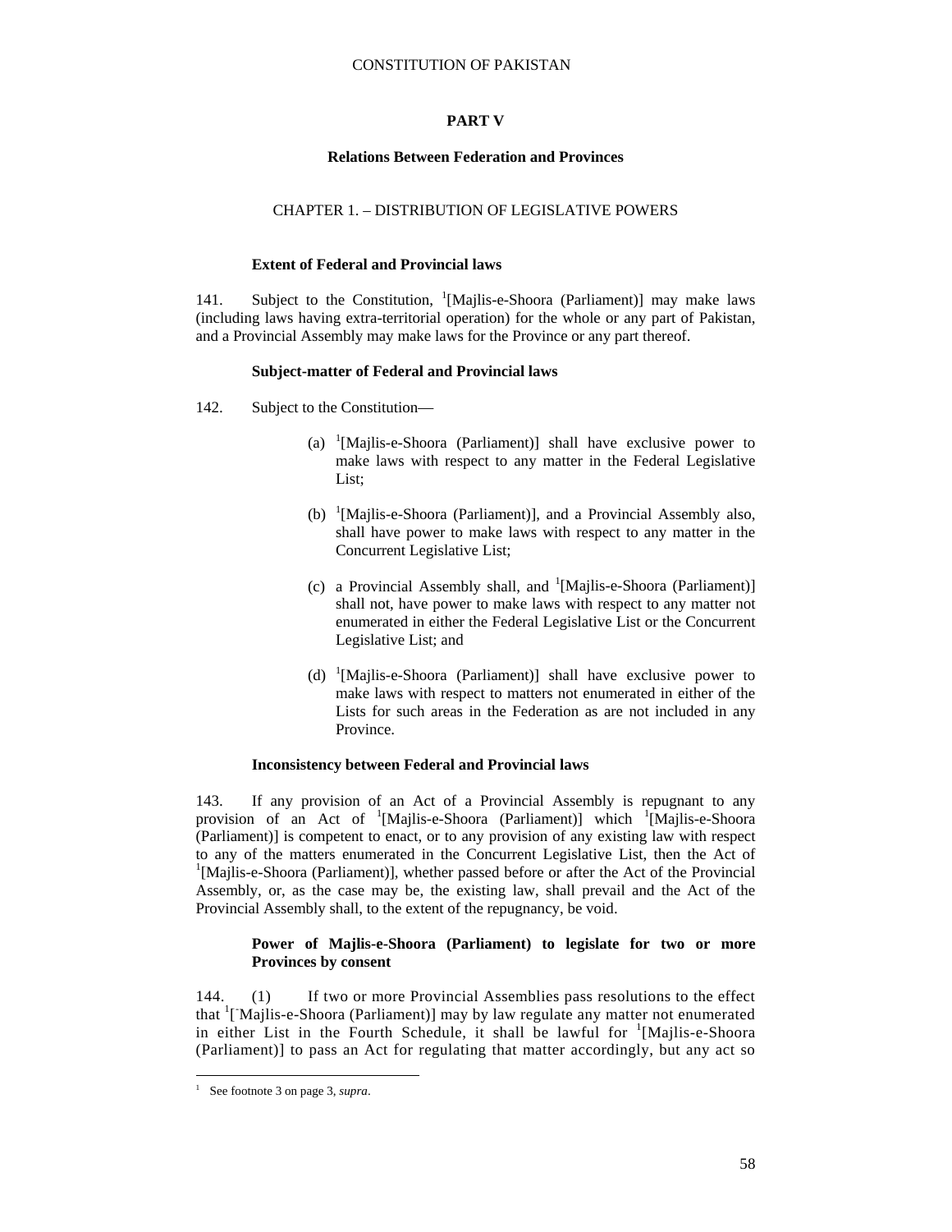## PART V

### Relations Between Federation and Provinces

CHAPTER 1. – DISTRIBUTION OF LEGISLATIVE POWERS

**Extent of Federal and Provincial laws**

141. Subject to the Constitution, [1][Majlis-e-Shoora (Parliament)] may make laws (including laws having extra-territorial operation) for the whole or any part of Pakistan, and a Provincial Assembly may make laws for the Province or any part thereof.

**Subject-matter of Federal and Provincial laws**

142. Subject to the Constitution—

(a) [1][Majlis-e-Shoora (Parliament)] shall have exclusive power to make laws with respect to any matter in the Federal Legislative List;

(b) [1][Majlis-e-Shoora (Parliament)], and a Provincial Assembly also, shall have power to make laws with respect to any matter in the Concurrent Legislative List;

(c) a Provincial Assembly shall, and [1][Majlis-e-Shoora (Parliament)] shall not, have power to make laws with respect to any matter not enumerated in either the Federal Legislative List or the Concurrent Legislative List; and

(d) [1][Majlis-e-Shoora (Parliament)] shall have exclusive power to make laws with respect to matters not enumerated in either of the Lists for such areas in the Federation as are not included in any Province.

**Inconsistency between Federal and Provincial laws**

143. If any provision of an Act of a Provincial Assembly is repugnant to any provision of an Act of [1][Majlis-e-Shoora (Parliament)] which [1][Majlis-e-Shoora (Parliament)] is competent to enact, or to any provision of any existing law with respect to any of the matters enumerated in the Concurrent Legislative List, then the Act of [1][Majlis-e-Shoora (Parliament)], whether passed before or after the Act of the Provincial Assembly, or, as the case may be, the existing law, shall prevail and the Act of the Provincial Assembly shall, to the extent of the repugnancy, be void.

**Power of Majlis-e-Shoora (Parliament) to legislate for two or more Provinces by consent**

144. (1) If two or more Provincial Assemblies pass resolutions to the effect that [1][Majlis-e-Shoora (Parliament)] may by law regulate any matter not enumerated in either List in the Fourth Schedule, it shall be lawful for [1][Majlis-e-Shoora (Parliament)] to pass an Act for regulating that matter accordingly, but any act so

---

[1] See footnote 3 on page 3, *supra*.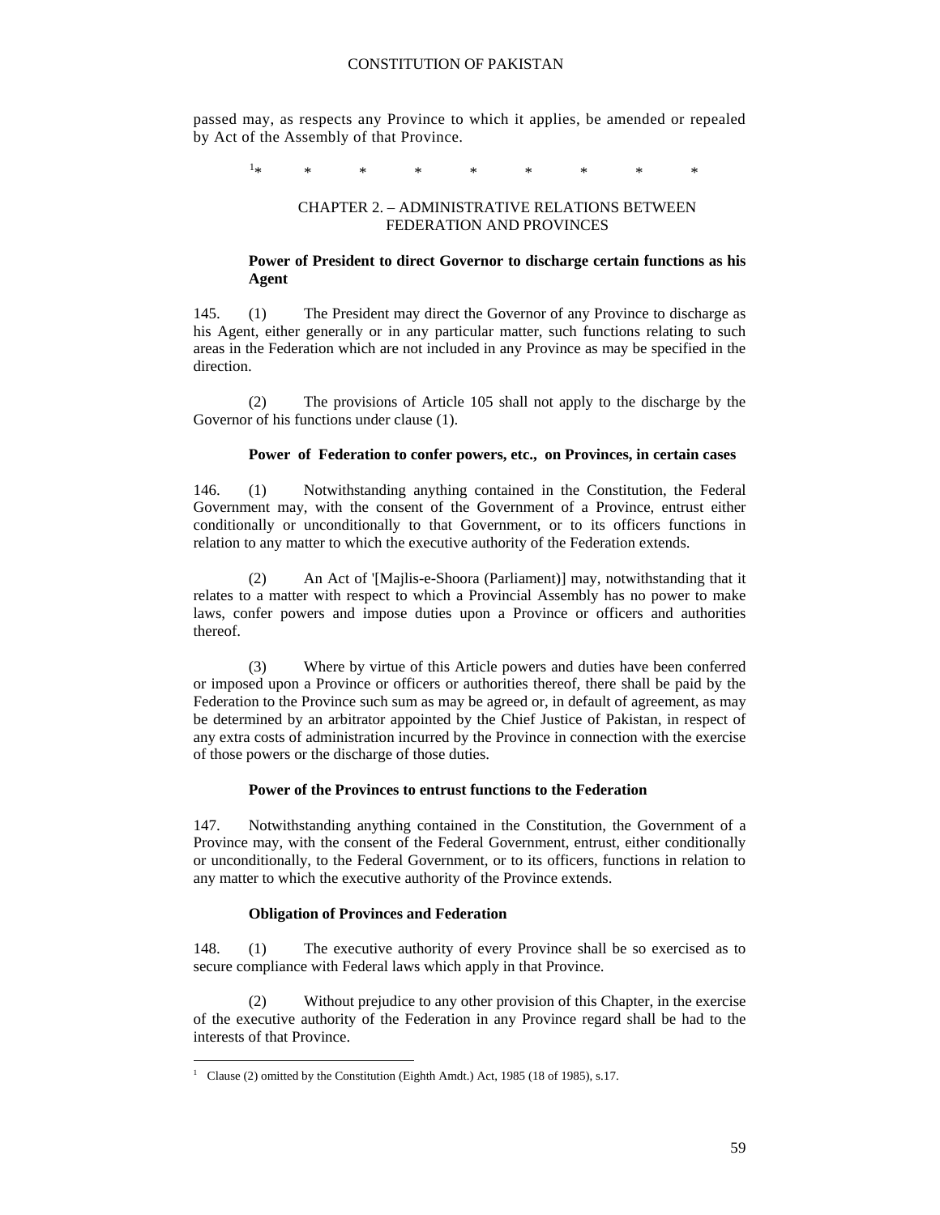passed may, as respects any Province to which it applies, be amended or repealed by Act of the Assembly of that Province.

[1]* * * * * * * * *

## CHAPTER 2. – ADMINISTRATIVE RELATIONS BETWEEN FEDERATION AND PROVINCES

**Power of President to direct Governor to discharge certain functions as his Agent**

145. (1) The President may direct the Governor of any Province to discharge as his Agent, either generally or in any particular matter, such functions relating to such areas in the Federation which are not included in any Province as may be specified in the direction.

(2) The provisions of Article 105 shall not apply to the discharge by the Governor of his functions under clause (1).

**Power of Federation to confer powers, etc., on Provinces, in certain cases**

146. (1) Notwithstanding anything contained in the Constitution, the Federal Government may, with the consent of the Government of a Province, entrust either conditionally or unconditionally to that Government, or to its officers functions in relation to any matter to which the executive authority of the Federation extends.

(2) An Act of '[Majlis-e-Shoora (Parliament)] may, notwithstanding that it relates to a matter with respect to which a Provincial Assembly has no power to make laws, confer powers and impose duties upon a Province or officers and authorities thereof.

(3) Where by virtue of this Article powers and duties have been conferred or imposed upon a Province or officers or authorities thereof, there shall be paid by the Federation to the Province such sum as may be agreed or, in default of agreement, as may be determined by an arbitrator appointed by the Chief Justice of Pakistan, in respect of any extra costs of administration incurred by the Province in connection with the exercise of those powers or the discharge of those duties.

**Power of the Provinces to entrust functions to the Federation**

147. Notwithstanding anything contained in the Constitution, the Government of a Province may, with the consent of the Federal Government, entrust, either conditionally or unconditionally, to the Federal Government, or to its officers, functions in relation to any matter to which the executive authority of the Province extends.

**Obligation of Provinces and Federation**

148. (1) The executive authority of every Province shall be so exercised as to secure compliance with Federal laws which apply in that Province.

(2) Without prejudice to any other provision of this Chapter, in the exercise of the executive authority of the Federation in any Province regard shall be had to the interests of that Province.

---

[1] Clause (2) omitted by the Constitution (Eighth Amdt.) Act, 1985 (18 of 1985), s.17.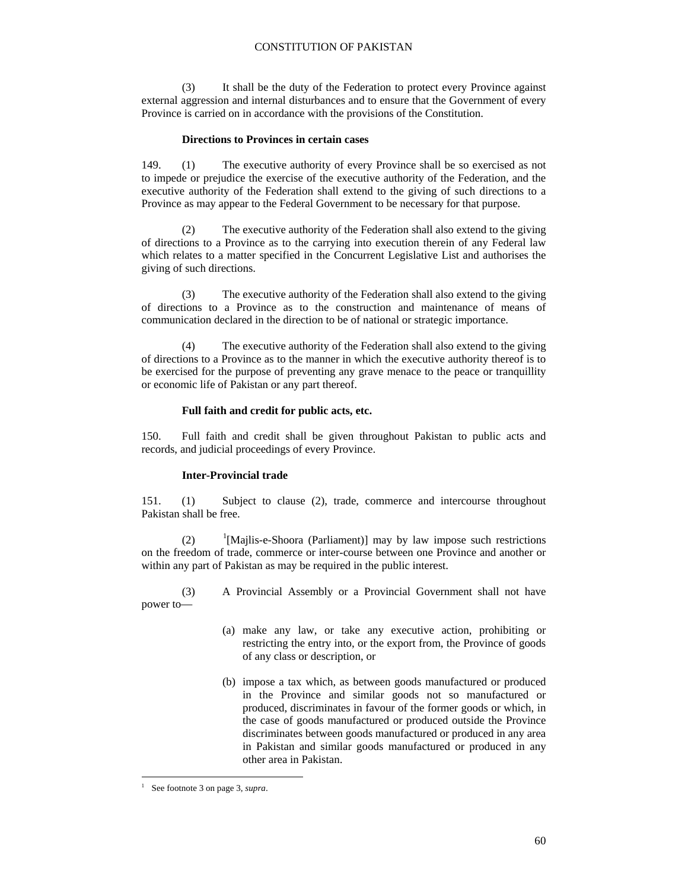(3) It shall be the duty of the Federation to protect every Province against external aggression and internal disturbances and to ensure that the Government of every Province is carried on in accordance with the provisions of the Constitution.

**Directions to Provinces in certain cases**

149. (1) The executive authority of every Province shall be so exercised as not to impede or prejudice the exercise of the executive authority of the Federation, and the executive authority of the Federation shall extend to the giving of such directions to a Province as may appear to the Federal Government to be necessary for that purpose.

(2) The executive authority of the Federation shall also extend to the giving of directions to a Province as to the carrying into execution therein of any Federal law which relates to a matter specified in the Concurrent Legislative List and authorises the giving of such directions.

(3) The executive authority of the Federation shall also extend to the giving of directions to a Province as to the construction and maintenance of means of communication declared in the direction to be of national or strategic importance.

(4) The executive authority of the Federation shall also extend to the giving of directions to a Province as to the manner in which the executive authority thereof is to be exercised for the purpose of preventing any grave menace to the peace or tranquillity or economic life of Pakistan or any part thereof.

**Full faith and credit for public acts, etc.**

150. Full faith and credit shall be given throughout Pakistan to public acts and records, and judicial proceedings of every Province.

**Inter-Provincial trade**

151. (1) Subject to clause (2), trade, commerce and intercourse throughout Pakistan shall be free.

(2) [1][Majlis-e-Shoora (Parliament)] may by law impose such restrictions on the freedom of trade, commerce or inter-course between one Province and another or within any part of Pakistan as may be required in the public interest.

(3) A Provincial Assembly or a Provincial Government shall not have power to—

(a) make any law, or take any executive action, prohibiting or restricting the entry into, or the export from, the Province of goods of any class or description, or

(b) impose a tax which, as between goods manufactured or produced in the Province and similar goods not so manufactured or produced, discriminates in favour of the former goods or which, in the case of goods manufactured or produced outside the Province discriminates between goods manufactured or produced in any area in Pakistan and similar goods manufactured or produced in any other area in Pakistan.

---

[1] See footnote 3 on page 3, *supra*.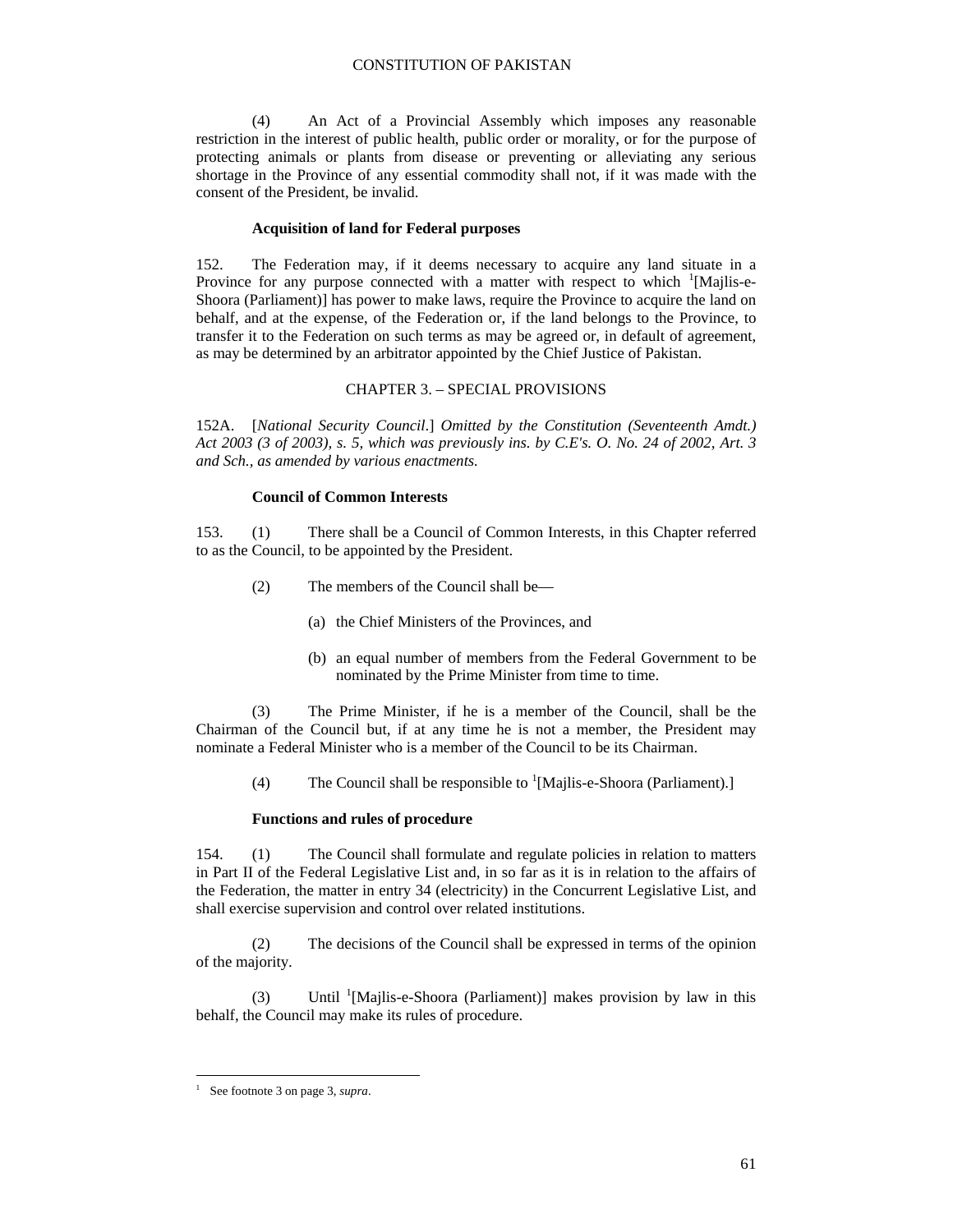(4) An Act of a Provincial Assembly which imposes any reasonable restriction in the interest of public health, public order or morality, or for the purpose of protecting animals or plants from disease or preventing or alleviating any serious shortage in the Province of any essential commodity shall not, if it was made with the consent of the President, be invalid.

**Acquisition of land for Federal purposes**

152. The Federation may, if it deems necessary to acquire any land situate in a Province for any purpose connected with a matter with respect to which [1][Majlis-e-Shoora (Parliament)] has power to make laws, require the Province to acquire the land on behalf, and at the expense, of the Federation or, if the land belongs to the Province, to transfer it to the Federation on such terms as may be agreed or, in default of agreement, as may be determined by an arbitrator appointed by the Chief Justice of Pakistan.

## CHAPTER 3. – SPECIAL PROVISIONS

152A. [*National Security Council*.] *Omitted by the Constitution (Seventeenth Amdt.) Act 2003 (3 of 2003), s. 5, which was previously ins. by C.E's. O. No. 24 of 2002, Art. 3 and Sch., as amended by various enactments.*

**Council of Common Interests**

153. (1) There shall be a Council of Common Interests, in this Chapter referred to as the Council, to be appointed by the President.

(2) The members of the Council shall be—

(a) the Chief Ministers of the Provinces, and

(b) an equal number of members from the Federal Government to be nominated by the Prime Minister from time to time.

(3) The Prime Minister, if he is a member of the Council, shall be the Chairman of the Council but, if at any time he is not a member, the President may nominate a Federal Minister who is a member of the Council to be its Chairman.

(4) The Council shall be responsible to [1][Majlis-e-Shoora (Parliament).]

**Functions and rules of procedure**

154. (1) The Council shall formulate and regulate policies in relation to matters in Part II of the Federal Legislative List and, in so far as it is in relation to the affairs of the Federation, the matter in entry 34 (electricity) in the Concurrent Legislative List, and shall exercise supervision and control over related institutions.

(2) The decisions of the Council shall be expressed in terms of the opinion of the majority.

(3) Until [1][Majlis-e-Shoora (Parliament)] makes provision by law in this behalf, the Council may make its rules of procedure.

---

[1] See footnote 3 on page 3, *supra*.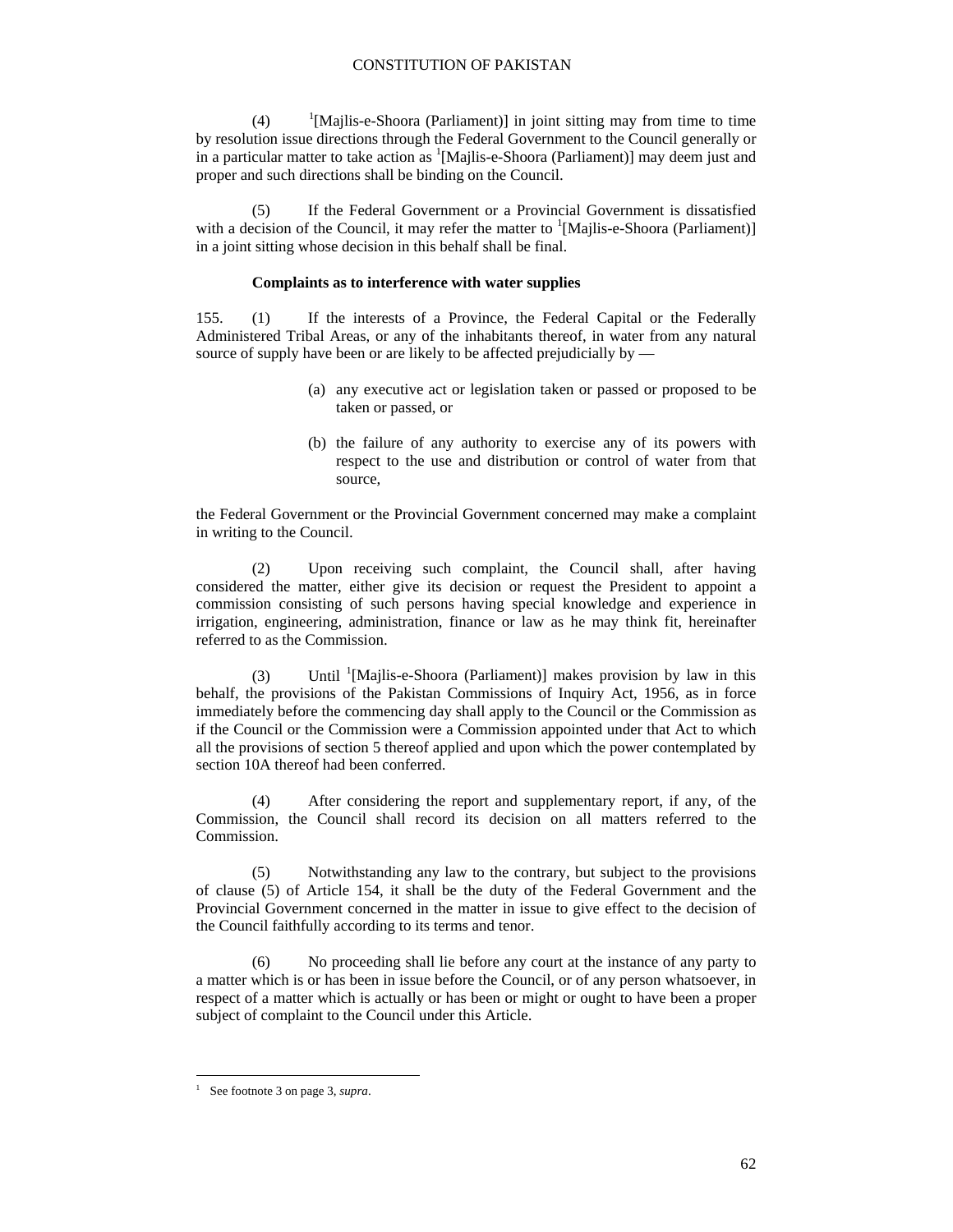(4) [1][Majlis-e-Shoora (Parliament)] in joint sitting may from time to time by resolution issue directions through the Federal Government to the Council generally or in a particular matter to take action as [1][Majlis-e-Shoora (Parliament)] may deem just and proper and such directions shall be binding on the Council.

(5) If the Federal Government or a Provincial Government is dissatisfied with a decision of the Council, it may refer the matter to [1][Majlis-e-Shoora (Parliament)] in a joint sitting whose decision in this behalf shall be final.

**Complaints as to interference with water supplies**

155. (1) If the interests of a Province, the Federal Capital or the Federally Administered Tribal Areas, or any of the inhabitants thereof, in water from any natural source of supply have been or are likely to be affected prejudicially by —

(a) any executive act or legislation taken or passed or proposed to be taken or passed, or

(b) the failure of any authority to exercise any of its powers with respect to the use and distribution or control of water from that source,

the Federal Government or the Provincial Government concerned may make a complaint in writing to the Council.

(2) Upon receiving such complaint, the Council shall, after having considered the matter, either give its decision or request the President to appoint a commission consisting of such persons having special knowledge and experience in irrigation, engineering, administration, finance or law as he may think fit, hereinafter referred to as the Commission.

(3) Until [1][Majlis-e-Shoora (Parliament)] makes provision by law in this behalf, the provisions of the Pakistan Commissions of Inquiry Act, 1956, as in force immediately before the commencing day shall apply to the Council or the Commission as if the Council or the Commission were a Commission appointed under that Act to which all the provisions of section 5 thereof applied and upon which the power contemplated by section 10A thereof had been conferred.

(4) After considering the report and supplementary report, if any, of the Commission, the Council shall record its decision on all matters referred to the Commission.

(5) Notwithstanding any law to the contrary, but subject to the provisions of clause (5) of Article 154, it shall be the duty of the Federal Government and the Provincial Government concerned in the matter in issue to give effect to the decision of the Council faithfully according to its terms and tenor.

(6) No proceeding shall lie before any court at the instance of any party to a matter which is or has been in issue before the Council, or of any person whatsoever, in respect of a matter which is actually or has been or might or ought to have been a proper subject of complaint to the Council under this Article.

---

[1] See footnote 3 on page 3, *supra*.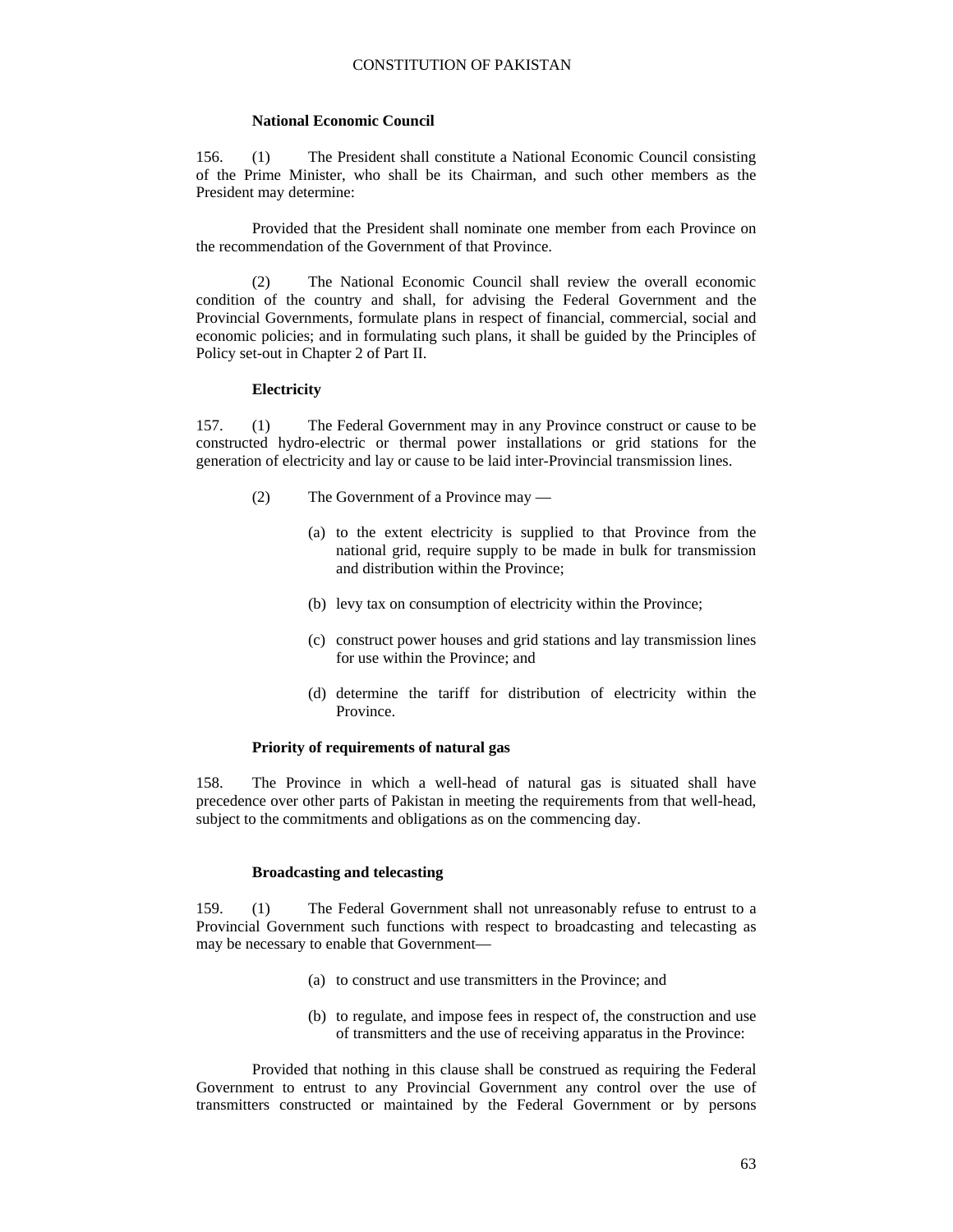### National Economic Council

156. (1) The President shall constitute a National Economic Council consisting of the Prime Minister, who shall be its Chairman, and such other members as the President may determine:

Provided that the President shall nominate one member from each Province on the recommendation of the Government of that Province.

(2) The National Economic Council shall review the overall economic condition of the country and shall, for advising the Federal Government and the Provincial Governments, formulate plans in respect of financial, commercial, social and economic policies; and in formulating such plans, it shall be guided by the Principles of Policy set-out in Chapter 2 of Part II.

### Electricity

157. (1) The Federal Government may in any Province construct or cause to be constructed hydro-electric or thermal power installations or grid stations for the generation of electricity and lay or cause to be laid inter-Provincial transmission lines.

(2) The Government of a Province may —

(a) to the extent electricity is supplied to that Province from the national grid, require supply to be made in bulk for transmission and distribution within the Province;

(b) levy tax on consumption of electricity within the Province;

(c) construct power houses and grid stations and lay transmission lines for use within the Province; and

(d) determine the tariff for distribution of electricity within the Province.

### Priority of requirements of natural gas

158. The Province in which a well-head of natural gas is situated shall have precedence over other parts of Pakistan in meeting the requirements from that well-head, subject to the commitments and obligations as on the commencing day.

### Broadcasting and telecasting

159. (1) The Federal Government shall not unreasonably refuse to entrust to a Provincial Government such functions with respect to broadcasting and telecasting as may be necessary to enable that Government—

(a) to construct and use transmitters in the Province; and

(b) to regulate, and impose fees in respect of, the construction and use of transmitters and the use of receiving apparatus in the Province:

Provided that nothing in this clause shall be construed as requiring the Federal Government to entrust to any Provincial Government any control over the use of transmitters constructed or maintained by the Federal Government or by persons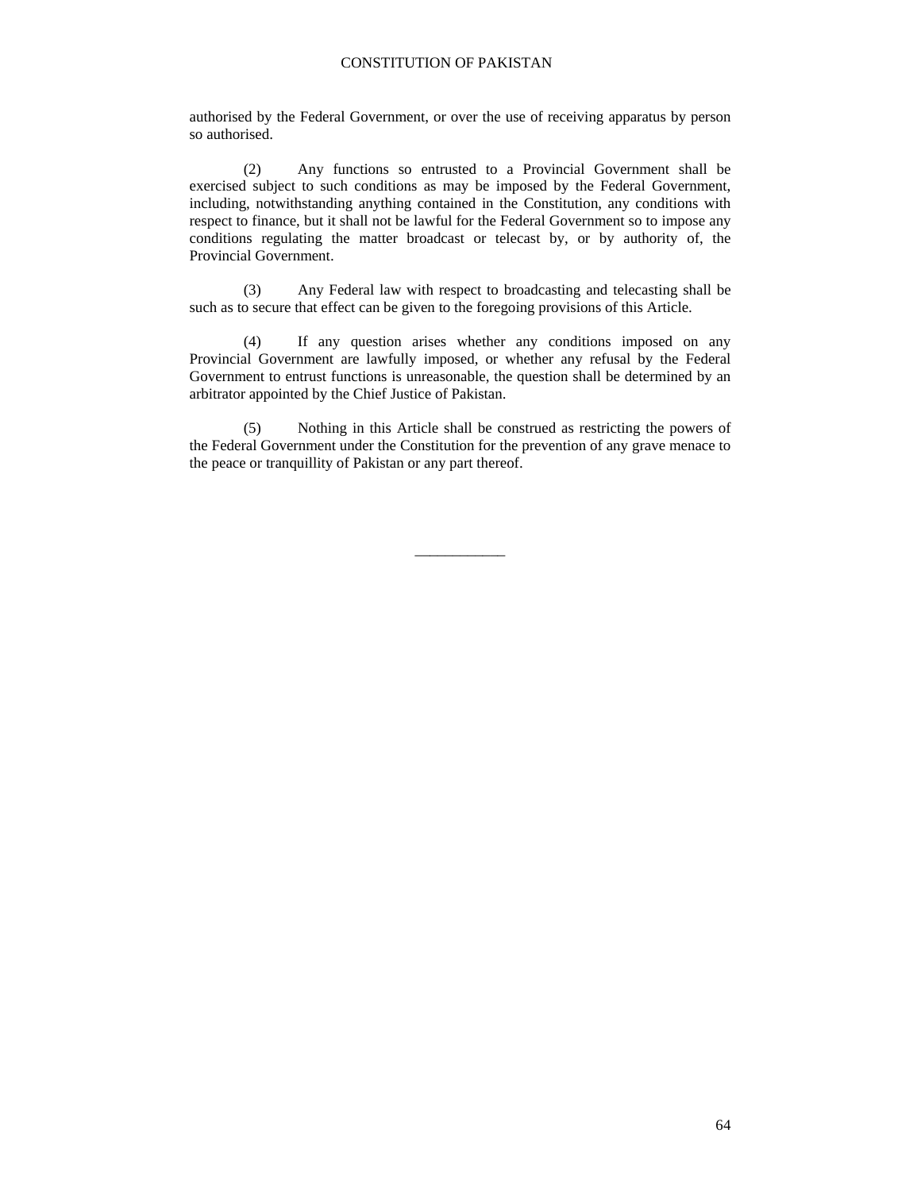authorised by the Federal Government, or over the use of receiving apparatus by person so authorised.

(2) Any functions so entrusted to a Provincial Government shall be exercised subject to such conditions as may be imposed by the Federal Government, including, notwithstanding anything contained in the Constitution, any conditions with respect to finance, but it shall not be lawful for the Federal Government so to impose any conditions regulating the matter broadcast or telecast by, or by authority of, the Provincial Government.

(3) Any Federal law with respect to broadcasting and telecasting shall be such as to secure that effect can be given to the foregoing provisions of this Article.

(4) If any question arises whether any conditions imposed on any Provincial Government are lawfully imposed, or whether any refusal by the Federal Government to entrust functions is unreasonable, the question shall be determined by an arbitrator appointed by the Chief Justice of Pakistan.

(5) Nothing in this Article shall be construed as restricting the powers of the Federal Government under the Constitution for the prevention of any grave menace to the peace or tranquillity of Pakistan or any part thereof.

___________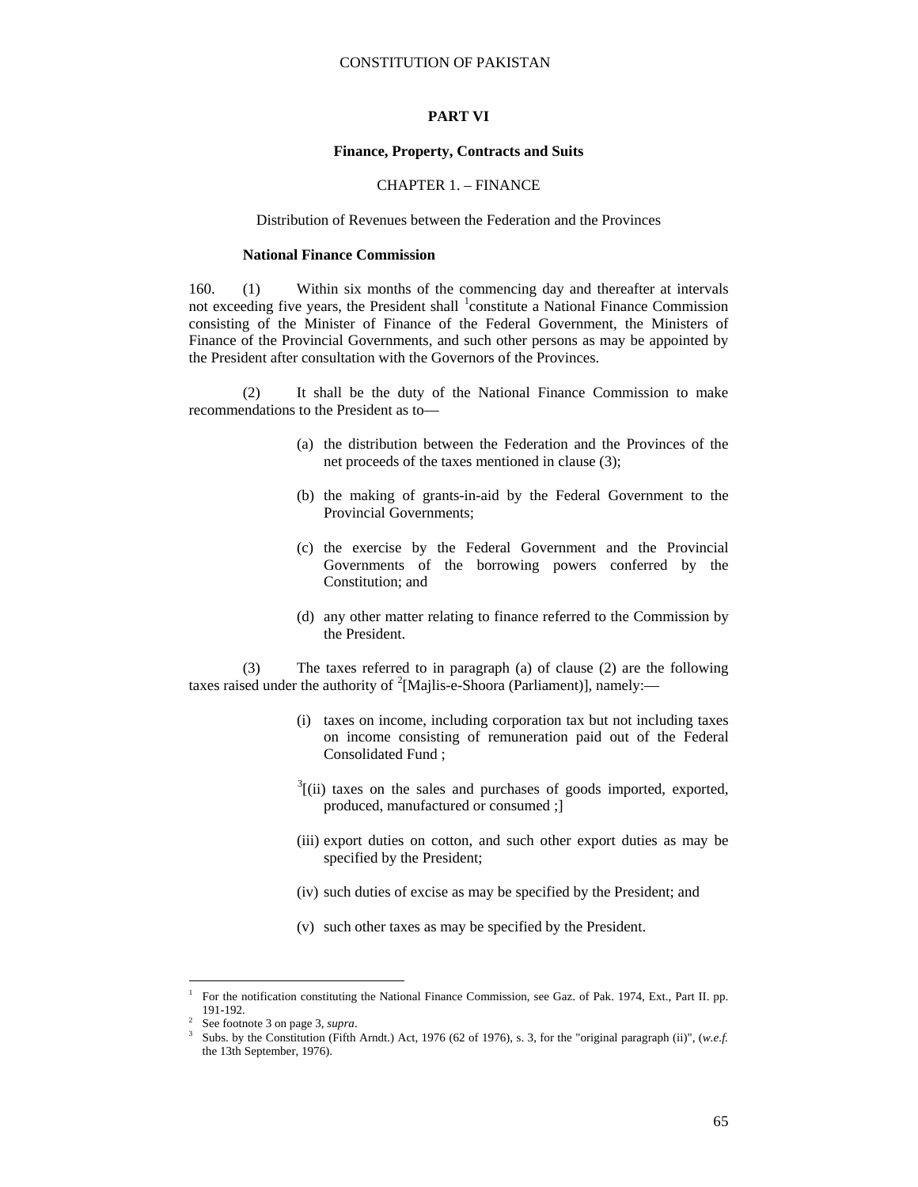# PART VI

## Finance, Property, Contracts and Suits

### CHAPTER 1. – FINANCE

Distribution of Revenues between the Federation and the Provinces

**National Finance Commission**

160. (1) Within six months of the commencing day and thereafter at intervals not exceeding five years, the President shall [1]constitute a National Finance Commission consisting of the Minister of Finance of the Federal Government, the Ministers of Finance of the Provincial Governments, and such other persons as may be appointed by the President after consultation with the Governors of the Provinces.

(2) It shall be the duty of the National Finance Commission to make recommendations to the President as to—

(a) the distribution between the Federation and the Provinces of the net proceeds of the taxes mentioned in clause (3);

(b) the making of grants-in-aid by the Federal Government to the Provincial Governments;

(c) the exercise by the Federal Government and the Provincial Governments of the borrowing powers conferred by the Constitution; and

(d) any other matter relating to finance referred to the Commission by the President.

(3) The taxes referred to in paragraph (a) of clause (2) are the following taxes raised under the authority of [2][Majlis-e-Shoora (Parliament)], namely:—

(i) taxes on income, including corporation tax but not including taxes on income consisting of remuneration paid out of the Federal Consolidated Fund ;

[3][(ii) taxes on the sales and purchases of goods imported, exported, produced, manufactured or consumed ;]

(iii) export duties on cotton, and such other export duties as may be specified by the President;

(iv) such duties of excise as may be specified by the President; and

(v) such other taxes as may be specified by the President.

---

[1] For the notification constituting the National Finance Commission, see Gaz. of Pak. 1974, Ext., Part II. pp. 191-192.

[2] See footnote 3 on page 3, *supra*.

[3] Subs. by the Constitution (Fifth Arndt.) Act, 1976 (62 of 1976), s. 3, for the "original paragraph (ii)", (*w.e.f.* the 13th September, 1976).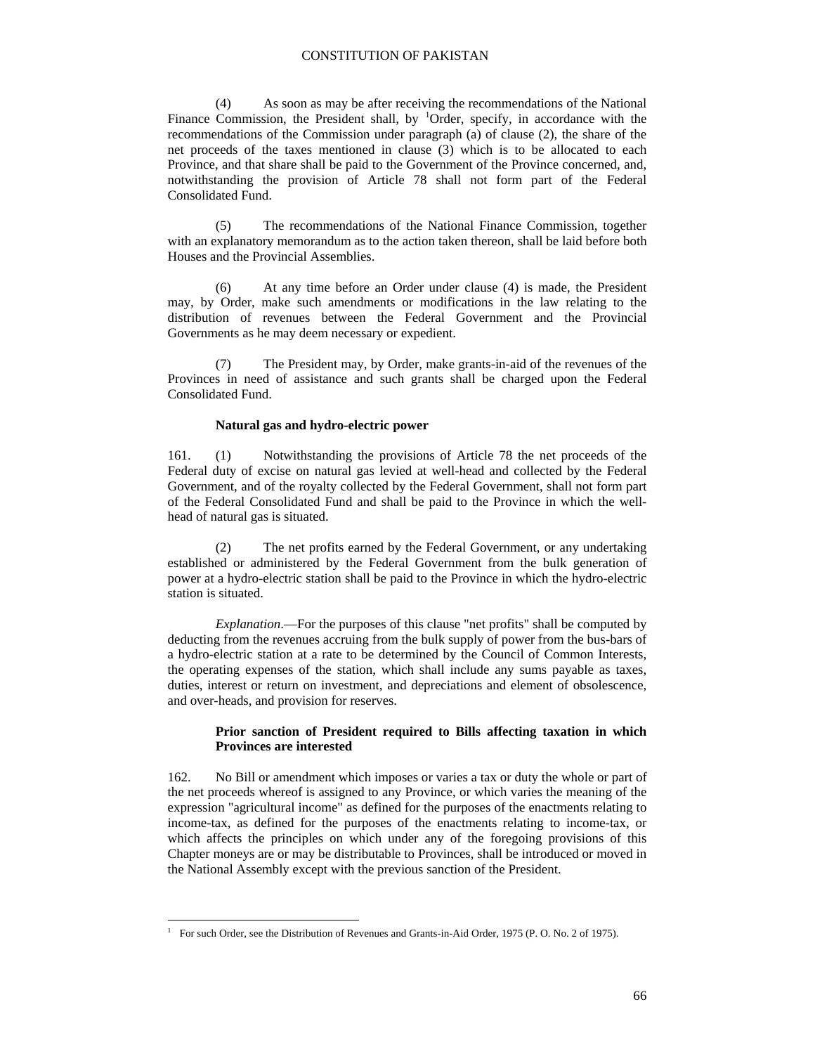(4) As soon as may be after receiving the recommendations of the National Finance Commission, the President shall, by [1]Order, specify, in accordance with the recommendations of the Commission under paragraph (a) of clause (2), the share of the net proceeds of the taxes mentioned in clause (3) which is to be allocated to each Province, and that share shall be paid to the Government of the Province concerned, and, notwithstanding the provision of Article 78 shall not form part of the Federal Consolidated Fund.

(5) The recommendations of the National Finance Commission, together with an explanatory memorandum as to the action taken thereon, shall be laid before both Houses and the Provincial Assemblies.

(6) At any time before an Order under clause (4) is made, the President may, by Order, make such amendments or modifications in the law relating to the distribution of revenues between the Federal Government and the Provincial Governments as he may deem necessary or expedient.

(7) The President may, by Order, make grants-in-aid of the revenues of the Provinces in need of assistance and such grants shall be charged upon the Federal Consolidated Fund.

**Natural gas and hydro-electric power**

161. (1) Notwithstanding the provisions of Article 78 the net proceeds of the Federal duty of excise on natural gas levied at well-head and collected by the Federal Government, and of the royalty collected by the Federal Government, shall not form part of the Federal Consolidated Fund and shall be paid to the Province in which the well-head of natural gas is situated.

(2) The net profits earned by the Federal Government, or any undertaking established or administered by the Federal Government from the bulk generation of power at a hydro-electric station shall be paid to the Province in which the hydro-electric station is situated.

*Explanation*.—For the purposes of this clause "net profits" shall be computed by deducting from the revenues accruing from the bulk supply of power from the bus-bars of a hydro-electric station at a rate to be determined by the Council of Common Interests, the operating expenses of the station, which shall include any sums payable as taxes, duties, interest or return on investment, and depreciations and element of obsolescence, and over-heads, and provision for reserves.

**Prior sanction of President required to Bills affecting taxation in which Provinces are interested**

162. No Bill or amendment which imposes or varies a tax or duty the whole or part of the net proceeds whereof is assigned to any Province, or which varies the meaning of the expression "agricultural income" as defined for the purposes of the enactments relating to income-tax, as defined for the purposes of the enactments relating to income-tax, or which affects the principles on which under any of the foregoing provisions of this Chapter moneys are or may be distributable to Provinces, shall be introduced or moved in the National Assembly except with the previous sanction of the President.

---

[1] For such Order, see the Distribution of Revenues and Grants-in-Aid Order, 1975 (P. O. No. 2 of 1975).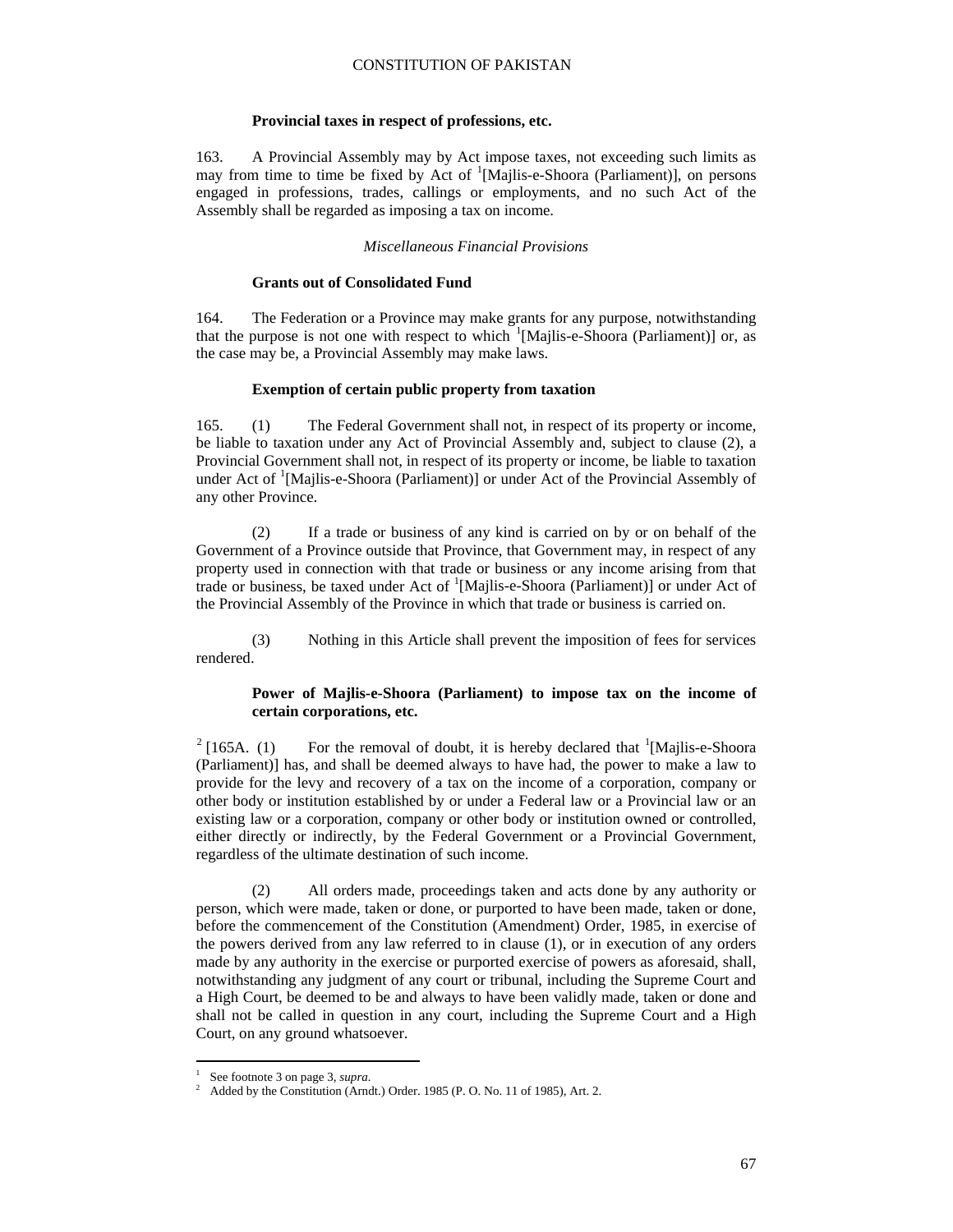**Provincial taxes in respect of professions, etc.**

163. A Provincial Assembly may by Act impose taxes, not exceeding such limits as may from time to time be fixed by Act of [1][Majlis-e-Shoora (Parliament)], on persons engaged in professions, trades, callings or employments, and no such Act of the Assembly shall be regarded as imposing a tax on income.

*Miscellaneous Financial Provisions*

**Grants out of Consolidated Fund**

164. The Federation or a Province may make grants for any purpose, notwithstanding that the purpose is not one with respect to which [1][Majlis-e-Shoora (Parliament)] or, as the case may be, a Provincial Assembly may make laws.

**Exemption of certain public property from taxation**

165. (1) The Federal Government shall not, in respect of its property or income, be liable to taxation under any Act of Provincial Assembly and, subject to clause (2), a Provincial Government shall not, in respect of its property or income, be liable to taxation under Act of [1][Majlis-e-Shoora (Parliament)] or under Act of the Provincial Assembly of any other Province.

(2) If a trade or business of any kind is carried on by or on behalf of the Government of a Province outside that Province, that Government may, in respect of any property used in connection with that trade or business or any income arising from that trade or business, be taxed under Act of [1][Majlis-e-Shoora (Parliament)] or under Act of the Provincial Assembly of the Province in which that trade or business is carried on.

(3) Nothing in this Article shall prevent the imposition of fees for services rendered.

**Power of Majlis-e-Shoora (Parliament) to impose tax on the income of certain corporations, etc.**

[2] [165A. (1) For the removal of doubt, it is hereby declared that [1][Majlis-e-Shoora (Parliament)] has, and shall be deemed always to have had, the power to make a law to provide for the levy and recovery of a tax on the income of a corporation, company or other body or institution established by or under a Federal law or a Provincial law or an existing law or a corporation, company or other body or institution owned or controlled, either directly or indirectly, by the Federal Government or a Provincial Government, regardless of the ultimate destination of such income.

(2) All orders made, proceedings taken and acts done by any authority or person, which were made, taken or done, or purported to have been made, taken or done, before the commencement of the Constitution (Amendment) Order, 1985, in exercise of the powers derived from any law referred to in clause (1), or in execution of any orders made by any authority in the exercise or purported exercise of powers as aforesaid, shall, notwithstanding any judgment of any court or tribunal, including the Supreme Court and a High Court, be deemed to be and always to have been validly made, taken or done and shall not be called in question in any court, including the Supreme Court and a High Court, on any ground whatsoever.

---

[1] See footnote 3 on page 3, *supra*.

[2] Added by the Constitution (Arndt.) Order. 1985 (P. O. No. 11 of 1985), Art. 2.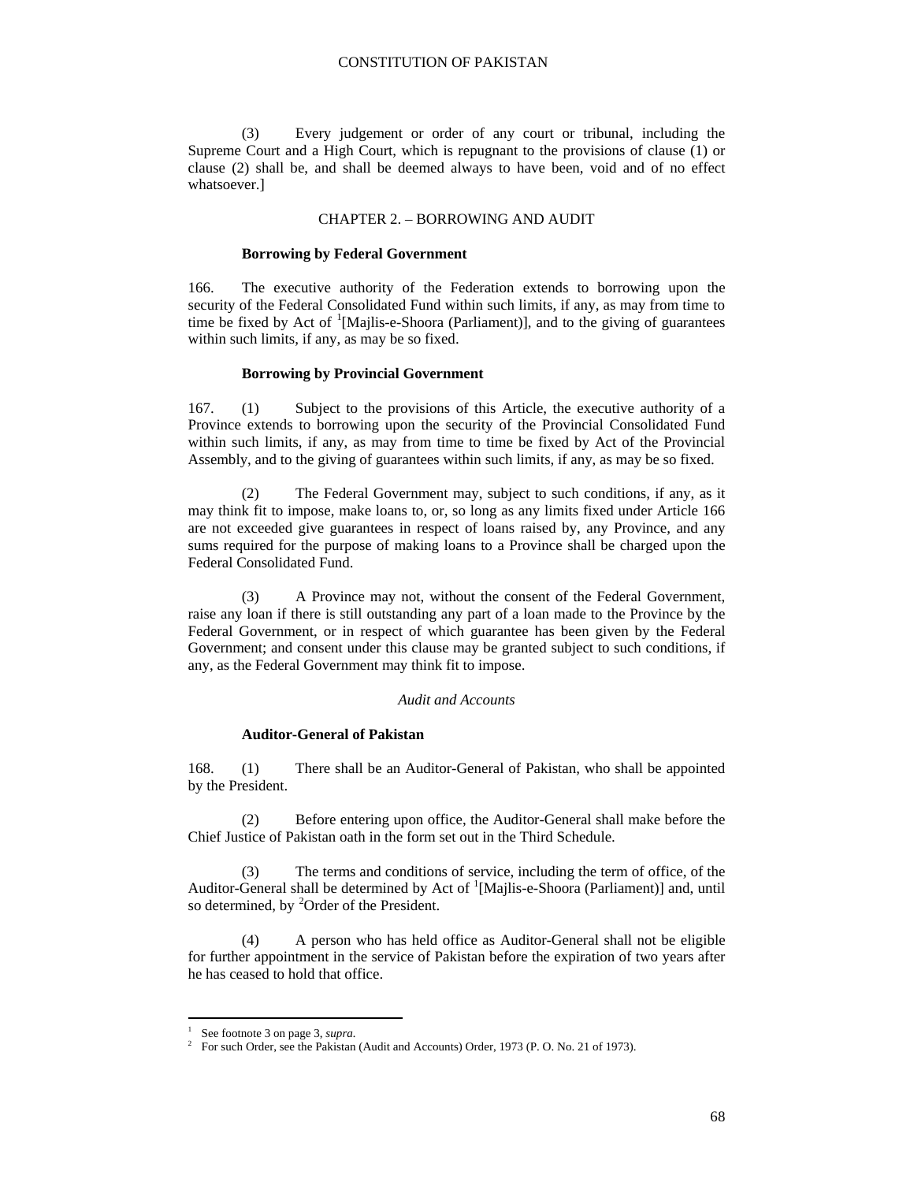(3) Every judgement or order of any court or tribunal, including the Supreme Court and a High Court, which is repugnant to the provisions of clause (1) or clause (2) shall be, and shall be deemed always to have been, void and of no effect whatsoever.]

## CHAPTER 2. – BORROWING AND AUDIT

**Borrowing by Federal Government**

166. The executive authority of the Federation extends to borrowing upon the security of the Federal Consolidated Fund within such limits, if any, as may from time to time be fixed by Act of [1][Majlis-e-Shoora (Parliament)], and to the giving of guarantees within such limits, if any, as may be so fixed.

**Borrowing by Provincial Government**

167. (1) Subject to the provisions of this Article, the executive authority of a Province extends to borrowing upon the security of the Provincial Consolidated Fund within such limits, if any, as may from time to time be fixed by Act of the Provincial Assembly, and to the giving of guarantees within such limits, if any, as may be so fixed.

(2) The Federal Government may, subject to such conditions, if any, as it may think fit to impose, make loans to, or, so long as any limits fixed under Article 166 are not exceeded give guarantees in respect of loans raised by, any Province, and any sums required for the purpose of making loans to a Province shall be charged upon the Federal Consolidated Fund.

(3) A Province may not, without the consent of the Federal Government, raise any loan if there is still outstanding any part of a loan made to the Province by the Federal Government, or in respect of which guarantee has been given by the Federal Government; and consent under this clause may be granted subject to such conditions, if any, as the Federal Government may think fit to impose.

*Audit and Accounts*

**Auditor-General of Pakistan**

168. (1) There shall be an Auditor-General of Pakistan, who shall be appointed by the President.

(2) Before entering upon office, the Auditor-General shall make before the Chief Justice of Pakistan oath in the form set out in the Third Schedule.

(3) The terms and conditions of service, including the term of office, of the Auditor-General shall be determined by Act of [1][Majlis-e-Shoora (Parliament)] and, until so determined, by [2]Order of the President.

(4) A person who has held office as Auditor-General shall not be eligible for further appointment in the service of Pakistan before the expiration of two years after he has ceased to hold that office.

---

[1] See footnote 3 on page 3, *supra*.

[2] For such Order, see the Pakistan (Audit and Accounts) Order, 1973 (P. O. No. 21 of 1973).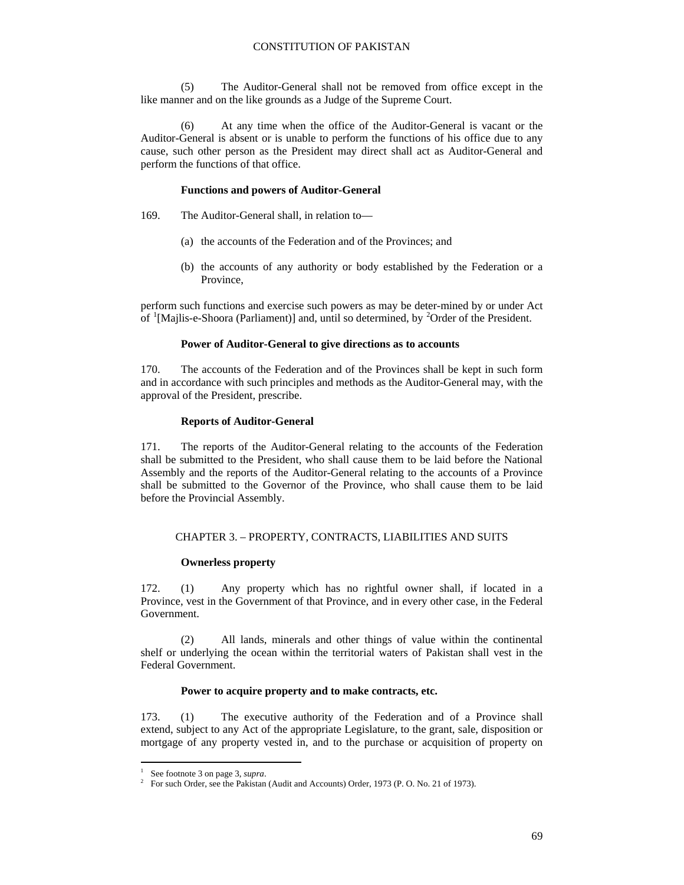(5) The Auditor-General shall not be removed from office except in the like manner and on the like grounds as a Judge of the Supreme Court.

(6) At any time when the office of the Auditor-General is vacant or the Auditor-General is absent or is unable to perform the functions of his office due to any cause, such other person as the President may direct shall act as Auditor-General and perform the functions of that office.

**Functions and powers of Auditor-General**

169. The Auditor-General shall, in relation to—

(a) the accounts of the Federation and of the Provinces; and

(b) the accounts of any authority or body established by the Federation or a Province,

perform such functions and exercise such powers as may be deter-mined by or under Act of [1][Majlis-e-Shoora (Parliament)] and, until so determined, by [2]Order of the President.

**Power of Auditor-General to give directions as to accounts**

170. The accounts of the Federation and of the Provinces shall be kept in such form and in accordance with such principles and methods as the Auditor-General may, with the approval of the President, prescribe.

**Reports of Auditor-General**

171. The reports of the Auditor-General relating to the accounts of the Federation shall be submitted to the President, who shall cause them to be laid before the National Assembly and the reports of the Auditor-General relating to the accounts of a Province shall be submitted to the Governor of the Province, who shall cause them to be laid before the Provincial Assembly.

## CHAPTER 3. – PROPERTY, CONTRACTS, LIABILITIES AND SUITS

**Ownerless property**

172. (1) Any property which has no rightful owner shall, if located in a Province, vest in the Government of that Province, and in every other case, in the Federal Government.

(2) All lands, minerals and other things of value within the continental shelf or underlying the ocean within the territorial waters of Pakistan shall vest in the Federal Government.

**Power to acquire property and to make contracts, etc.**

173. (1) The executive authority of the Federation and of a Province shall extend, subject to any Act of the appropriate Legislature, to the grant, sale, disposition or mortgage of any property vested in, and to the purchase or acquisition of property on

---

[1] See footnote 3 on page 3, *supra*.

[2] For such Order, see the Pakistan (Audit and Accounts) Order, 1973 (P. O. No. 21 of 1973).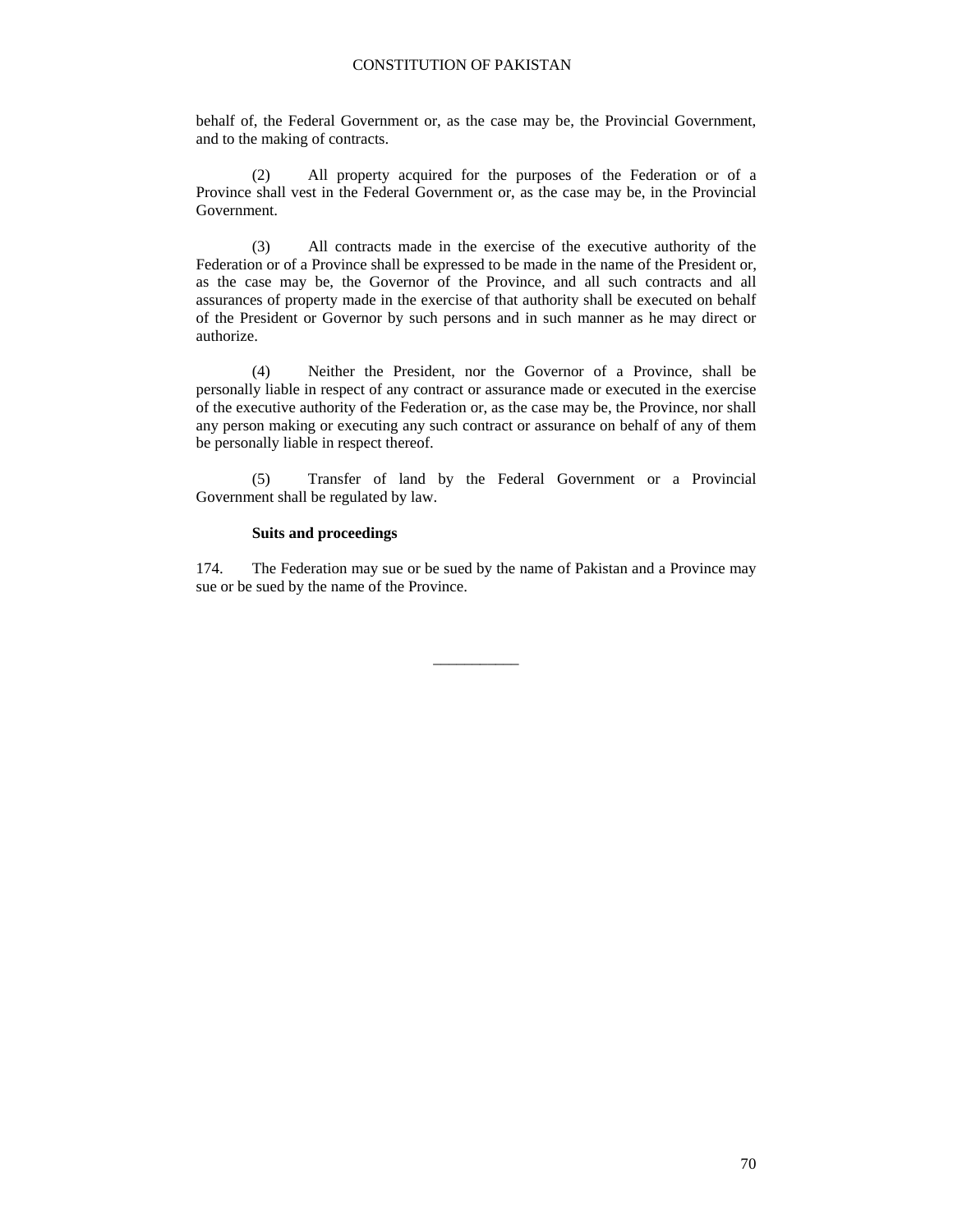behalf of, the Federal Government or, as the case may be, the Provincial Government, and to the making of contracts.

(2) All property acquired for the purposes of the Federation or of a Province shall vest in the Federal Government or, as the case may be, in the Provincial Government.

(3) All contracts made in the exercise of the executive authority of the Federation or of a Province shall be expressed to be made in the name of the President or, as the case may be, the Governor of the Province, and all such contracts and all assurances of property made in the exercise of that authority shall be executed on behalf of the President or Governor by such persons and in such manner as he may direct or authorize.

(4) Neither the President, nor the Governor of a Province, shall be personally liable in respect of any contract or assurance made or executed in the exercise of the executive authority of the Federation or, as the case may be, the Province, nor shall any person making or executing any such contract or assurance on behalf of any of them be personally liable in respect thereof.

(5) Transfer of land by the Federal Government or a Provincial Government shall be regulated by law.

**Suits and proceedings**

174. The Federation may sue or be sued by the name of Pakistan and a Province may sue or be sued by the name of the Province.

___________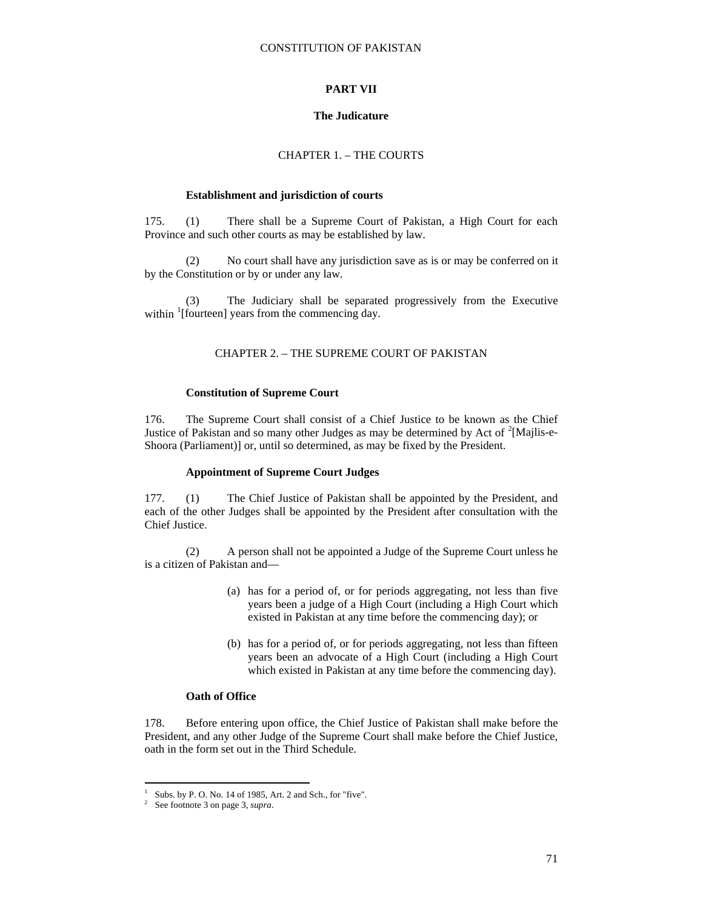## PART VII

### The Judicature

#### CHAPTER 1. – THE COURTS

**Establishment and jurisdiction of courts**

175. (1) There shall be a Supreme Court of Pakistan, a High Court for each Province and such other courts as may be established by law.

(2) No court shall have any jurisdiction save as is or may be conferred on it by the Constitution or by or under any law.

(3) The Judiciary shall be separated progressively from the Executive within [1][fourteen] years from the commencing day.

#### CHAPTER 2. – THE SUPREME COURT OF PAKISTAN

**Constitution of Supreme Court**

176. The Supreme Court shall consist of a Chief Justice to be known as the Chief Justice of Pakistan and so many other Judges as may be determined by Act of [2][Majlis-e-Shoora (Parliament)] or, until so determined, as may be fixed by the President.

**Appointment of Supreme Court Judges**

177. (1) The Chief Justice of Pakistan shall be appointed by the President, and each of the other Judges shall be appointed by the President after consultation with the Chief Justice.

(2) A person shall not be appointed a Judge of the Supreme Court unless he is a citizen of Pakistan and—

(a) has for a period of, or for periods aggregating, not less than five years been a judge of a High Court (including a High Court which existed in Pakistan at any time before the commencing day); or

(b) has for a period of, or for periods aggregating, not less than fifteen years been an advocate of a High Court (including a High Court which existed in Pakistan at any time before the commencing day).

**Oath of Office**

178. Before entering upon office, the Chief Justice of Pakistan shall make before the President, and any other Judge of the Supreme Court shall make before the Chief Justice, oath in the form set out in the Third Schedule.

---

[1] Subs. by P. O. No. 14 of 1985, Art. 2 and Sch., for "five".

[2] See footnote 3 on page 3, *supra*.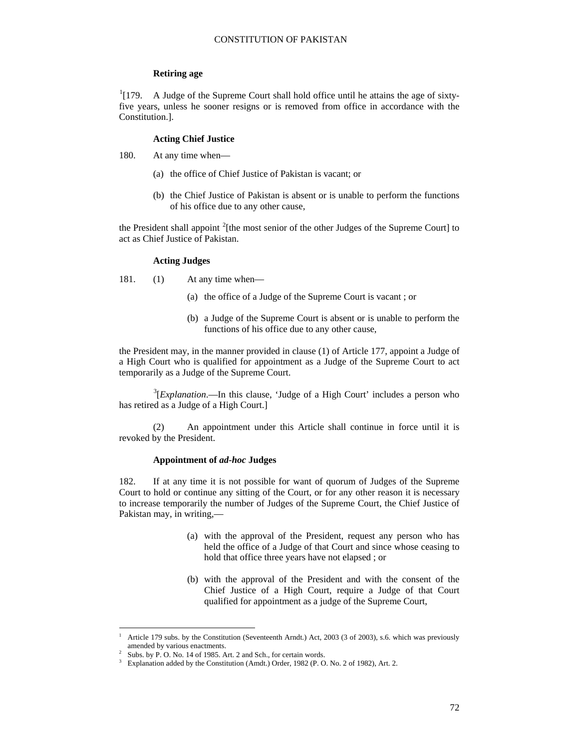**Retiring age**

[1][179. A Judge of the Supreme Court shall hold office until he attains the age of sixty-five years, unless he sooner resigns or is removed from office in accordance with the Constitution.].

**Acting Chief Justice**

180. At any time when—

(a) the office of Chief Justice of Pakistan is vacant; or

(b) the Chief Justice of Pakistan is absent or is unable to perform the functions of his office due to any other cause,

the President shall appoint [2][the most senior of the other Judges of the Supreme Court] to act as Chief Justice of Pakistan.

**Acting Judges**

181. (1) At any time when—

(a) the office of a Judge of the Supreme Court is vacant ; or

(b) a Judge of the Supreme Court is absent or is unable to perform the functions of his office due to any other cause,

the President may, in the manner provided in clause (1) of Article 177, appoint a Judge of a High Court who is qualified for appointment as a Judge of the Supreme Court to act temporarily as a Judge of the Supreme Court.

[3][*Explanation*.—In this clause, 'Judge of a High Court' includes a person who has retired as a Judge of a High Court.]

(2) An appointment under this Article shall continue in force until it is revoked by the President.

**Appointment of *ad-hoc* Judges**

182. If at any time it is not possible for want of quorum of Judges of the Supreme Court to hold or continue any sitting of the Court, or for any other reason it is necessary to increase temporarily the number of Judges of the Supreme Court, the Chief Justice of Pakistan may, in writing,—

(a) with the approval of the President, request any person who has held the office of a Judge of that Court and since whose ceasing to hold that office three years have not elapsed ; or

(b) with the approval of the President and with the consent of the Chief Justice of a High Court, require a Judge of that Court qualified for appointment as a judge of the Supreme Court,

---

1 Article 179 subs. by the Constitution (Seventeenth Arndt.) Act, 2003 (3 of 2003), s.6. which was previously amended by various enactments.

2 Subs. by P. O. No. 14 of 1985. Art. 2 and Sch., for certain words.

3 Explanation added by the Constitution (Amdt.) Order, 1982 (P. O. No. 2 of 1982), Art. 2.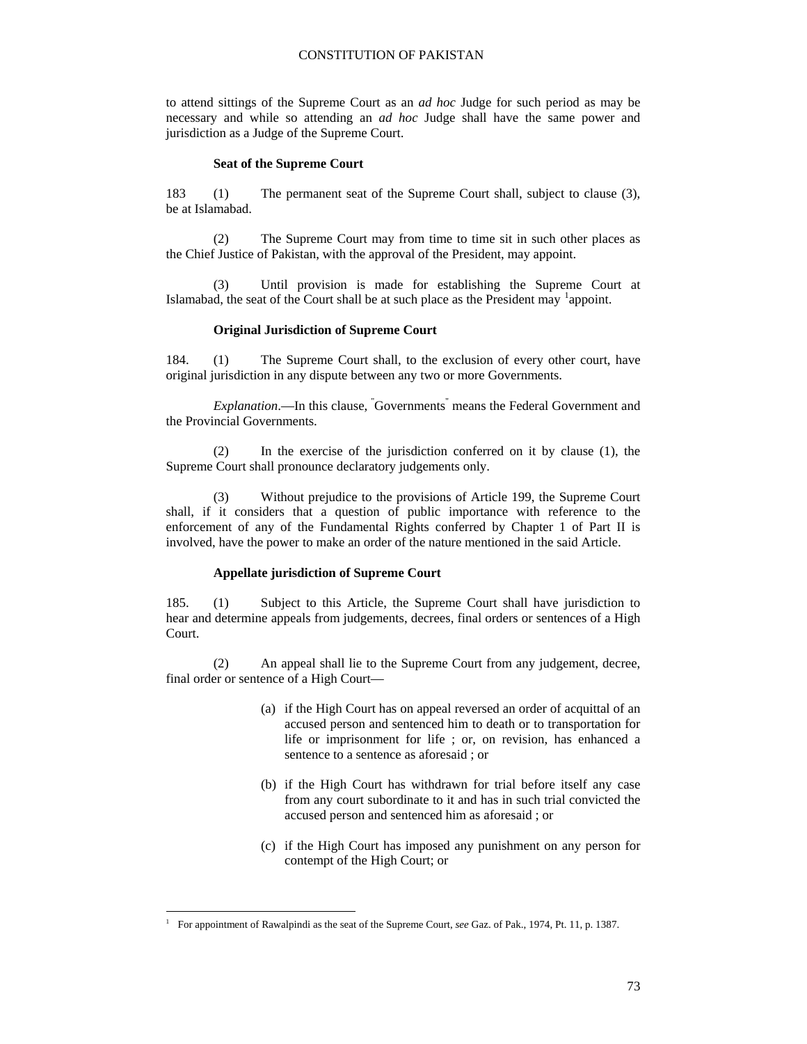to attend sittings of the Supreme Court as an *ad hoc* Judge for such period as may be necessary and while so attending an *ad hoc* Judge shall have the same power and jurisdiction as a Judge of the Supreme Court.

**Seat of the Supreme Court**

183 (1) The permanent seat of the Supreme Court shall, subject to clause (3), be at Islamabad.

(2) The Supreme Court may from time to time sit in such other places as the Chief Justice of Pakistan, with the approval of the President, may appoint.

(3) Until provision is made for establishing the Supreme Court at Islamabad, the seat of the Court shall be at such place as the President may [1]appoint.

**Original Jurisdiction of Supreme Court**

184. (1) The Supreme Court shall, to the exclusion of every other court, have original jurisdiction in any dispute between any two or more Governments.

*Explanation*.—In this clause, "Governments" means the Federal Government and the Provincial Governments.

(2) In the exercise of the jurisdiction conferred on it by clause (1), the Supreme Court shall pronounce declaratory judgements only.

(3) Without prejudice to the provisions of Article 199, the Supreme Court shall, if it considers that a question of public importance with reference to the enforcement of any of the Fundamental Rights conferred by Chapter 1 of Part II is involved, have the power to make an order of the nature mentioned in the said Article.

**Appellate jurisdiction of Supreme Court**

185. (1) Subject to this Article, the Supreme Court shall have jurisdiction to hear and determine appeals from judgements, decrees, final orders or sentences of a High Court.

(2) An appeal shall lie to the Supreme Court from any judgement, decree, final order or sentence of a High Court—

(a) if the High Court has on appeal reversed an order of acquittal of an accused person and sentenced him to death or to transportation for life or imprisonment for life ; or, on revision, has enhanced a sentence to a sentence as aforesaid ; or

(b) if the High Court has withdrawn for trial before itself any case from any court subordinate to it and has in such trial convicted the accused person and sentenced him as aforesaid ; or

(c) if the High Court has imposed any punishment on any person for contempt of the High Court; or

---

[1] For appointment of Rawalpindi as the seat of the Supreme Court, *see* Gaz. of Pak., 1974, Pt. 11, p. 1387.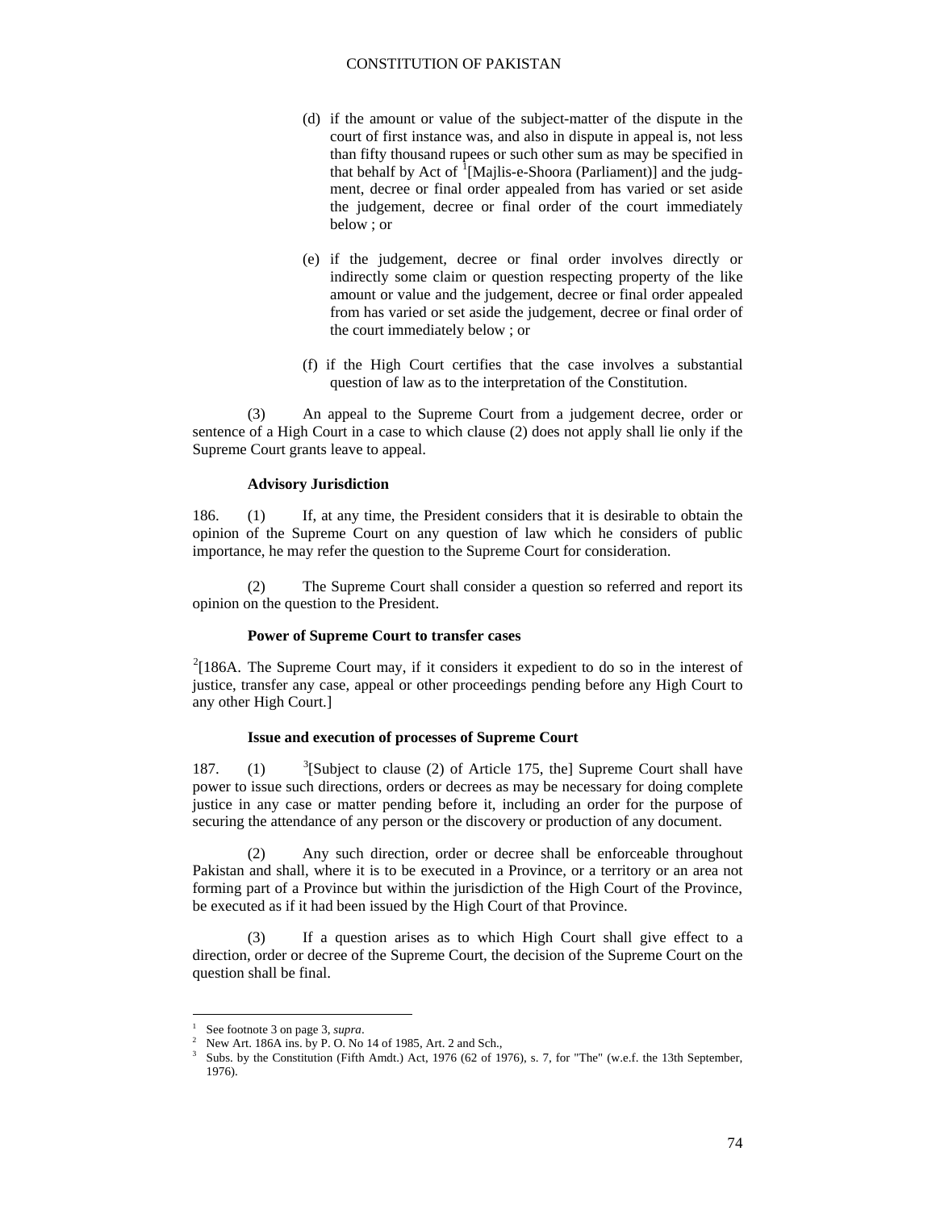(d) if the amount or value of the subject-matter of the dispute in the court of first instance was, and also in dispute in appeal is, not less than fifty thousand rupees or such other sum as may be specified in that behalf by Act of [1][Majlis-e-Shoora (Parliament)] and the judgment, decree or final order appealed from has varied or set aside the judgement, decree or final order of the court immediately below ; or

(e) if the judgement, decree or final order involves directly or indirectly some claim or question respecting property of the like amount or value and the judgement, decree or final order appealed from has varied or set aside the judgement, decree or final order of the court immediately below ; or

(f) if the High Court certifies that the case involves a substantial question of law as to the interpretation of the Constitution.

(3) An appeal to the Supreme Court from a judgement decree, order or sentence of a High Court in a case to which clause (2) does not apply shall lie only if the Supreme Court grants leave to appeal.

**Advisory Jurisdiction**

186. (1) If, at any time, the President considers that it is desirable to obtain the opinion of the Supreme Court on any question of law which he considers of public importance, he may refer the question to the Supreme Court for consideration.

(2) The Supreme Court shall consider a question so referred and report its opinion on the question to the President.

**Power of Supreme Court to transfer cases**

[2][186A. The Supreme Court may, if it considers it expedient to do so in the interest of justice, transfer any case, appeal or other proceedings pending before any High Court to any other High Court.]

**Issue and execution of processes of Supreme Court**

187. (1) [3][Subject to clause (2) of Article 175, the] Supreme Court shall have power to issue such directions, orders or decrees as may be necessary for doing complete justice in any case or matter pending before it, including an order for the purpose of securing the attendance of any person or the discovery or production of any document.

(2) Any such direction, order or decree shall be enforceable throughout Pakistan and shall, where it is to be executed in a Province, or a territory or an area not forming part of a Province but within the jurisdiction of the High Court of the Province, be executed as if it had been issued by the High Court of that Province.

(3) If a question arises as to which High Court shall give effect to a direction, order or decree of the Supreme Court, the decision of the Supreme Court on the question shall be final.

---

[1] See footnote 3 on page 3, *supra*.

[2] New Art. 186A ins. by P. O. No 14 of 1985, Art. 2 and Sch.,

[3] Subs. by the Constitution (Fifth Amdt.) Act, 1976 (62 of 1976), s. 7, for "The" (w.e.f. the 13th September, 1976).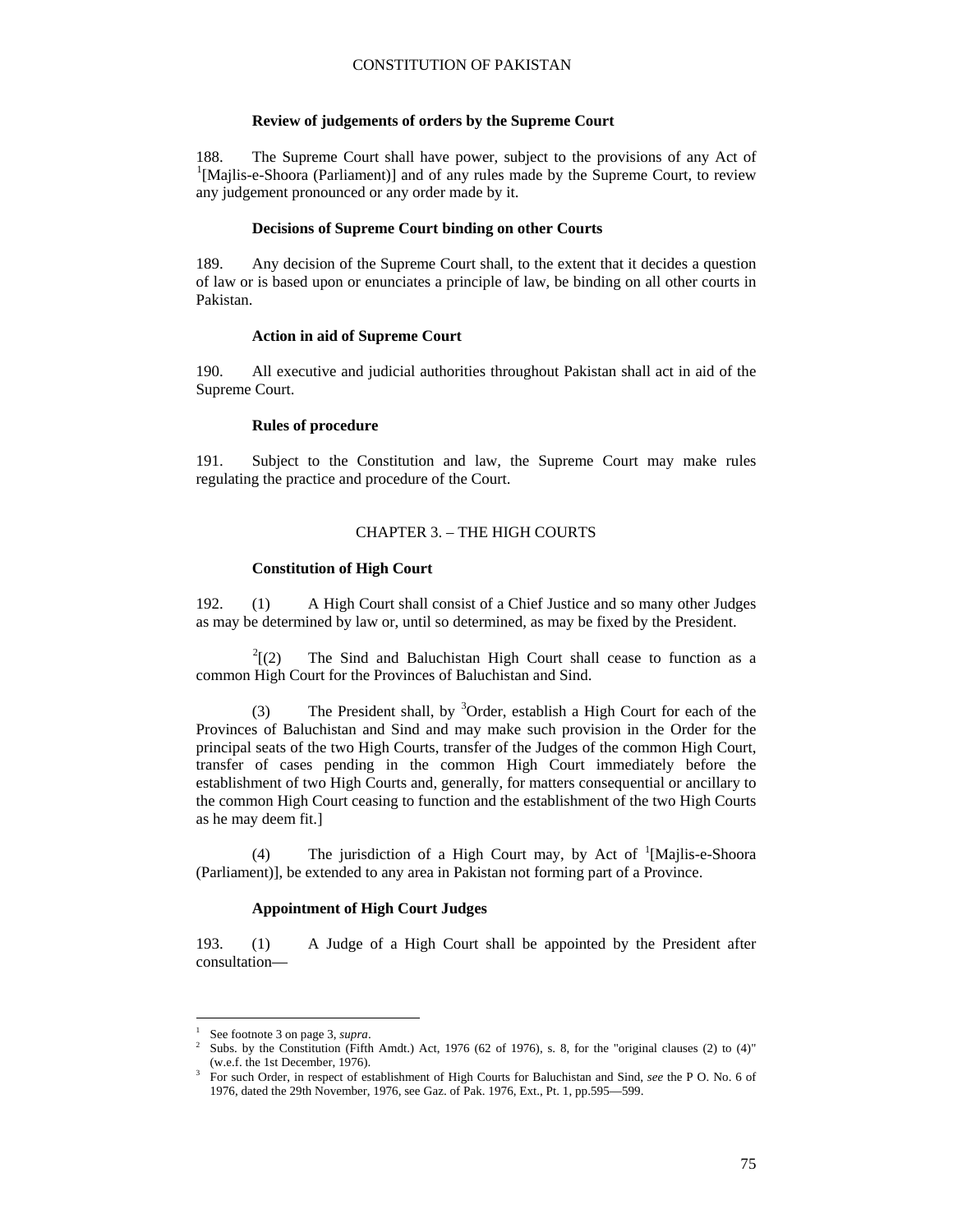### Review of judgements of orders by the Supreme Court

188. The Supreme Court shall have power, subject to the provisions of any Act of [1][Majlis-e-Shoora (Parliament)] and of any rules made by the Supreme Court, to review any judgement pronounced or any order made by it.

### Decisions of Supreme Court binding on other Courts

189. Any decision of the Supreme Court shall, to the extent that it decides a question of law or is based upon or enunciates a principle of law, be binding on all other courts in Pakistan.

### Action in aid of Supreme Court

190. All executive and judicial authorities throughout Pakistan shall act in aid of the Supreme Court.

### Rules of procedure

191. Subject to the Constitution and law, the Supreme Court may make rules regulating the practice and procedure of the Court.

## CHAPTER 3. – THE HIGH COURTS

### Constitution of High Court

192. (1) A High Court shall consist of a Chief Justice and so many other Judges as may be determined by law or, until so determined, as may be fixed by the President.

[2][(2) The Sind and Baluchistan High Court shall cease to function as a common High Court for the Provinces of Baluchistan and Sind.

(3) The President shall, by [3]Order, establish a High Court for each of the Provinces of Baluchistan and Sind and may make such provision in the Order for the principal seats of the two High Courts, transfer of the Judges of the common High Court, transfer of cases pending in the common High Court immediately before the establishment of two High Courts and, generally, for matters consequential or ancillary to the common High Court ceasing to function and the establishment of the two High Courts as he may deem fit.]

(4) The jurisdiction of a High Court may, by Act of [1][Majlis-e-Shoora (Parliament)], be extended to any area in Pakistan not forming part of a Province.

### Appointment of High Court Judges

193. (1) A Judge of a High Court shall be appointed by the President after consultation—

---

[1] See footnote 3 on page 3, *supra*.

[2] Subs. by the Constitution (Fifth Amdt.) Act, 1976 (62 of 1976), s. 8, for the "original clauses (2) to (4)" (w.e.f. the 1st December, 1976).

[3] For such Order, in respect of establishment of High Courts for Baluchistan and Sind, *see* the P O. No. 6 of 1976, dated the 29th November, 1976, see Gaz. of Pak. 1976, Ext., Pt. 1, pp.595—599.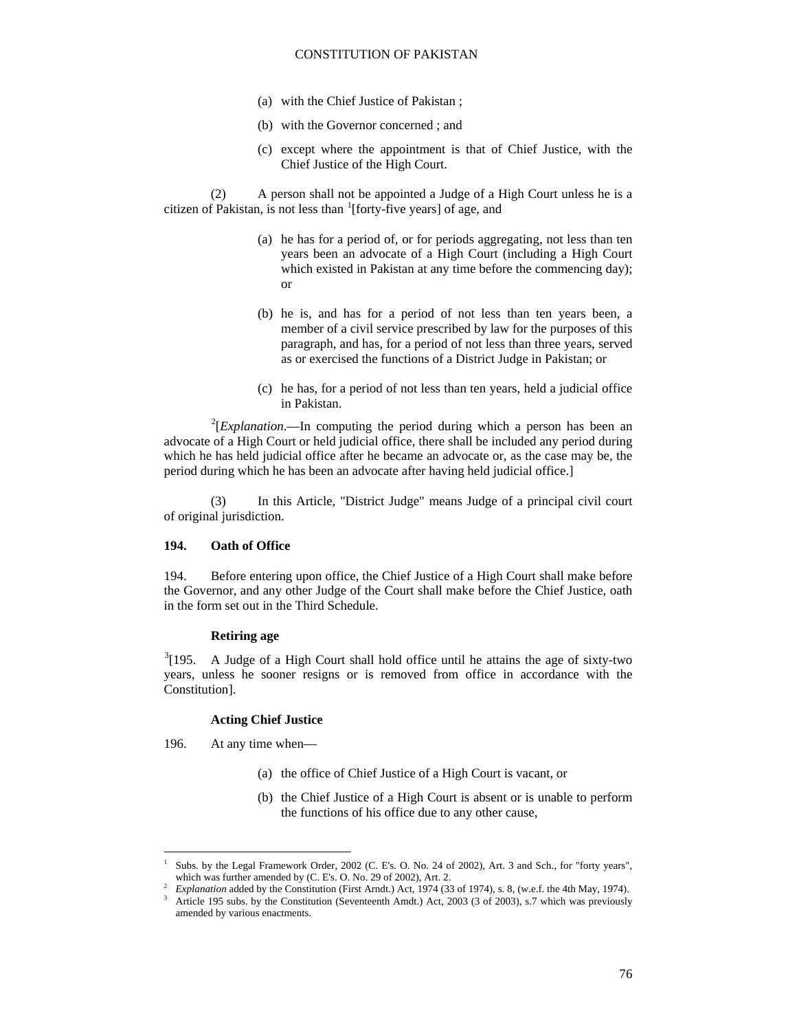(a) with the Chief Justice of Pakistan ;

(b) with the Governor concerned ; and

(c) except where the appointment is that of Chief Justice, with the Chief Justice of the High Court.

(2) A person shall not be appointed a Judge of a High Court unless he is a citizen of Pakistan, is not less than [1][forty-five years] of age, and

(a) he has for a period of, or for periods aggregating, not less than ten years been an advocate of a High Court (including a High Court which existed in Pakistan at any time before the commencing day); or

(b) he is, and has for a period of not less than ten years been, a member of a civil service prescribed by law for the purposes of this paragraph, and has, for a period of not less than three years, served as or exercised the functions of a District Judge in Pakistan; or

(c) he has, for a period of not less than ten years, held a judicial office in Pakistan.

[2][*Explanation*.—In computing the period during which a person has been an advocate of a High Court or held judicial office, there shall be included any period during which he has held judicial office after he became an advocate or, as the case may be, the period during which he has been an advocate after having held judicial office.]

(3) In this Article, "District Judge" means Judge of a principal civil court of original jurisdiction.

**194. Oath of Office**

194. Before entering upon office, the Chief Justice of a High Court shall make before the Governor, and any other Judge of the Court shall make before the Chief Justice, oath in the form set out in the Third Schedule.

**Retiring age**

[3][195. A Judge of a High Court shall hold office until he attains the age of sixty-two years, unless he sooner resigns or is removed from office in accordance with the Constitution].

**Acting Chief Justice**

196. At any time when—

(a) the office of Chief Justice of a High Court is vacant, or

(b) the Chief Justice of a High Court is absent or is unable to perform the functions of his office due to any other cause,

---

1 Subs. by the Legal Framework Order, 2002 (C. E's. O. No. 24 of 2002), Art. 3 and Sch., for "forty years", which was further amended by (C. E's. O. No. 29 of 2002), Art. 2.

2 *Explanation* added by the Constitution (First Amdt.) Act, 1974 (33 of 1974), s. 8, (w.e.f. the 4th May, 1974).

3 Article 195 subs. by the Constitution (Seventeenth Amdt.) Act, 2003 (3 of 2003), s.7 which was previously amended by various enactments.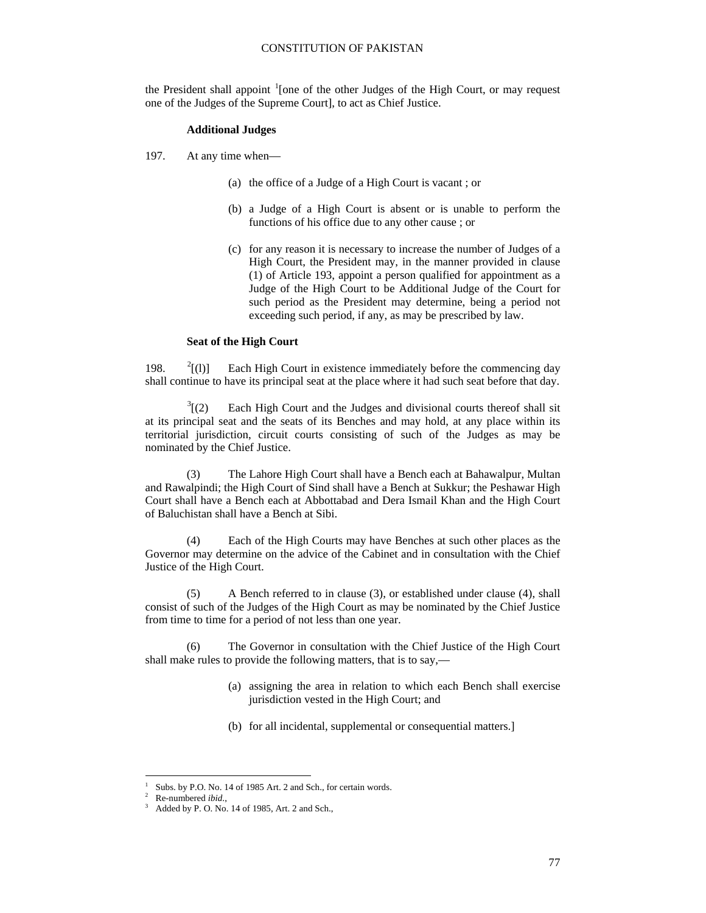the President shall appoint [1][one of the other Judges of the High Court, or may request one of the Judges of the Supreme Court], to act as Chief Justice.

**Additional Judges**

197. At any time when—

(a) the office of a Judge of a High Court is vacant ; or

(b) a Judge of a High Court is absent or is unable to perform the functions of his office due to any other cause ; or

(c) for any reason it is necessary to increase the number of Judges of a High Court, the President may, in the manner provided in clause (1) of Article 193, appoint a person qualified for appointment as a Judge of the High Court to be Additional Judge of the Court for such period as the President may determine, being a period not exceeding such period, if any, as may be prescribed by law.

**Seat of the High Court**

198. [2][(l)] Each High Court in existence immediately before the commencing day shall continue to have its principal seat at the place where it had such seat before that day.

[3][(2) Each High Court and the Judges and divisional courts thereof shall sit at its principal seat and the seats of its Benches and may hold, at any place within its territorial jurisdiction, circuit courts consisting of such of the Judges as may be nominated by the Chief Justice.

(3) The Lahore High Court shall have a Bench each at Bahawalpur, Multan and Rawalpindi; the High Court of Sind shall have a Bench at Sukkur; the Peshawar High Court shall have a Bench each at Abbottabad and Dera Ismail Khan and the High Court of Baluchistan shall have a Bench at Sibi.

(4) Each of the High Courts may have Benches at such other places as the Governor may determine on the advice of the Cabinet and in consultation with the Chief Justice of the High Court.

(5) A Bench referred to in clause (3), or established under clause (4), shall consist of such of the Judges of the High Court as may be nominated by the Chief Justice from time to time for a period of not less than one year.

(6) The Governor in consultation with the Chief Justice of the High Court shall make rules to provide the following matters, that is to say,—

(a) assigning the area in relation to which each Bench shall exercise jurisdiction vested in the High Court; and

(b) for all incidental, supplemental or consequential matters.]

---

1 Subs. by P.O. No. 14 of 1985 Art. 2 and Sch., for certain words.
2 Re-numbered *ibid*.,
3 Added by P. O. No. 14 of 1985, Art. 2 and Sch.,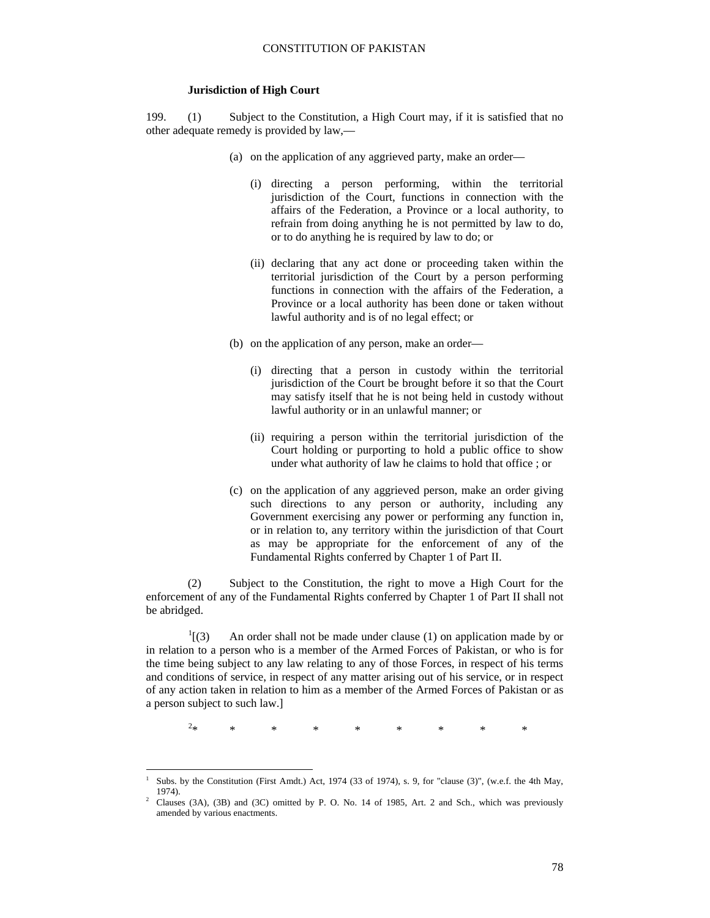**Jurisdiction of High Court**

199. (1) Subject to the Constitution, a High Court may, if it is satisfied that no other adequate remedy is provided by law,—

(a) on the application of any aggrieved party, make an order—

(i) directing a person performing, within the territorial jurisdiction of the Court, functions in connection with the affairs of the Federation, a Province or a local authority, to refrain from doing anything he is not permitted by law to do, or to do anything he is required by law to do; or

(ii) declaring that any act done or proceeding taken within the territorial jurisdiction of the Court by a person performing functions in connection with the affairs of the Federation, a Province or a local authority has been done or taken without lawful authority and is of no legal effect; or

(b) on the application of any person, make an order—

(i) directing that a person in custody within the territorial jurisdiction of the Court be brought before it so that the Court may satisfy itself that he is not being held in custody without lawful authority or in an unlawful manner; or

(ii) requiring a person within the territorial jurisdiction of the Court holding or purporting to hold a public office to show under what authority of law he claims to hold that office ; or

(c) on the application of any aggrieved person, make an order giving such directions to any person or authority, including any Government exercising any power or performing any function in, or in relation to, any territory within the jurisdiction of that Court as may be appropriate for the enforcement of any of the Fundamental Rights conferred by Chapter 1 of Part II.

(2) Subject to the Constitution, the right to move a High Court for the enforcement of any of the Fundamental Rights conferred by Chapter 1 of Part II shall not be abridged.

[1][(3) An order shall not be made under clause (1) on application made by or in relation to a person who is a member of the Armed Forces of Pakistan, or who is for the time being subject to any law relating to any of those Forces, in respect of his terms and conditions of service, in respect of any matter arising out of his service, or in respect of any action taken in relation to him as a member of the Armed Forces of Pakistan or as a person subject to such law.]

[2]* * * * * * * * *

---

[1] Subs. by the Constitution (First Amdt.) Act, 1974 (33 of 1974), s. 9, for "clause (3)", (w.e.f. the 4th May, 1974).

[2] Clauses (3A), (3B) and (3C) omitted by P. O. No. 14 of 1985, Art. 2 and Sch., which was previously amended by various enactments.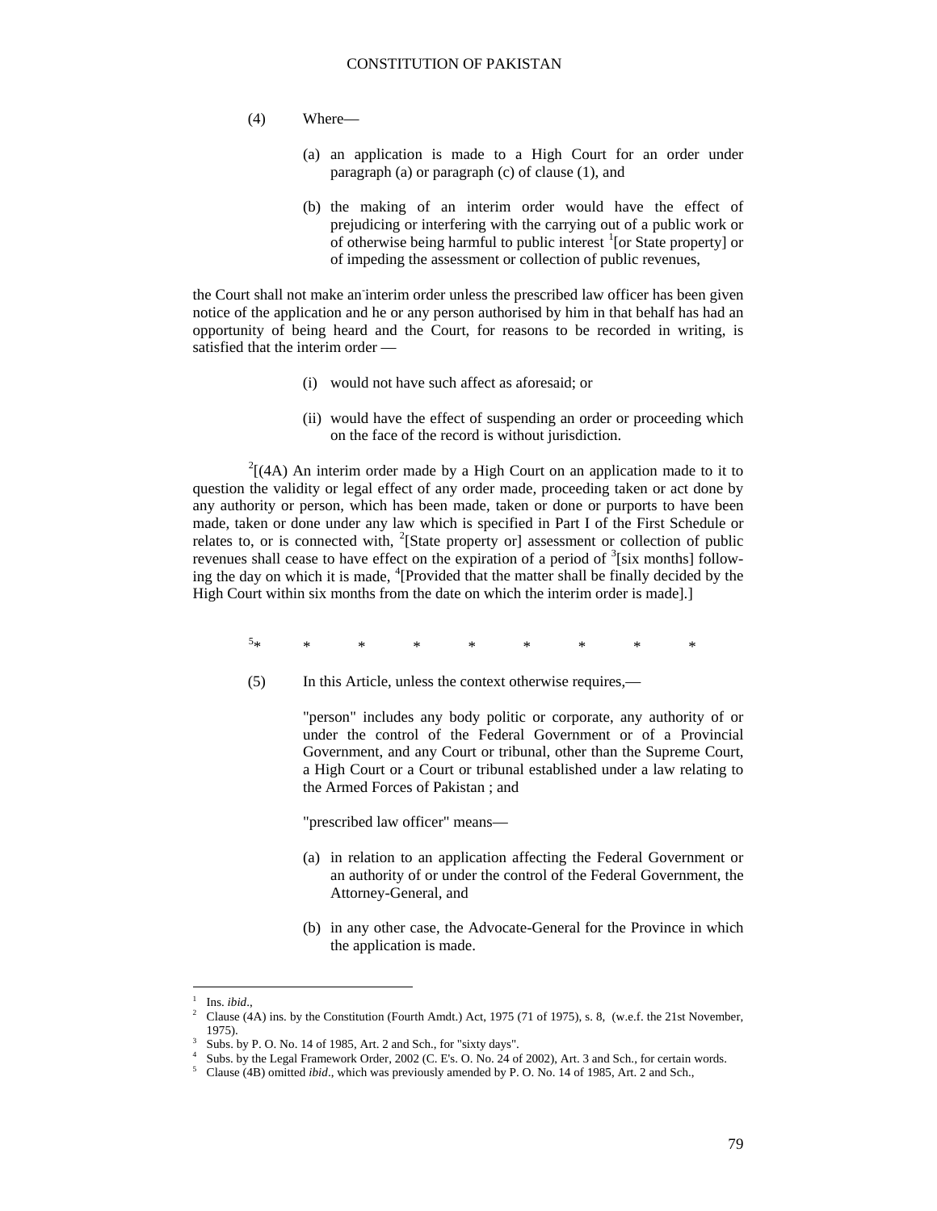(4) Where—

(a) an application is made to a High Court for an order under paragraph (a) or paragraph (c) of clause (1), and

(b) the making of an interim order would have the effect of prejudicing or interfering with the carrying out of a public work or of otherwise being harmful to public interest [1][or State property] or of impeding the assessment or collection of public revenues,

the Court shall not make an interim order unless the prescribed law officer has been given notice of the application and he or any person authorised by him in that behalf has had an opportunity of being heard and the Court, for reasons to be recorded in writing, is satisfied that the interim order —

(i) would not have such affect as aforesaid; or

(ii) would have the effect of suspending an order or proceeding which on the face of the record is without jurisdiction.

[2][(4A) An interim order made by a High Court on an application made to it to question the validity or legal effect of any order made, proceeding taken or act done by any authority or person, which has been made, taken or done or purports to have been made, taken or done under any law which is specified in Part I of the First Schedule or relates to, or is connected with, [2][State property or] assessment or collection of public revenues shall cease to have effect on the expiration of a period of [3][six months] following the day on which it is made, [4][Provided that the matter shall be finally decided by the High Court within six months from the date on which the interim order is made].]

[5]* * * * * * * * *

(5) In this Article, unless the context otherwise requires,—

"person" includes any body politic or corporate, any authority of or under the control of the Federal Government or of a Provincial Government, and any Court or tribunal, other than the Supreme Court, a High Court or a Court or tribunal established under a law relating to the Armed Forces of Pakistan ; and

"prescribed law officer" means—

(a) in relation to an application affecting the Federal Government or an authority of or under the control of the Federal Government, the Attorney-General, and

(b) in any other case, the Advocate-General for the Province in which the application is made.

---

[1] Ins. *ibid*.,

[2] Clause (4A) ins. by the Constitution (Fourth Amdt.) Act, 1975 (71 of 1975), s. 8, (w.e.f. the 21st November, 1975).

[3] Subs. by P. O. No. 14 of 1985, Art. 2 and Sch., for "sixty days".

[4] Subs. by the Legal Framework Order, 2002 (C. E's. O. No. 24 of 2002), Art. 3 and Sch., for certain words.

[5] Clause (4B) omitted *ibid*., which was previously amended by P. O. No. 14 of 1985, Art. 2 and Sch.,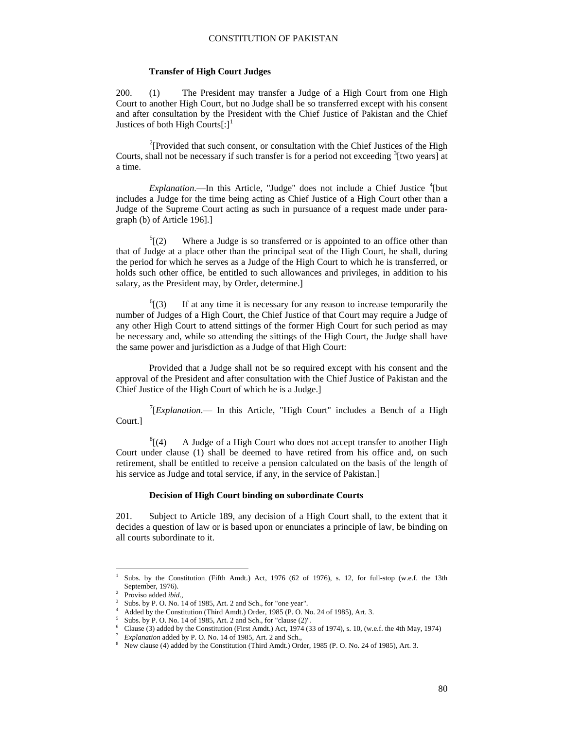### Transfer of High Court Judges

200. (1) The President may transfer a Judge of a High Court from one High Court to another High Court, but no Judge shall be so transferred except with his consent and after consultation by the President with the Chief Justice of Pakistan and the Chief Justices of both High Courts[:][1]

[2][Provided that such consent, or consultation with the Chief Justices of the High Courts, shall not be necessary if such transfer is for a period not exceeding [3][two years] at a time.

*Explanation*.—In this Article, "Judge" does not include a Chief Justice [4][but includes a Judge for the time being acting as Chief Justice of a High Court other than a Judge of the Supreme Court acting as such in pursuance of a request made under paragraph (b) of Article 196].]

[5][(2) Where a Judge is so transferred or is appointed to an office other than that of Judge at a place other than the principal seat of the High Court, he shall, during the period for which he serves as a Judge of the High Court to which he is transferred, or holds such other office, be entitled to such allowances and privileges, in addition to his salary, as the President may, by Order, determine.]

[6][(3) If at any time it is necessary for any reason to increase temporarily the number of Judges of a High Court, the Chief Justice of that Court may require a Judge of any other High Court to attend sittings of the former High Court for such period as may be necessary and, while so attending the sittings of the High Court, the Judge shall have the same power and jurisdiction as a Judge of that High Court:

Provided that a Judge shall not be so required except with his consent and the approval of the President and after consultation with the Chief Justice of Pakistan and the Chief Justice of the High Court of which he is a Judge.]

[7][*Explanation*.— In this Article, "High Court" includes a Bench of a High Court.]

[8][(4) A Judge of a High Court who does not accept transfer to another High Court under clause (1) shall be deemed to have retired from his office and, on such retirement, shall be entitled to receive a pension calculated on the basis of the length of his service as Judge and total service, if any, in the service of Pakistan.]

### Decision of High Court binding on subordinate Courts

201. Subject to Article 189, any decision of a High Court shall, to the extent that it decides a question of law or is based upon or enunciates a principle of law, be binding on all courts subordinate to it.

---

[1] Subs. by the Constitution (Fifth Amdt.) Act, 1976 (62 of 1976), s. 12, for full-stop (w.e.f. the 13th September, 1976).

[2] Proviso added *ibid*.,

[3] Subs. by P. O. No. 14 of 1985, Art. 2 and Sch., for "one year".

[4] Added by the Constitution (Third Amdt.) Order, 1985 (P. O. No. 24 of 1985), Art. 3.

[5] Subs. by P. O. No. 14 of 1985, Art. 2 and Sch., for "clause (2)".

[6] Clause (3) added by the Constitution (First Amdt.) Act, 1974 (33 of 1974), s. 10, (w.e.f. the 4th May, 1974)

[7] *Explanation* added by P. O. No. 14 of 1985, Art. 2 and Sch.,

[8] New clause (4) added by the Constitution (Third Amdt.) Order, 1985 (P. O. No. 24 of 1985), Art. 3.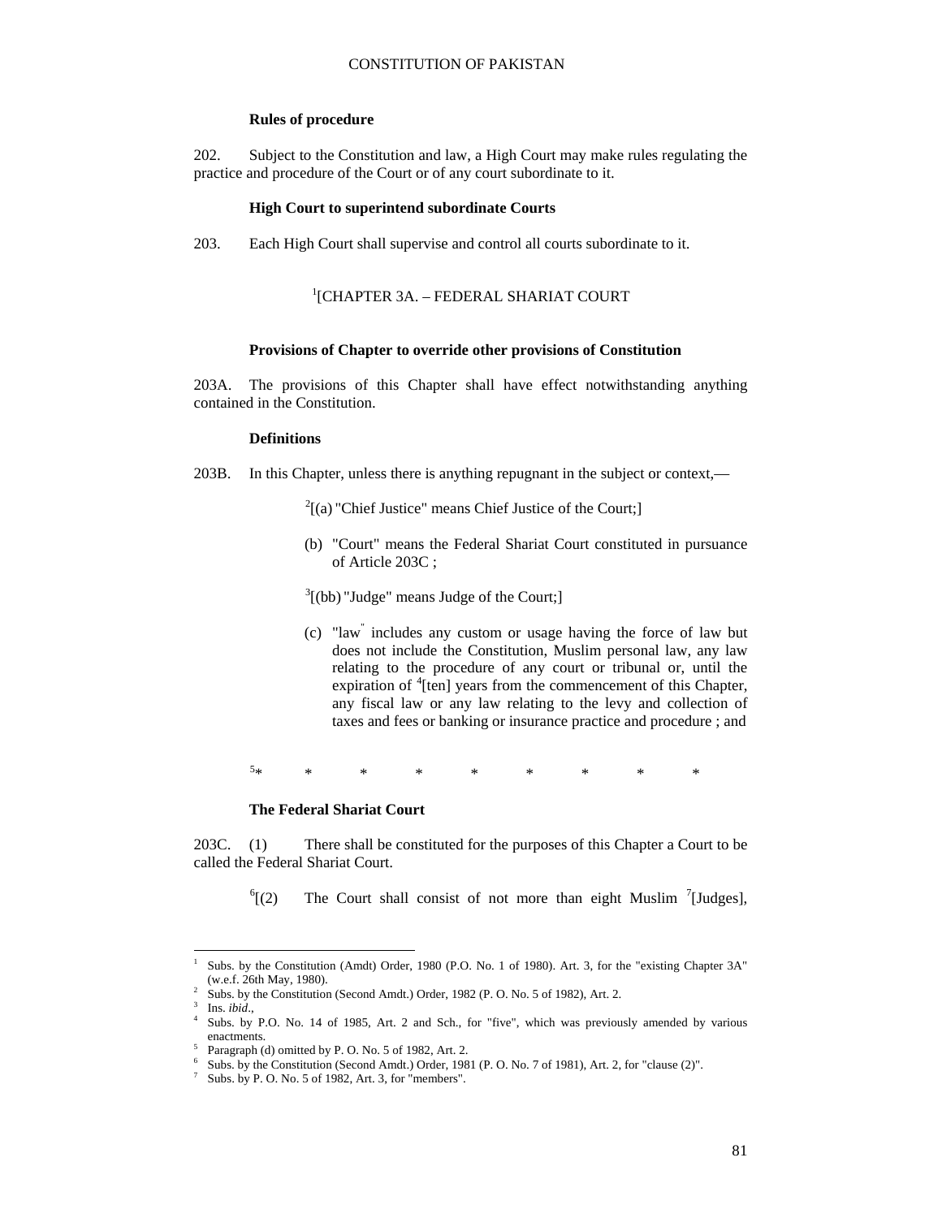### Rules of procedure

202. Subject to the Constitution and law, a High Court may make rules regulating the practice and procedure of the Court or of any court subordinate to it.

### High Court to superintend subordinate Courts

203. Each High Court shall supervise and control all courts subordinate to it.

## [1][CHAPTER 3A. – FEDERAL SHARIAT COURT

### Provisions of Chapter to override other provisions of Constitution

203A. The provisions of this Chapter shall have effect notwithstanding anything contained in the Constitution.

### Definitions

203B. In this Chapter, unless there is anything repugnant in the subject or context,—

[2][(a) "Chief Justice" means Chief Justice of the Court;]

(b) "Court" means the Federal Shariat Court constituted in pursuance of Article 203C ;

[3][(bb) "Judge" means Judge of the Court;]

(c) "law" includes any custom or usage having the force of law but does not include the Constitution, Muslim personal law, any law relating to the procedure of any court or tribunal or, until the expiration of [4][ten] years from the commencement of this Chapter, any fiscal law or any law relating to the levy and collection of taxes and fees or banking or insurance practice and procedure ; and

[5]* * * * * * * * *

### The Federal Shariat Court

203C. (1) There shall be constituted for the purposes of this Chapter a Court to be called the Federal Shariat Court.

[6][(2) The Court shall consist of not more than eight Muslim [7][Judges],

---

1 Subs. by the Constitution (Amdt) Order, 1980 (P.O. No. 1 of 1980). Art. 3, for the "existing Chapter 3A" (w.e.f. 26th May, 1980).

2 Subs. by the Constitution (Second Amdt.) Order, 1982 (P. O. No. 5 of 1982), Art. 2.

3 Ins. *ibid*.,

4 Subs. by P.O. No. 14 of 1985, Art. 2 and Sch., for "five", which was previously amended by various enactments.

5 Paragraph (d) omitted by P. O. No. 5 of 1982, Art. 2.

6 Subs. by the Constitution (Second Amdt.) Order, 1981 (P. O. No. 7 of 1981), Art. 2, for "clause (2)".

7 Subs. by P. O. No. 5 of 1982, Art. 3, for "members".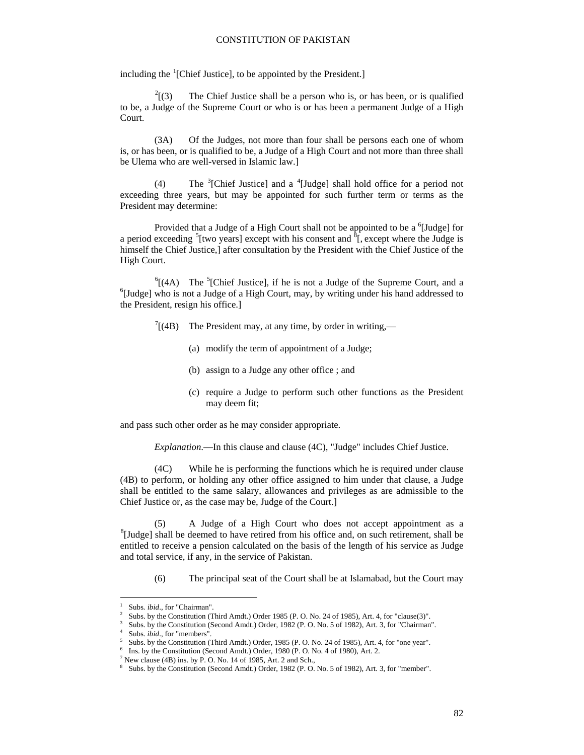including the [1][Chief Justice], to be appointed by the President.]

[2][(3) The Chief Justice shall be a person who is, or has been, or is qualified to be, a Judge of the Supreme Court or who is or has been a permanent Judge of a High Court.

(3A) Of the Judges, not more than four shall be persons each one of whom is, or has been, or is qualified to be, a Judge of a High Court and not more than three shall be Ulema who are well-versed in Islamic law.]

(4) The [3][Chief Justice] and a [4][Judge] shall hold office for a period not exceeding three years, but may be appointed for such further term or terms as the President may determine:

Provided that a Judge of a High Court shall not be appointed to be a [6][Judge] for a period exceeding [5][two years] except with his consent and [8][, except where the Judge is himself the Chief Justice,] after consultation by the President with the Chief Justice of the High Court.

[6][(4A) The [5][Chief Justice], if he is not a Judge of the Supreme Court, and a [6][Judge] who is not a Judge of a High Court, may, by writing under his hand addressed to the President, resign his office.]

[7][(4B) The President may, at any time, by order in writing,—

(a) modify the term of appointment of a Judge;

(b) assign to a Judge any other office ; and

(c) require a Judge to perform such other functions as the President may deem fit;

and pass such other order as he may consider appropriate.

*Explanation*.—In this clause and clause (4C), "Judge" includes Chief Justice.

(4C) While he is performing the functions which he is required under clause (4B) to perform, or holding any other office assigned to him under that clause, a Judge shall be entitled to the same salary, allowances and privileges as are admissible to the Chief Justice or, as the case may be, Judge of the Court.]

(5) A Judge of a High Court who does not accept appointment as a [8][Judge] shall be deemed to have retired from his office and, on such retirement, shall be entitled to receive a pension calculated on the basis of the length of his service as Judge and total service, if any, in the service of Pakistan.

(6) The principal seat of the Court shall be at Islamabad, but the Court may

---

[1] Subs. *ibid*., for "Chairman".
[2] Subs. by the Constitution (Third Amdt.) Order 1985 (P. O. No. 24 of 1985), Art. 4, for "clause(3)".
[3] Subs. by the Constitution (Second Amdt.) Order, 1982 (P. O. No. 5 of 1982), Art. 3, for "Chairman".
[4] Subs. *ibid*., for "members".
[5] Subs. by the Constitution (Third Amdt.) Order, 1985 (P. O. No. 24 of 1985), Art. 4, for "one year".
[6] Ins. by the Constitution (Second Amdt.) Order, 1980 (P. O. No. 4 of 1980), Art. 2.
[7] New clause (4B) ins. by P. O. No. 14 of 1985, Art. 2 and Sch.,
[8] Subs. by the Constitution (Second Amdt.) Order, 1982 (P. O. No. 5 of 1982), Art. 3, for "member".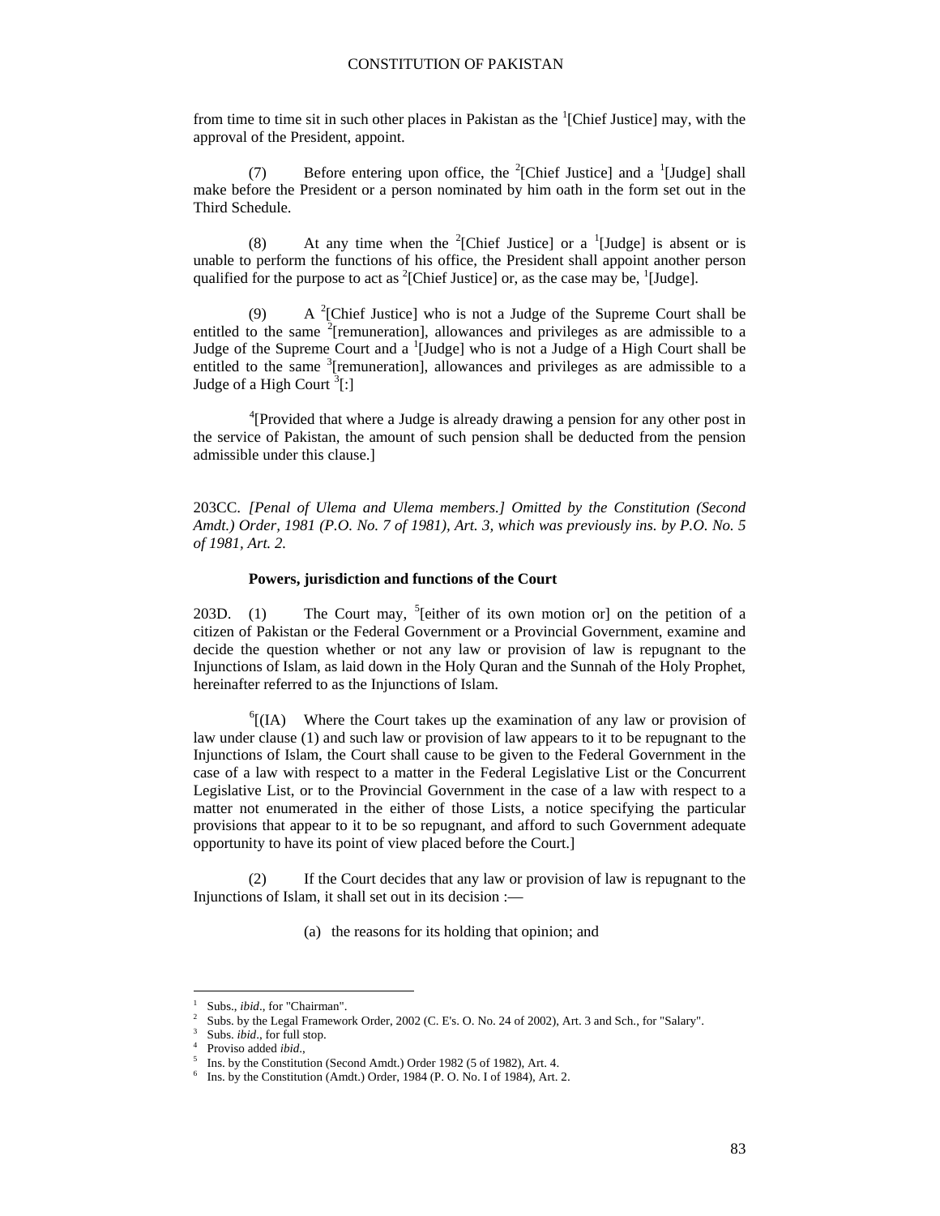from time to time sit in such other places in Pakistan as the [1][Chief Justice] may, with the approval of the President, appoint.

(7) Before entering upon office, the [2][Chief Justice] and a [1][Judge] shall make before the President or a person nominated by him oath in the form set out in the Third Schedule.

(8) At any time when the [2][Chief Justice] or a [1][Judge] is absent or is unable to perform the functions of his office, the President shall appoint another person qualified for the purpose to act as [2][Chief Justice] or, as the case may be, [1][Judge].

(9) A [2][Chief Justice] who is not a Judge of the Supreme Court shall be entitled to the same [2][remuneration], allowances and privileges as are admissible to a Judge of the Supreme Court and a [1][Judge] who is not a Judge of a High Court shall be entitled to the same [3][remuneration], allowances and privileges as are admissible to a Judge of a High Court [3][:]

[4][Provided that where a Judge is already drawing a pension for any other post in the service of Pakistan, the amount of such pension shall be deducted from the pension admissible under this clause.]

203CC. *[Penal of Ulema and Ulema members.] Omitted by the Constitution (Second Amdt.) Order, 1981 (P.O. No. 7 of 1981), Art. 3, which was previously ins. by P.O. No. 5 of 1981, Art. 2.*

**Powers, jurisdiction and functions of the Court**

203D. (1) The Court may, [5][either of its own motion or] on the petition of a citizen of Pakistan or the Federal Government or a Provincial Government, examine and decide the question whether or not any law or provision of law is repugnant to the Injunctions of Islam, as laid down in the Holy Quran and the Sunnah of the Holy Prophet, hereinafter referred to as the Injunctions of Islam.

[6][(IA) Where the Court takes up the examination of any law or provision of law under clause (1) and such law or provision of law appears to it to be repugnant to the Injunctions of Islam, the Court shall cause to be given to the Federal Government in the case of a law with respect to a matter in the Federal Legislative List or the Concurrent Legislative List, or to the Provincial Government in the case of a law with respect to a matter not enumerated in the either of those Lists, a notice specifying the particular provisions that appear to it to be so repugnant, and afford to such Government adequate opportunity to have its point of view placed before the Court.]

(2) If the Court decides that any law or provision of law is repugnant to the Injunctions of Islam, it shall set out in its decision :—

(a) the reasons for its holding that opinion; and

---

1 Subs., *ibid*., for "Chairman".
2 Subs. by the Legal Framework Order, 2002 (C. E's. O. No. 24 of 2002), Art. 3 and Sch., for "Salary".
3 Subs. *ibid*., for full stop.
4 Proviso added *ibid*.,
5 Ins. by the Constitution (Second Amdt.) Order 1982 (5 of 1982), Art. 4.
6 Ins. by the Constitution (Amdt.) Order, 1984 (P. O. No. I of 1984), Art. 2.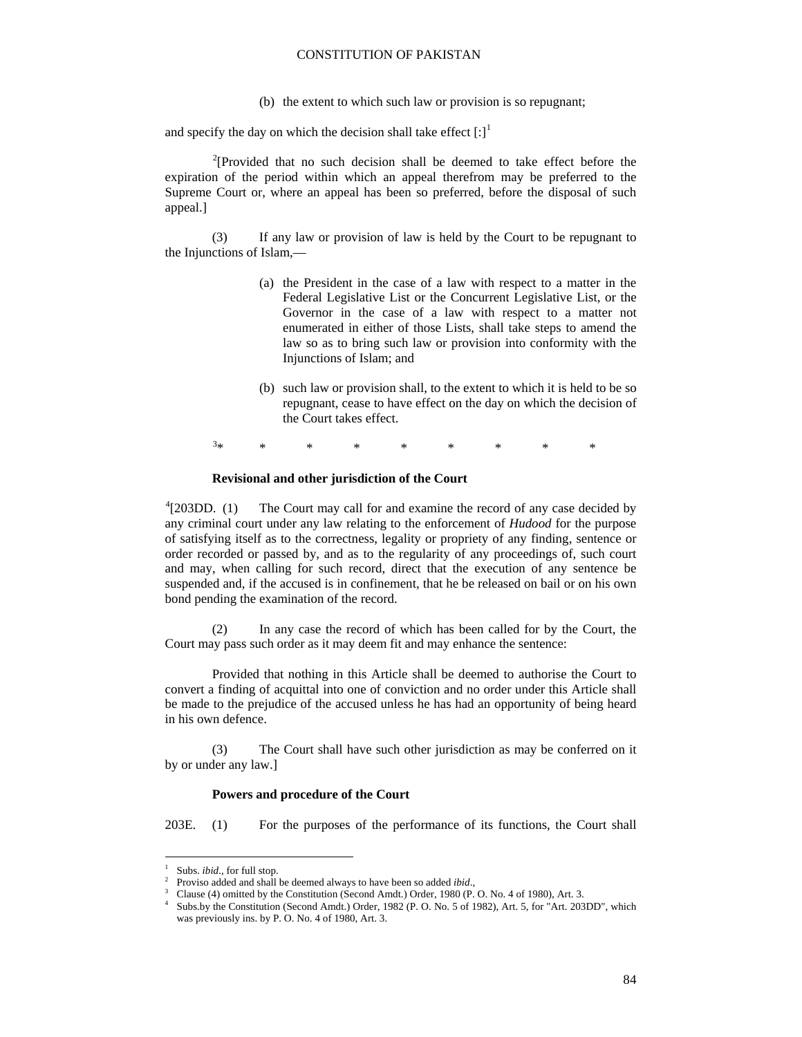(b) the extent to which such law or provision is so repugnant;

and specify the day on which the decision shall take effect [:][1]

[2][Provided that no such decision shall be deemed to take effect before the expiration of the period within which an appeal therefrom may be preferred to the Supreme Court or, where an appeal has been so preferred, before the disposal of such appeal.]

(3) If any law or provision of law is held by the Court to be repugnant to the Injunctions of Islam,—

(a) the President in the case of a law with respect to a matter in the Federal Legislative List or the Concurrent Legislative List, or the Governor in the case of a law with respect to a matter not enumerated in either of those Lists, shall take steps to amend the law so as to bring such law or provision into conformity with the Injunctions of Islam; and

(b) such law or provision shall, to the extent to which it is held to be so repugnant, cease to have effect on the day on which the decision of the Court takes effect.

[3]* * * * * * * * *

**Revisional and other jurisdiction of the Court**

[4][203DD. (1) The Court may call for and examine the record of any case decided by any criminal court under any law relating to the enforcement of *Hudood* for the purpose of satisfying itself as to the correctness, legality or propriety of any finding, sentence or order recorded or passed by, and as to the regularity of any proceedings of, such court and may, when calling for such record, direct that the execution of any sentence be suspended and, if the accused is in confinement, that he be released on bail or on his own bond pending the examination of the record.

(2) In any case the record of which has been called for by the Court, the Court may pass such order as it may deem fit and may enhance the sentence:

Provided that nothing in this Article shall be deemed to authorise the Court to convert a finding of acquittal into one of conviction and no order under this Article shall be made to the prejudice of the accused unless he has had an opportunity of being heard in his own defence.

(3) The Court shall have such other jurisdiction as may be conferred on it by or under any law.]

**Powers and procedure of the Court**

203E. (1) For the purposes of the performance of its functions, the Court shall

---

[1] Subs. *ibid*., for full stop.
[2] Proviso added and shall be deemed always to have been so added *ibid*.,
[3] Clause (4) omitted by the Constitution (Second Amdt.) Order, 1980 (P. O. No. 4 of 1980), Art. 3.
[4] Subs.by the Constitution (Second Amdt.) Order, 1982 (P. O. No. 5 of 1982), Art. 5, for "Art. 203DD", which was previously ins. by P. O. No. 4 of 1980, Art. 3.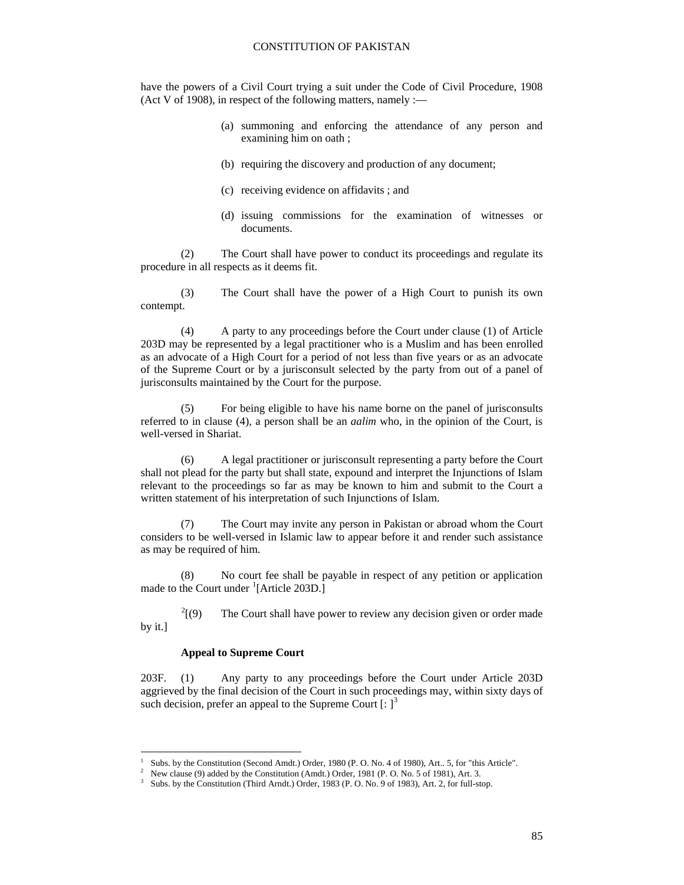have the powers of a Civil Court trying a suit under the Code of Civil Procedure, 1908 (Act V of 1908), in respect of the following matters, namely :—

(a) summoning and enforcing the attendance of any person and examining him on oath ;

(b) requiring the discovery and production of any document;

(c) receiving evidence on affidavits ; and

(d) issuing commissions for the examination of witnesses or documents.

(2) The Court shall have power to conduct its proceedings and regulate its procedure in all respects as it deems fit.

(3) The Court shall have the power of a High Court to punish its own contempt.

(4) A party to any proceedings before the Court under clause (1) of Article 203D may be represented by a legal practitioner who is a Muslim and has been enrolled as an advocate of a High Court for a period of not less than five years or as an advocate of the Supreme Court or by a jurisconsult selected by the party from out of a panel of jurisconsults maintained by the Court for the purpose.

(5) For being eligible to have his name borne on the panel of jurisconsults referred to in clause (4), a person shall be an *aalim* who, in the opinion of the Court, is well-versed in Shariat.

(6) A legal practitioner or jurisconsult representing a party before the Court shall not plead for the party but shall state, expound and interpret the Injunctions of Islam relevant to the proceedings so far as may be known to him and submit to the Court a written statement of his interpretation of such Injunctions of Islam.

(7) The Court may invite any person in Pakistan or abroad whom the Court considers to be well-versed in Islamic law to appear before it and render such assistance as may be required of him.

(8) No court fee shall be payable in respect of any petition or application made to the Court under [1][Article 203D.]

[2][(9) The Court shall have power to review any decision given or order made by it.]

**Appeal to Supreme Court**

203F. (1) Any party to any proceedings before the Court under Article 203D aggrieved by the final decision of the Court in such proceedings may, within sixty days of such decision, prefer an appeal to the Supreme Court [: ][3]

---

1 Subs. by the Constitution (Second Amdt.) Order, 1980 (P. O. No. 4 of 1980), Art.. 5, for "this Article".

2 New clause (9) added by the Constitution (Amdt.) Order, 1981 (P. O. No. 5 of 1981), Art. 3.

3 Subs. by the Constitution (Third Arndt.) Order, 1983 (P. O. No. 9 of 1983), Art. 2, for full-stop.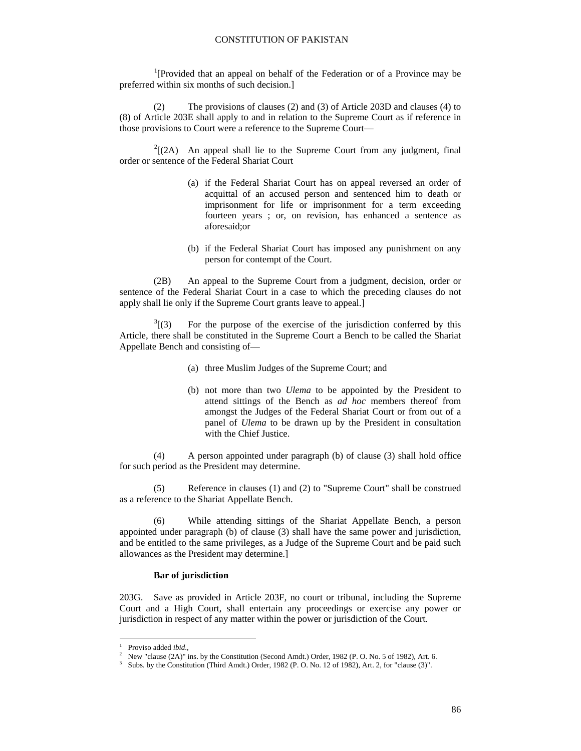[1][Provided that an appeal on behalf of the Federation or of a Province may be preferred within six months of such decision.]

(2) The provisions of clauses (2) and (3) of Article 203D and clauses (4) to (8) of Article 203E shall apply to and in relation to the Supreme Court as if reference in those provisions to Court were a reference to the Supreme Court—

[2][(2A) An appeal shall lie to the Supreme Court from any judgment, final order or sentence of the Federal Shariat Court

(a) if the Federal Shariat Court has on appeal reversed an order of acquittal of an accused person and sentenced him to death or imprisonment for life or imprisonment for a term exceeding fourteen years ; or, on revision, has enhanced a sentence as aforesaid;or

(b) if the Federal Shariat Court has imposed any punishment on any person for contempt of the Court.

(2B) An appeal to the Supreme Court from a judgment, decision, order or sentence of the Federal Shariat Court in a case to which the preceding clauses do not apply shall lie only if the Supreme Court grants leave to appeal.]

[3][(3) For the purpose of the exercise of the jurisdiction conferred by this Article, there shall be constituted in the Supreme Court a Bench to be called the Shariat Appellate Bench and consisting of—

(a) three Muslim Judges of the Supreme Court; and

(b) not more than two *Ulema* to be appointed by the President to attend sittings of the Bench as *ad hoc* members thereof from amongst the Judges of the Federal Shariat Court or from out of a panel of *Ulema* to be drawn up by the President in consultation with the Chief Justice.

(4) A person appointed under paragraph (b) of clause (3) shall hold office for such period as the President may determine.

(5) Reference in clauses (1) and (2) to "Supreme Court" shall be construed as a reference to the Shariat Appellate Bench.

(6) While attending sittings of the Shariat Appellate Bench, a person appointed under paragraph (b) of clause (3) shall have the same power and jurisdiction, and be entitled to the same privileges, as a Judge of the Supreme Court and be paid such allowances as the President may determine.]

**Bar of jurisdiction**

203G. Save as provided in Article 203F, no court or tribunal, including the Supreme Court and a High Court, shall entertain any proceedings or exercise any power or jurisdiction in respect of any matter within the power or jurisdiction of the Court.

---

[1] Proviso added *ibid*.,
[2] New "clause (2A)" ins. by the Constitution (Second Amdt.) Order, 1982 (P. O. No. 5 of 1982), Art. 6.
[3] Subs. by the Constitution (Third Amdt.) Order, 1982 (P. O. No. 12 of 1982), Art. 2, for "clause (3)".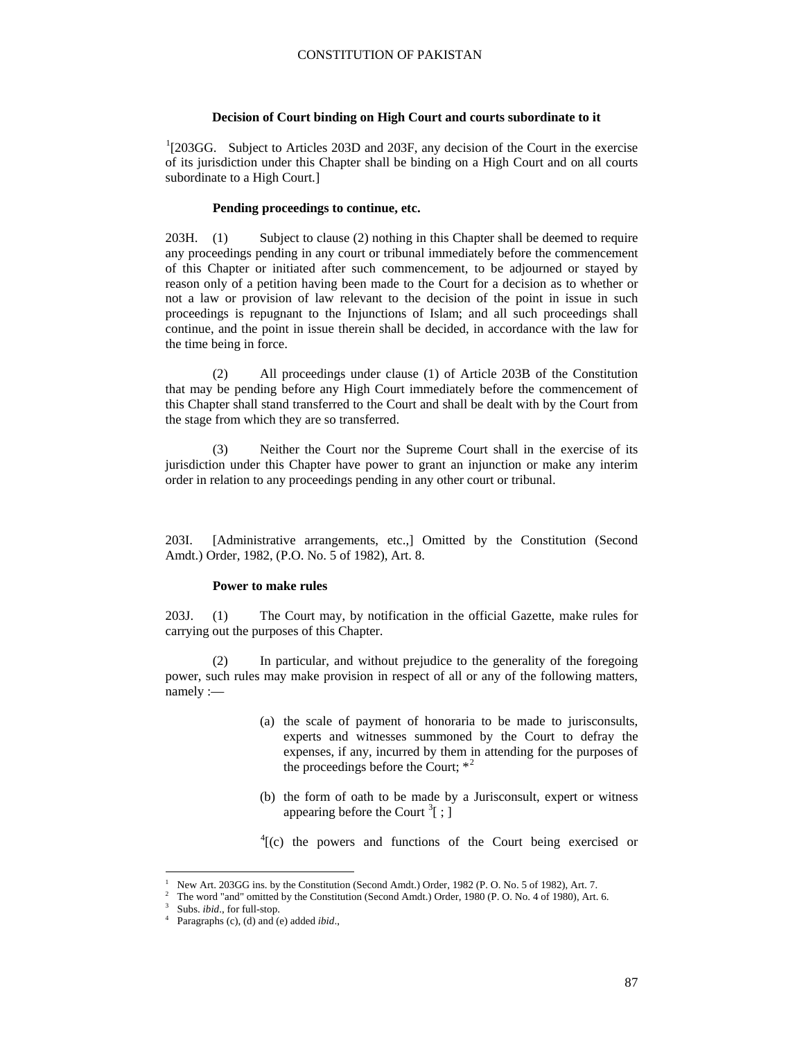**Decision of Court binding on High Court and courts subordinate to it**

[1][203GG. Subject to Articles 203D and 203F, any decision of the Court in the exercise of its jurisdiction under this Chapter shall be binding on a High Court and on all courts subordinate to a High Court.]

**Pending proceedings to continue, etc.**

203H. (1) Subject to clause (2) nothing in this Chapter shall be deemed to require any proceedings pending in any court or tribunal immediately before the commencement of this Chapter or initiated after such commencement, to be adjourned or stayed by reason only of a petition having been made to the Court for a decision as to whether or not a law or provision of law relevant to the decision of the point in issue in such proceedings is repugnant to the Injunctions of Islam; and all such proceedings shall continue, and the point in issue therein shall be decided, in accordance with the law for the time being in force.

(2) All proceedings under clause (1) of Article 203B of the Constitution that may be pending before any High Court immediately before the commencement of this Chapter shall stand transferred to the Court and shall be dealt with by the Court from the stage from which they are so transferred.

(3) Neither the Court nor the Supreme Court shall in the exercise of its jurisdiction under this Chapter have power to grant an injunction or make any interim order in relation to any proceedings pending in any other court or tribunal.

203I. [Administrative arrangements, etc.,] Omitted by the Constitution (Second Amdt.) Order, 1982, (P.O. No. 5 of 1982), Art. 8.

**Power to make rules**

203J. (1) The Court may, by notification in the official Gazette, make rules for carrying out the purposes of this Chapter.

(2) In particular, and without prejudice to the generality of the foregoing power, such rules may make provision in respect of all or any of the following matters, namely :—

(a) the scale of payment of honoraria to be made to jurisconsults, experts and witnesses summoned by the Court to defray the expenses, if any, incurred by them in attending for the purposes of the proceedings before the Court; *[2]

(b) the form of oath to be made by a Jurisconsult, expert or witness appearing before the Court [3][ ; ]

[4][(c) the powers and functions of the Court being exercised or

---

[1] New Art. 203GG ins. by the Constitution (Second Amdt.) Order, 1982 (P. O. No. 5 of 1982), Art. 7.

[2] The word "and" omitted by the Constitution (Second Amdt.) Order, 1980 (P. O. No. 4 of 1980), Art. 6.

[3] Subs. *ibid*., for full-stop.

[4] Paragraphs (c), (d) and (e) added *ibid*.,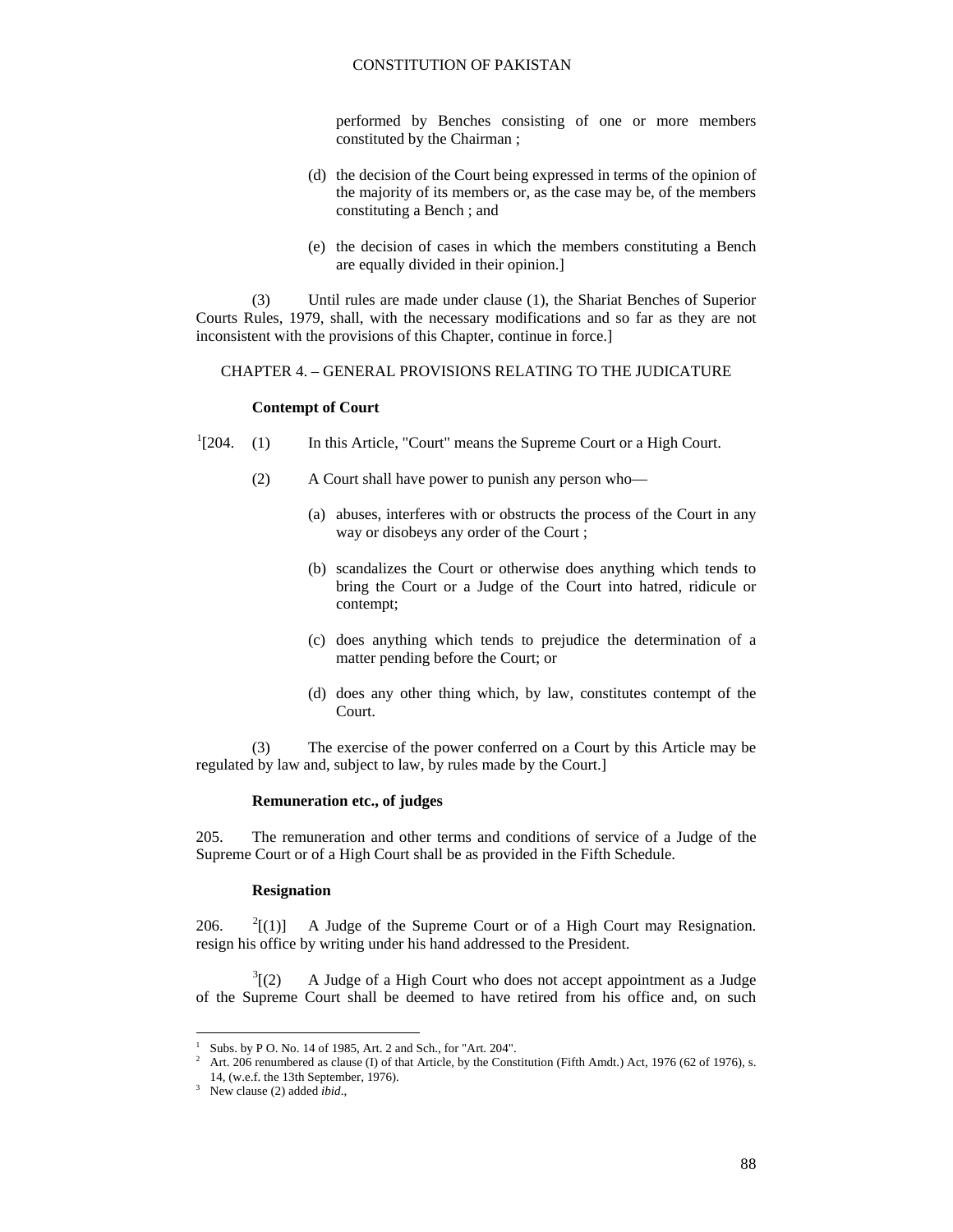performed by Benches consisting of one or more members constituted by the Chairman ;

(d) the decision of the Court being expressed in terms of the opinion of the majority of its members or, as the case may be, of the members constituting a Bench ; and

(e) the decision of cases in which the members constituting a Bench are equally divided in their opinion.]

(3) Until rules are made under clause (1), the Shariat Benches of Superior Courts Rules, 1979, shall, with the necessary modifications and so far as they are not inconsistent with the provisions of this Chapter, continue in force.]

## CHAPTER 4. – GENERAL PROVISIONS RELATING TO THE JUDICATURE

**Contempt of Court**

[1][204. (1) In this Article, "Court" means the Supreme Court or a High Court.

(2) A Court shall have power to punish any person who—

(a) abuses, interferes with or obstructs the process of the Court in any way or disobeys any order of the Court ;

(b) scandalizes the Court or otherwise does anything which tends to bring the Court or a Judge of the Court into hatred, ridicule or contempt;

(c) does anything which tends to prejudice the determination of a matter pending before the Court; or

(d) does any other thing which, by law, constitutes contempt of the Court.

(3) The exercise of the power conferred on a Court by this Article may be regulated by law and, subject to law, by rules made by the Court.]

**Remuneration etc., of judges**

205. The remuneration and other terms and conditions of service of a Judge of the Supreme Court or of a High Court shall be as provided in the Fifth Schedule.

**Resignation**

206. [2][(1)] A Judge of the Supreme Court or of a High Court may Resignation. resign his office by writing under his hand addressed to the President.

[3][(2) A Judge of a High Court who does not accept appointment as a Judge of the Supreme Court shall be deemed to have retired from his office and, on such

---

1 Subs. by P O. No. 14 of 1985, Art. 2 and Sch., for "Art. 204".

2 Art. 206 renumbered as clause (I) of that Article, by the Constitution (Fifth Amdt.) Act, 1976 (62 of 1976), s. 14, (w.e.f. the 13th September, 1976).

3 New clause (2) added *ibid*.,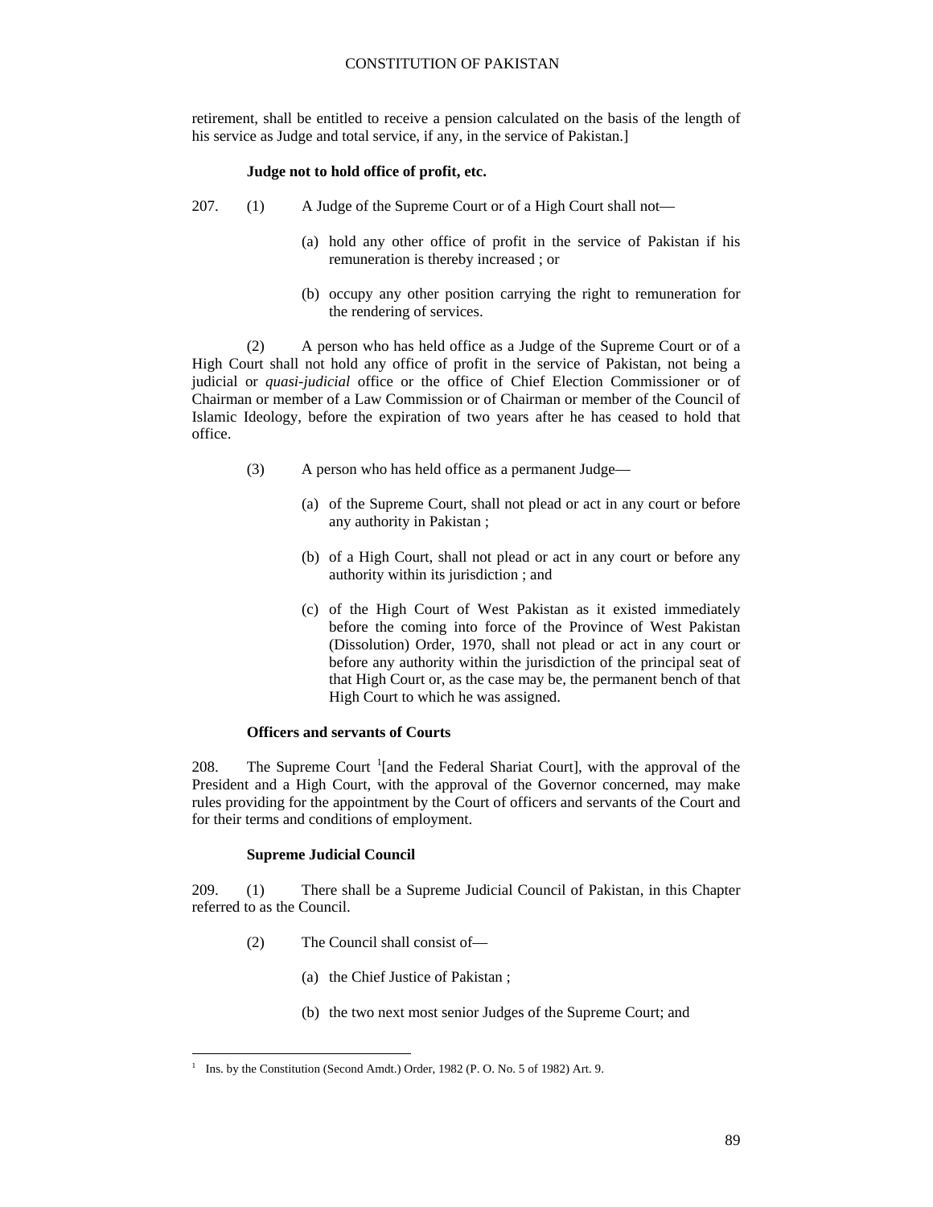retirement, shall be entitled to receive a pension calculated on the basis of the length of his service as Judge and total service, if any, in the service of Pakistan.]

**Judge not to hold office of profit, etc.**

207. (1) A Judge of the Supreme Court or of a High Court shall not—

(a) hold any other office of profit in the service of Pakistan if his remuneration is thereby increased ; or

(b) occupy any other position carrying the right to remuneration for the rendering of services.

(2) A person who has held office as a Judge of the Supreme Court or of a High Court shall not hold any office of profit in the service of Pakistan, not being a judicial or *quasi-judicial* office or the office of Chief Election Commissioner or of Chairman or member of a Law Commission or of Chairman or member of the Council of Islamic Ideology, before the expiration of two years after he has ceased to hold that office.

(3) A person who has held office as a permanent Judge—

(a) of the Supreme Court, shall not plead or act in any court or before any authority in Pakistan ;

(b) of a High Court, shall not plead or act in any court or before any authority within its jurisdiction ; and

(c) of the High Court of West Pakistan as it existed immediately before the coming into force of the Province of West Pakistan (Dissolution) Order, 1970, shall not plead or act in any court or before any authority within the jurisdiction of the principal seat of that High Court or, as the case may be, the permanent bench of that High Court to which he was assigned.

**Officers and servants of Courts**

208. The Supreme Court [1][and the Federal Shariat Court], with the approval of the President and a High Court, with the approval of the Governor concerned, may make rules providing for the appointment by the Court of officers and servants of the Court and for their terms and conditions of employment.

**Supreme Judicial Council**

209. (1) There shall be a Supreme Judicial Council of Pakistan, in this Chapter referred to as the Council.

(2) The Council shall consist of—

(a) the Chief Justice of Pakistan ;

(b) the two next most senior Judges of the Supreme Court; and

---

[1] Ins. by the Constitution (Second Amdt.) Order, 1982 (P. O. No. 5 of 1982) Art. 9.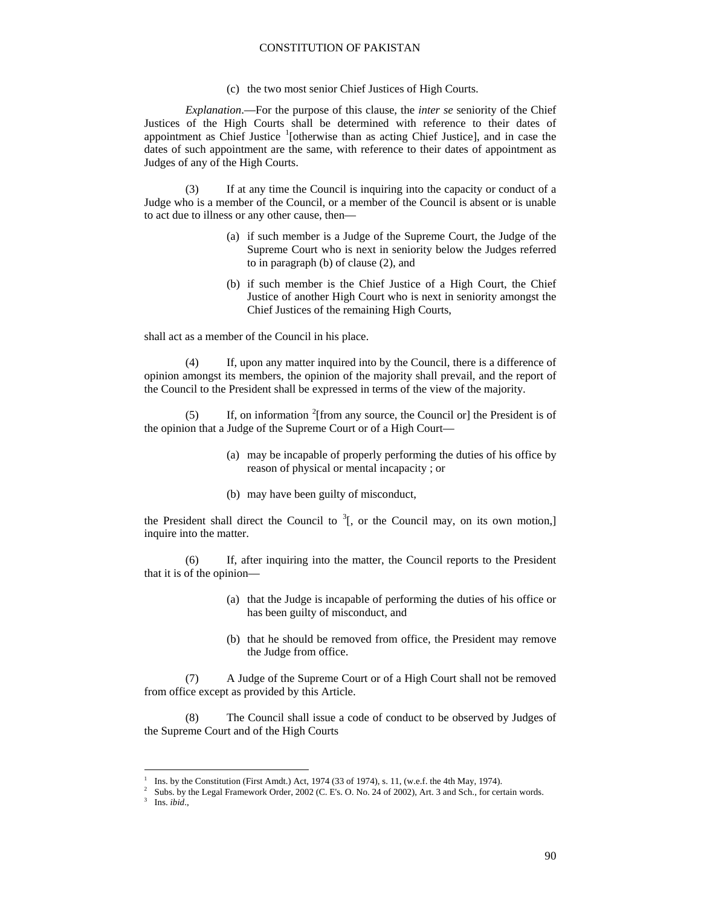(c) the two most senior Chief Justices of High Courts.

*Explanation*.—For the purpose of this clause, the *inter se* seniority of the Chief Justices of the High Courts shall be determined with reference to their dates of appointment as Chief Justice [1][otherwise than as acting Chief Justice], and in case the dates of such appointment are the same, with reference to their dates of appointment as Judges of any of the High Courts.

(3) If at any time the Council is inquiring into the capacity or conduct of a Judge who is a member of the Council, or a member of the Council is absent or is unable to act due to illness or any other cause, then—

(a) if such member is a Judge of the Supreme Court, the Judge of the Supreme Court who is next in seniority below the Judges referred to in paragraph (b) of clause (2), and

(b) if such member is the Chief Justice of a High Court, the Chief Justice of another High Court who is next in seniority amongst the Chief Justices of the remaining High Courts,

shall act as a member of the Council in his place.

(4) If, upon any matter inquired into by the Council, there is a difference of opinion amongst its members, the opinion of the majority shall prevail, and the report of the Council to the President shall be expressed in terms of the view of the majority.

(5) If, on information [2][from any source, the Council or] the President is of the opinion that a Judge of the Supreme Court or of a High Court—

(a) may be incapable of properly performing the duties of his office by reason of physical or mental incapacity ; or

(b) may have been guilty of misconduct,

the President shall direct the Council to [3][, or the Council may, on its own motion,] inquire into the matter.

(6) If, after inquiring into the matter, the Council reports to the President that it is of the opinion—

(a) that the Judge is incapable of performing the duties of his office or has been guilty of misconduct, and

(b) that he should be removed from office, the President may remove the Judge from office.

(7) A Judge of the Supreme Court or of a High Court shall not be removed from office except as provided by this Article.

(8) The Council shall issue a code of conduct to be observed by Judges of the Supreme Court and of the High Courts

---

[1] Ins. by the Constitution (First Amdt.) Act, 1974 (33 of 1974), s. 11, (w.e.f. the 4th May, 1974).

[2] Subs. by the Legal Framework Order, 2002 (C. E's. O. No. 24 of 2002), Art. 3 and Sch., for certain words.

[3] Ins. *ibid*.,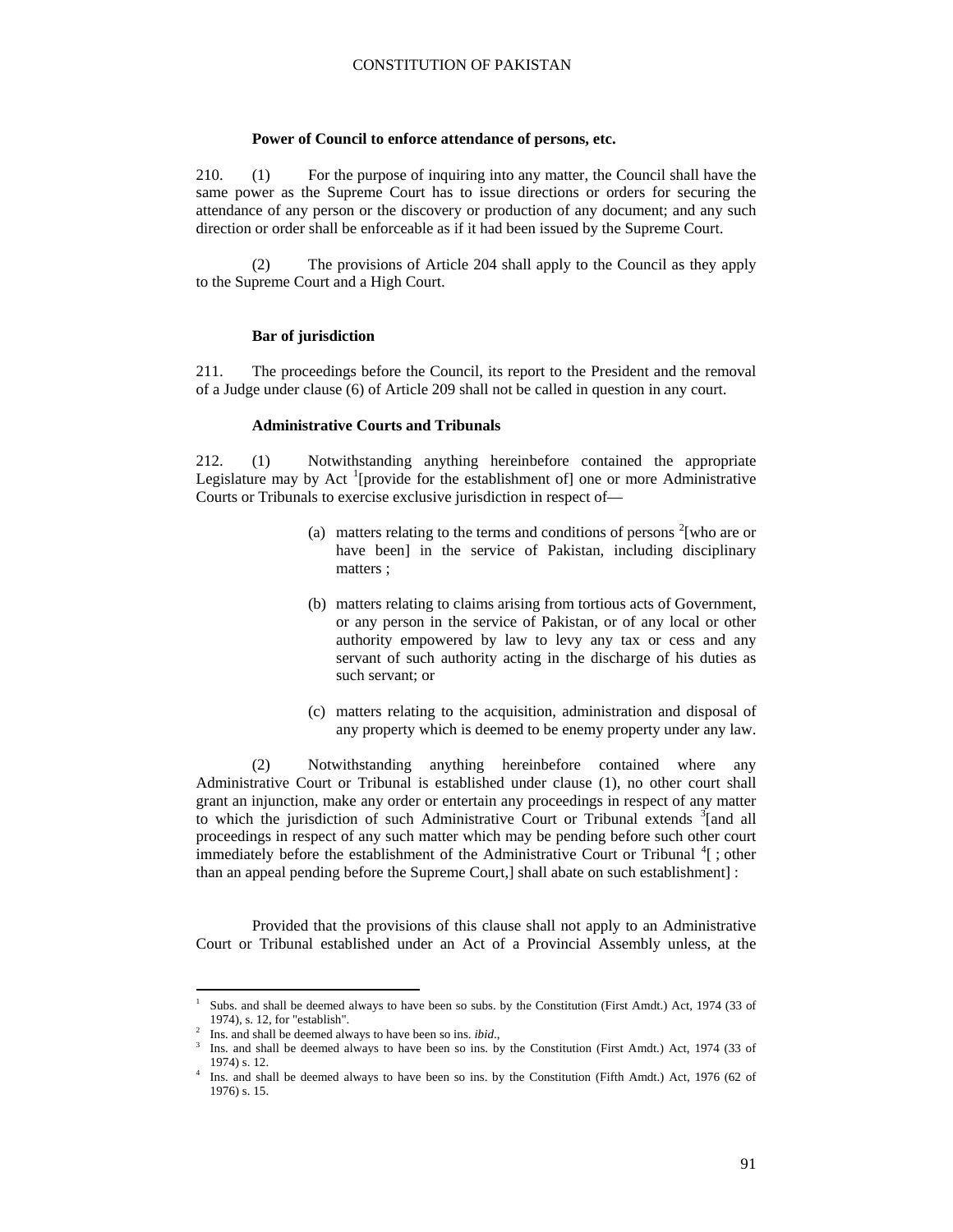**Power of Council to enforce attendance of persons, etc.**

210. (1) For the purpose of inquiring into any matter, the Council shall have the same power as the Supreme Court has to issue directions or orders for securing the attendance of any person or the discovery or production of any document; and any such direction or order shall be enforceable as if it had been issued by the Supreme Court.

(2) The provisions of Article 204 shall apply to the Council as they apply to the Supreme Court and a High Court.

**Bar of jurisdiction**

211. The proceedings before the Council, its report to the President and the removal of a Judge under clause (6) of Article 209 shall not be called in question in any court.

**Administrative Courts and Tribunals**

212. (1) Notwithstanding anything hereinbefore contained the appropriate Legislature may by Act [1][provide for the establishment of] one or more Administrative Courts or Tribunals to exercise exclusive jurisdiction in respect of—

(a) matters relating to the terms and conditions of persons [2][who are or have been] in the service of Pakistan, including disciplinary matters ;

(b) matters relating to claims arising from tortious acts of Government, or any person in the service of Pakistan, or of any local or other authority empowered by law to levy any tax or cess and any servant of such authority acting in the discharge of his duties as such servant; or

(c) matters relating to the acquisition, administration and disposal of any property which is deemed to be enemy property under any law.

(2) Notwithstanding anything hereinbefore contained where any Administrative Court or Tribunal is established under clause (1), no other court shall grant an injunction, make any order or entertain any proceedings in respect of any matter to which the jurisdiction of such Administrative Court or Tribunal extends [3][and all proceedings in respect of any such matter which may be pending before such other court immediately before the establishment of the Administrative Court or Tribunal [4][ ; other than an appeal pending before the Supreme Court,] shall abate on such establishment] :

Provided that the provisions of this clause shall not apply to an Administrative Court or Tribunal established under an Act of a Provincial Assembly unless, at the

---

[1] Subs. and shall be deemed always to have been so subs. by the Constitution (First Amdt.) Act, 1974 (33 of 1974), s. 12, for "establish".

[2] Ins. and shall be deemed always to have been so ins. *ibid*.,

[3] Ins. and shall be deemed always to have been so ins. by the Constitution (First Amdt.) Act, 1974 (33 of 1974) s. 12.

[4] Ins. and shall be deemed always to have been so ins. by the Constitution (Fifth Amdt.) Act, 1976 (62 of 1976) s. 15.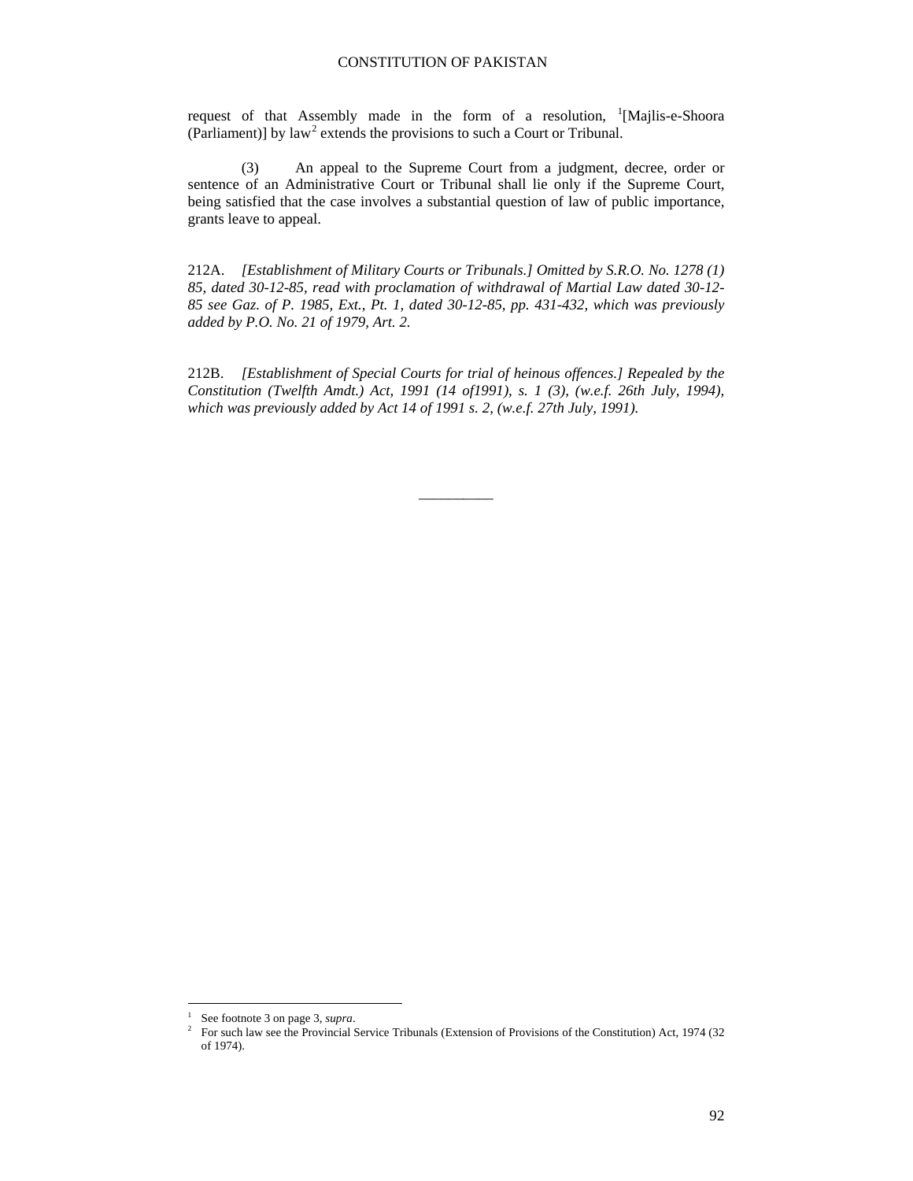request of that Assembly made in the form of a resolution, [1][Majlis-e-Shoora (Parliament)] by law[2] extends the provisions to such a Court or Tribunal.

(3) An appeal to the Supreme Court from a judgment, decree, order or sentence of an Administrative Court or Tribunal shall lie only if the Supreme Court, being satisfied that the case involves a substantial question of law of public importance, grants leave to appeal.

212A. *[Establishment of Military Courts or Tribunals.] Omitted by S.R.O. No. 1278 (1) 85, dated 30-12-85, read with proclamation of withdrawal of Martial Law dated 30-12-85 see Gaz. of P. 1985, Ext., Pt. 1, dated 30-12-85, pp. 431-432, which was previously added by P.O. No. 21 of 1979, Art. 2.*

212B. *[Establishment of Special Courts for trial of heinous offences.] Repealed by the Constitution (Twelfth Amdt.) Act, 1991 (14 of1991), s. 1 (3), (w.e.f. 26th July, 1994), which was previously added by Act 14 of 1991 s. 2, (w.e.f. 27th July, 1991).*

__________

[1] See footnote 3 on page 3, *supra*.

[2] For such law see the Provincial Service Tribunals (Extension of Provisions of the Constitution) Act, 1974 (32 of 1974).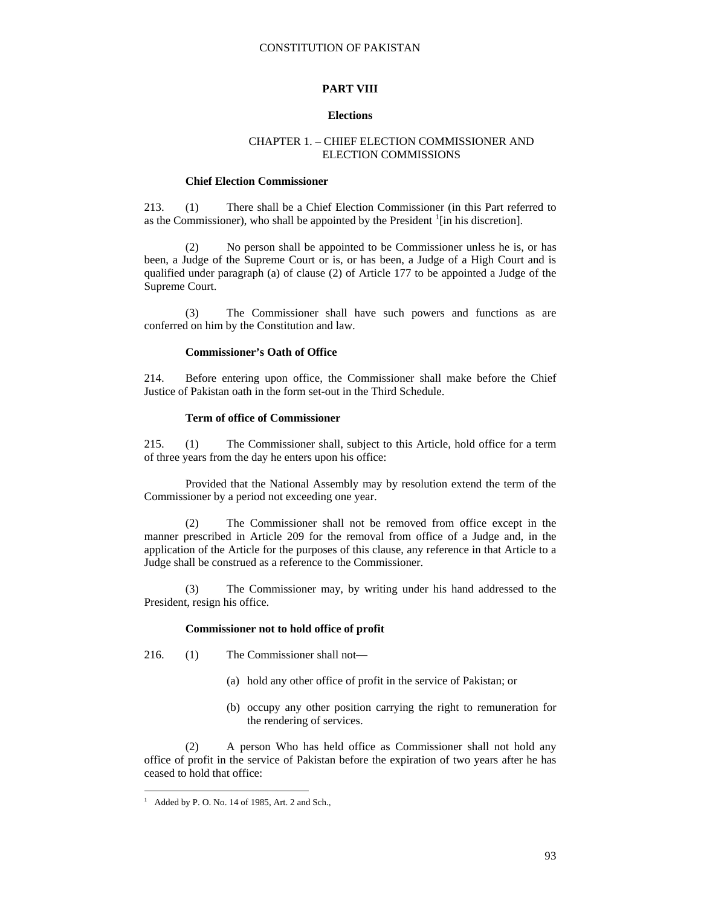## PART VIII

### Elections

#### CHAPTER 1. – CHIEF ELECTION COMMISSIONER AND ELECTION COMMISSIONS

**Chief Election Commissioner**

213. (1) There shall be a Chief Election Commissioner (in this Part referred to as the Commissioner), who shall be appointed by the President [1][in his discretion].

(2) No person shall be appointed to be Commissioner unless he is, or has been, a Judge of the Supreme Court or is, or has been, a Judge of a High Court and is qualified under paragraph (a) of clause (2) of Article 177 to be appointed a Judge of the Supreme Court.

(3) The Commissioner shall have such powers and functions as are conferred on him by the Constitution and law.

**Commissioner's Oath of Office**

214. Before entering upon office, the Commissioner shall make before the Chief Justice of Pakistan oath in the form set-out in the Third Schedule.

**Term of office of Commissioner**

215. (1) The Commissioner shall, subject to this Article, hold office for a term of three years from the day he enters upon his office:

Provided that the National Assembly may by resolution extend the term of the Commissioner by a period not exceeding one year.

(2) The Commissioner shall not be removed from office except in the manner prescribed in Article 209 for the removal from office of a Judge and, in the application of the Article for the purposes of this clause, any reference in that Article to a Judge shall be construed as a reference to the Commissioner.

(3) The Commissioner may, by writing under his hand addressed to the President, resign his office.

**Commissioner not to hold office of profit**

216. (1) The Commissioner shall not—

(a) hold any other office of profit in the service of Pakistan; or

(b) occupy any other position carrying the right to remuneration for the rendering of services.

(2) A person Who has held office as Commissioner shall not hold any office of profit in the service of Pakistan before the expiration of two years after he has ceased to hold that office:

---

[1] Added by P. O. No. 14 of 1985, Art. 2 and Sch.,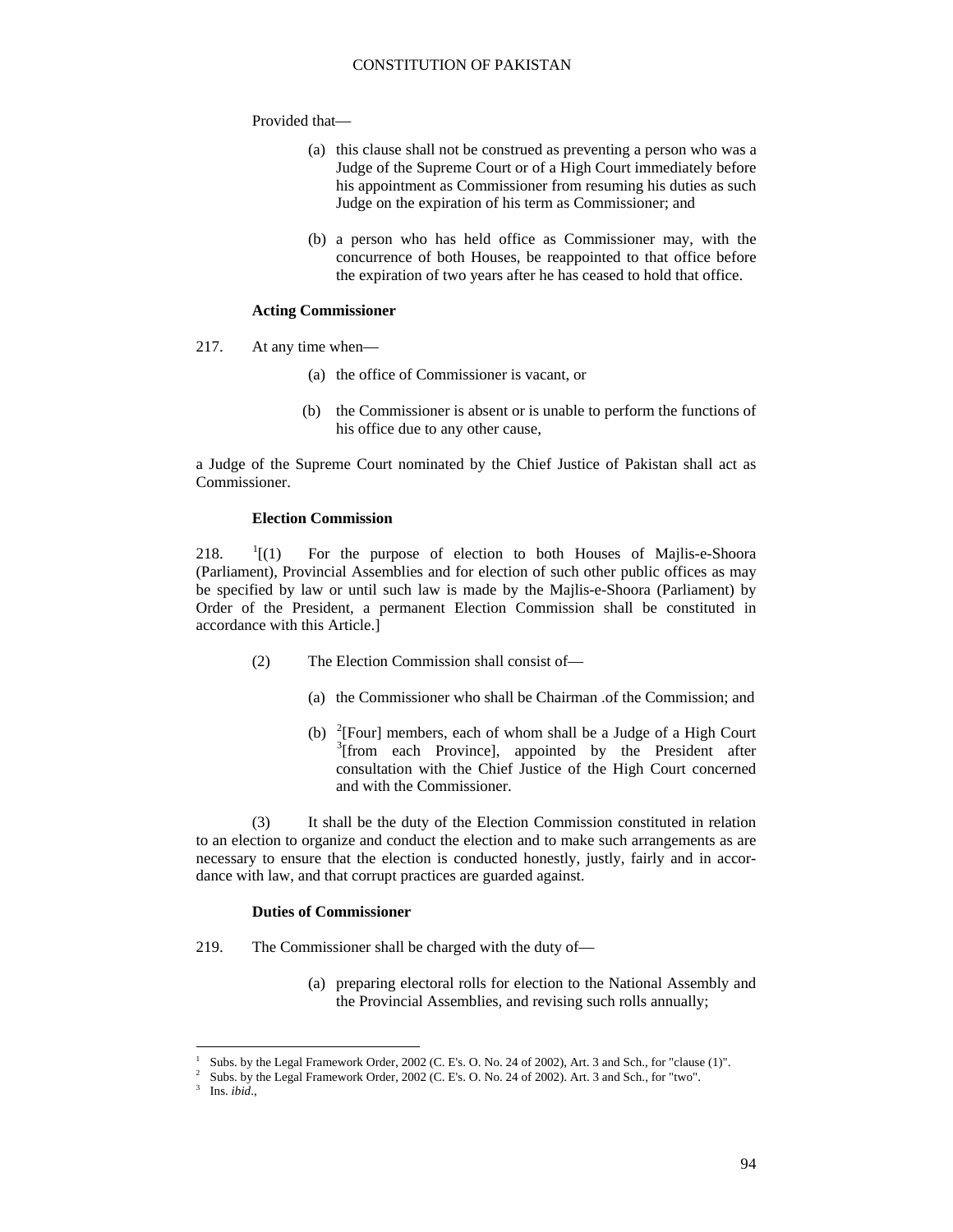Provided that—

(a) this clause shall not be construed as preventing a person who was a Judge of the Supreme Court or of a High Court immediately before his appointment as Commissioner from resuming his duties as such Judge on the expiration of his term as Commissioner; and

(b) a person who has held office as Commissioner may, with the concurrence of both Houses, be reappointed to that office before the expiration of two years after he has ceased to hold that office.

**Acting Commissioner**

217. At any time when—

(a) the office of Commissioner is vacant, or

(b) the Commissioner is absent or is unable to perform the functions of his office due to any other cause,

a Judge of the Supreme Court nominated by the Chief Justice of Pakistan shall act as Commissioner.

**Election Commission**

218. [1][(1) For the purpose of election to both Houses of Majlis-e-Shoora (Parliament), Provincial Assemblies and for election of such other public offices as may be specified by law or until such law is made by the Majlis-e-Shoora (Parliament) by Order of the President, a permanent Election Commission shall be constituted in accordance with this Article.]

(2) The Election Commission shall consist of—

(a) the Commissioner who shall be Chairman .of the Commission; and

(b) [2][Four] members, each of whom shall be a Judge of a High Court [3][from each Province], appointed by the President after consultation with the Chief Justice of the High Court concerned and with the Commissioner.

(3) It shall be the duty of the Election Commission constituted in relation to an election to organize and conduct the election and to make such arrangements as are necessary to ensure that the election is conducted honestly, justly, fairly and in accordance with law, and that corrupt practices are guarded against.

**Duties of Commissioner**

219. The Commissioner shall be charged with the duty of—

(a) preparing electoral rolls for election to the National Assembly and the Provincial Assemblies, and revising such rolls annually;

---

1 Subs. by the Legal Framework Order, 2002 (C. E's. O. No. 24 of 2002), Art. 3 and Sch., for "clause (1)".
2 Subs. by the Legal Framework Order, 2002 (C. E's. O. No. 24 of 2002). Art. 3 and Sch., for "two".
3 Ins. *ibid*.,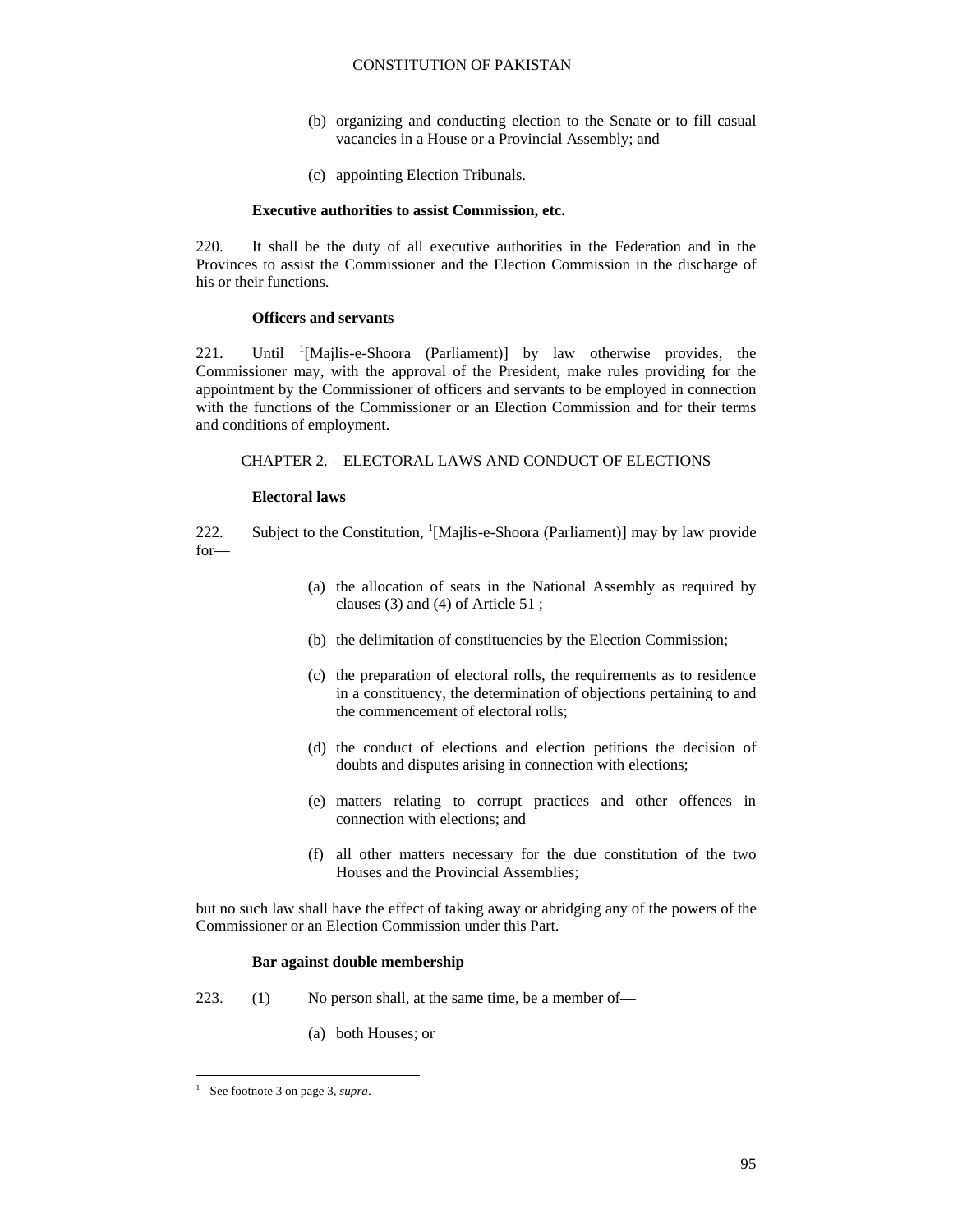(b) organizing and conducting election to the Senate or to fill casual vacancies in a House or a Provincial Assembly; and

(c) appointing Election Tribunals.

**Executive authorities to assist Commission, etc.**

220. It shall be the duty of all executive authorities in the Federation and in the Provinces to assist the Commissioner and the Election Commission in the discharge of his or their functions.

**Officers and servants**

221. Until [1][Majlis-e-Shoora (Parliament)] by law otherwise provides, the Commissioner may, with the approval of the President, make rules providing for the appointment by the Commissioner of officers and servants to be employed in connection with the functions of the Commissioner or an Election Commission and for their terms and conditions of employment.

CHAPTER 2. – ELECTORAL LAWS AND CONDUCT OF ELECTIONS

**Electoral laws**

222. Subject to the Constitution, [1][Majlis-e-Shoora (Parliament)] may by law provide for—

(a) the allocation of seats in the National Assembly as required by clauses (3) and (4) of Article 51 ;

(b) the delimitation of constituencies by the Election Commission;

(c) the preparation of electoral rolls, the requirements as to residence in a constituency, the determination of objections pertaining to and the commencement of electoral rolls;

(d) the conduct of elections and election petitions the decision of doubts and disputes arising in connection with elections;

(e) matters relating to corrupt practices and other offences in connection with elections; and

(f) all other matters necessary for the due constitution of the two Houses and the Provincial Assemblies;

but no such law shall have the effect of taking away or abridging any of the powers of the Commissioner or an Election Commission under this Part.

**Bar against double membership**

223. (1) No person shall, at the same time, be a member of—

(a) both Houses; or

---

[1] See footnote 3 on page 3, *supra*.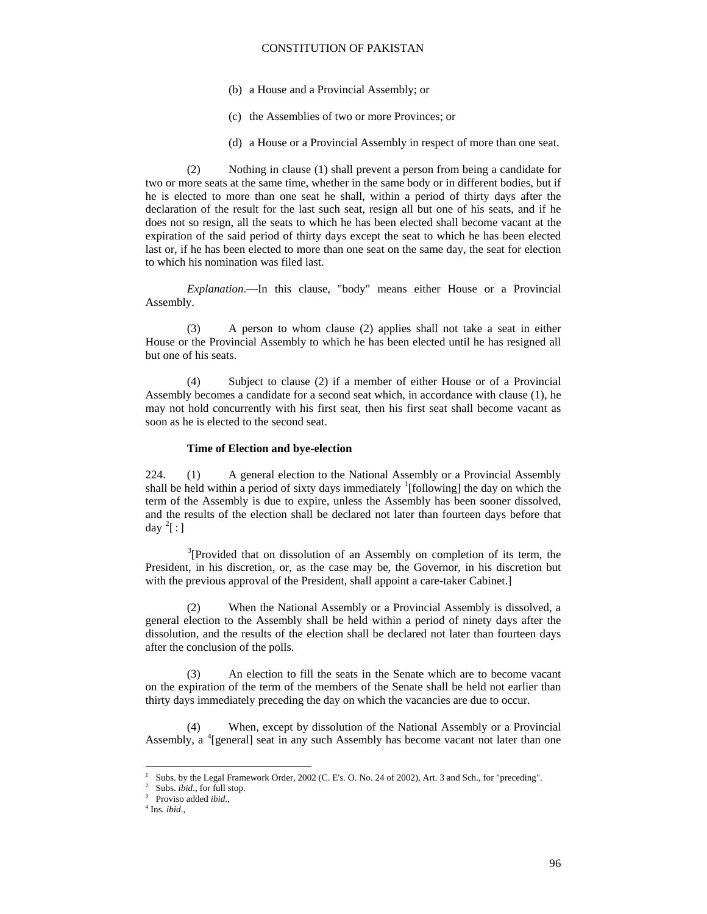(b) a House and a Provincial Assembly; or

(c) the Assemblies of two or more Provinces; or

(d) a House or a Provincial Assembly in respect of more than one seat.

(2) Nothing in clause (1) shall prevent a person from being a candidate for two or more seats at the same time, whether in the same body or in different bodies, but if he is elected to more than one seat he shall, within a period of thirty days after the declaration of the result for the last such seat, resign all but one of his seats, and if he does not so resign, all the seats to which he has been elected shall become vacant at the expiration of the said period of thirty days except the seat to which he has been elected last or, if he has been elected to more than one seat on the same day, the seat for election to which his nomination was filed last.

*Explanation*.—In this clause, "body" means either House or a Provincial Assembly.

(3) A person to whom clause (2) applies shall not take a seat in either House or the Provincial Assembly to which he has been elected until he has resigned all but one of his seats.

(4) Subject to clause (2) if a member of either House or of a Provincial Assembly becomes a candidate for a second seat which, in accordance with clause (1), he may not hold concurrently with his first seat, then his first seat shall become vacant as soon as he is elected to the second seat.

**Time of Election and bye-election**

224. (1) A general election to the National Assembly or a Provincial Assembly shall be held within a period of sixty days immediately [1][following] the day on which the term of the Assembly is due to expire, unless the Assembly has been sooner dissolved, and the results of the election shall be declared not later than fourteen days before that day [2][ : ]

[3][Provided that on dissolution of an Assembly on completion of its term, the President, in his discretion, or, as the case may be, the Governor, in his discretion but with the previous approval of the President, shall appoint a care-taker Cabinet.]

(2) When the National Assembly or a Provincial Assembly is dissolved, a general election to the Assembly shall be held within a period of ninety days after the dissolution, and the results of the election shall be declared not later than fourteen days after the conclusion of the polls.

(3) An election to fill the seats in the Senate which are to become vacant on the expiration of the term of the members of the Senate shall be held not earlier than thirty days immediately preceding the day on which the vacancies are due to occur.

(4) When, except by dissolution of the National Assembly or a Provincial Assembly, a [4][general] seat in any such Assembly has become vacant not later than one

---

[1] Subs. by the Legal Framework Order, 2002 (C. E's. O. No. 24 of 2002), Art. 3 and Sch., for "preceding".
[2] Subs. *ibid*., for full stop.
[3] Proviso added *ibid*.,
[4] Ins. *ibid*.,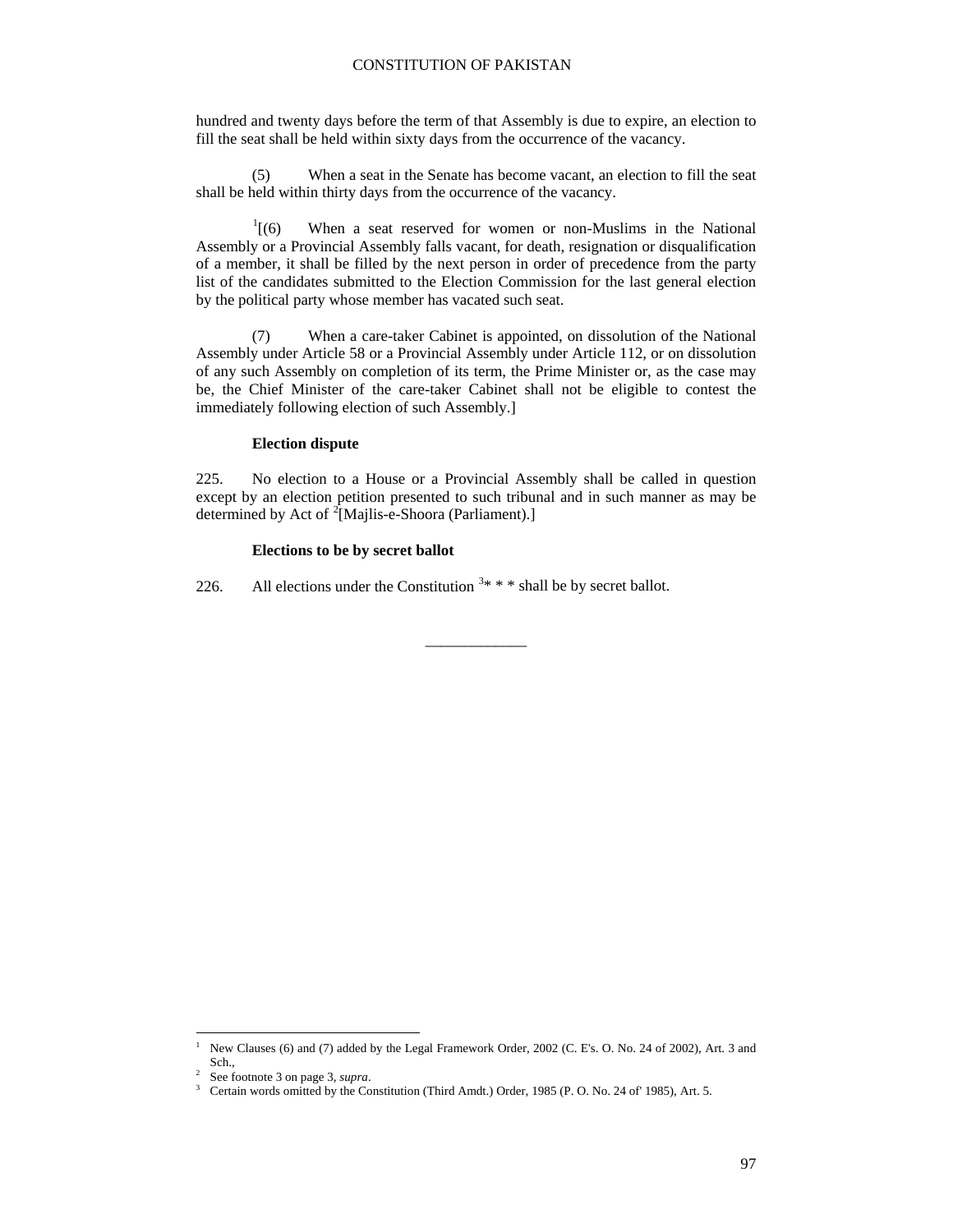hundred and twenty days before the term of that Assembly is due to expire, an election to fill the seat shall be held within sixty days from the occurrence of the vacancy.

(5) When a seat in the Senate has become vacant, an election to fill the seat shall be held within thirty days from the occurrence of the vacancy.

[1][(6) When a seat reserved for women or non-Muslims in the National Assembly or a Provincial Assembly falls vacant, for death, resignation or disqualification of a member, it shall be filled by the next person in order of precedence from the party list of the candidates submitted to the Election Commission for the last general election by the political party whose member has vacated such seat.

(7) When a care-taker Cabinet is appointed, on dissolution of the National Assembly under Article 58 or a Provincial Assembly under Article 112, or on dissolution of any such Assembly on completion of its term, the Prime Minister or, as the case may be, the Chief Minister of the care-taker Cabinet shall not be eligible to contest the immediately following election of such Assembly.]

**Election dispute**

225. No election to a House or a Provincial Assembly shall be called in question except by an election petition presented to such tribunal and in such manner as may be determined by Act of [2][Majlis-e-Shoora (Parliament).]

**Elections to be by secret ballot**

226. All elections under the Constitution [3]* * * shall be by secret ballot.

---

[1] New Clauses (6) and (7) added by the Legal Framework Order, 2002 (C. E's. O. No. 24 of 2002), Art. 3 and Sch.,

[2] See footnote 3 on page 3, *supra*.

[3] Certain words omitted by the Constitution (Third Amdt.) Order, 1985 (P. O. No. 24 of' 1985), Art. 5.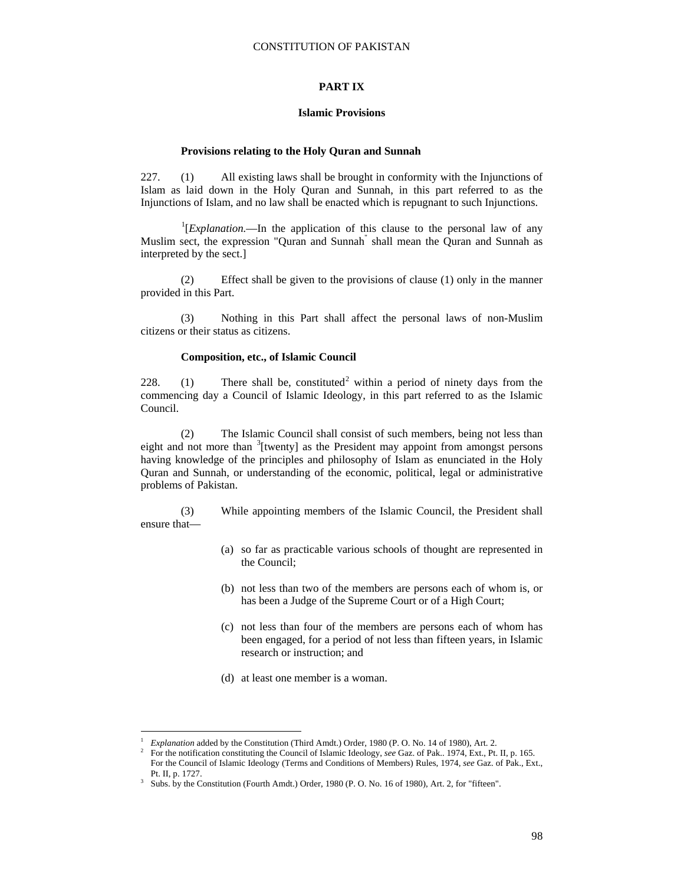## PART IX

### Islamic Provisions

**Provisions relating to the Holy Quran and Sunnah**

227. (1) All existing laws shall be brought in conformity with the Injunctions of Islam as laid down in the Holy Quran and Sunnah, in this part referred to as the Injunctions of Islam, and no law shall be enacted which is repugnant to such Injunctions.

[1][*Explanation.*—In the application of this clause to the personal law of any Muslim sect, the expression "Quran and Sunnah" shall mean the Quran and Sunnah as interpreted by the sect.]

(2) Effect shall be given to the provisions of clause (1) only in the manner provided in this Part.

(3) Nothing in this Part shall affect the personal laws of non-Muslim citizens or their status as citizens.

**Composition, etc., of Islamic Council**

228. (1) There shall be, constituted[2] within a period of ninety days from the commencing day a Council of Islamic Ideology, in this part referred to as the Islamic Council.

(2) The Islamic Council shall consist of such members, being not less than eight and not more than [3][twenty] as the President may appoint from amongst persons having knowledge of the principles and philosophy of Islam as enunciated in the Holy Quran and Sunnah, or understanding of the economic, political, legal or administrative problems of Pakistan.

(3) While appointing members of the Islamic Council, the President shall ensure that—

(a) so far as practicable various schools of thought are represented in the Council;

(b) not less than two of the members are persons each of whom is, or has been a Judge of the Supreme Court or of a High Court;

(c) not less than four of the members are persons each of whom has been engaged, for a period of not less than fifteen years, in Islamic research or instruction; and

(d) at least one member is a woman.

---

1 *Explanation* added by the Constitution (Third Amdt.) Order, 1980 (P. O. No. 14 of 1980), Art. 2.

2 For the notification constituting the Council of Islamic Ideology, *see* Gaz. of Pak.. 1974, Ext., Pt. II, p. 165. For the Council of Islamic Ideology (Terms and Conditions of Members) Rules, 1974, *see* Gaz. of Pak., Ext., Pt. II, p. 1727.

3 Subs. by the Constitution (Fourth Amdt.) Order, 1980 (P. O. No. 16 of 1980), Art. 2, for "fifteen".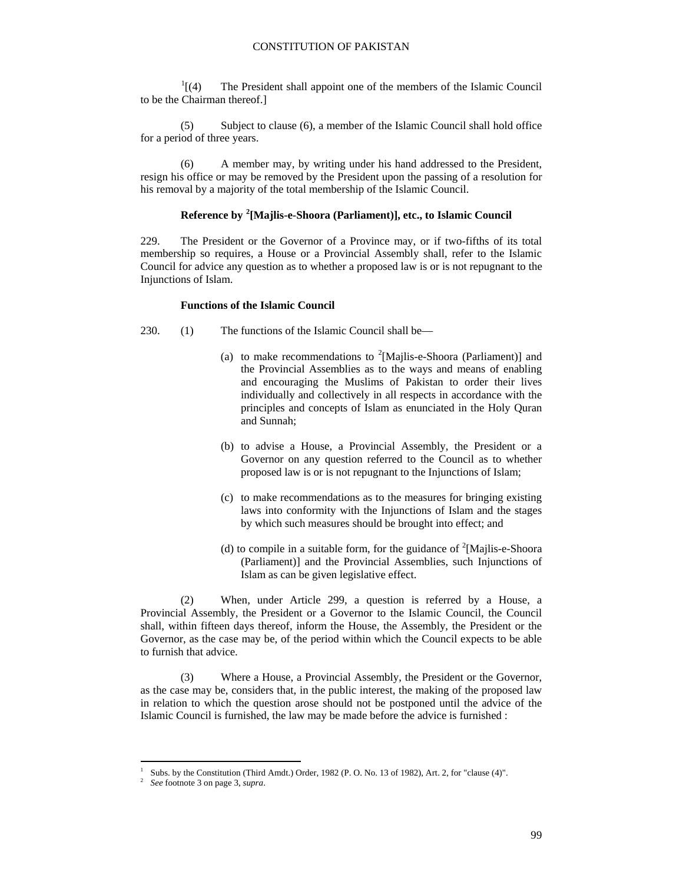[1][(4) The President shall appoint one of the members of the Islamic Council to be the Chairman thereof.]

(5) Subject to clause (6), a member of the Islamic Council shall hold office for a period of three years.

(6) A member may, by writing under his hand addressed to the President, resign his office or may be removed by the President upon the passing of a resolution for his removal by a majority of the total membership of the Islamic Council.

**Reference by [2][Majlis-e-Shoora (Parliament)], etc., to Islamic Council**

229. The President or the Governor of a Province may, or if two-fifths of its total membership so requires, a House or a Provincial Assembly shall, refer to the Islamic Council for advice any question as to whether a proposed law is or is not repugnant to the Injunctions of Islam.

**Functions of the Islamic Council**

230. (1) The functions of the Islamic Council shall be—

(a) to make recommendations to [2][Majlis-e-Shoora (Parliament)] and the Provincial Assemblies as to the ways and means of enabling and encouraging the Muslims of Pakistan to order their lives individually and collectively in all respects in accordance with the principles and concepts of Islam as enunciated in the Holy Quran and Sunnah;

(b) to advise a House, a Provincial Assembly, the President or a Governor on any question referred to the Council as to whether proposed law is or is not repugnant to the Injunctions of Islam;

(c) to make recommendations as to the measures for bringing existing laws into conformity with the Injunctions of Islam and the stages by which such measures should be brought into effect; and

(d) to compile in a suitable form, for the guidance of [2][Majlis-e-Shoora (Parliament)] and the Provincial Assemblies, such Injunctions of Islam as can be given legislative effect.

(2) When, under Article 299, a question is referred by a House, a Provincial Assembly, the President or a Governor to the Islamic Council, the Council shall, within fifteen days thereof, inform the House, the Assembly, the President or the Governor, as the case may be, of the period within which the Council expects to be able to furnish that advice.

(3) Where a House, a Provincial Assembly, the President or the Governor, as the case may be, considers that, in the public interest, the making of the proposed law in relation to which the question arose should not be postponed until the advice of the Islamic Council is furnished, the law may be made before the advice is furnished :

---

[1] Subs. by the Constitution (Third Amdt.) Order, 1982 (P. O. No. 13 of 1982), Art. 2, for "clause (4)".

[2] *See* footnote 3 on page 3, *supra*.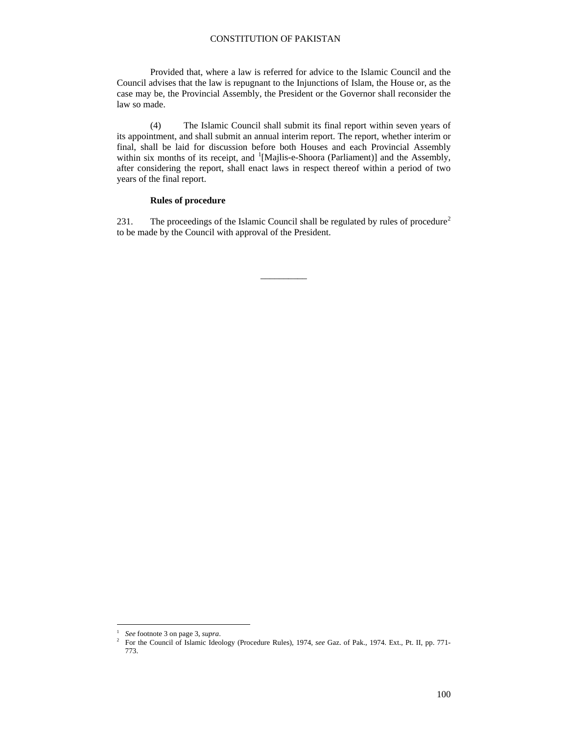Provided that, where a law is referred for advice to the Islamic Council and the Council advises that the law is repugnant to the Injunctions of Islam, the House or, as the case may be, the Provincial Assembly, the President or the Governor shall reconsider the law so made.

(4) The Islamic Council shall submit its final report within seven years of its appointment, and shall submit an annual interim report. The report, whether interim or final, shall be laid for discussion before both Houses and each Provincial Assembly within six months of its receipt, and [1][Majlis-e-Shoora (Parliament)] and the Assembly, after considering the report, shall enact laws in respect thereof within a period of two years of the final report.

**Rules of procedure**

231. The proceedings of the Islamic Council shall be regulated by rules of procedure[2] to be made by the Council with approval of the President.

---

[1] *See* footnote 3 on page 3, *supra*.

[2] For the Council of Islamic Ideology (Procedure Rules), 1974, *see* Gaz. of Pak., 1974. Ext., Pt. II, pp. 771-773.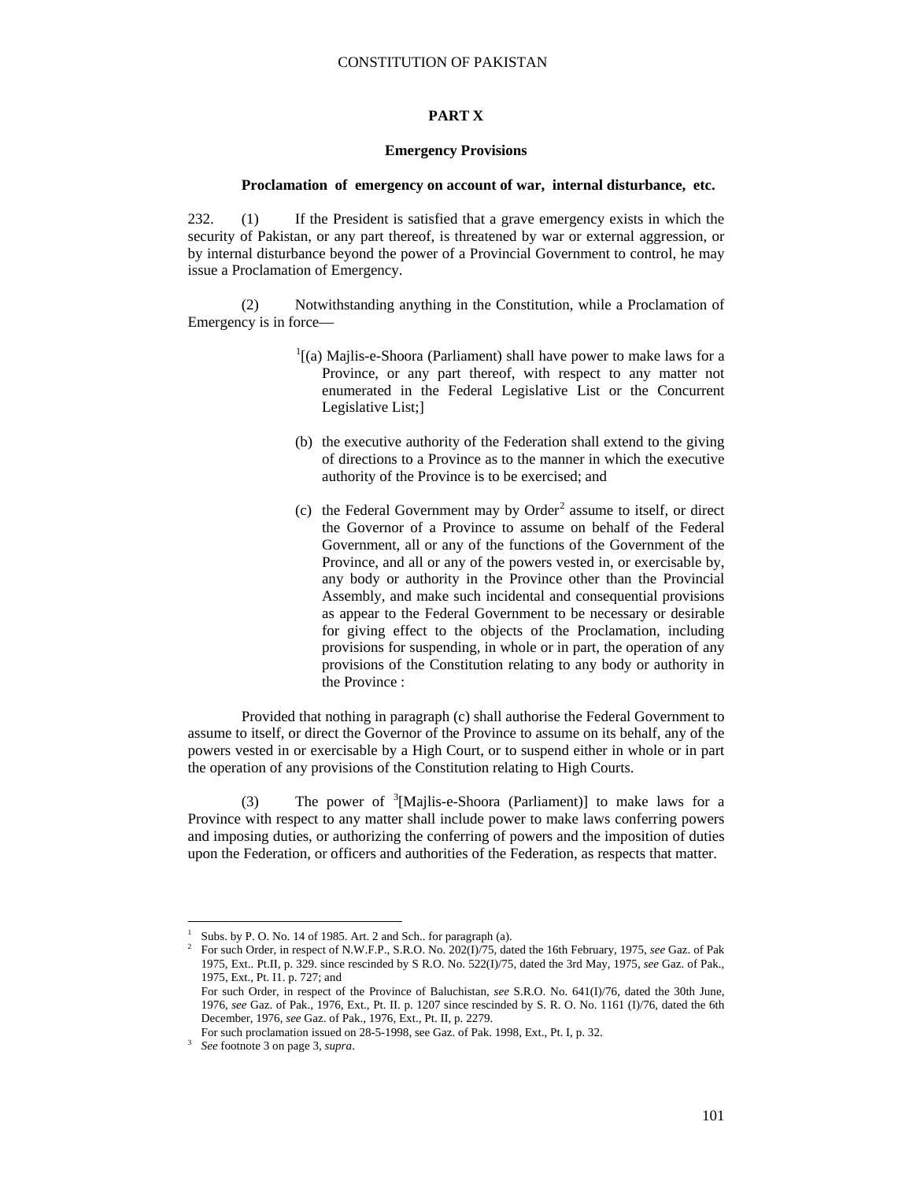## PART X

### Emergency Provisions

#### Proclamation of emergency on account of war, internal disturbance, etc.

232. (1) If the President is satisfied that a grave emergency exists in which the security of Pakistan, or any part thereof, is threatened by war or external aggression, or by internal disturbance beyond the power of a Provincial Government to control, he may issue a Proclamation of Emergency.

(2) Notwithstanding anything in the Constitution, while a Proclamation of Emergency is in force—

[1][(a) Majlis-e-Shoora (Parliament) shall have power to make laws for a Province, or any part thereof, with respect to any matter not enumerated in the Federal Legislative List or the Concurrent Legislative List;]

(b) the executive authority of the Federation shall extend to the giving of directions to a Province as to the manner in which the executive authority of the Province is to be exercised; and

(c) the Federal Government may by Order[2] assume to itself, or direct the Governor of a Province to assume on behalf of the Federal Government, all or any of the functions of the Government of the Province, and all or any of the powers vested in, or exercisable by, any body or authority in the Province other than the Provincial Assembly, and make such incidental and consequential provisions as appear to the Federal Government to be necessary or desirable for giving effect to the objects of the Proclamation, including provisions for suspending, in whole or in part, the operation of any provisions of the Constitution relating to any body or authority in the Province :

Provided that nothing in paragraph (c) shall authorise the Federal Government to assume to itself, or direct the Governor of the Province to assume on its behalf, any of the powers vested in or exercisable by a High Court, or to suspend either in whole or in part the operation of any provisions of the Constitution relating to High Courts.

(3) The power of [3][Majlis-e-Shoora (Parliament)] to make laws for a Province with respect to any matter shall include power to make laws conferring powers and imposing duties, or authorizing the conferring of powers and the imposition of duties upon the Federation, or officers and authorities of the Federation, as respects that matter.

---

1 Subs. by P. O. No. 14 of 1985. Art. 2 and Sch.. for paragraph (a).

2 For such Order, in respect of N.W.F.P., S.R.O. No. 202(I)/75, dated the 16th February, 1975, *see* Gaz. of Pak 1975, Ext.. Pt.II, p. 329. since rescinded by S R.O. No. 522(I)/75, dated the 3rd May, 1975, *see* Gaz. of Pak., 1975, Ext., Pt. I1. p. 727; and

For such Order, in respect of the Province of Baluchistan, *see* S.R.O. No. 641(I)/76, dated the 30th June, 1976, *see* Gaz. of Pak., 1976, Ext., Pt. II. p. 1207 since rescinded by S. R. O. No. 1161 (I)/76, dated the 6th December, 1976, *see* Gaz. of Pak., 1976, Ext., Pt. II, p. 2279.

For such proclamation issued on 28-5-1998, see Gaz. of Pak. 1998, Ext., Pt. I, p. 32.

3 *See* footnote 3 on page 3, *supra*.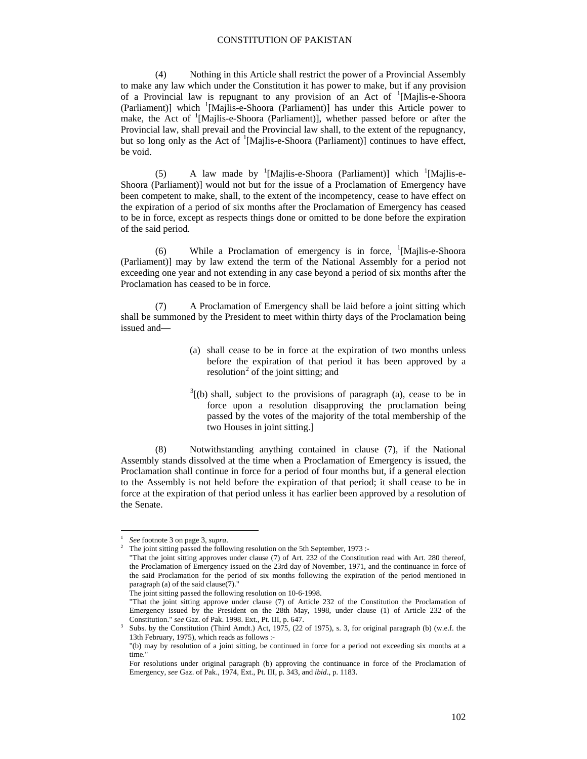(4) Nothing in this Article shall restrict the power of a Provincial Assembly to make any law which under the Constitution it has power to make, but if any provision of a Provincial law is repugnant to any provision of an Act of [1][Majlis-e-Shoora (Parliament)] which [1][Majlis-e-Shoora (Parliament)] has under this Article power to make, the Act of [1][Majlis-e-Shoora (Parliament)], whether passed before or after the Provincial law, shall prevail and the Provincial law shall, to the extent of the repugnancy, but so long only as the Act of [1][Majlis-e-Shoora (Parliament)] continues to have effect, be void.

(5) A law made by [1][Majlis-e-Shoora (Parliament)] which [1][Majlis-e-Shoora (Parliament)] would not but for the issue of a Proclamation of Emergency have been competent to make, shall, to the extent of the incompetency, cease to have effect on the expiration of a period of six months after the Proclamation of Emergency has ceased to be in force, except as respects things done or omitted to be done before the expiration of the said period.

(6) While a Proclamation of emergency is in force, [1][Majlis-e-Shoora (Parliament)] may by law extend the term of the National Assembly for a period not exceeding one year and not extending in any case beyond a period of six months after the Proclamation has ceased to be in force.

(7) A Proclamation of Emergency shall be laid before a joint sitting which shall be summoned by the President to meet within thirty days of the Proclamation being issued and—

(a) shall cease to be in force at the expiration of two months unless before the expiration of that period it has been approved by a resolution[2] of the joint sitting; and

[3][(b) shall, subject to the provisions of paragraph (a), cease to be in force upon a resolution disapproving the proclamation being passed by the votes of the majority of the total membership of the two Houses in joint sitting.]

(8) Notwithstanding anything contained in clause (7), if the National Assembly stands dissolved at the time when a Proclamation of Emergency is issued, the Proclamation shall continue in force for a period of four months but, if a general election to the Assembly is not held before the expiration of that period; it shall cease to be in force at the expiration of that period unless it has earlier been approved by a resolution of the Senate.

---

[1] *See* footnote 3 on page 3, *supra*.

[2] The joint sitting passed the following resolution on the 5th September, 1973 :-
"That the joint sitting approves under clause (7) of Art. 232 of the Constitution read with Art. 280 thereof, the Proclamation of Emergency issued on the 23rd day of November, 1971, and the continuance in force of the said Proclamation for the period of six months following the expiration of the period mentioned in paragraph (a) of the said clause(7)."
The joint sitting passed the following resolution on 10-6-1998.
"That the joint sitting approve under clause (7) of Article 232 of the Constitution the Proclamation of Emergency issued by the President on the 28th May, 1998, under clause (1) of Article 232 of the Constitution." *see* Gaz. of Pak. 1998. Ext., Pt. III, p. 647.

[3] Subs. by the Constitution (Third Amdt.) Act, 1975, (22 of 1975), s. 3, for original paragraph (b) (w.e.f. the 13th February, 1975), which reads as follows :-
"(b) may by resolution of a joint sitting, be continued in force for a period not exceeding six months at a time."
For resolutions under original paragraph (b) approving the continuance in force of the Proclamation of Emergency, *see* Gaz. of Pak., 1974, Ext., Pt. III, p. 343, and *ibid*., p. 1183.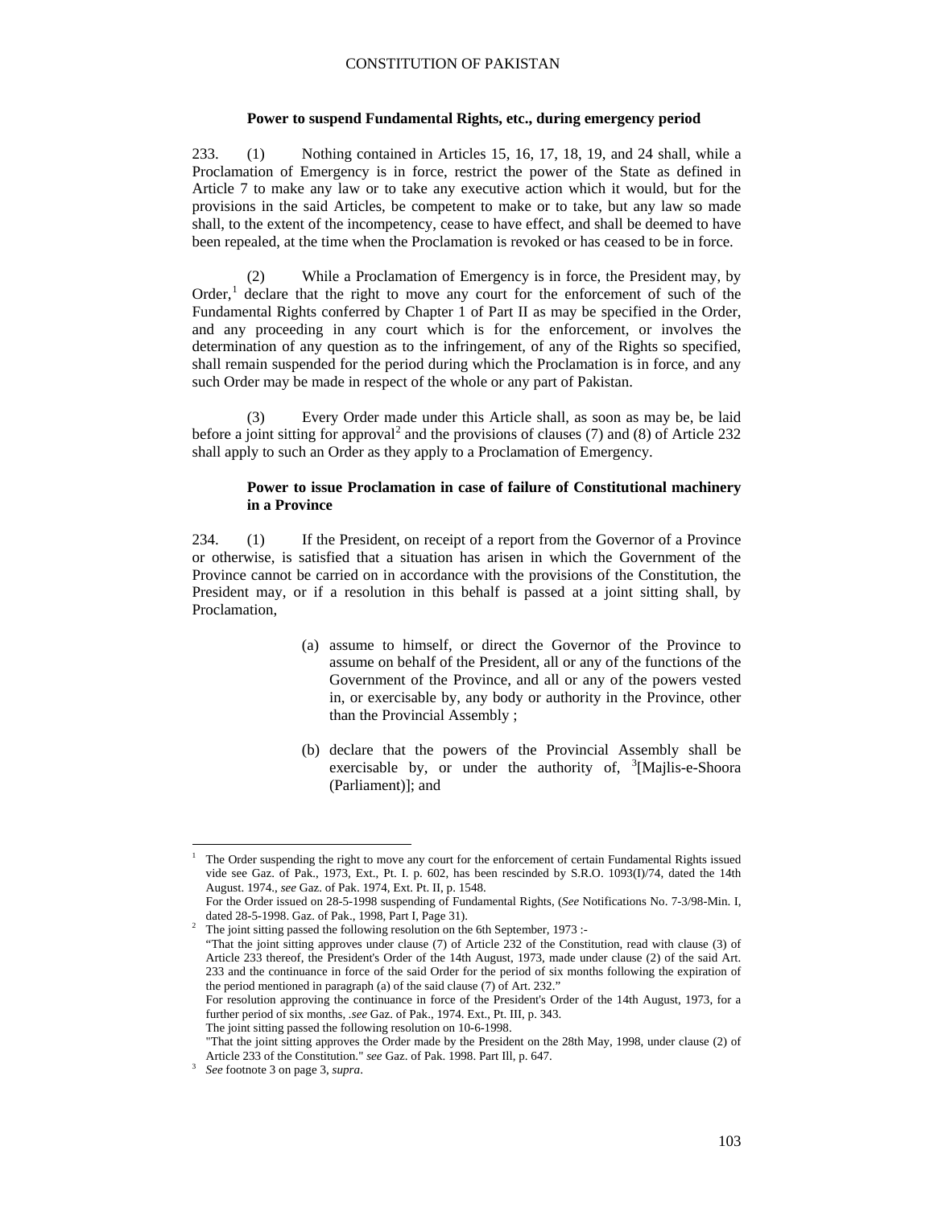#### Power to suspend Fundamental Rights, etc., during emergency period

233. (1) Nothing contained in Articles 15, 16, 17, 18, 19, and 24 shall, while a Proclamation of Emergency is in force, restrict the power of the State as defined in Article 7 to make any law or to take any executive action which it would, but for the provisions in the said Articles, be competent to make or to take, but any law so made shall, to the extent of the incompetency, cease to have effect, and shall be deemed to have been repealed, at the time when the Proclamation is revoked or has ceased to be in force.

(2) While a Proclamation of Emergency is in force, the President may, by Order,[1] declare that the right to move any court for the enforcement of such of the Fundamental Rights conferred by Chapter 1 of Part II as may be specified in the Order, and any proceeding in any court which is for the enforcement, or involves the determination of any question as to the infringement, of any of the Rights so specified, shall remain suspended for the period during which the Proclamation is in force, and any such Order may be made in respect of the whole or any part of Pakistan.

(3) Every Order made under this Article shall, as soon as may be, be laid before a joint sitting for approval[2] and the provisions of clauses (7) and (8) of Article 232 shall apply to such an Order as they apply to a Proclamation of Emergency.

#### Power to issue Proclamation in case of failure of Constitutional machinery in a Province

234. (1) If the President, on receipt of a report from the Governor of a Province or otherwise, is satisfied that a situation has arisen in which the Government of the Province cannot be carried on in accordance with the provisions of the Constitution, the President may, or if a resolution in this behalf is passed at a joint sitting shall, by Proclamation,

(a) assume to himself, or direct the Governor of the Province to assume on behalf of the President, all or any of the functions of the Government of the Province, and all or any of the powers vested in, or exercisable by, any body or authority in the Province, other than the Provincial Assembly ;

(b) declare that the powers of the Provincial Assembly shall be exercisable by, or under the authority of, [3][Majlis-e-Shoora (Parliament)]; and

---

[1] The Order suspending the right to move any court for the enforcement of certain Fundamental Rights issued vide see Gaz. of Pak., 1973, Ext., Pt. I. p. 602, has been rescinded by S.R.O. 1093(I)/74, dated the 14th August. 1974., *see* Gaz. of Pak. 1974, Ext. Pt. II, p. 1548.
For the Order issued on 28-5-1998 suspending of Fundamental Rights, (*See* Notifications No. 7-3/98-Min. I, dated 28-5-1998. Gaz. of Pak., 1998, Part I, Page 31).

[2] The joint sitting passed the following resolution on the 6th September, 1973 :-
"That the joint sitting approves under clause (7) of Article 232 of the Constitution, read with clause (3) of Article 233 thereof, the President's Order of the 14th August, 1973, made under clause (2) of the said Art. 233 and the continuance in force of the said Order for the period of six months following the expiration of the period mentioned in paragraph (a) of the said clause (7) of Art. 232."
For resolution approving the continuance in force of the President's Order of the 14th August, 1973, for a further period of six months, .*see* Gaz. of Pak., 1974. Ext., Pt. III, p. 343.
The joint sitting passed the following resolution on 10-6-1998.
"That the joint sitting approves the Order made by the President on the 28th May, 1998, under clause (2) of Article 233 of the Constitution." *see* Gaz. of Pak. 1998. Part Ill, p. 647.

[3] *See* footnote 3 on page 3, *supra*.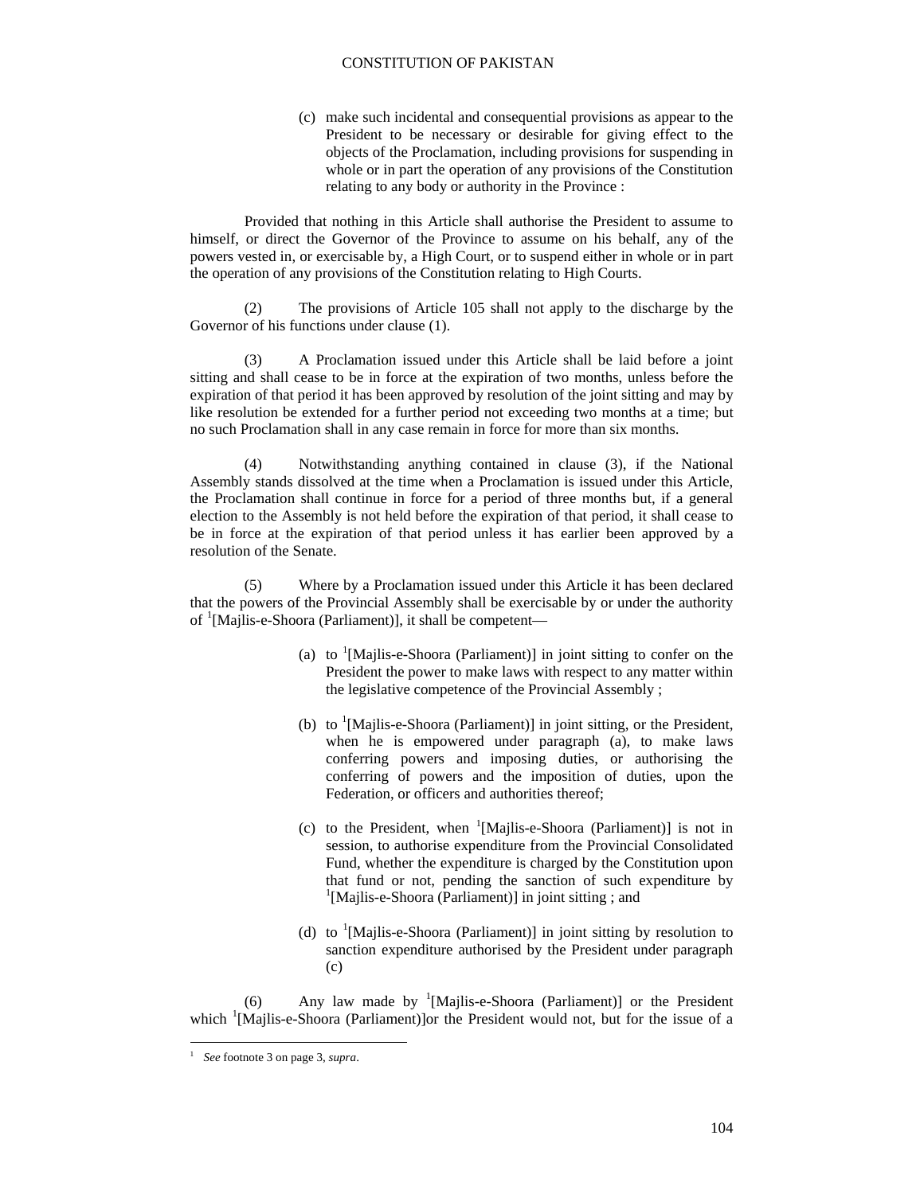(c) make such incidental and consequential provisions as appear to the President to be necessary or desirable for giving effect to the objects of the Proclamation, including provisions for suspending in whole or in part the operation of any provisions of the Constitution relating to any body or authority in the Province :

Provided that nothing in this Article shall authorise the President to assume to himself, or direct the Governor of the Province to assume on his behalf, any of the powers vested in, or exercisable by, a High Court, or to suspend either in whole or in part the operation of any provisions of the Constitution relating to High Courts.

(2) The provisions of Article 105 shall not apply to the discharge by the Governor of his functions under clause (1).

(3) A Proclamation issued under this Article shall be laid before a joint sitting and shall cease to be in force at the expiration of two months, unless before the expiration of that period it has been approved by resolution of the joint sitting and may by like resolution be extended for a further period not exceeding two months at a time; but no such Proclamation shall in any case remain in force for more than six months.

(4) Notwithstanding anything contained in clause (3), if the National Assembly stands dissolved at the time when a Proclamation is issued under this Article, the Proclamation shall continue in force for a period of three months but, if a general election to the Assembly is not held before the expiration of that period, it shall cease to be in force at the expiration of that period unless it has earlier been approved by a resolution of the Senate.

(5) Where by a Proclamation issued under this Article it has been declared that the powers of the Provincial Assembly shall be exercisable by or under the authority of [1][Majlis-e-Shoora (Parliament)], it shall be competent—

(a) to [1][Majlis-e-Shoora (Parliament)] in joint sitting to confer on the President the power to make laws with respect to any matter within the legislative competence of the Provincial Assembly ;

(b) to [1][Majlis-e-Shoora (Parliament)] in joint sitting, or the President, when he is empowered under paragraph (a), to make laws conferring powers and imposing duties, or authorising the conferring of powers and the imposition of duties, upon the Federation, or officers and authorities thereof;

(c) to the President, when [1][Majlis-e-Shoora (Parliament)] is not in session, to authorise expenditure from the Provincial Consolidated Fund, whether the expenditure is charged by the Constitution upon that fund or not, pending the sanction of such expenditure by [1][Majlis-e-Shoora (Parliament)] in joint sitting ; and

(d) to [1][Majlis-e-Shoora (Parliament)] in joint sitting by resolution to sanction expenditure authorised by the President under paragraph (c)

(6) Any law made by [1][Majlis-e-Shoora (Parliament)] or the President which [1][Majlis-e-Shoora (Parliament)]or the President would not, but for the issue of a

---

[1] *See* footnote 3 on page 3, *supra*.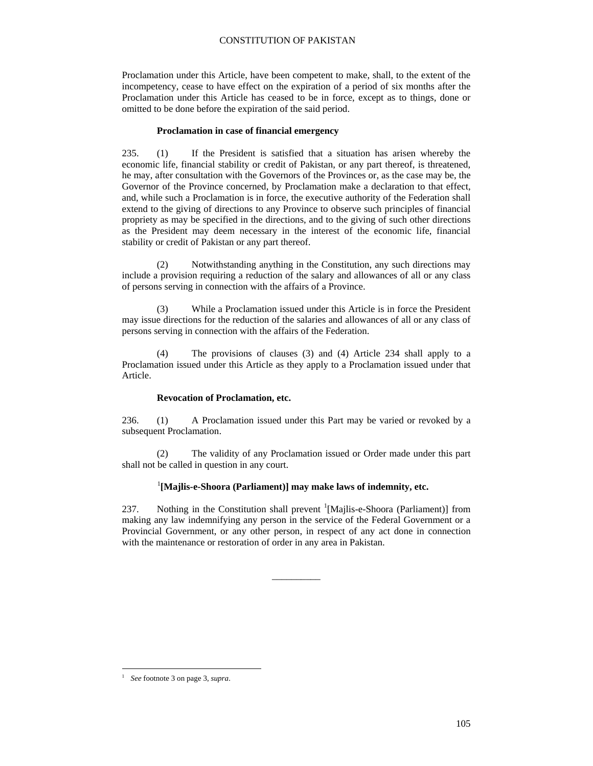Proclamation under this Article, have been competent to make, shall, to the extent of the incompetency, cease to have effect on the expiration of a period of six months after the Proclamation under this Article has ceased to be in force, except as to things, done or omitted to be done before the expiration of the said period.

**Proclamation in case of financial emergency**

235. (1) If the President is satisfied that a situation has arisen whereby the economic life, financial stability or credit of Pakistan, or any part thereof, is threatened, he may, after consultation with the Governors of the Provinces or, as the case may be, the Governor of the Province concerned, by Proclamation make a declaration to that effect, and, while such a Proclamation is in force, the executive authority of the Federation shall extend to the giving of directions to any Province to observe such principles of financial propriety as may be specified in the directions, and to the giving of such other directions as the President may deem necessary in the interest of the economic life, financial stability or credit of Pakistan or any part thereof.

(2) Notwithstanding anything in the Constitution, any such directions may include a provision requiring a reduction of the salary and allowances of all or any class of persons serving in connection with the affairs of a Province.

(3) While a Proclamation issued under this Article is in force the President may issue directions for the reduction of the salaries and allowances of all or any class of persons serving in connection with the affairs of the Federation.

(4) The provisions of clauses (3) and (4) Article 234 shall apply to a Proclamation issued under this Article as they apply to a Proclamation issued under that Article.

**Revocation of Proclamation, etc.**

236. (1) A Proclamation issued under this Part may be varied or revoked by a subsequent Proclamation.

(2) The validity of any Proclamation issued or Order made under this part shall not be called in question in any court.

**[1][Majlis-e-Shoora (Parliament)] may make laws of indemnity, etc.**

237. Nothing in the Constitution shall prevent [1][Majlis-e-Shoora (Parliament)] from making any law indemnifying any person in the service of the Federal Government or a Provincial Government, or any other person, in respect of any act done in connection with the maintenance or restoration of order in any area in Pakistan.

---

[1] *See* footnote 3 on page 3, *supra*.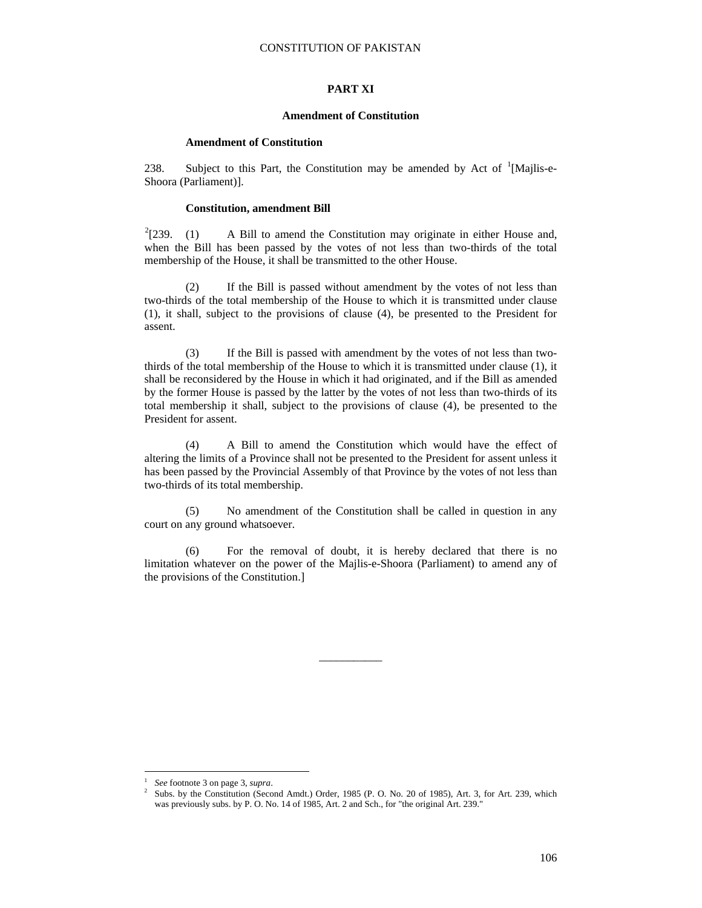## PART XI

### Amendment of Constitution

**Amendment of Constitution**

238. Subject to this Part, the Constitution may be amended by Act of [1][Majlis-e-Shoora (Parliament)].

**Constitution, amendment Bill**

[2][239. (1) A Bill to amend the Constitution may originate in either House and, when the Bill has been passed by the votes of not less than two-thirds of the total membership of the House, it shall be transmitted to the other House.

(2) If the Bill is passed without amendment by the votes of not less than two-thirds of the total membership of the House to which it is transmitted under clause (1), it shall, subject to the provisions of clause (4), be presented to the President for assent.

(3) If the Bill is passed with amendment by the votes of not less than two-thirds of the total membership of the House to which it is transmitted under clause (1), it shall be reconsidered by the House in which it had originated, and if the Bill as amended by the former House is passed by the latter by the votes of not less than two-thirds of its total membership it shall, subject to the provisions of clause (4), be presented to the President for assent.

(4) A Bill to amend the Constitution which would have the effect of altering the limits of a Province shall not be presented to the President for assent unless it has been passed by the Provincial Assembly of that Province by the votes of not less than two-thirds of its total membership.

(5) No amendment of the Constitution shall be called in question in any court on any ground whatsoever.

(6) For the removal of doubt, it is hereby declared that there is no limitation whatever on the power of the Majlis-e-Shoora (Parliament) to amend any of the provisions of the Constitution.]

---

[1] *See* footnote 3 on page 3, *supra*.

[2] Subs. by the Constitution (Second Amdt.) Order, 1985 (P. O. No. 20 of 1985), Art. 3, for Art. 239, which was previously subs. by P. O. No. 14 of 1985, Art. 2 and Sch., for "the original Art. 239."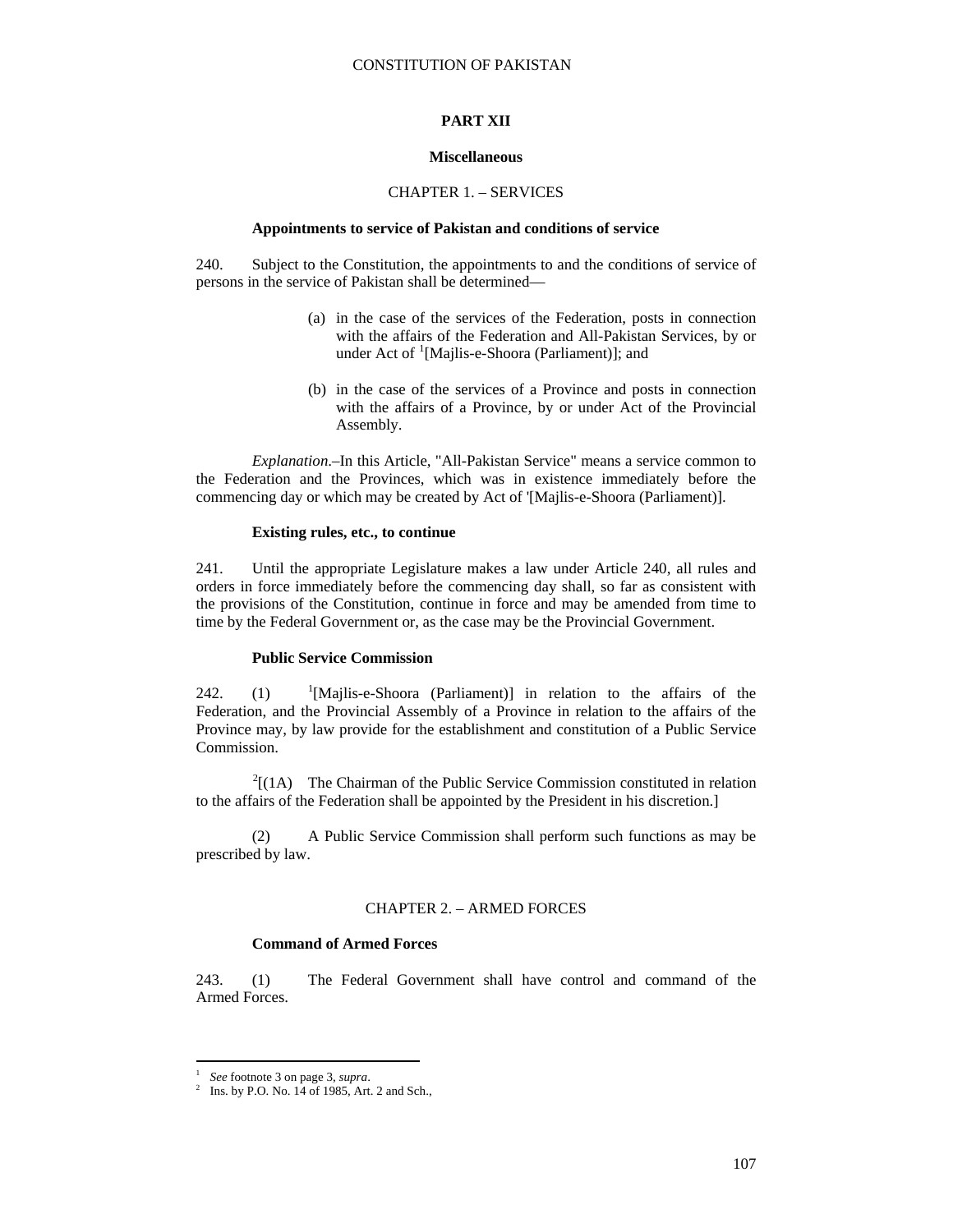## PART XII

### Miscellaneous

#### CHAPTER 1. – SERVICES

**Appointments to service of Pakistan and conditions of service**

240. Subject to the Constitution, the appointments to and the conditions of service of persons in the service of Pakistan shall be determined—

(a) in the case of the services of the Federation, posts in connection with the affairs of the Federation and All-Pakistan Services, by or under Act of [1][Majlis-e-Shoora (Parliament)]; and

(b) in the case of the services of a Province and posts in connection with the affairs of a Province, by or under Act of the Provincial Assembly.

*Explanation*.–In this Article, "All-Pakistan Service" means a service common to the Federation and the Provinces, which was in existence immediately before the commencing day or which may be created by Act of '[Majlis-e-Shoora (Parliament)].

**Existing rules, etc., to continue**

241. Until the appropriate Legislature makes a law under Article 240, all rules and orders in force immediately before the commencing day shall, so far as consistent with the provisions of the Constitution, continue in force and may be amended from time to time by the Federal Government or, as the case may be the Provincial Government.

**Public Service Commission**

242. (1) [1][Majlis-e-Shoora (Parliament)] in relation to the affairs of the Federation, and the Provincial Assembly of a Province in relation to the affairs of the Province may, by law provide for the establishment and constitution of a Public Service Commission.

[2][(1A) The Chairman of the Public Service Commission constituted in relation to the affairs of the Federation shall be appointed by the President in his discretion.]

(2) A Public Service Commission shall perform such functions as may be prescribed by law.

#### CHAPTER 2. – ARMED FORCES

**Command of Armed Forces**

243. (1) The Federal Government shall have control and command of the Armed Forces.

---

[1] *See* footnote 3 on page 3, *supra*.
[2] Ins. by P.O. No. 14 of 1985, Art. 2 and Sch.,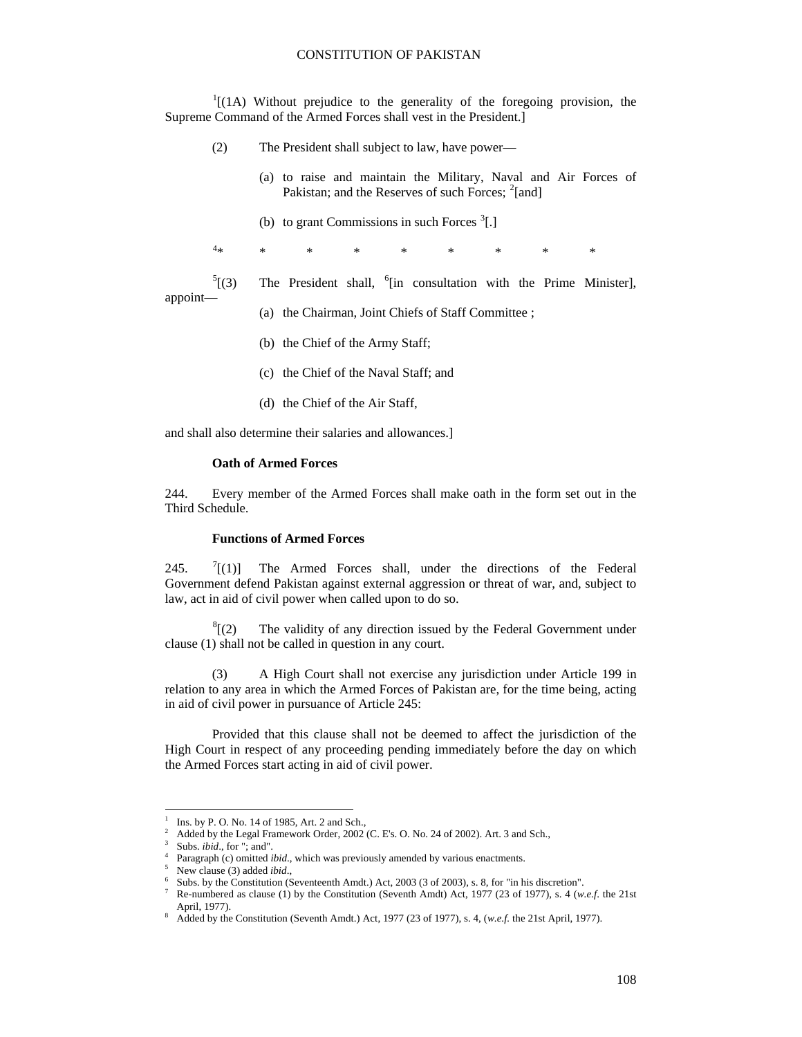[1][(1A) Without prejudice to the generality of the foregoing provision, the Supreme Command of the Armed Forces shall vest in the President.]

(2) The President shall subject to law, have power—

(a) to raise and maintain the Military, Naval and Air Forces of Pakistan; and the Reserves of such Forces; [2][and]

(b) to grant Commissions in such Forces [3][.]

[4]* * * * * * * * *

[5][(3) The President shall, [6][in consultation with the Prime Minister], appoint—

(a) the Chairman, Joint Chiefs of Staff Committee ;

(b) the Chief of the Army Staff;

(c) the Chief of the Naval Staff; and

(d) the Chief of the Air Staff,

and shall also determine their salaries and allowances.]

**Oath of Armed Forces**

244. Every member of the Armed Forces shall make oath in the form set out in the Third Schedule.

**Functions of Armed Forces**

245. [7][(1)] The Armed Forces shall, under the directions of the Federal Government defend Pakistan against external aggression or threat of war, and, subject to law, act in aid of civil power when called upon to do so.

[8][(2) The validity of any direction issued by the Federal Government under clause (1) shall not be called in question in any court.

(3) A High Court shall not exercise any jurisdiction under Article 199 in relation to any area in which the Armed Forces of Pakistan are, for the time being, acting in aid of civil power in pursuance of Article 245:

Provided that this clause shall not be deemed to affect the jurisdiction of the High Court in respect of any proceeding pending immediately before the day on which the Armed Forces start acting in aid of civil power.

---

1 Ins. by P. O. No. 14 of 1985, Art. 2 and Sch.,
2 Added by the Legal Framework Order, 2002 (C. E's. O. No. 24 of 2002). Art. 3 and Sch.,
3 Subs. *ibid*., for "; and".
4 Paragraph (c) omitted *ibid*., which was previously amended by various enactments.
5 New clause (3) added *ibid*.,
6 Subs. by the Constitution (Seventeenth Amdt.) Act, 2003 (3 of 2003), s. 8, for "in his discretion".
7 Re-numbered as clause (1) by the Constitution (Seventh Amdt) Act, 1977 (23 of 1977), s. 4 (*w.e.f.* the 21st April, 1977).
8 Added by the Constitution (Seventh Amdt.) Act, 1977 (23 of 1977), s. 4, (*w.e.f.* the 21st April, 1977).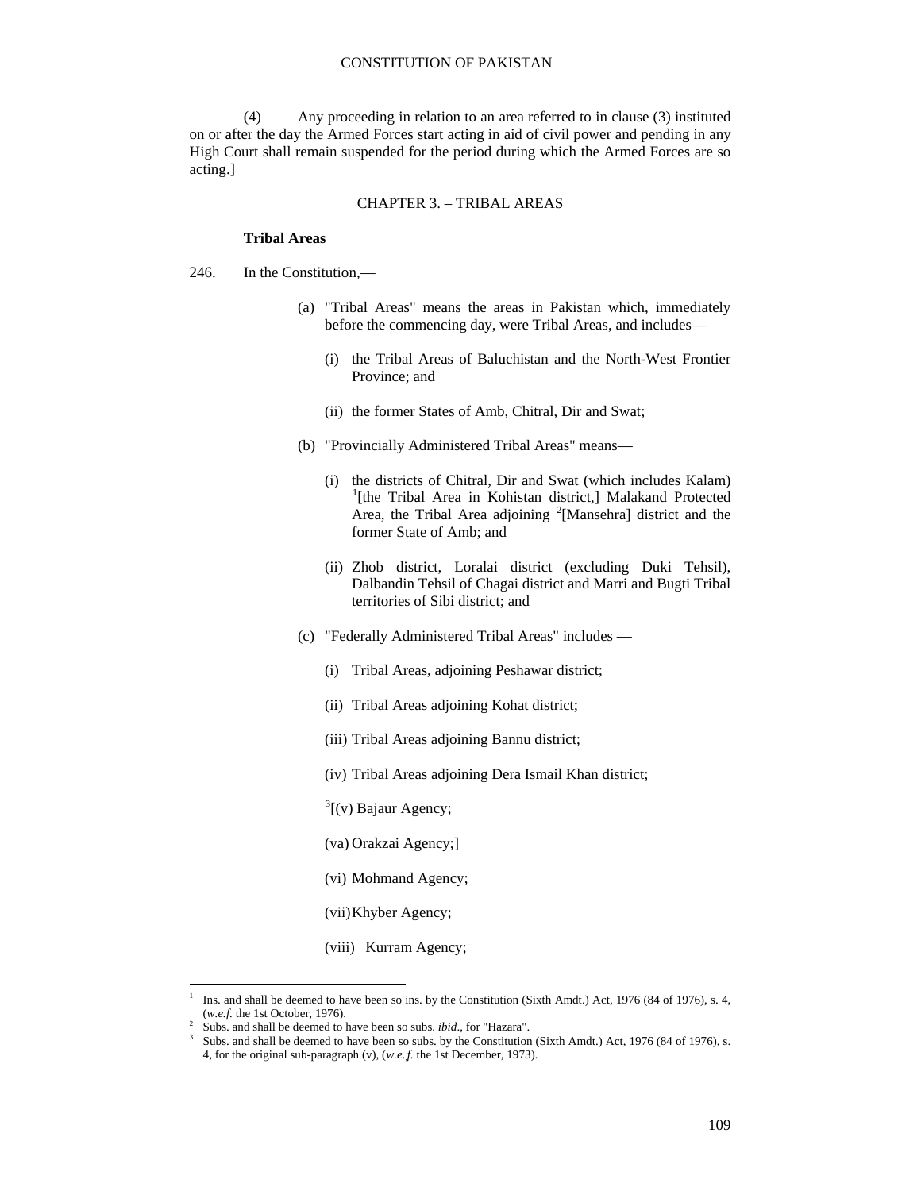(4) Any proceeding in relation to an area referred to in clause (3) instituted on or after the day the Armed Forces start acting in aid of civil power and pending in any High Court shall remain suspended for the period during which the Armed Forces are so acting.]

## CHAPTER 3. – TRIBAL AREAS

**Tribal Areas**

246. In the Constitution,—

(a) "Tribal Areas" means the areas in Pakistan which, immediately before the commencing day, were Tribal Areas, and includes—

(i) the Tribal Areas of Baluchistan and the North-West Frontier Province; and

(ii) the former States of Amb, Chitral, Dir and Swat;

(b) "Provincially Administered Tribal Areas" means—

(i) the districts of Chitral, Dir and Swat (which includes Kalam) [1][the Tribal Area in Kohistan district,] Malakand Protected Area, the Tribal Area adjoining [2][Mansehra] district and the former State of Amb; and

(ii) Zhob district, Loralai district (excluding Duki Tehsil), Dalbandin Tehsil of Chagai district and Marri and Bugti Tribal territories of Sibi district; and

(c) "Federally Administered Tribal Areas" includes —

(i) Tribal Areas, adjoining Peshawar district;

(ii) Tribal Areas adjoining Kohat district;

(iii) Tribal Areas adjoining Bannu district;

(iv) Tribal Areas adjoining Dera Ismail Khan district;

[3][(v) Bajaur Agency;

(va) Orakzai Agency;]

(vi) Mohmand Agency;

(vii) Khyber Agency;

(viii) Kurram Agency;

---

1 Ins. and shall be deemed to have been so ins. by the Constitution (Sixth Amdt.) Act, 1976 (84 of 1976), s. 4, (*w.e.f.* the 1st October, 1976).

2 Subs. and shall be deemed to have been so subs. *ibid*., for "Hazara".

3 Subs. and shall be deemed to have been so subs. by the Constitution (Sixth Amdt.) Act, 1976 (84 of 1976), s. 4, for the original sub-paragraph (v), (*w.e.f.* the 1st December, 1973).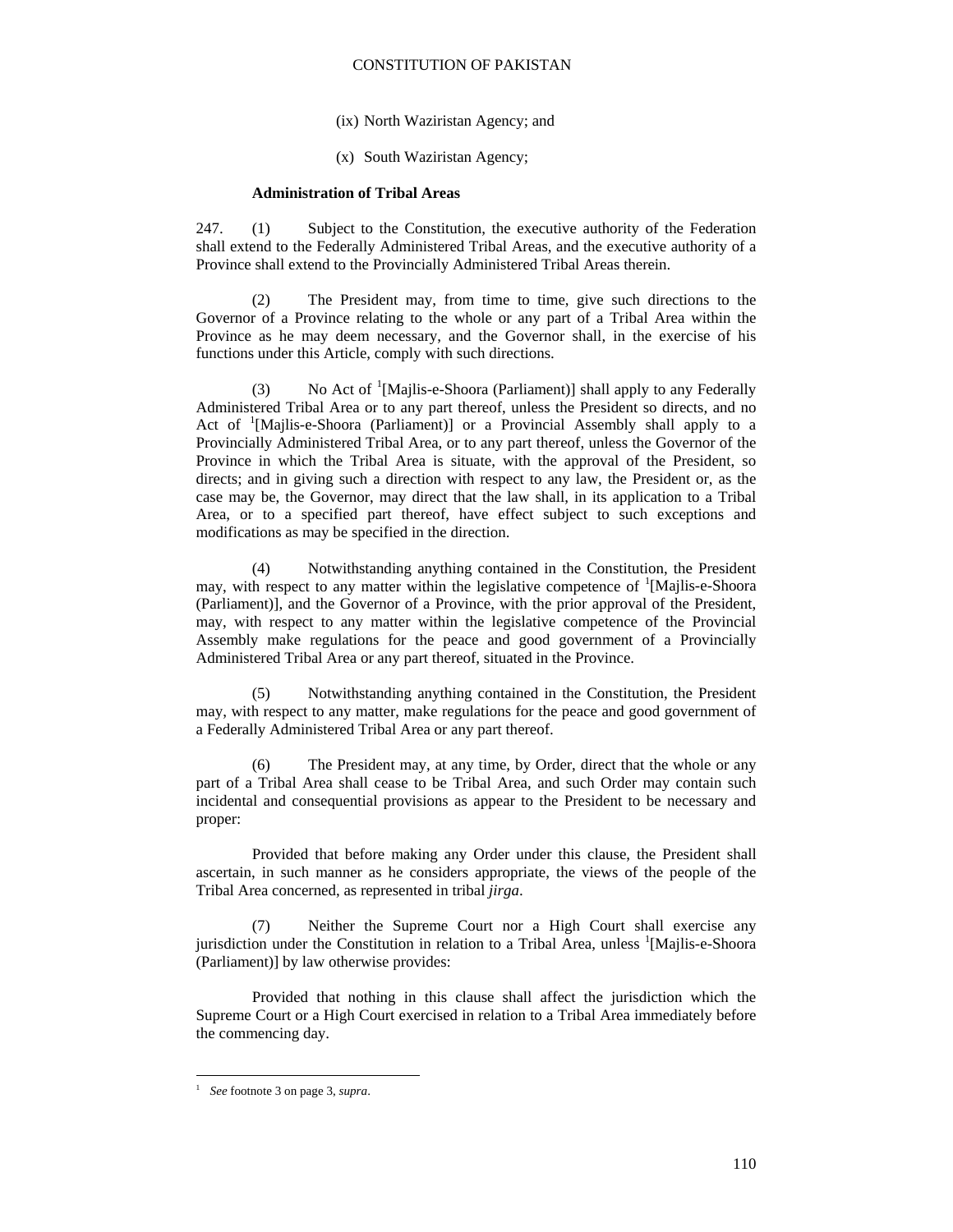(ix) North Waziristan Agency; and

(x) South Waziristan Agency;

**Administration of Tribal Areas**

247. (1) Subject to the Constitution, the executive authority of the Federation shall extend to the Federally Administered Tribal Areas, and the executive authority of a Province shall extend to the Provincially Administered Tribal Areas therein.

(2) The President may, from time to time, give such directions to the Governor of a Province relating to the whole or any part of a Tribal Area within the Province as he may deem necessary, and the Governor shall, in the exercise of his functions under this Article, comply with such directions.

(3) No Act of [1][Majlis-e-Shoora (Parliament)] shall apply to any Federally Administered Tribal Area or to any part thereof, unless the President so directs, and no Act of [1][Majlis-e-Shoora (Parliament)] or a Provincial Assembly shall apply to a Provincially Administered Tribal Area, or to any part thereof, unless the Governor of the Province in which the Tribal Area is situate, with the approval of the President, so directs; and in giving such a direction with respect to any law, the President or, as the case may be, the Governor, may direct that the law shall, in its application to a Tribal Area, or to a specified part thereof, have effect subject to such exceptions and modifications as may be specified in the direction.

(4) Notwithstanding anything contained in the Constitution, the President may, with respect to any matter within the legislative competence of [1][Majlis-e-Shoora (Parliament)], and the Governor of a Province, with the prior approval of the President, may, with respect to any matter within the legislative competence of the Provincial Assembly make regulations for the peace and good government of a Provincially Administered Tribal Area or any part thereof, situated in the Province.

(5) Notwithstanding anything contained in the Constitution, the President may, with respect to any matter, make regulations for the peace and good government of a Federally Administered Tribal Area or any part thereof.

(6) The President may, at any time, by Order, direct that the whole or any part of a Tribal Area shall cease to be Tribal Area, and such Order may contain such incidental and consequential provisions as appear to the President to be necessary and proper:

Provided that before making any Order under this clause, the President shall ascertain, in such manner as he considers appropriate, the views of the people of the Tribal Area concerned, as represented in tribal *jirga*.

(7) Neither the Supreme Court nor a High Court shall exercise any jurisdiction under the Constitution in relation to a Tribal Area, unless [1][Majlis-e-Shoora (Parliament)] by law otherwise provides:

Provided that nothing in this clause shall affect the jurisdiction which the Supreme Court or a High Court exercised in relation to a Tribal Area immediately before the commencing day.

---

[1] *See* footnote 3 on page 3, *supra*.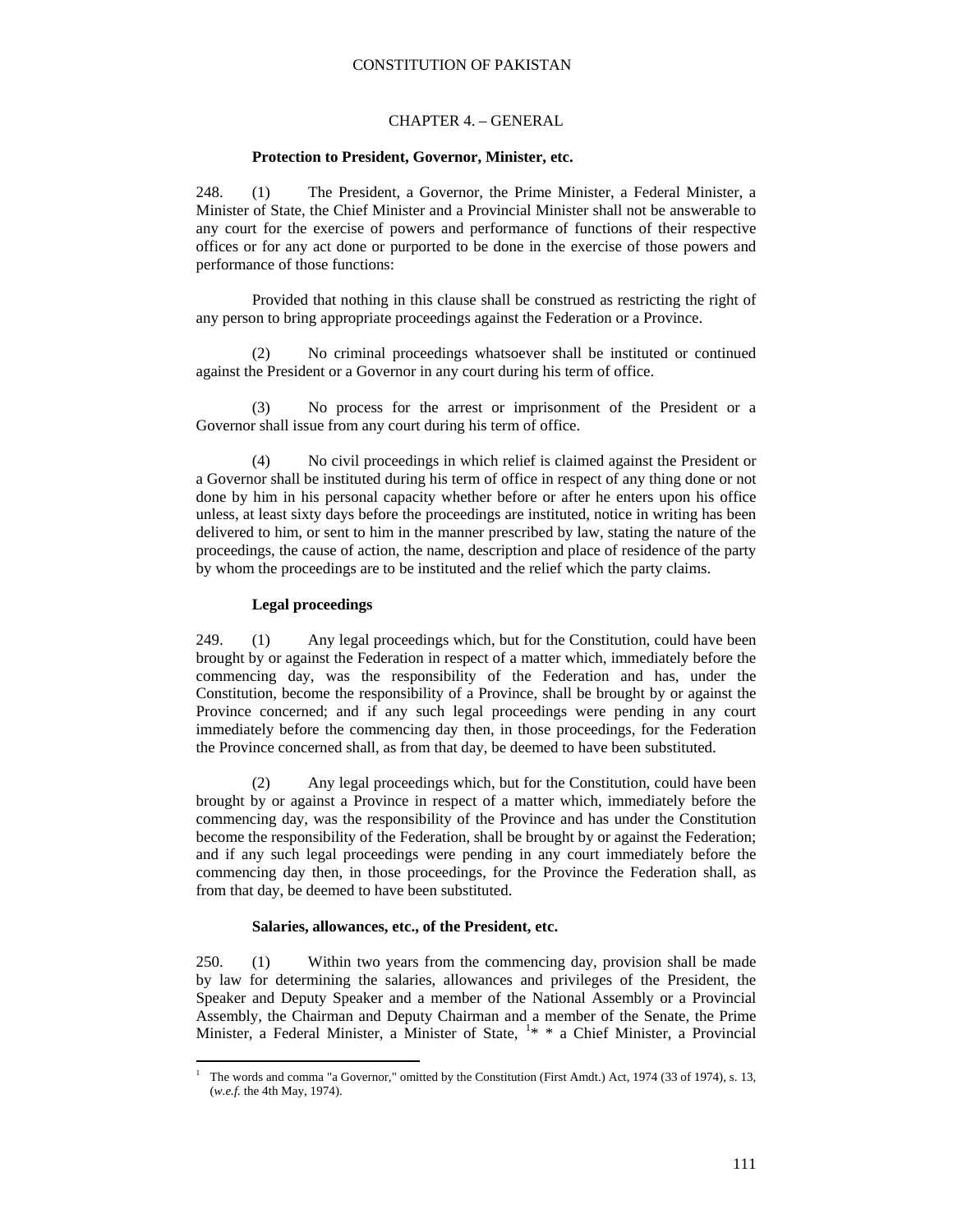## CHAPTER 4. – GENERAL

### Protection to President, Governor, Minister, etc.

248. (1) The President, a Governor, the Prime Minister, a Federal Minister, a Minister of State, the Chief Minister and a Provincial Minister shall not be answerable to any court for the exercise of powers and performance of functions of their respective offices or for any act done or purported to be done in the exercise of those powers and performance of those functions:

Provided that nothing in this clause shall be construed as restricting the right of any person to bring appropriate proceedings against the Federation or a Province.

(2) No criminal proceedings whatsoever shall be instituted or continued against the President or a Governor in any court during his term of office.

(3) No process for the arrest or imprisonment of the President or a Governor shall issue from any court during his term of office.

(4) No civil proceedings in which relief is claimed against the President or a Governor shall be instituted during his term of office in respect of any thing done or not done by him in his personal capacity whether before or after he enters upon his office unless, at least sixty days before the proceedings are instituted, notice in writing has been delivered to him, or sent to him in the manner prescribed by law, stating the nature of the proceedings, the cause of action, the name, description and place of residence of the party by whom the proceedings are to be instituted and the relief which the party claims.

### Legal proceedings

249. (1) Any legal proceedings which, but for the Constitution, could have been brought by or against the Federation in respect of a matter which, immediately before the commencing day, was the responsibility of the Federation and has, under the Constitution, become the responsibility of a Province, shall be brought by or against the Province concerned; and if any such legal proceedings were pending in any court immediately before the commencing day then, in those proceedings, for the Federation the Province concerned shall, as from that day, be deemed to have been substituted.

(2) Any legal proceedings which, but for the Constitution, could have been brought by or against a Province in respect of a matter which, immediately before the commencing day, was the responsibility of the Province and has under the Constitution become the responsibility of the Federation, shall be brought by or against the Federation; and if any such legal proceedings were pending in any court immediately before the commencing day then, in those proceedings, for the Province the Federation shall, as from that day, be deemed to have been substituted.

### Salaries, allowances, etc., of the President, etc.

250. (1) Within two years from the commencing day, provision shall be made by law for determining the salaries, allowances and privileges of the President, the Speaker and Deputy Speaker and a member of the National Assembly or a Provincial Assembly, the Chairman and Deputy Chairman and a member of the Senate, the Prime Minister, a Federal Minister, a Minister of State, [1]* * a Chief Minister, a Provincial

---

[1] The words and comma "a Governor," omitted by the Constitution (First Amdt.) Act, 1974 (33 of 1974), s. 13, (*w.e.f.* the 4th May, 1974).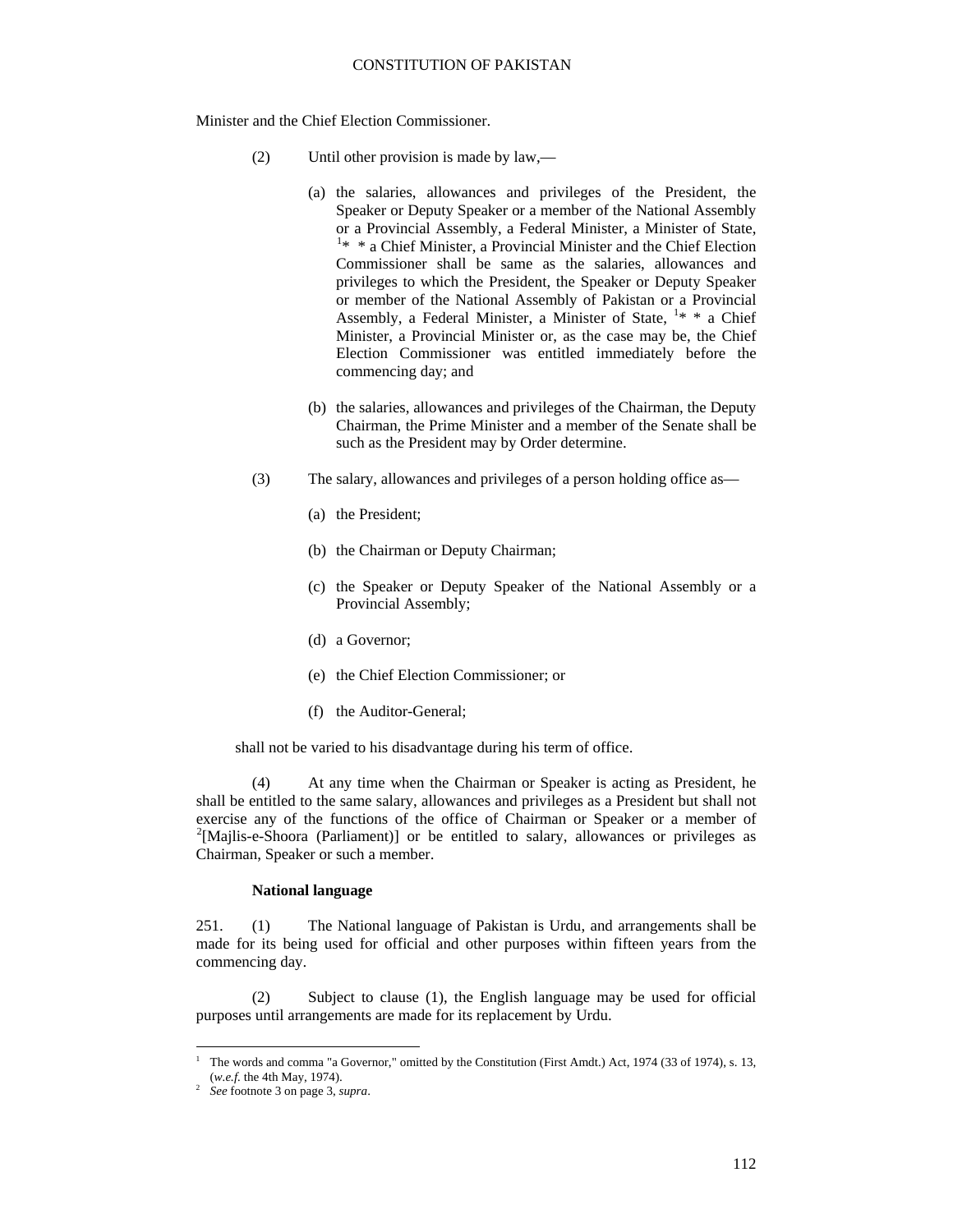Minister and the Chief Election Commissioner.

(2) Until other provision is made by law,—

(a) the salaries, allowances and privileges of the President, the Speaker or Deputy Speaker or a member of the National Assembly or a Provincial Assembly, a Federal Minister, a Minister of State, [1]* * a Chief Minister, a Provincial Minister and the Chief Election Commissioner shall be same as the salaries, allowances and privileges to which the President, the Speaker or Deputy Speaker or member of the National Assembly of Pakistan or a Provincial Assembly, a Federal Minister, a Minister of State, [1]* * a Chief Minister, a Provincial Minister or, as the case may be, the Chief Election Commissioner was entitled immediately before the commencing day; and

(b) the salaries, allowances and privileges of the Chairman, the Deputy Chairman, the Prime Minister and a member of the Senate shall be such as the President may by Order determine.

(3) The salary, allowances and privileges of a person holding office as—

(a) the President;

(b) the Chairman or Deputy Chairman;

(c) the Speaker or Deputy Speaker of the National Assembly or a Provincial Assembly;

(d) a Governor;

(e) the Chief Election Commissioner; or

(f) the Auditor-General;

shall not be varied to his disadvantage during his term of office.

(4) At any time when the Chairman or Speaker is acting as President, he shall be entitled to the same salary, allowances and privileges as a President but shall not exercise any of the functions of the office of Chairman or Speaker or a member of [2][Majlis-e-Shoora (Parliament)] or be entitled to salary, allowances or privileges as Chairman, Speaker or such a member.

**National language**

251. (1) The National language of Pakistan is Urdu, and arrangements shall be made for its being used for official and other purposes within fifteen years from the commencing day.

(2) Subject to clause (1), the English language may be used for official purposes until arrangements are made for its replacement by Urdu.

---

[1] The words and comma "a Governor," omitted by the Constitution (First Amdt.) Act, 1974 (33 of 1974), s. 13, (*w.e.f.* the 4th May, 1974).

[2] *See* footnote 3 on page 3, *supra*.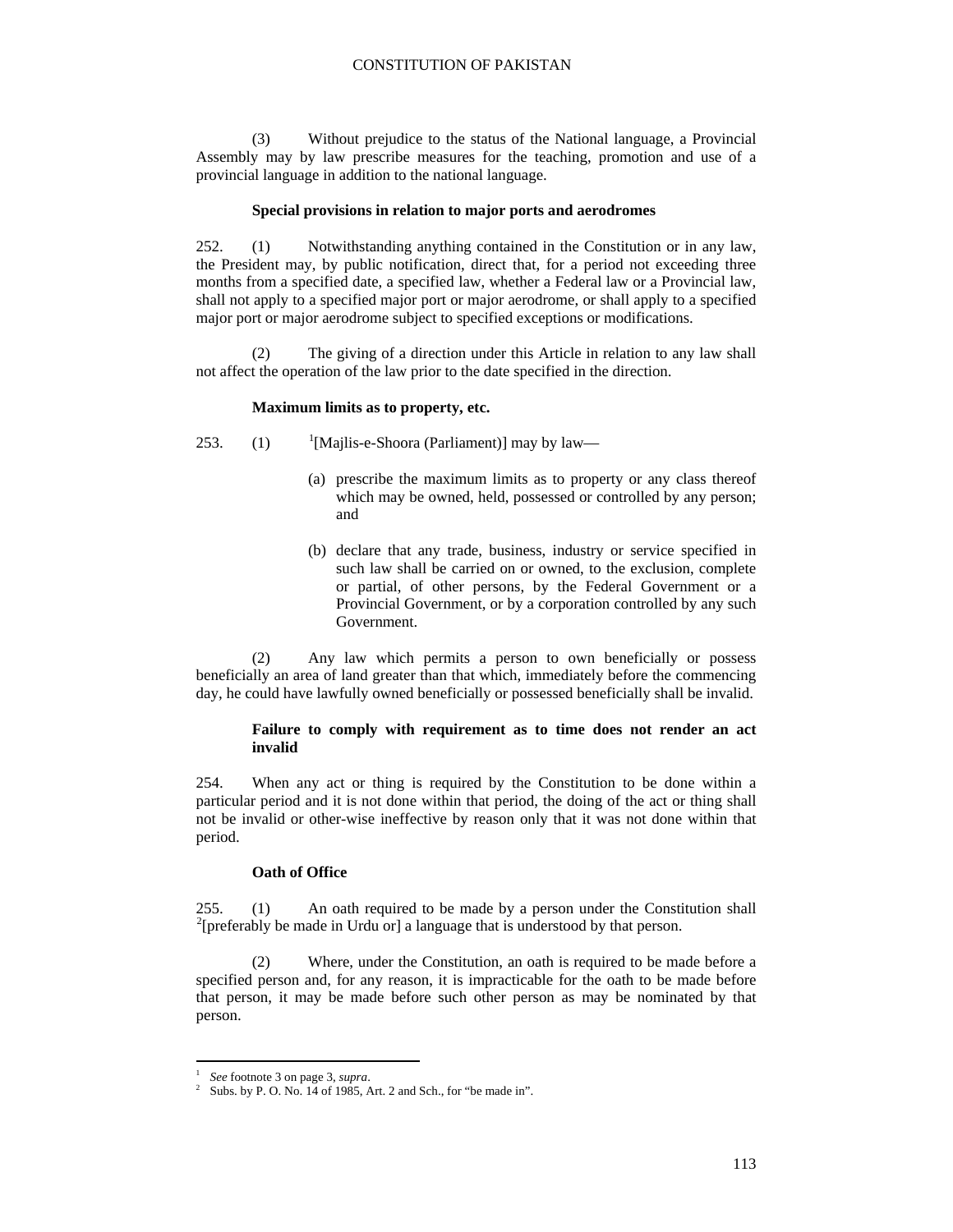(3) Without prejudice to the status of the National language, a Provincial Assembly may by law prescribe measures for the teaching, promotion and use of a provincial language in addition to the national language.

**Special provisions in relation to major ports and aerodromes**

252. (1) Notwithstanding anything contained in the Constitution or in any law, the President may, by public notification, direct that, for a period not exceeding three months from a specified date, a specified law, whether a Federal law or a Provincial law, shall not apply to a specified major port or major aerodrome, or shall apply to a specified major port or major aerodrome subject to specified exceptions or modifications.

(2) The giving of a direction under this Article in relation to any law shall not affect the operation of the law prior to the date specified in the direction.

**Maximum limits as to property, etc.**

253. (1) [1][Majlis-e-Shoora (Parliament)] may by law—

(a) prescribe the maximum limits as to property or any class thereof which may be owned, held, possessed or controlled by any person; and

(b) declare that any trade, business, industry or service specified in such law shall be carried on or owned, to the exclusion, complete or partial, of other persons, by the Federal Government or a Provincial Government, or by a corporation controlled by any such Government.

(2) Any law which permits a person to own beneficially or possess beneficially an area of land greater than that which, immediately before the commencing day, he could have lawfully owned beneficially or possessed beneficially shall be invalid.

**Failure to comply with requirement as to time does not render an act invalid**

254. When any act or thing is required by the Constitution to be done within a particular period and it is not done within that period, the doing of the act or thing shall not be invalid or other-wise ineffective by reason only that it was not done within that period.

**Oath of Office**

255. (1) An oath required to be made by a person under the Constitution shall [2][preferably be made in Urdu or] a language that is understood by that person.

(2) Where, under the Constitution, an oath is required to be made before a specified person and, for any reason, it is impracticable for the oath to be made before that person, it may be made before such other person as may be nominated by that person.

---

[1] *See* footnote 3 on page 3, *supra*.

[2] Subs. by P. O. No. 14 of 1985, Art. 2 and Sch., for "be made in".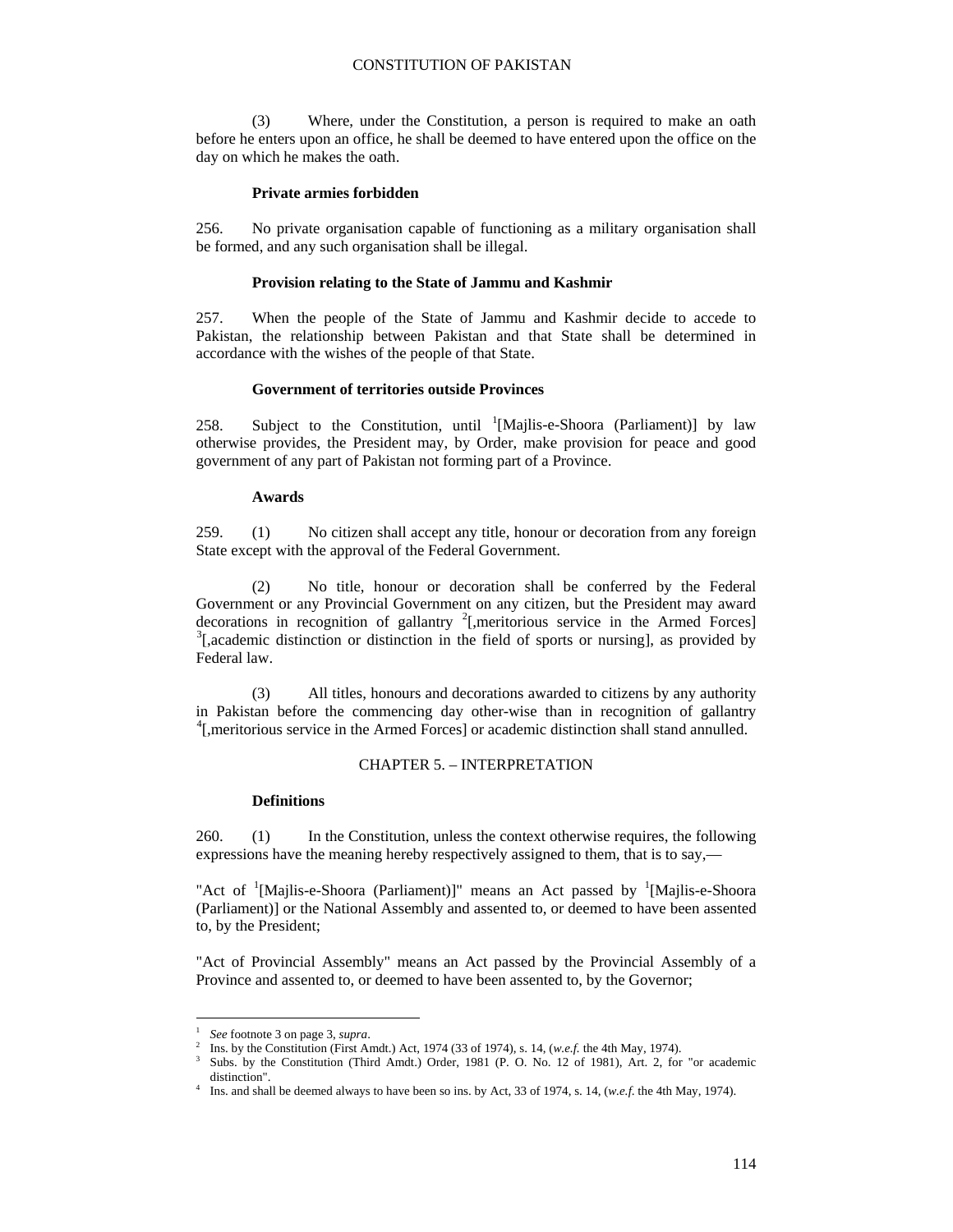(3) Where, under the Constitution, a person is required to make an oath before he enters upon an office, he shall be deemed to have entered upon the office on the day on which he makes the oath.

**Private armies forbidden**

256. No private organisation capable of functioning as a military organisation shall be formed, and any such organisation shall be illegal.

**Provision relating to the State of Jammu and Kashmir**

257. When the people of the State of Jammu and Kashmir decide to accede to Pakistan, the relationship between Pakistan and that State shall be determined in accordance with the wishes of the people of that State.

**Government of territories outside Provinces**

258. Subject to the Constitution, until [1][Majlis-e-Shoora (Parliament)] by law otherwise provides, the President may, by Order, make provision for peace and good government of any part of Pakistan not forming part of a Province.

**Awards**

259. (1) No citizen shall accept any title, honour or decoration from any foreign State except with the approval of the Federal Government.

(2) No title, honour or decoration shall be conferred by the Federal Government or any Provincial Government on any citizen, but the President may award decorations in recognition of gallantry [2][,meritorious service in the Armed Forces] [3][,academic distinction or distinction in the field of sports or nursing], as provided by Federal law.

(3) All titles, honours and decorations awarded to citizens by any authority in Pakistan before the commencing day other-wise than in recognition of gallantry [4][,meritorious service in the Armed Forces] or academic distinction shall stand annulled.

## CHAPTER 5. – INTERPRETATION

**Definitions**

260. (1) In the Constitution, unless the context otherwise requires, the following expressions have the meaning hereby respectively assigned to them, that is to say,—

"Act of [1][Majlis-e-Shoora (Parliament)]" means an Act passed by [1][Majlis-e-Shoora (Parliament)] or the National Assembly and assented to, or deemed to have been assented to, by the President;

"Act of Provincial Assembly" means an Act passed by the Provincial Assembly of a Province and assented to, or deemed to have been assented to, by the Governor;

---

1 *See* footnote 3 on page 3, *supra*.
2 Ins. by the Constitution (First Amdt.) Act, 1974 (33 of 1974), s. 14, (*w.e.f.* the 4th May, 1974).
3 Subs. by the Constitution (Third Amdt.) Order, 1981 (P. O. No. 12 of 1981), Art. 2, for "or academic distinction".
4 Ins. and shall be deemed always to have been so ins. by Act, 33 of 1974, s. 14, (*w.e.f.* the 4th May, 1974).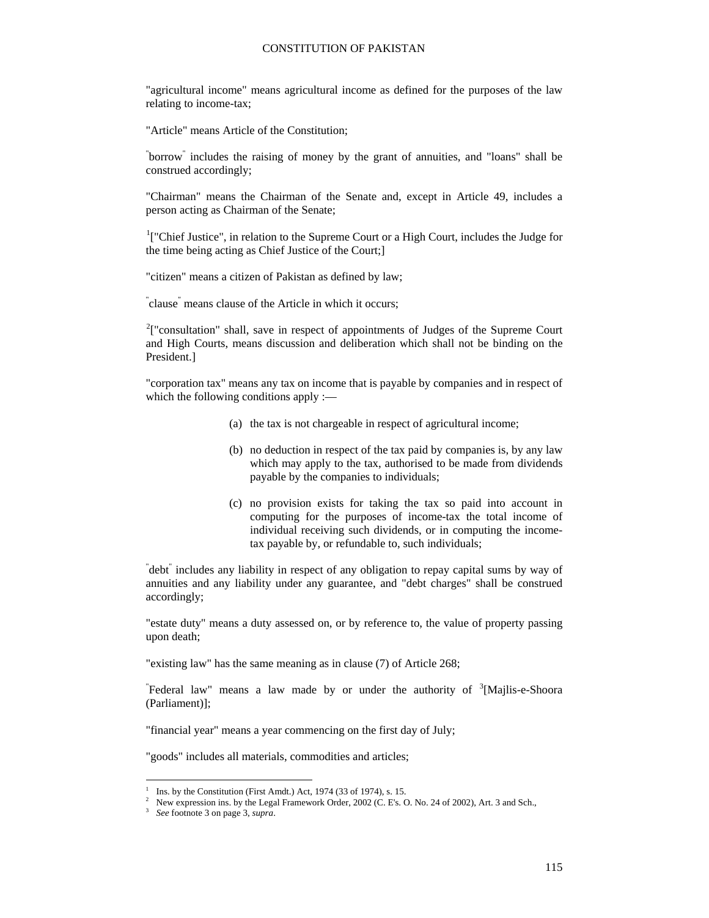"agricultural income" means agricultural income as defined for the purposes of the law relating to income-tax;

"Article" means Article of the Constitution;

"borrow" includes the raising of money by the grant of annuities, and "loans" shall be construed accordingly;

"Chairman" means the Chairman of the Senate and, except in Article 49, includes a person acting as Chairman of the Senate;

[1]["Chief Justice", in relation to the Supreme Court or a High Court, includes the Judge for the time being acting as Chief Justice of the Court;]

"citizen" means a citizen of Pakistan as defined by law;

"clause" means clause of the Article in which it occurs;

[2]["consultation" shall, save in respect of appointments of Judges of the Supreme Court and High Courts, means discussion and deliberation which shall not be binding on the President.]

"corporation tax" means any tax on income that is payable by companies and in respect of which the following conditions apply :—

(a) the tax is not chargeable in respect of agricultural income;

(b) no deduction in respect of the tax paid by companies is, by any law which may apply to the tax, authorised to be made from dividends payable by the companies to individuals;

(c) no provision exists for taking the tax so paid into account in computing for the purposes of income-tax the total income of individual receiving such dividends, or in computing the income-tax payable by, or refundable to, such individuals;

"debt" includes any liability in respect of any obligation to repay capital sums by way of annuities and any liability under any guarantee, and "debt charges" shall be construed accordingly;

"estate duty" means a duty assessed on, or by reference to, the value of property passing upon death;

"existing law" has the same meaning as in clause (7) of Article 268;

"Federal law" means a law made by or under the authority of [3][Majlis-e-Shoora (Parliament)];

"financial year" means a year commencing on the first day of July;

"goods" includes all materials, commodities and articles;

---

[1] Ins. by the Constitution (First Amdt.) Act, 1974 (33 of 1974), s. 15.

[2] New expression ins. by the Legal Framework Order, 2002 (C. E's. O. No. 24 of 2002), Art. 3 and Sch.,

[3] *See* footnote 3 on page 3, *supra*.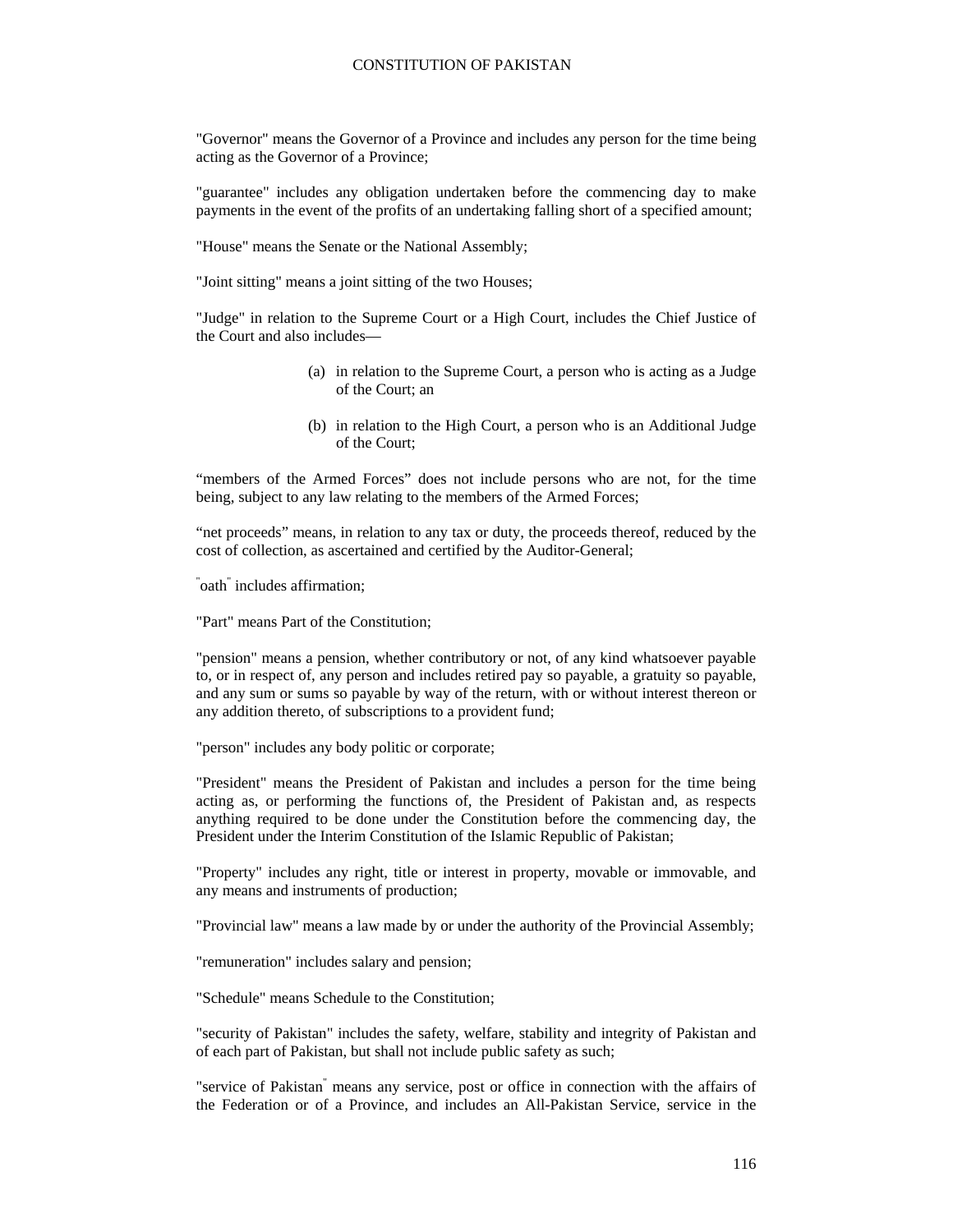"Governor" means the Governor of a Province and includes any person for the time being acting as the Governor of a Province;

"guarantee" includes any obligation undertaken before the commencing day to make payments in the event of the profits of an undertaking falling short of a specified amount;

"House" means the Senate or the National Assembly;

"Joint sitting" means a joint sitting of the two Houses;

"Judge" in relation to the Supreme Court or a High Court, includes the Chief Justice of the Court and also includes—

(a) in relation to the Supreme Court, a person who is acting as a Judge of the Court; an

(b) in relation to the High Court, a person who is an Additional Judge of the Court;

"members of the Armed Forces" does not include persons who are not, for the time being, subject to any law relating to the members of the Armed Forces;

"net proceeds" means, in relation to any tax or duty, the proceeds thereof, reduced by the cost of collection, as ascertained and certified by the Auditor-General;

"oath" includes affirmation;

"Part" means Part of the Constitution;

"pension" means a pension, whether contributory or not, of any kind whatsoever payable to, or in respect of, any person and includes retired pay so payable, a gratuity so payable, and any sum or sums so payable by way of the return, with or without interest thereon or any addition thereto, of subscriptions to a provident fund;

"person" includes any body politic or corporate;

"President" means the President of Pakistan and includes a person for the time being acting as, or performing the functions of, the President of Pakistan and, as respects anything required to be done under the Constitution before the commencing day, the President under the Interim Constitution of the Islamic Republic of Pakistan;

"Property" includes any right, title or interest in property, movable or immovable, and any means and instruments of production;

"Provincial law" means a law made by or under the authority of the Provincial Assembly;

"remuneration" includes salary and pension;

"Schedule" means Schedule to the Constitution;

"security of Pakistan" includes the safety, welfare, stability and integrity of Pakistan and of each part of Pakistan, but shall not include public safety as such;

"service of Pakistan" means any service, post or office in connection with the affairs of the Federation or of a Province, and includes an All-Pakistan Service, service in the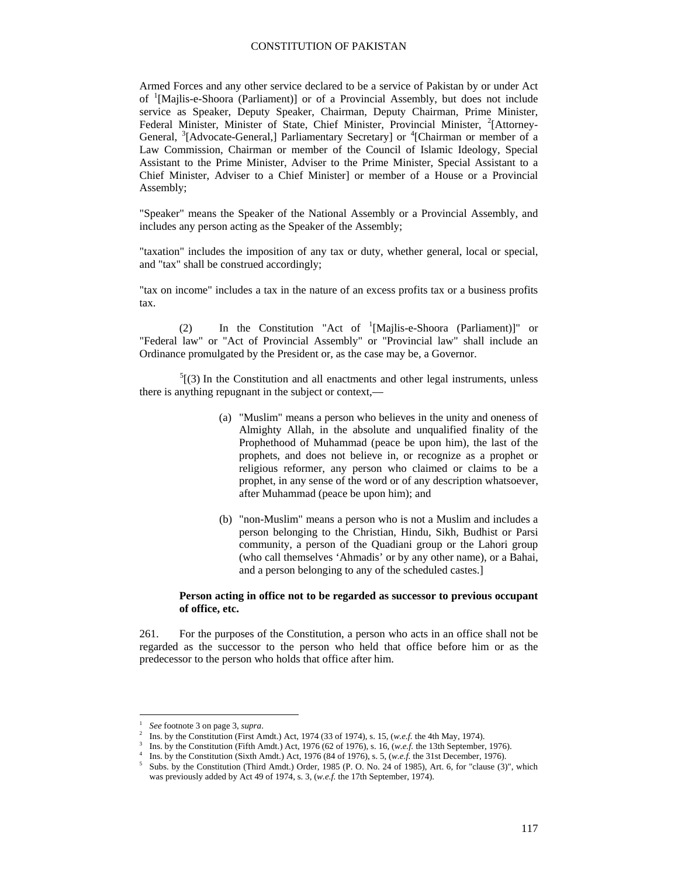Armed Forces and any other service declared to be a service of Pakistan by or under Act of [1][Majlis-e-Shoora (Parliament)] or of a Provincial Assembly, but does not include service as Speaker, Deputy Speaker, Chairman, Deputy Chairman, Prime Minister, Federal Minister, Minister of State, Chief Minister, Provincial Minister, [2][Attorney-General, [3][Advocate-General,] Parliamentary Secretary] or [4][Chairman or member of a Law Commission, Chairman or member of the Council of Islamic Ideology, Special Assistant to the Prime Minister, Adviser to the Prime Minister, Special Assistant to a Chief Minister, Adviser to a Chief Minister] or member of a House or a Provincial Assembly;

"Speaker" means the Speaker of the National Assembly or a Provincial Assembly, and includes any person acting as the Speaker of the Assembly;

"taxation" includes the imposition of any tax or duty, whether general, local or special, and "tax" shall be construed accordingly;

"tax on income" includes a tax in the nature of an excess profits tax or a business profits tax.

(2) In the Constitution "Act of [1][Majlis-e-Shoora (Parliament)]" or "Federal law" or "Act of Provincial Assembly" or "Provincial law" shall include an Ordinance promulgated by the President or, as the case may be, a Governor.

[5][(3) In the Constitution and all enactments and other legal instruments, unless there is anything repugnant in the subject or context,—

(a) "Muslim" means a person who believes in the unity and oneness of Almighty Allah, in the absolute and unqualified finality of the Prophethood of Muhammad (peace be upon him), the last of the prophets, and does not believe in, or recognize as a prophet or religious reformer, any person who claimed or claims to be a prophet, in any sense of the word or of any description whatsoever, after Muhammad (peace be upon him); and

(b) "non-Muslim" means a person who is not a Muslim and includes a person belonging to the Christian, Hindu, Sikh, Budhist or Parsi community, a person of the Quadiani group or the Lahori group (who call themselves 'Ahmadis' or by any other name), or a Bahai, and a person belonging to any of the scheduled castes.]

**Person acting in office not to be regarded as successor to previous occupant of office, etc.**

261. For the purposes of the Constitution, a person who acts in an office shall not be regarded as the successor to the person who held that office before him or as the predecessor to the person who holds that office after him.

---

[1] *See* footnote 3 on page 3, *supra*.

[2] Ins. by the Constitution (First Amdt.) Act, 1974 (33 of 1974), s. 15, (*w.e.f.* the 4th May, 1974).

[3] Ins. by the Constitution (Fifth Amdt.) Act, 1976 (62 of 1976), s. 16, (*w.e.f.* the 13th September, 1976).

[4] Ins. by the Constitution (Sixth Amdt.) Act, 1976 (84 of 1976), s. 5, (*w.e.f.* the 31st December, 1976).

[5] Subs. by the Constitution (Third Amdt.) Order, 1985 (P. O. No. 24 of 1985), Art. 6, for "clause (3)", which was previously added by Act 49 of 1974, s. 3, (*w.e.f.* the 17th September, 1974).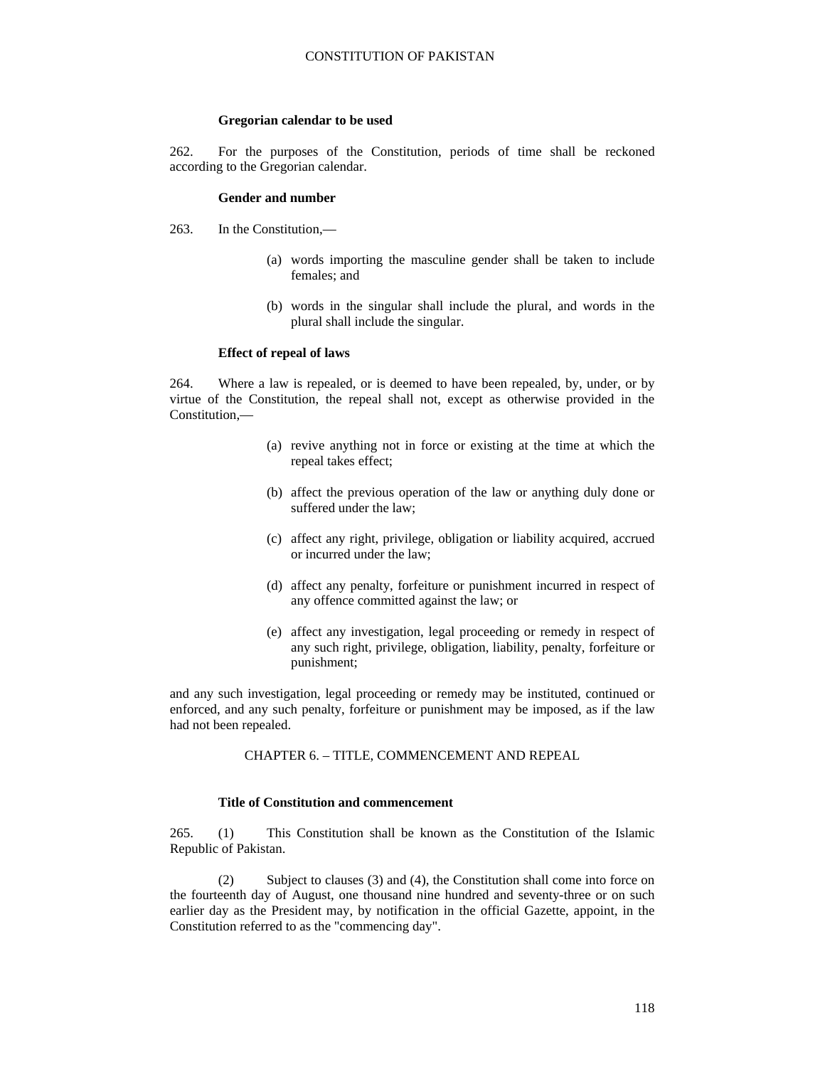### Gregorian calendar to be used

262. For the purposes of the Constitution, periods of time shall be reckoned according to the Gregorian calendar.

### Gender and number

263. In the Constitution,—

(a) words importing the masculine gender shall be taken to include females; and

(b) words in the singular shall include the plural, and words in the plural shall include the singular.

### Effect of repeal of laws

264. Where a law is repealed, or is deemed to have been repealed, by, under, or by virtue of the Constitution, the repeal shall not, except as otherwise provided in the Constitution,—

(a) revive anything not in force or existing at the time at which the repeal takes effect;

(b) affect the previous operation of the law or anything duly done or suffered under the law;

(c) affect any right, privilege, obligation or liability acquired, accrued or incurred under the law;

(d) affect any penalty, forfeiture or punishment incurred in respect of any offence committed against the law; or

(e) affect any investigation, legal proceeding or remedy in respect of any such right, privilege, obligation, liability, penalty, forfeiture or punishment;

and any such investigation, legal proceeding or remedy may be instituted, continued or enforced, and any such penalty, forfeiture or punishment may be imposed, as if the law had not been repealed.

## CHAPTER 6. – TITLE, COMMENCEMENT AND REPEAL

### Title of Constitution and commencement

265. (1) This Constitution shall be known as the Constitution of the Islamic Republic of Pakistan.

(2) Subject to clauses (3) and (4), the Constitution shall come into force on the fourteenth day of August, one thousand nine hundred and seventy-three or on such earlier day as the President may, by notification in the official Gazette, appoint, in the Constitution referred to as the "commencing day".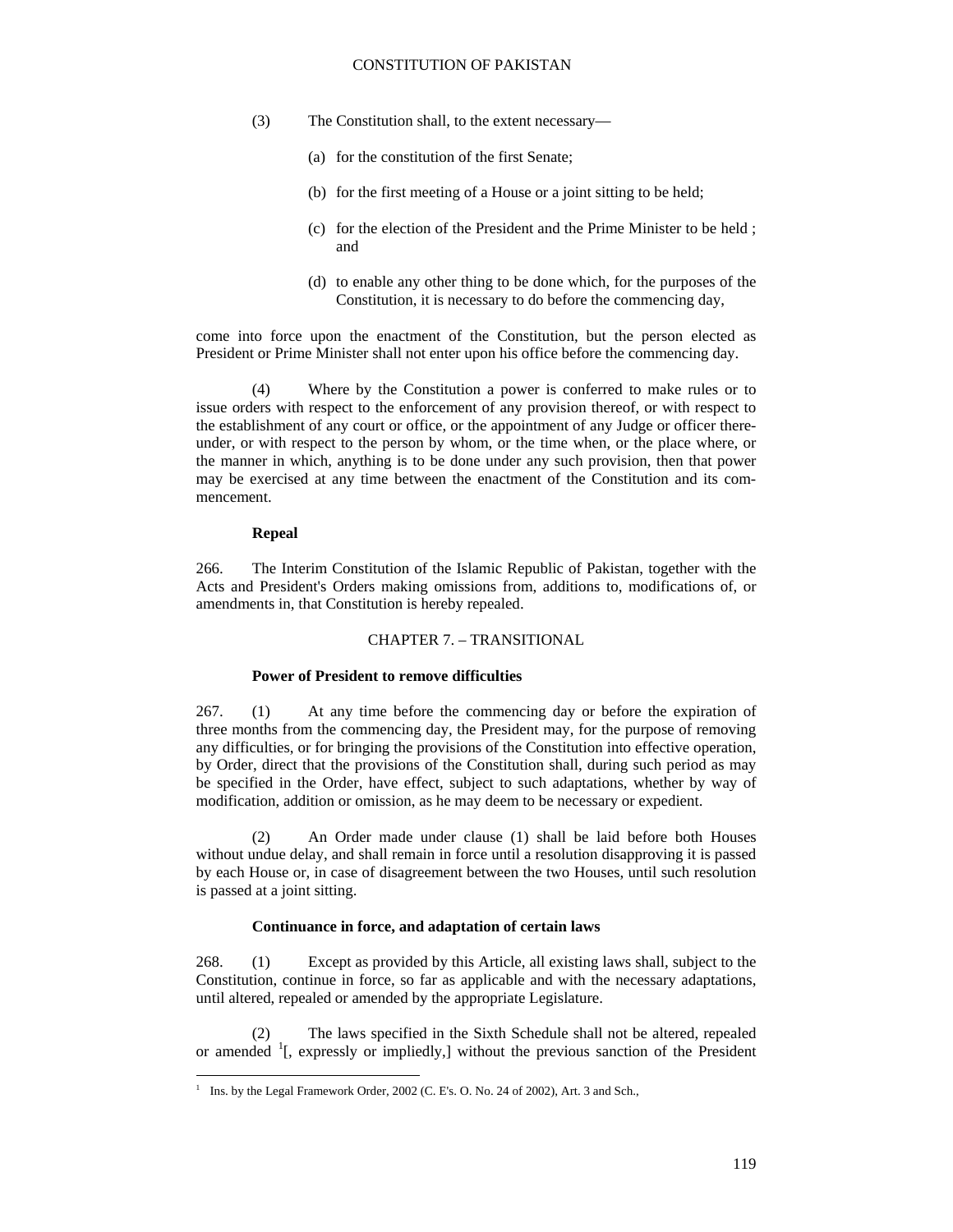(3) The Constitution shall, to the extent necessary—

(a) for the constitution of the first Senate;

(b) for the first meeting of a House or a joint sitting to be held;

(c) for the election of the President and the Prime Minister to be held ; and

(d) to enable any other thing to be done which, for the purposes of the Constitution, it is necessary to do before the commencing day,

come into force upon the enactment of the Constitution, but the person elected as President or Prime Minister shall not enter upon his office before the commencing day.

(4) Where by the Constitution a power is conferred to make rules or to issue orders with respect to the enforcement of any provision thereof, or with respect to the establishment of any court or office, or the appointment of any Judge or officer thereunder, or with respect to the person by whom, or the time when, or the place where, or the manner in which, anything is to be done under any such provision, then that power may be exercised at any time between the enactment of the Constitution and its commencement.

**Repeal**

266. The Interim Constitution of the Islamic Republic of Pakistan, together with the Acts and President's Orders making omissions from, additions to, modifications of, or amendments in, that Constitution is hereby repealed.

CHAPTER 7. – TRANSITIONAL

**Power of President to remove difficulties**

267. (1) At any time before the commencing day or before the expiration of three months from the commencing day, the President may, for the purpose of removing any difficulties, or for bringing the provisions of the Constitution into effective operation, by Order, direct that the provisions of the Constitution shall, during such period as may be specified in the Order, have effect, subject to such adaptations, whether by way of modification, addition or omission, as he may deem to be necessary or expedient.

(2) An Order made under clause (1) shall be laid before both Houses without undue delay, and shall remain in force until a resolution disapproving it is passed by each House or, in case of disagreement between the two Houses, until such resolution is passed at a joint sitting.

**Continuance in force, and adaptation of certain laws**

268. (1) Except as provided by this Article, all existing laws shall, subject to the Constitution, continue in force, so far as applicable and with the necessary adaptations, until altered, repealed or amended by the appropriate Legislature.

(2) The laws specified in the Sixth Schedule shall not be altered, repealed or amended [1][, expressly or impliedly,] without the previous sanction of the President

---

[1] Ins. by the Legal Framework Order, 2002 (C. E's. O. No. 24 of 2002), Art. 3 and Sch.,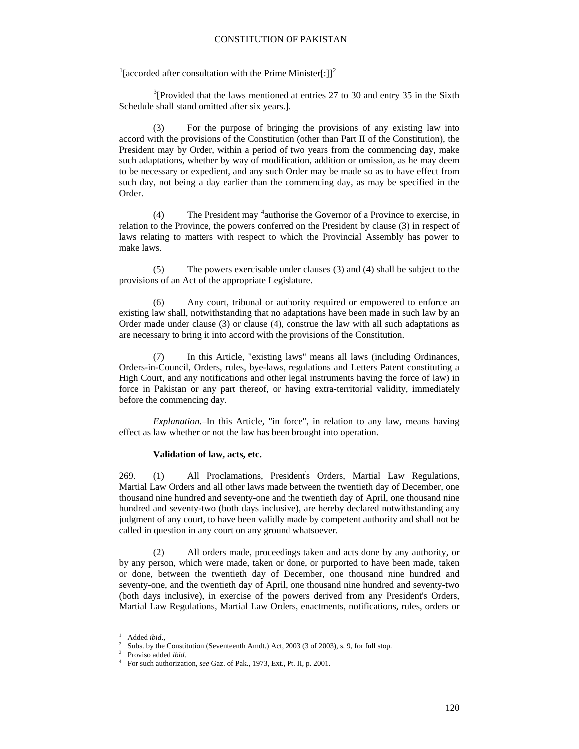[1][accorded after consultation with the Prime Minister[:]][2]

[3][Provided that the laws mentioned at entries 27 to 30 and entry 35 in the Sixth Schedule shall stand omitted after six years.].

(3) For the purpose of bringing the provisions of any existing law into accord with the provisions of the Constitution (other than Part II of the Constitution), the President may by Order, within a period of two years from the commencing day, make such adaptations, whether by way of modification, addition or omission, as he may deem to be necessary or expedient, and any such Order may be made so as to have effect from such day, not being a day earlier than the commencing day, as may be specified in the Order.

(4) The President may [4]authorise the Governor of a Province to exercise, in relation to the Province, the powers conferred on the President by clause (3) in respect of laws relating to matters with respect to which the Provincial Assembly has power to make laws.

(5) The powers exercisable under clauses (3) and (4) shall be subject to the provisions of an Act of the appropriate Legislature.

(6) Any court, tribunal or authority required or empowered to enforce an existing law shall, notwithstanding that no adaptations have been made in such law by an Order made under clause (3) or clause (4), construe the law with all such adaptations as are necessary to bring it into accord with the provisions of the Constitution.

(7) In this Article, "existing laws" means all laws (including Ordinances, Orders-in-Council, Orders, rules, bye-laws, regulations and Letters Patent constituting a High Court, and any notifications and other legal instruments having the force of law) in force in Pakistan or any part thereof, or having extra-territorial validity, immediately before the commencing day.

*Explanation*.–In this Article, "in force", in relation to any law, means having effect as law whether or not the law has been brought into operation.

**Validation of law, acts, etc.**

269. (1) All Proclamations, President's Orders, Martial Law Regulations, Martial Law Orders and all other laws made between the twentieth day of December, one thousand nine hundred and seventy-one and the twentieth day of April, one thousand nine hundred and seventy-two (both days inclusive), are hereby declared notwithstanding any judgment of any court, to have been validly made by competent authority and shall not be called in question in any court on any ground whatsoever.

(2) All orders made, proceedings taken and acts done by any authority, or by any person, which were made, taken or done, or purported to have been made, taken or done, between the twentieth day of December, one thousand nine hundred and seventy-one, and the twentieth day of April, one thousand nine hundred and seventy-two (both days inclusive), in exercise of the powers derived from any President's Orders, Martial Law Regulations, Martial Law Orders, enactments, notifications, rules, orders or

---

[1] Added *ibid*.,
[2] Subs. by the Constitution (Seventeenth Amdt.) Act, 2003 (3 of 2003), s. 9, for full stop.
[3] Proviso added *ibid*.
[4] For such authorization, *see* Gaz. of Pak., 1973, Ext., Pt. II, p. 2001.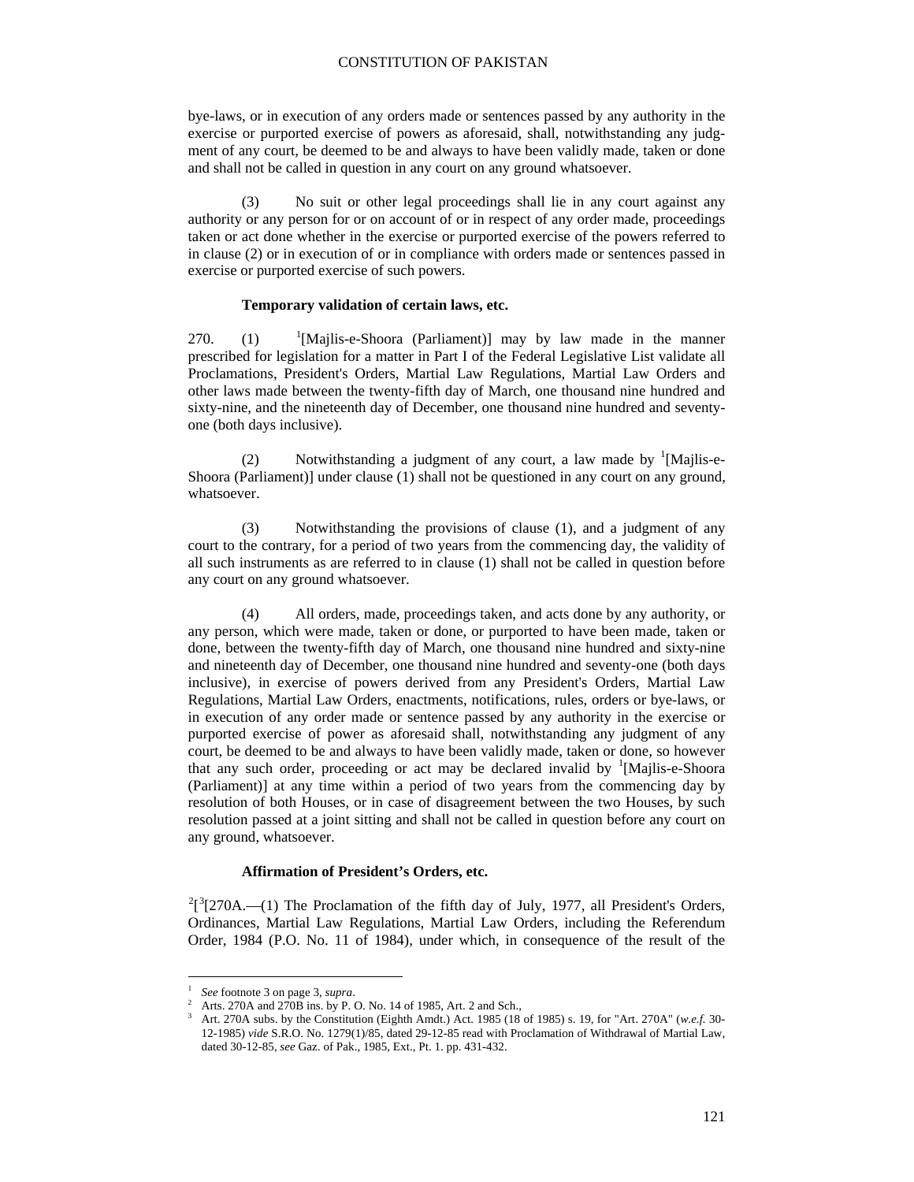bye-laws, or in execution of any orders made or sentences passed by any authority in the exercise or purported exercise of powers as aforesaid, shall, notwithstanding any judgment of any court, be deemed to be and always to have been validly made, taken or done and shall not be called in question in any court on any ground whatsoever.

(3) No suit or other legal proceedings shall lie in any court against any authority or any person for or on account of or in respect of any order made, proceedings taken or act done whether in the exercise or purported exercise of the powers referred to in clause (2) or in execution of or in compliance with orders made or sentences passed in exercise or purported exercise of such powers.

**Temporary validation of certain laws, etc.**

270. (1) [1][Majlis-e-Shoora (Parliament)] may by law made in the manner prescribed for legislation for a matter in Part I of the Federal Legislative List validate all Proclamations, President's Orders, Martial Law Regulations, Martial Law Orders and other laws made between the twenty-fifth day of March, one thousand nine hundred and sixty-nine, and the nineteenth day of December, one thousand nine hundred and seventy-one (both days inclusive).

(2) Notwithstanding a judgment of any court, a law made by [1][Majlis-e-Shoora (Parliament)] under clause (1) shall not be questioned in any court on any ground, whatsoever.

(3) Notwithstanding the provisions of clause (1), and a judgment of any court to the contrary, for a period of two years from the commencing day, the validity of all such instruments as are referred to in clause (1) shall not be called in question before any court on any ground whatsoever.

(4) All orders, made, proceedings taken, and acts done by any authority, or any person, which were made, taken or done, or purported to have been made, taken or done, between the twenty-fifth day of March, one thousand nine hundred and sixty-nine and nineteenth day of December, one thousand nine hundred and seventy-one (both days inclusive), in exercise of powers derived from any President's Orders, Martial Law Regulations, Martial Law Orders, enactments, notifications, rules, orders or bye-laws, or in execution of any order made or sentence passed by any authority in the exercise or purported exercise of power as aforesaid shall, notwithstanding any judgment of any court, be deemed to be and always to have been validly made, taken or done, so however that any such order, proceeding or act may be declared invalid by [1][Majlis-e-Shoora (Parliament)] at any time within a period of two years from the commencing day by resolution of both Houses, or in case of disagreement between the two Houses, by such resolution passed at a joint sitting and shall not be called in question before any court on any ground, whatsoever.

**Affirmation of President's Orders, etc.**

[2][[3][270A.—(1) The Proclamation of the fifth day of July, 1977, all President's Orders, Ordinances, Martial Law Regulations, Martial Law Orders, including the Referendum Order, 1984 (P.O. No. 11 of 1984), under which, in consequence of the result of the

---

[1] *See* footnote 3 on page 3, *supra*.

[2] Arts. 270A and 270B ins. by P. O. No. 14 of 1985, Art. 2 and Sch.,

[3] Art. 270A subs. by the Constitution (Eighth Amdt.) Act. 1985 (18 of 1985) s. 19, for "Art. 270A" (*w.e.f.* 30-12-1985) *vide* S.R.O. No. 1279(1)/85, dated 29-12-85 read with Proclamation of Withdrawal of Martial Law, dated 30-12-85, *see* Gaz. of Pak., 1985, Ext., Pt. 1. pp. 431-432.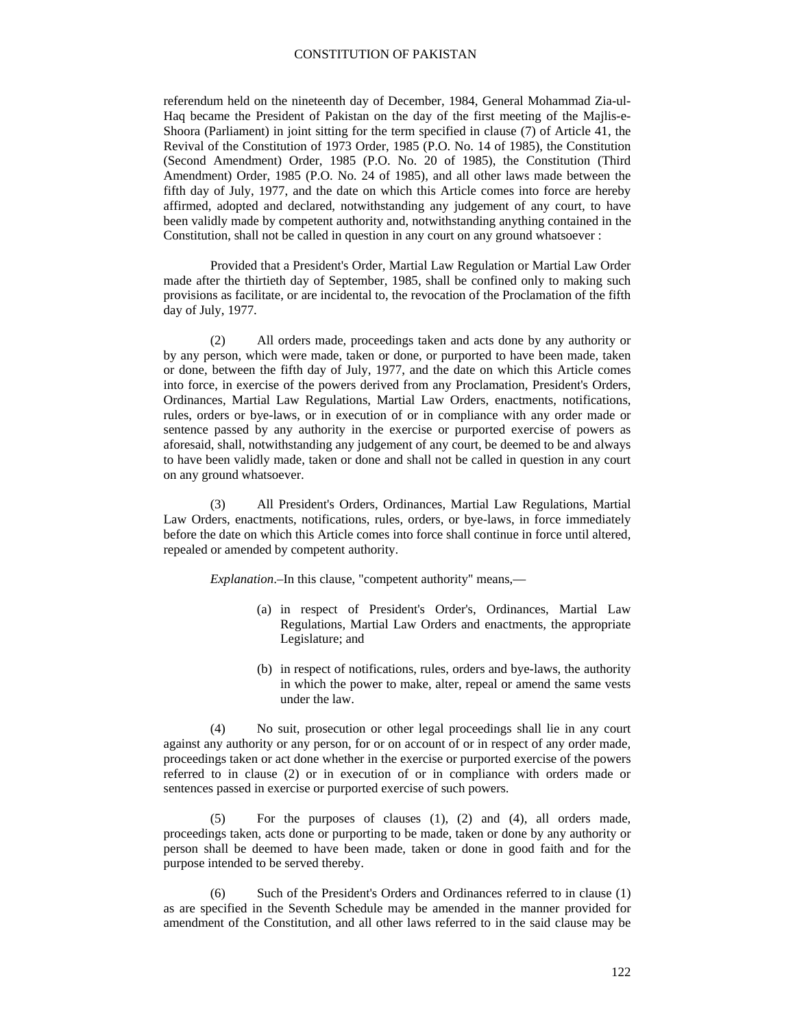referendum held on the nineteenth day of December, 1984, General Mohammad Zia-ul-Haq became the President of Pakistan on the day of the first meeting of the Majlis-e-Shoora (Parliament) in joint sitting for the term specified in clause (7) of Article 41, the Revival of the Constitution of 1973 Order, 1985 (P.O. No. 14 of 1985), the Constitution (Second Amendment) Order, 1985 (P.O. No. 20 of 1985), the Constitution (Third Amendment) Order, 1985 (P.O. No. 24 of 1985), and all other laws made between the fifth day of July, 1977, and the date on which this Article comes into force are hereby affirmed, adopted and declared, notwithstanding any judgement of any court, to have been validly made by competent authority and, notwithstanding anything contained in the Constitution, shall not be called in question in any court on any ground whatsoever :

Provided that a President's Order, Martial Law Regulation or Martial Law Order made after the thirtieth day of September, 1985, shall be confined only to making such provisions as facilitate, or are incidental to, the revocation of the Proclamation of the fifth day of July, 1977.

(2) All orders made, proceedings taken and acts done by any authority or by any person, which were made, taken or done, or purported to have been made, taken or done, between the fifth day of July, 1977, and the date on which this Article comes into force, in exercise of the powers derived from any Proclamation, President's Orders, Ordinances, Martial Law Regulations, Martial Law Orders, enactments, notifications, rules, orders or bye-laws, or in execution of or in compliance with any order made or sentence passed by any authority in the exercise or purported exercise of powers as aforesaid, shall, notwithstanding any judgement of any court, be deemed to be and always to have been validly made, taken or done and shall not be called in question in any court on any ground whatsoever.

(3) All President's Orders, Ordinances, Martial Law Regulations, Martial Law Orders, enactments, notifications, rules, orders, or bye-laws, in force immediately before the date on which this Article comes into force shall continue in force until altered, repealed or amended by competent authority.

*Explanation*.–In this clause, "competent authority" means,—

(a) in respect of President's Order's, Ordinances, Martial Law Regulations, Martial Law Orders and enactments, the appropriate Legislature; and

(b) in respect of notifications, rules, orders and bye-laws, the authority in which the power to make, alter, repeal or amend the same vests under the law.

(4) No suit, prosecution or other legal proceedings shall lie in any court against any authority or any person, for or on account of or in respect of any order made, proceedings taken or act done whether in the exercise or purported exercise of the powers referred to in clause (2) or in execution of or in compliance with orders made or sentences passed in exercise or purported exercise of such powers.

(5) For the purposes of clauses (1), (2) and (4), all orders made, proceedings taken, acts done or purporting to be made, taken or done by any authority or person shall be deemed to have been made, taken or done in good faith and for the purpose intended to be served thereby.

(6) Such of the President's Orders and Ordinances referred to in clause (1) as are specified in the Seventh Schedule may be amended in the manner provided for amendment of the Constitution, and all other laws referred to in the said clause may be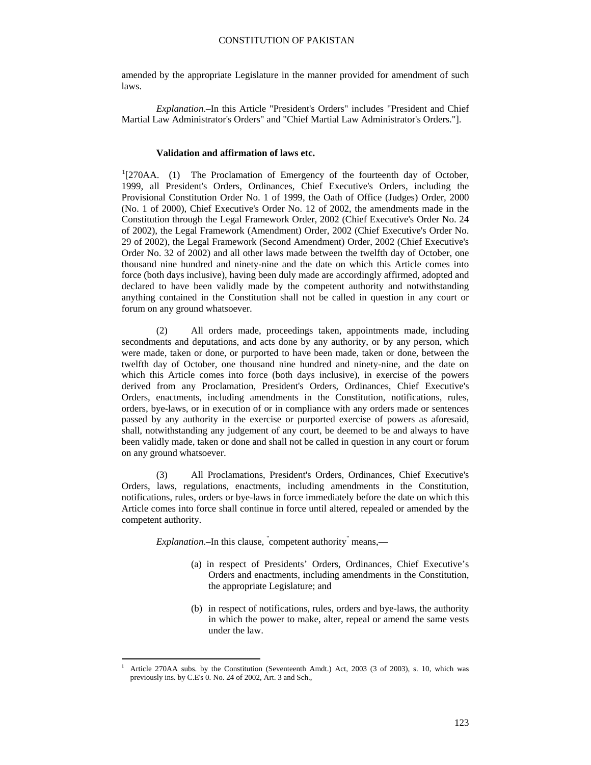amended by the appropriate Legislature in the manner provided for amendment of such laws.

*Explanation*.–In this Article "President's Orders" includes "President and Chief Martial Law Administrator's Orders" and "Chief Martial Law Administrator's Orders."].

### Validation and affirmation of laws etc.

[1][270AA. (1) The Proclamation of Emergency of the fourteenth day of October, 1999, all President's Orders, Ordinances, Chief Executive's Orders, including the Provisional Constitution Order No. 1 of 1999, the Oath of Office (Judges) Order, 2000 (No. 1 of 2000), Chief Executive's Order No. 12 of 2002, the amendments made in the Constitution through the Legal Framework Order, 2002 (Chief Executive's Order No. 24 of 2002), the Legal Framework (Amendment) Order, 2002 (Chief Executive's Order No. 29 of 2002), the Legal Framework (Second Amendment) Order, 2002 (Chief Executive's Order No. 32 of 2002) and all other laws made between the twelfth day of October, one thousand nine hundred and ninety-nine and the date on which this Article comes into force (both days inclusive), having been duly made are accordingly affirmed, adopted and declared to have been validly made by the competent authority and notwithstanding anything contained in the Constitution shall not be called in question in any court or forum on any ground whatsoever.

(2) All orders made, proceedings taken, appointments made, including secondments and deputations, and acts done by any authority, or by any person, which were made, taken or done, or purported to have been made, taken or done, between the twelfth day of October, one thousand nine hundred and ninety-nine, and the date on which this Article comes into force (both days inclusive), in exercise of the powers derived from any Proclamation, President's Orders, Ordinances, Chief Executive's Orders, enactments, including amendments in the Constitution, notifications, rules, orders, bye-laws, or in execution of or in compliance with any orders made or sentences passed by any authority in the exercise or purported exercise of powers as aforesaid, shall, notwithstanding any judgement of any court, be deemed to be and always to have been validly made, taken or done and shall not be called in question in any court or forum on any ground whatsoever.

(3) All Proclamations, President's Orders, Ordinances, Chief Executive's Orders, laws, regulations, enactments, including amendments in the Constitution, notifications, rules, orders or bye-laws in force immediately before the date on which this Article comes into force shall continue in force until altered, repealed or amended by the competent authority.

*Explanation*.–In this clause, "competent authority" means,—

(a) in respect of Presidents' Orders, Ordinances, Chief Executive's Orders and enactments, including amendments in the Constitution, the appropriate Legislature; and

(b) in respect of notifications, rules, orders and bye-laws, the authority in which the power to make, alter, repeal or amend the same vests under the law.

---

[1] Article 270AA subs. by the Constitution (Seventeenth Amdt.) Act, 2003 (3 of 2003), s. 10, which was previously ins. by C.E's 0. No. 24 of 2002, Art. 3 and Sch.,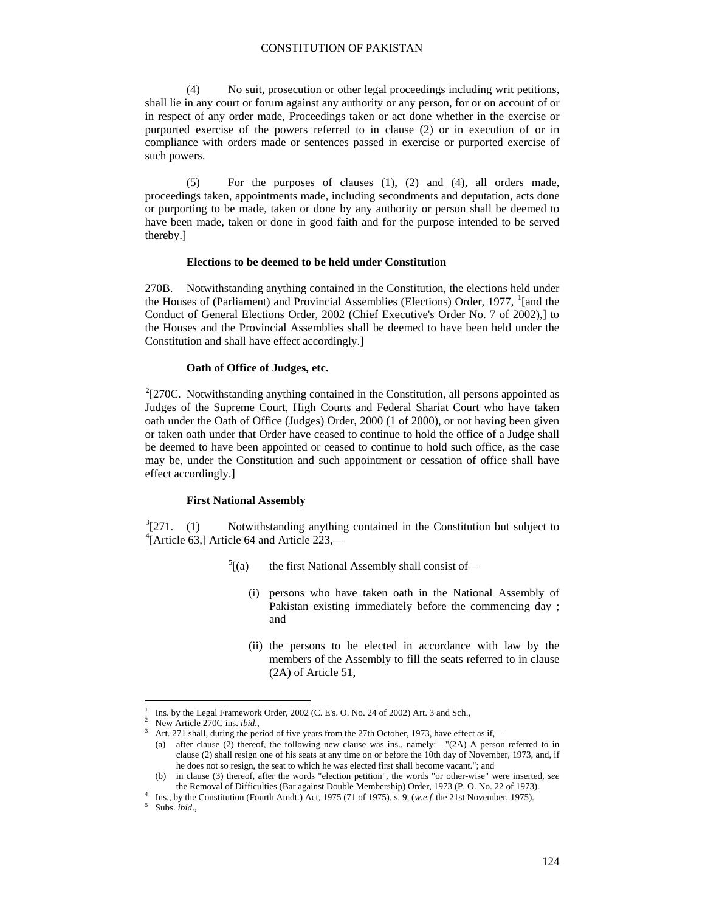(4) No suit, prosecution or other legal proceedings including writ petitions, shall lie in any court or forum against any authority or any person, for or on account of or in respect of any order made, Proceedings taken or act done whether in the exercise or purported exercise of the powers referred to in clause (2) or in execution of or in compliance with orders made or sentences passed in exercise or purported exercise of such powers.

(5) For the purposes of clauses (1), (2) and (4), all orders made, proceedings taken, appointments made, including secondments and deputation, acts done or purporting to be made, taken or done by any authority or person shall be deemed to have been made, taken or done in good faith and for the purpose intended to be served thereby.]

**Elections to be deemed to be held under Constitution**

270B. Notwithstanding anything contained in the Constitution, the elections held under the Houses of (Parliament) and Provincial Assemblies (Elections) Order, 1977, [1][and the Conduct of General Elections Order, 2002 (Chief Executive's Order No. 7 of 2002),] to the Houses and the Provincial Assemblies shall be deemed to have been held under the Constitution and shall have effect accordingly.]

**Oath of Office of Judges, etc.**

[2][270C. Notwithstanding anything contained in the Constitution, all persons appointed as Judges of the Supreme Court, High Courts and Federal Shariat Court who have taken oath under the Oath of Office (Judges) Order, 2000 (1 of 2000), or not having been given or taken oath under that Order have ceased to continue to hold the office of a Judge shall be deemed to have been appointed or ceased to continue to hold such office, as the case may be, under the Constitution and such appointment or cessation of office shall have effect accordingly.]

**First National Assembly**

[3][271. (1) Notwithstanding anything contained in the Constitution but subject to [4][Article 63,] Article 64 and Article 223,—

[5][(a) the first National Assembly shall consist of—

(i) persons who have taken oath in the National Assembly of Pakistan existing immediately before the commencing day ; and

(ii) the persons to be elected in accordance with law by the members of the Assembly to fill the seats referred to in clause (2A) of Article 51,

---

1 Ins. by the Legal Framework Order, 2002 (C. E's. O. No. 24 of 2002) Art. 3 and Sch.,

2 New Article 270C ins. *ibid*.,

3 Art. 271 shall, during the period of five years from the 27th October, 1973, have effect as if,—

(a) after clause (2) thereof, the following new clause was ins., namely:—"(2A) A person referred to in clause (2) shall resign one of his seats at any time on or before the 10th day of November, 1973, and, if he does not so resign, the seat to which he was elected first shall become vacant."; and

(b) in clause (3) thereof, after the words "election petition", the words "or other-wise" were inserted, *see* the Removal of Difficulties (Bar against Double Membership) Order, 1973 (P. O. No. 22 of 1973).

4 Ins., by the Constitution (Fourth Amdt.) Act, 1975 (71 of 1975), s. 9, (*w.e.f.* the 21st November, 1975).

5 Subs. *ibid*.,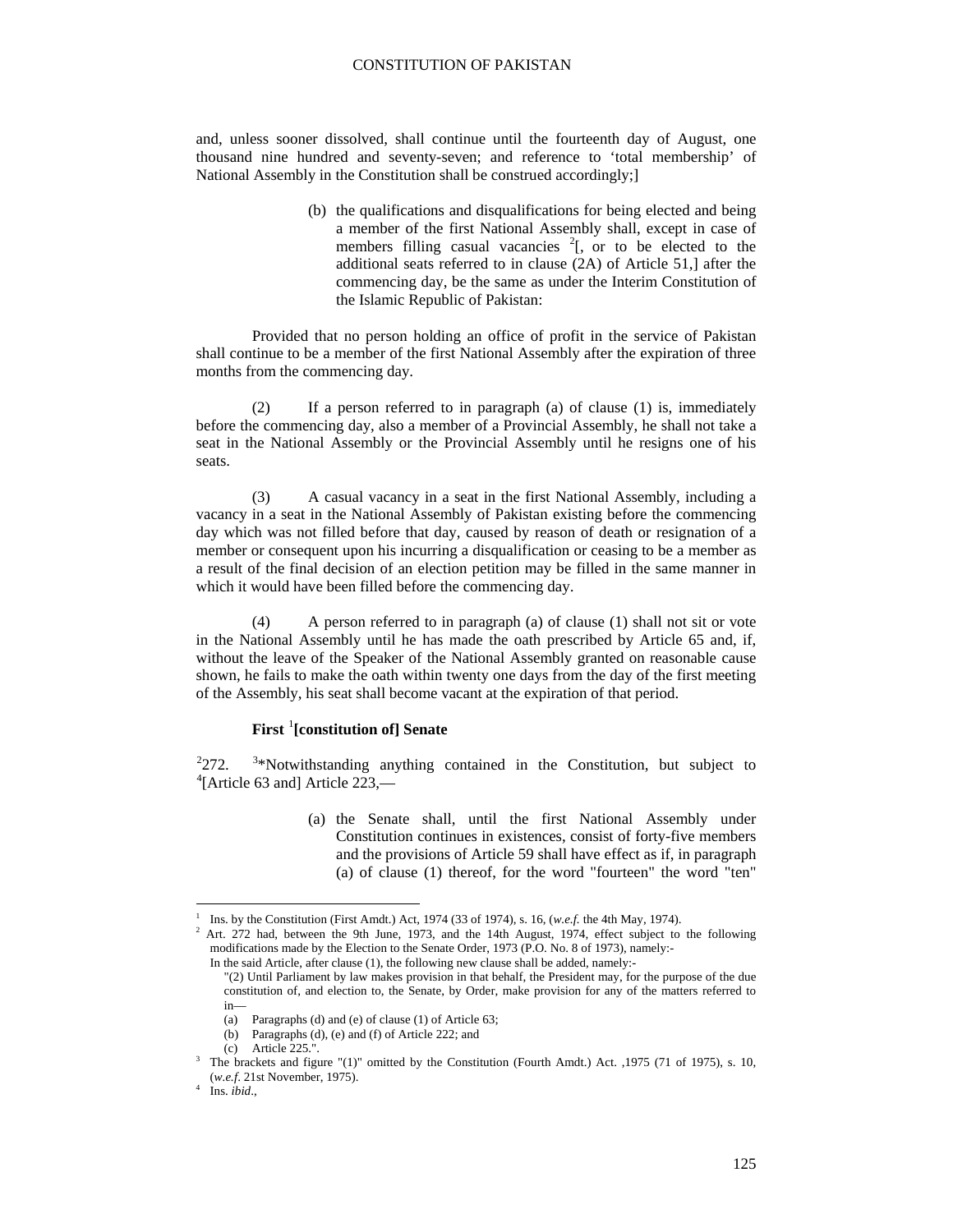and, unless sooner dissolved, shall continue until the fourteenth day of August, one thousand nine hundred and seventy-seven; and reference to 'total membership' of National Assembly in the Constitution shall be construed accordingly;]

(b) the qualifications and disqualifications for being elected and being a member of the first National Assembly shall, except in case of members filling casual vacancies [2][, or to be elected to the additional seats referred to in clause (2A) of Article 51,] after the commencing day, be the same as under the Interim Constitution of the Islamic Republic of Pakistan:

Provided that no person holding an office of profit in the service of Pakistan shall continue to be a member of the first National Assembly after the expiration of three months from the commencing day.

(2) If a person referred to in paragraph (a) of clause (1) is, immediately before the commencing day, also a member of a Provincial Assembly, he shall not take a seat in the National Assembly or the Provincial Assembly until he resigns one of his seats.

(3) A casual vacancy in a seat in the first National Assembly, including a vacancy in a seat in the National Assembly of Pakistan existing before the commencing day which was not filled before that day, caused by reason of death or resignation of a member or consequent upon his incurring a disqualification or ceasing to be a member as a result of the final decision of an election petition may be filled in the same manner in which it would have been filled before the commencing day.

(4) A person referred to in paragraph (a) of clause (1) shall not sit or vote in the National Assembly until he has made the oath prescribed by Article 65 and, if, without the leave of the Speaker of the National Assembly granted on reasonable cause shown, he fails to make the oath within twenty one days from the day of the first meeting of the Assembly, his seat shall become vacant at the expiration of that period.

**First [1][constitution of] Senate**

[2]272. [3]*Notwithstanding anything contained in the Constitution, but subject to [4][Article 63 and] Article 223,—

(a) the Senate shall, until the first National Assembly under Constitution continues in existences, consist of forty-five members and the provisions of Article 59 shall have effect as if, in paragraph (a) of clause (1) thereof, for the word "fourteen" the word "ten"

---

[1] Ins. by the Constitution (First Amdt.) Act, 1974 (33 of 1974), s. 16, (*w.e.f.* the 4th May, 1974).

[2] Art. 272 had, between the 9th June, 1973, and the 14th August, 1974, effect subject to the following modifications made by the Election to the Senate Order, 1973 (P.O. No. 8 of 1973), namely:-
In the said Article, after clause (1), the following new clause shall be added, namely:-
"(2) Until Parliament by law makes provision in that behalf, the President may, for the purpose of the due constitution of, and election to, the Senate, by Order, make provision for any of the matters referred to in—
(a) Paragraphs (d) and (e) of clause (1) of Article 63;
(b) Paragraphs (d), (e) and (f) of Article 222; and
(c) Article 225.".

[3] The brackets and figure "(1)" omitted by the Constitution (Fourth Amdt.) Act. ,1975 (71 of 1975), s. 10, (*w.e.f.* 21st November, 1975).

[4] Ins. *ibid*.,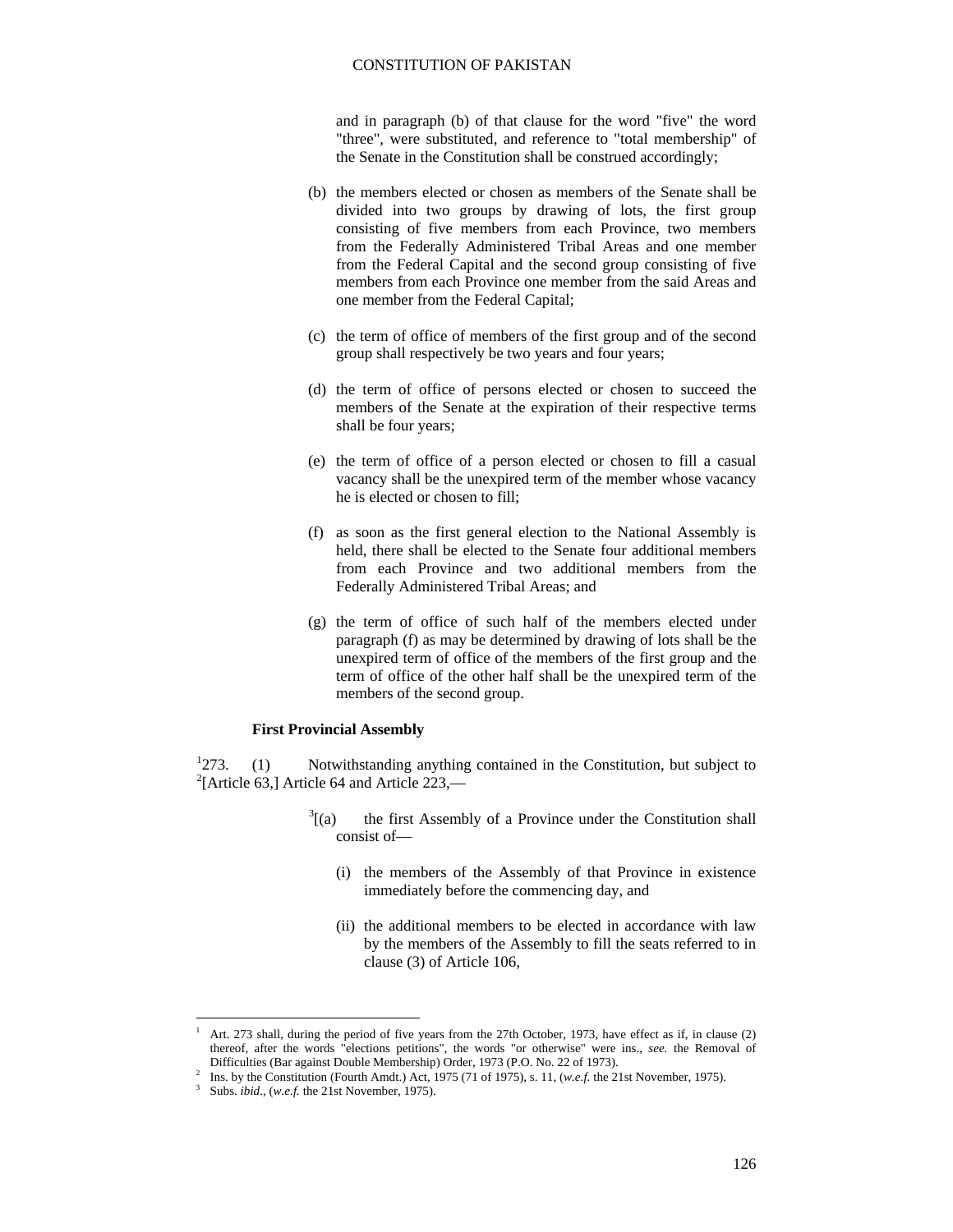and in paragraph (b) of that clause for the word "five" the word "three", were substituted, and reference to "total membership" of the Senate in the Constitution shall be construed accordingly;

(b) the members elected or chosen as members of the Senate shall be divided into two groups by drawing of lots, the first group consisting of five members from each Province, two members from the Federally Administered Tribal Areas and one member from the Federal Capital and the second group consisting of five members from each Province one member from the said Areas and one member from the Federal Capital;

(c) the term of office of members of the first group and of the second group shall respectively be two years and four years;

(d) the term of office of persons elected or chosen to succeed the members of the Senate at the expiration of their respective terms shall be four years;

(e) the term of office of a person elected or chosen to fill a casual vacancy shall be the unexpired term of the member whose vacancy he is elected or chosen to fill;

(f) as soon as the first general election to the National Assembly is held, there shall be elected to the Senate four additional members from each Province and two additional members from the Federally Administered Tribal Areas; and

(g) the term of office of such half of the members elected under paragraph (f) as may be determined by drawing of lots shall be the unexpired term of office of the members of the first group and the term of office of the other half shall be the unexpired term of the members of the second group.

**First Provincial Assembly**

[1]273. (1) Notwithstanding anything contained in the Constitution, but subject to [2][Article 63,] Article 64 and Article 223,—

[3][(a) the first Assembly of a Province under the Constitution shall consist of—

(i) the members of the Assembly of that Province in existence immediately before the commencing day, and

(ii) the additional members to be elected in accordance with law by the members of the Assembly to fill the seats referred to in clause (3) of Article 106,

---

1 Art. 273 shall, during the period of five years from the 27th October, 1973, have effect as if, in clause (2) thereof, after the words "elections petitions", the words "or otherwise" were ins., *see.* the Removal of Difficulties (Bar against Double Membership) Order, 1973 (P.O. No. 22 of 1973).

2 Ins. by the Constitution (Fourth Amdt.) Act, 1975 (71 of 1975), s. 11, (*w.e.f.* the 21st November, 1975).

3 Subs. *ibid*., (*w.e.f.* the 21st November, 1975).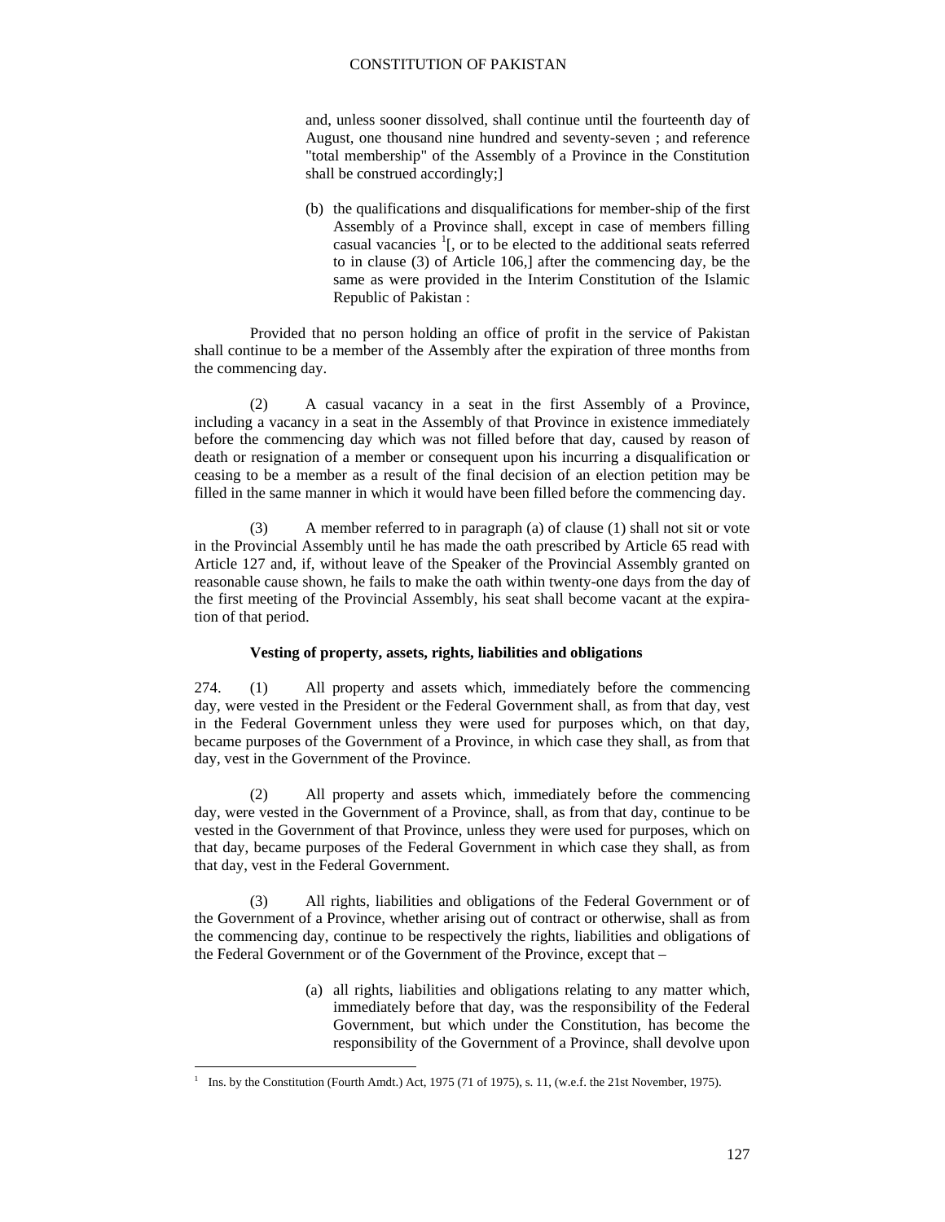and, unless sooner dissolved, shall continue until the fourteenth day of August, one thousand nine hundred and seventy-seven ; and reference "total membership" of the Assembly of a Province in the Constitution shall be construed accordingly;]

(b) the qualifications and disqualifications for member-ship of the first Assembly of a Province shall, except in case of members filling casual vacancies [1][, or to be elected to the additional seats referred to in clause (3) of Article 106,] after the commencing day, be the same as were provided in the Interim Constitution of the Islamic Republic of Pakistan :

Provided that no person holding an office of profit in the service of Pakistan shall continue to be a member of the Assembly after the expiration of three months from the commencing day.

(2) A casual vacancy in a seat in the first Assembly of a Province, including a vacancy in a seat in the Assembly of that Province in existence immediately before the commencing day which was not filled before that day, caused by reason of death or resignation of a member or consequent upon his incurring a disqualification or ceasing to be a member as a result of the final decision of an election petition may be filled in the same manner in which it would have been filled before the commencing day.

(3) A member referred to in paragraph (a) of clause (1) shall not sit or vote in the Provincial Assembly until he has made the oath prescribed by Article 65 read with Article 127 and, if, without leave of the Speaker of the Provincial Assembly granted on reasonable cause shown, he fails to make the oath within twenty-one days from the day of the first meeting of the Provincial Assembly, his seat shall become vacant at the expiration of that period.

**Vesting of property, assets, rights, liabilities and obligations**

274. (1) All property and assets which, immediately before the commencing day, were vested in the President or the Federal Government shall, as from that day, vest in the Federal Government unless they were used for purposes which, on that day, became purposes of the Government of a Province, in which case they shall, as from that day, vest in the Government of the Province.

(2) All property and assets which, immediately before the commencing day, were vested in the Government of a Province, shall, as from that day, continue to be vested in the Government of that Province, unless they were used for purposes, which on that day, became purposes of the Federal Government in which case they shall, as from that day, vest in the Federal Government.

(3) All rights, liabilities and obligations of the Federal Government or of the Government of a Province, whether arising out of contract or otherwise, shall as from the commencing day, continue to be respectively the rights, liabilities and obligations of the Federal Government or of the Government of the Province, except that –

(a) all rights, liabilities and obligations relating to any matter which, immediately before that day, was the responsibility of the Federal Government, but which under the Constitution, has become the responsibility of the Government of a Province, shall devolve upon

---

[1] Ins. by the Constitution (Fourth Amdt.) Act, 1975 (71 of 1975), s. 11, (w.e.f. the 21st November, 1975).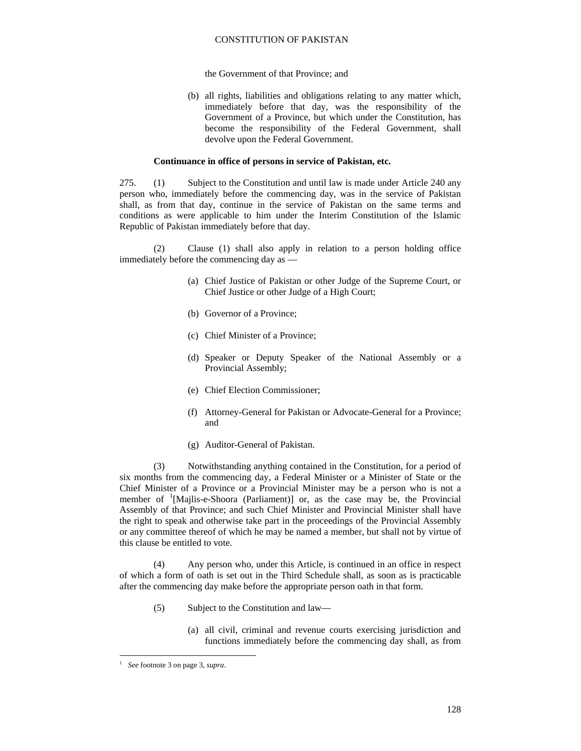the Government of that Province; and

(b) all rights, liabilities and obligations relating to any matter which, immediately before that day, was the responsibility of the Government of a Province, but which under the Constitution, has become the responsibility of the Federal Government, shall devolve upon the Federal Government.

**Continuance in office of persons in service of Pakistan, etc.**

275. (1) Subject to the Constitution and until law is made under Article 240 any person who, immediately before the commencing day, was in the service of Pakistan shall, as from that day, continue in the service of Pakistan on the same terms and conditions as were applicable to him under the Interim Constitution of the Islamic Republic of Pakistan immediately before that day.

(2) Clause (1) shall also apply in relation to a person holding office immediately before the commencing day as —

(a) Chief Justice of Pakistan or other Judge of the Supreme Court, or Chief Justice or other Judge of a High Court;

(b) Governor of a Province;

(c) Chief Minister of a Province;

(d) Speaker or Deputy Speaker of the National Assembly or a Provincial Assembly;

(e) Chief Election Commissioner;

(f) Attorney-General for Pakistan or Advocate-General for a Province; and

(g) Auditor-General of Pakistan.

(3) Notwithstanding anything contained in the Constitution, for a period of six months from the commencing day, a Federal Minister or a Minister of State or the Chief Minister of a Province or a Provincial Minister may be a person who is not a member of [1][Majlis-e-Shoora (Parliament)] or, as the case may be, the Provincial Assembly of that Province; and such Chief Minister and Provincial Minister shall have the right to speak and otherwise take part in the proceedings of the Provincial Assembly or any committee thereof of which he may be named a member, but shall not by virtue of this clause be entitled to vote.

(4) Any person who, under this Article, is continued in an office in respect of which a form of oath is set out in the Third Schedule shall, as soon as is practicable after the commencing day make before the appropriate person oath in that form.

(5) Subject to the Constitution and law—

(a) all civil, criminal and revenue courts exercising jurisdiction and functions immediately before the commencing day shall, as from

---

[1] *See* footnote 3 on page 3, *supra*.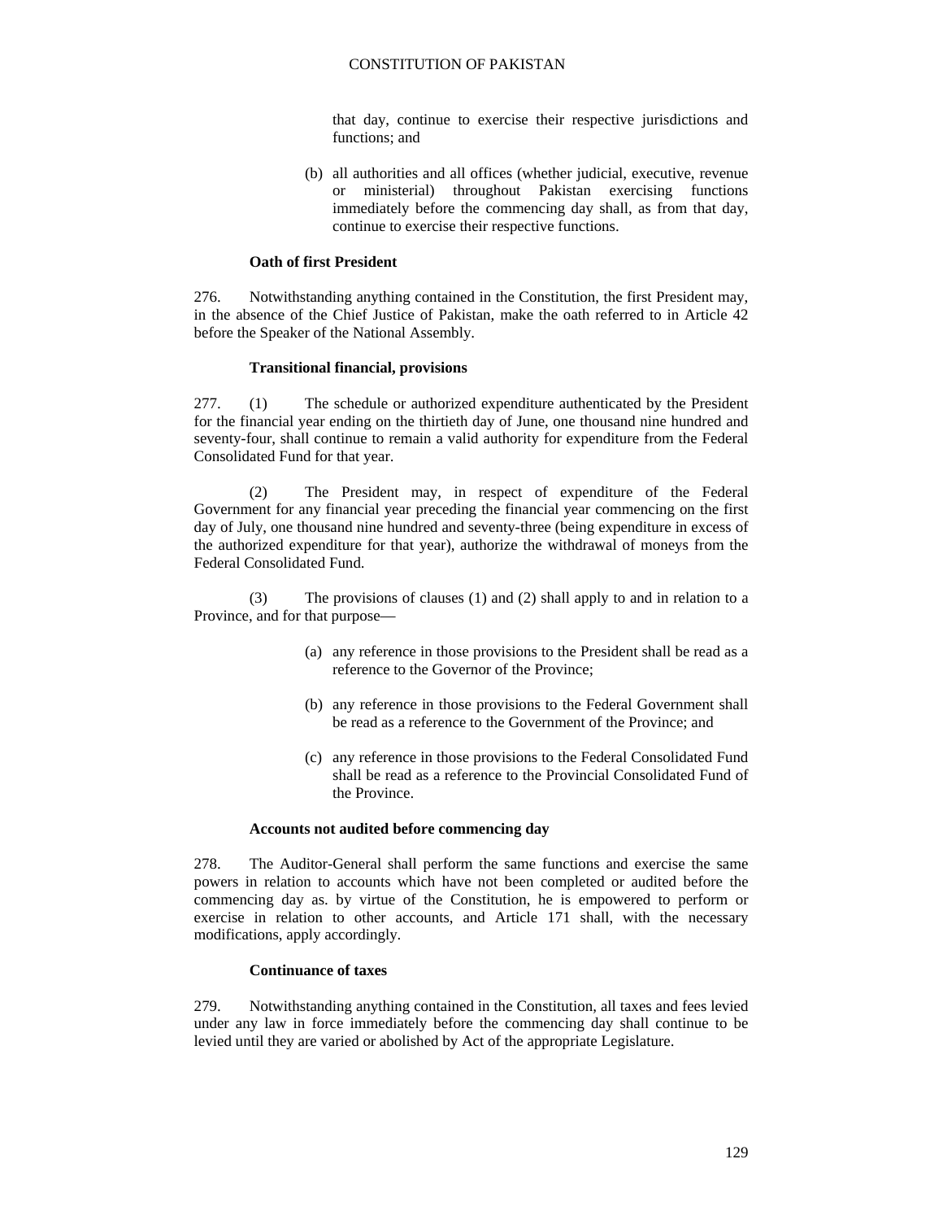that day, continue to exercise their respective jurisdictions and functions; and

(b) all authorities and all offices (whether judicial, executive, revenue or ministerial) throughout Pakistan exercising functions immediately before the commencing day shall, as from that day, continue to exercise their respective functions.

**Oath of first President**

276. Notwithstanding anything contained in the Constitution, the first President may, in the absence of the Chief Justice of Pakistan, make the oath referred to in Article 42 before the Speaker of the National Assembly.

**Transitional financial, provisions**

277. (1) The schedule or authorized expenditure authenticated by the President for the financial year ending on the thirtieth day of June, one thousand nine hundred and seventy-four, shall continue to remain a valid authority for expenditure from the Federal Consolidated Fund for that year.

(2) The President may, in respect of expenditure of the Federal Government for any financial year preceding the financial year commencing on the first day of July, one thousand nine hundred and seventy-three (being expenditure in excess of the authorized expenditure for that year), authorize the withdrawal of moneys from the Federal Consolidated Fund.

(3) The provisions of clauses (1) and (2) shall apply to and in relation to a Province, and for that purpose—

(a) any reference in those provisions to the President shall be read as a reference to the Governor of the Province;

(b) any reference in those provisions to the Federal Government shall be read as a reference to the Government of the Province; and

(c) any reference in those provisions to the Federal Consolidated Fund shall be read as a reference to the Provincial Consolidated Fund of the Province.

**Accounts not audited before commencing day**

278. The Auditor-General shall perform the same functions and exercise the same powers in relation to accounts which have not been completed or audited before the commencing day as. by virtue of the Constitution, he is empowered to perform or exercise in relation to other accounts, and Article 171 shall, with the necessary modifications, apply accordingly.

**Continuance of taxes**

279. Notwithstanding anything contained in the Constitution, all taxes and fees levied under any law in force immediately before the commencing day shall continue to be levied until they are varied or abolished by Act of the appropriate Legislature.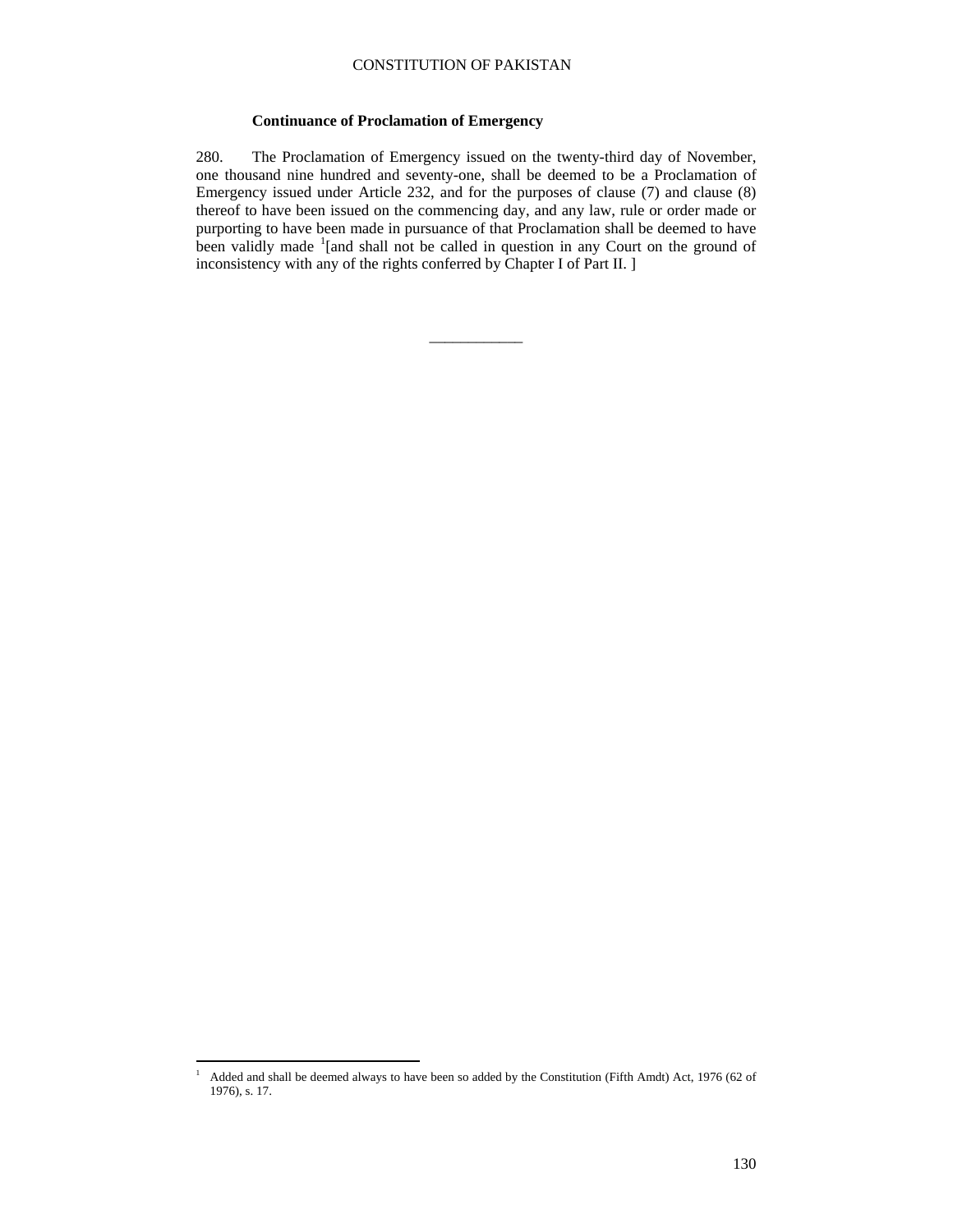### Continuance of Proclamation of Emergency

280. The Proclamation of Emergency issued on the twenty-third day of November, one thousand nine hundred and seventy-one, shall be deemed to be a Proclamation of Emergency issued under Article 232, and for the purposes of clause (7) and clause (8) thereof to have been issued on the commencing day, and any law, rule or order made or purporting to have been made in pursuance of that Proclamation shall be deemed to have been validly made [1][and shall not be called in question in any Court on the ground of inconsistency with any of the rights conferred by Chapter I of Part II. ]

___________

[1] Added and shall be deemed always to have been so added by the Constitution (Fifth Amdt) Act, 1976 (62 of 1976), s. 17.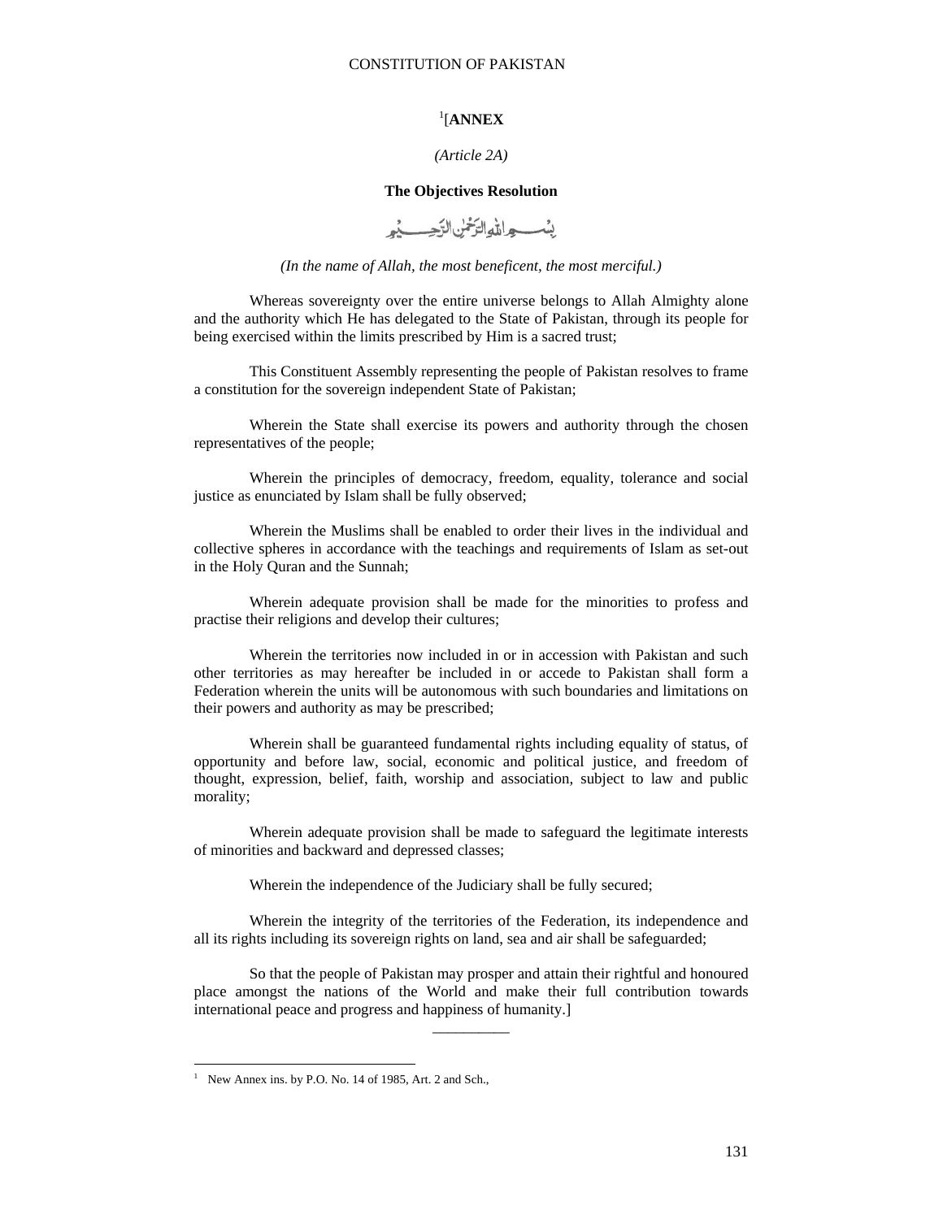[1][**ANNEX**

*(Article 2A)*

**The Objectives Resolution**

بِسْمِ اللّٰهِ الرَّحْمٰنِ الرَّحِيْمِ

*(In the name of Allah, the most beneficent, the most merciful.)*

Whereas sovereignty over the entire universe belongs to Allah Almighty alone and the authority which He has delegated to the State of Pakistan, through its people for being exercised within the limits prescribed by Him is a sacred trust;

This Constituent Assembly representing the people of Pakistan resolves to frame a constitution for the sovereign independent State of Pakistan;

Wherein the State shall exercise its powers and authority through the chosen representatives of the people;

Wherein the principles of democracy, freedom, equality, tolerance and social justice as enunciated by Islam shall be fully observed;

Wherein the Muslims shall be enabled to order their lives in the individual and collective spheres in accordance with the teachings and requirements of Islam as set-out in the Holy Quran and the Sunnah;

Wherein adequate provision shall be made for the minorities to profess and practise their religions and develop their cultures;

Wherein the territories now included in or in accession with Pakistan and such other territories as may hereafter be included in or accede to Pakistan shall form a Federation wherein the units will be autonomous with such boundaries and limitations on their powers and authority as may be prescribed;

Wherein shall be guaranteed fundamental rights including equality of status, of opportunity and before law, social, economic and political justice, and freedom of thought, expression, belief, faith, worship and association, subject to law and public morality;

Wherein adequate provision shall be made to safeguard the legitimate interests of minorities and backward and depressed classes;

Wherein the independence of the Judiciary shall be fully secured;

Wherein the integrity of the territories of the Federation, its independence and all its rights including its sovereign rights on land, sea and air shall be safeguarded;

So that the people of Pakistan may prosper and attain their rightful and honoured place amongst the nations of the World and make their full contribution towards international peace and progress and happiness of humanity.]

---

[1] New Annex ins. by P.O. No. 14 of 1985, Art. 2 and Sch.,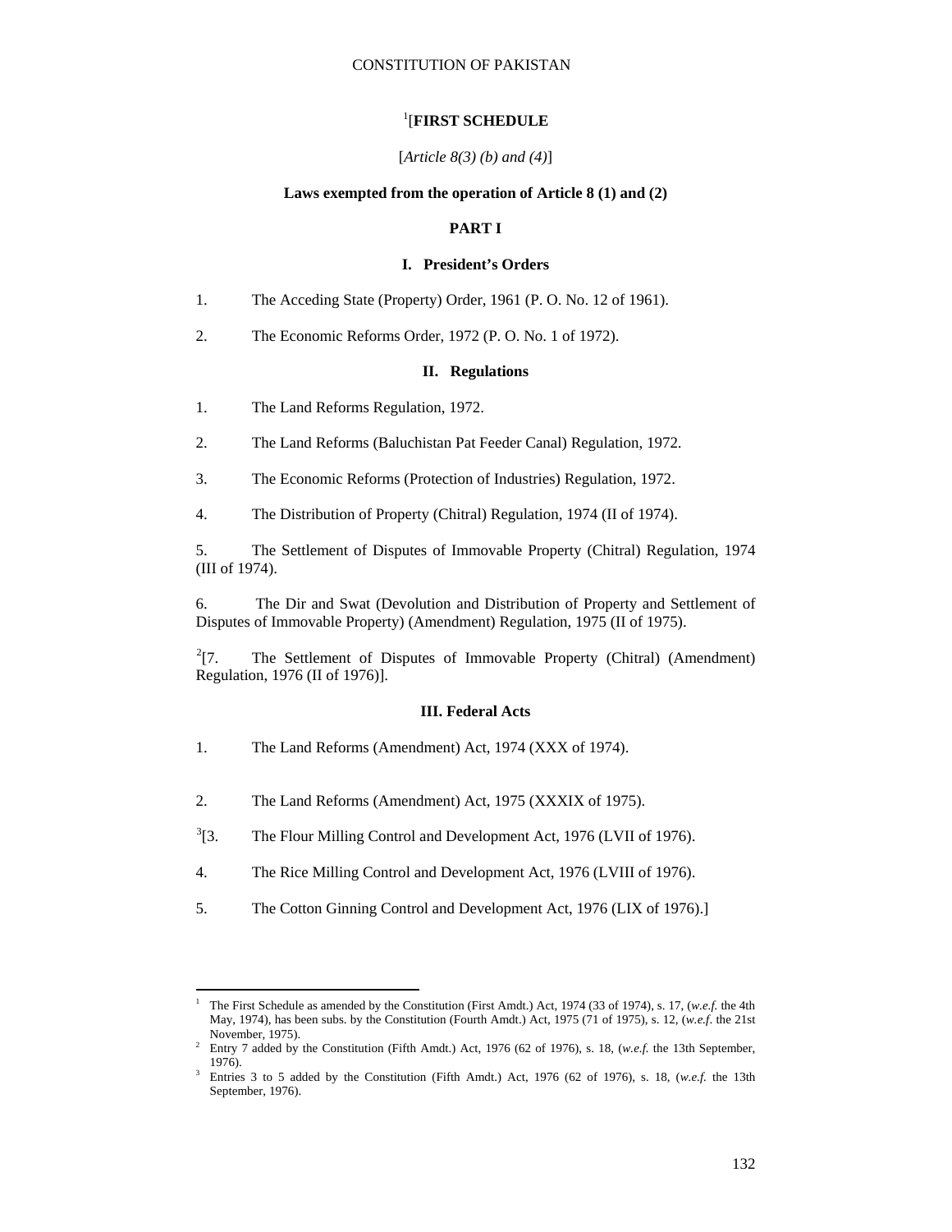## [1][FIRST SCHEDULE

[*Article 8(3) (b) and (4)*]

**Laws exempted from the operation of Article 8 (1) and (2)**

### PART I

#### I. President's Orders

1. The Acceding State (Property) Order, 1961 (P. O. No. 12 of 1961).

2. The Economic Reforms Order, 1972 (P. O. No. 1 of 1972).

#### II. Regulations

1. The Land Reforms Regulation, 1972.

2. The Land Reforms (Baluchistan Pat Feeder Canal) Regulation, 1972.

3. The Economic Reforms (Protection of Industries) Regulation, 1972.

4. The Distribution of Property (Chitral) Regulation, 1974 (II of 1974).

5. The Settlement of Disputes of Immovable Property (Chitral) Regulation, 1974 (III of 1974).

6. The Dir and Swat (Devolution and Distribution of Property and Settlement of Disputes of Immovable Property) (Amendment) Regulation, 1975 (II of 1975).

[2][7. The Settlement of Disputes of Immovable Property (Chitral) (Amendment) Regulation, 1976 (II of 1976)].

#### III. Federal Acts

1. The Land Reforms (Amendment) Act, 1974 (XXX of 1974).

2. The Land Reforms (Amendment) Act, 1975 (XXXIX of 1975).

[3][3. The Flour Milling Control and Development Act, 1976 (LVII of 1976).

4. The Rice Milling Control and Development Act, 1976 (LVIII of 1976).

5. The Cotton Ginning Control and Development Act, 1976 (LIX of 1976).]

---

[1] The First Schedule as amended by the Constitution (First Amdt.) Act, 1974 (33 of 1974), s. 17, (*w.e.f.* the 4th May, 1974), has been subs. by the Constitution (Fourth Amdt.) Act, 1975 (71 of 1975), s. 12, (*w.e.f*. the 21st November, 1975).

[2] Entry 7 added by the Constitution (Fifth Amdt.) Act, 1976 (62 of 1976), s. 18, (*w.e.f.* the 13th September, 1976).

[3] Entries 3 to 5 added by the Constitution (Fifth Amdt.) Act, 1976 (62 of 1976), s. 18, (*w.e.f.* the 13th September, 1976).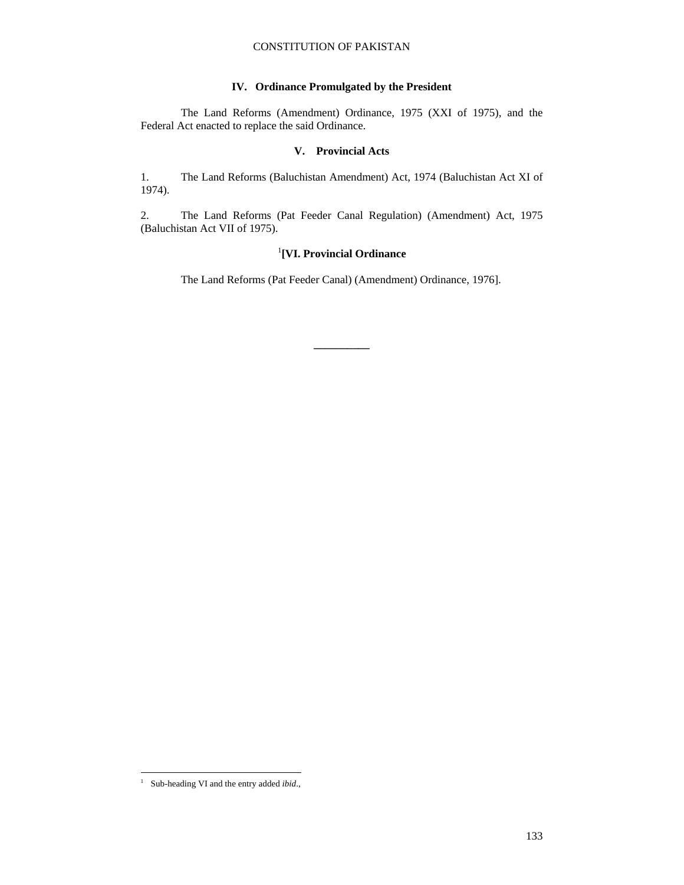### IV. Ordinance Promulgated by the President

The Land Reforms (Amendment) Ordinance, 1975 (XXI of 1975), and the Federal Act enacted to replace the said Ordinance.

### V. Provincial Acts

1. The Land Reforms (Baluchistan Amendment) Act, 1974 (Baluchistan Act XI of 1974).

2. The Land Reforms (Pat Feeder Canal Regulation) (Amendment) Act, 1975 (Baluchistan Act VII of 1975).

### [1][VI. Provincial Ordinance

The Land Reforms (Pat Feeder Canal) (Amendment) Ordinance, 1976].

---

[1] Sub-heading VI and the entry added *ibid*.,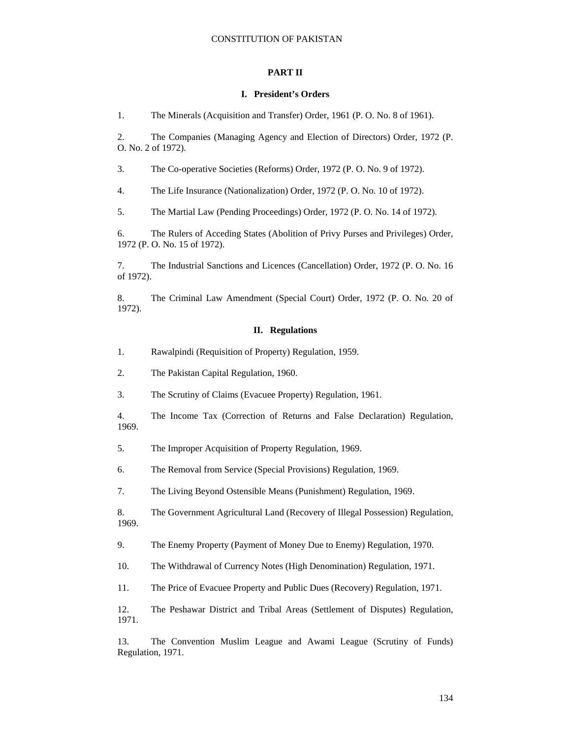## PART II

### I. President's Orders

1. The Minerals (Acquisition and Transfer) Order, 1961 (P. O. No. 8 of 1961).

2. The Companies (Managing Agency and Election of Directors) Order, 1972 (P. O. No. 2 of 1972).

3. The Co-operative Societies (Reforms) Order, 1972 (P. O. No. 9 of 1972).

4. The Life Insurance (Nationalization) Order, 1972 (P. O. No. 10 of 1972).

5. The Martial Law (Pending Proceedings) Order, 1972 (P. O. No. 14 of 1972).

6. The Rulers of Acceding States (Abolition of Privy Purses and Privileges) Order, 1972 (P. O. No. 15 of 1972).

7. The Industrial Sanctions and Licences (Cancellation) Order, 1972 (P. O. No. 16 of 1972).

8. The Criminal Law Amendment (Special Court) Order, 1972 (P. O. No. 20 of 1972).

### II. Regulations

1. Rawalpindi (Requisition of Property) Regulation, 1959.

2. The Pakistan Capital Regulation, 1960.

3. The Scrutiny of Claims (Evacuee Property) Regulation, 1961.

4. The Income Tax (Correction of Returns and False Declaration) Regulation, 1969.

5. The Improper Acquisition of Property Regulation, 1969.

6. The Removal from Service (Special Provisions) Regulation, 1969.

7. The Living Beyond Ostensible Means (Punishment) Regulation, 1969.

8. The Government Agricultural Land (Recovery of Illegal Possession) Regulation, 1969.

9. The Enemy Property (Payment of Money Due to Enemy) Regulation, 1970.

10. The Withdrawal of Currency Notes (High Denomination) Regulation, 1971.

11. The Price of Evacuee Property and Public Dues (Recovery) Regulation, 1971.

12. The Peshawar District and Tribal Areas (Settlement of Disputes) Regulation, 1971.

13. The Convention Muslim League and Awami League (Scrutiny of Funds) Regulation, 1971.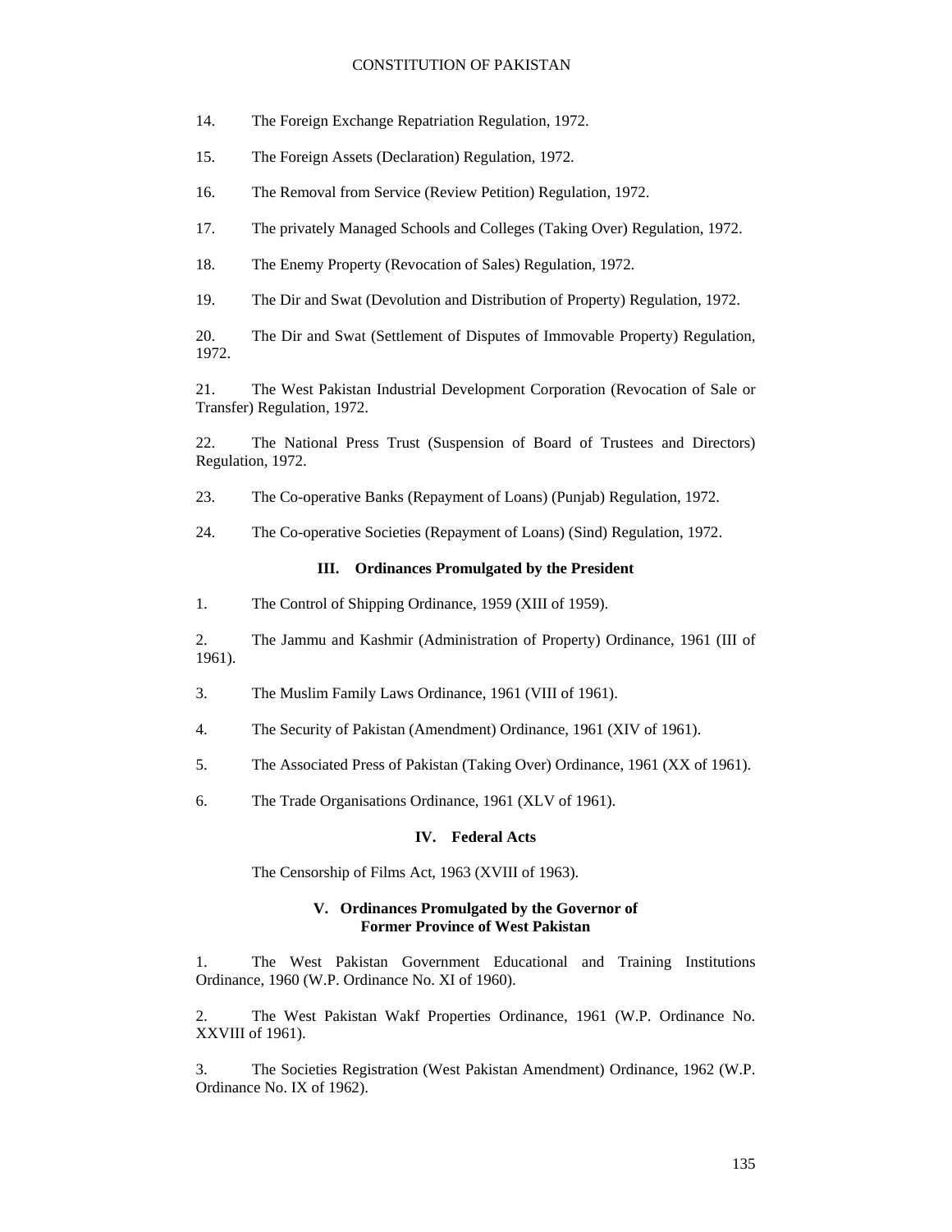14. The Foreign Exchange Repatriation Regulation, 1972.

15. The Foreign Assets (Declaration) Regulation, 1972.

16. The Removal from Service (Review Petition) Regulation, 1972.

17. The privately Managed Schools and Colleges (Taking Over) Regulation, 1972.

18. The Enemy Property (Revocation of Sales) Regulation, 1972.

19. The Dir and Swat (Devolution and Distribution of Property) Regulation, 1972.

20. The Dir and Swat (Settlement of Disputes of Immovable Property) Regulation, 1972.

21. The West Pakistan Industrial Development Corporation (Revocation of Sale or Transfer) Regulation, 1972.

22. The National Press Trust (Suspension of Board of Trustees and Directors) Regulation, 1972.

23. The Co-operative Banks (Repayment of Loans) (Punjab) Regulation, 1972.

24. The Co-operative Societies (Repayment of Loans) (Sind) Regulation, 1972.

### III. Ordinances Promulgated by the President

1. The Control of Shipping Ordinance, 1959 (XIII of 1959).

2. The Jammu and Kashmir (Administration of Property) Ordinance, 1961 (III of 1961).

3. The Muslim Family Laws Ordinance, 1961 (VIII of 1961).

4. The Security of Pakistan (Amendment) Ordinance, 1961 (XIV of 1961).

5. The Associated Press of Pakistan (Taking Over) Ordinance, 1961 (XX of 1961).

6. The Trade Organisations Ordinance, 1961 (XLV of 1961).

### IV. Federal Acts

The Censorship of Films Act, 1963 (XVIII of 1963).

### V. Ordinances Promulgated by the Governor of Former Province of West Pakistan

1. The West Pakistan Government Educational and Training Institutions Ordinance, 1960 (W.P. Ordinance No. XI of 1960).

2. The West Pakistan Wakf Properties Ordinance, 1961 (W.P. Ordinance No. XXVIII of 1961).

3. The Societies Registration (West Pakistan Amendment) Ordinance, 1962 (W.P. Ordinance No. IX of 1962).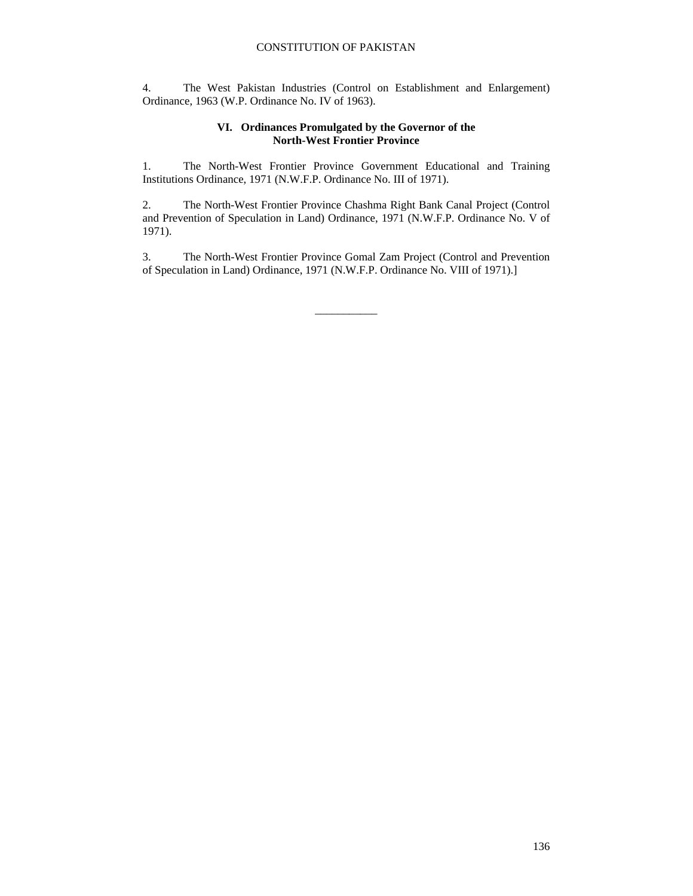4. The West Pakistan Industries (Control on Establishment and Enlargement) Ordinance, 1963 (W.P. Ordinance No. IV of 1963).

### VI. Ordinances Promulgated by the Governor of the North-West Frontier Province

1. The North-West Frontier Province Government Educational and Training Institutions Ordinance, 1971 (N.W.F.P. Ordinance No. III of 1971).

2. The North-West Frontier Province Chashma Right Bank Canal Project (Control and Prevention of Speculation in Land) Ordinance, 1971 (N.W.F.P. Ordinance No. V of 1971).

3. The North-West Frontier Province Gomal Zam Project (Control and Prevention of Speculation in Land) Ordinance, 1971 (N.W.F.P. Ordinance No. VIII of 1971).]

___________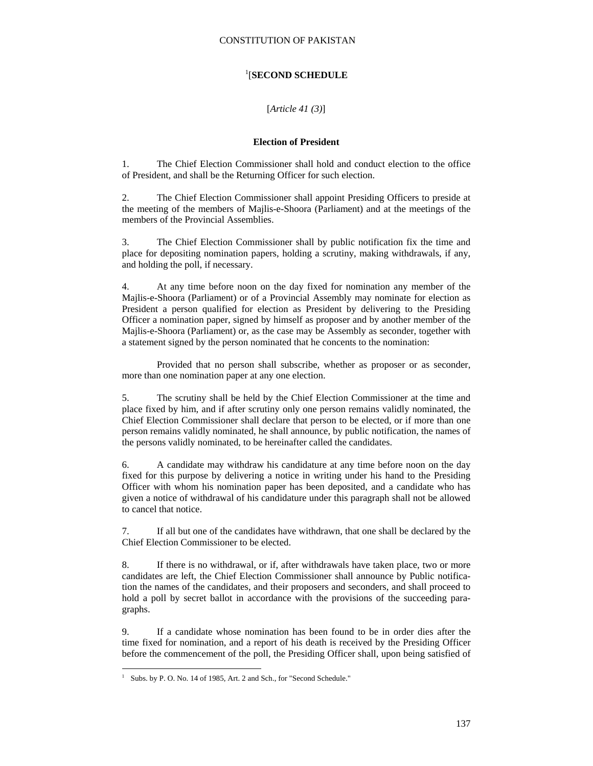## [1][**SECOND SCHEDULE**

[*Article 41 (3)*]

### Election of President

1. The Chief Election Commissioner shall hold and conduct election to the office of President, and shall be the Returning Officer for such election.

2. The Chief Election Commissioner shall appoint Presiding Officers to preside at the meeting of the members of Majlis-e-Shoora (Parliament) and at the meetings of the members of the Provincial Assemblies.

3. The Chief Election Commissioner shall by public notification fix the time and place for depositing nomination papers, holding a scrutiny, making withdrawals, if any, and holding the poll, if necessary.

4. At any time before noon on the day fixed for nomination any member of the Majlis-e-Shoora (Parliament) or of a Provincial Assembly may nominate for election as President a person qualified for election as President by delivering to the Presiding Officer a nomination paper, signed by himself as proposer and by another member of the Majlis-e-Shoora (Parliament) or, as the case may be Assembly as seconder, together with a statement signed by the person nominated that he concents to the nomination:

Provided that no person shall subscribe, whether as proposer or as seconder, more than one nomination paper at any one election.

5. The scrutiny shall be held by the Chief Election Commissioner at the time and place fixed by him, and if after scrutiny only one person remains validly nominated, the Chief Election Commissioner shall declare that person to be elected, or if more than one person remains validly nominated, he shall announce, by public notification, the names of the persons validly nominated, to be hereinafter called the candidates.

6. A candidate may withdraw his candidature at any time before noon on the day fixed for this purpose by delivering a notice in writing under his hand to the Presiding Officer with whom his nomination paper has been deposited, and a candidate who has given a notice of withdrawal of his candidature under this paragraph shall not be allowed to cancel that notice.

7. If all but one of the candidates have withdrawn, that one shall be declared by the Chief Election Commissioner to be elected.

8. If there is no withdrawal, or if, after withdrawals have taken place, two or more candidates are left, the Chief Election Commissioner shall announce by Public notification the names of the candidates, and their proposers and seconders, and shall proceed to hold a poll by secret ballot in accordance with the provisions of the succeeding paragraphs.

9. If a candidate whose nomination has been found to be in order dies after the time fixed for nomination, and a report of his death is received by the Presiding Officer before the commencement of the poll, the Presiding Officer shall, upon being satisfied of

---

[1] Subs. by P. O. No. 14 of 1985, Art. 2 and Sch., for "Second Schedule."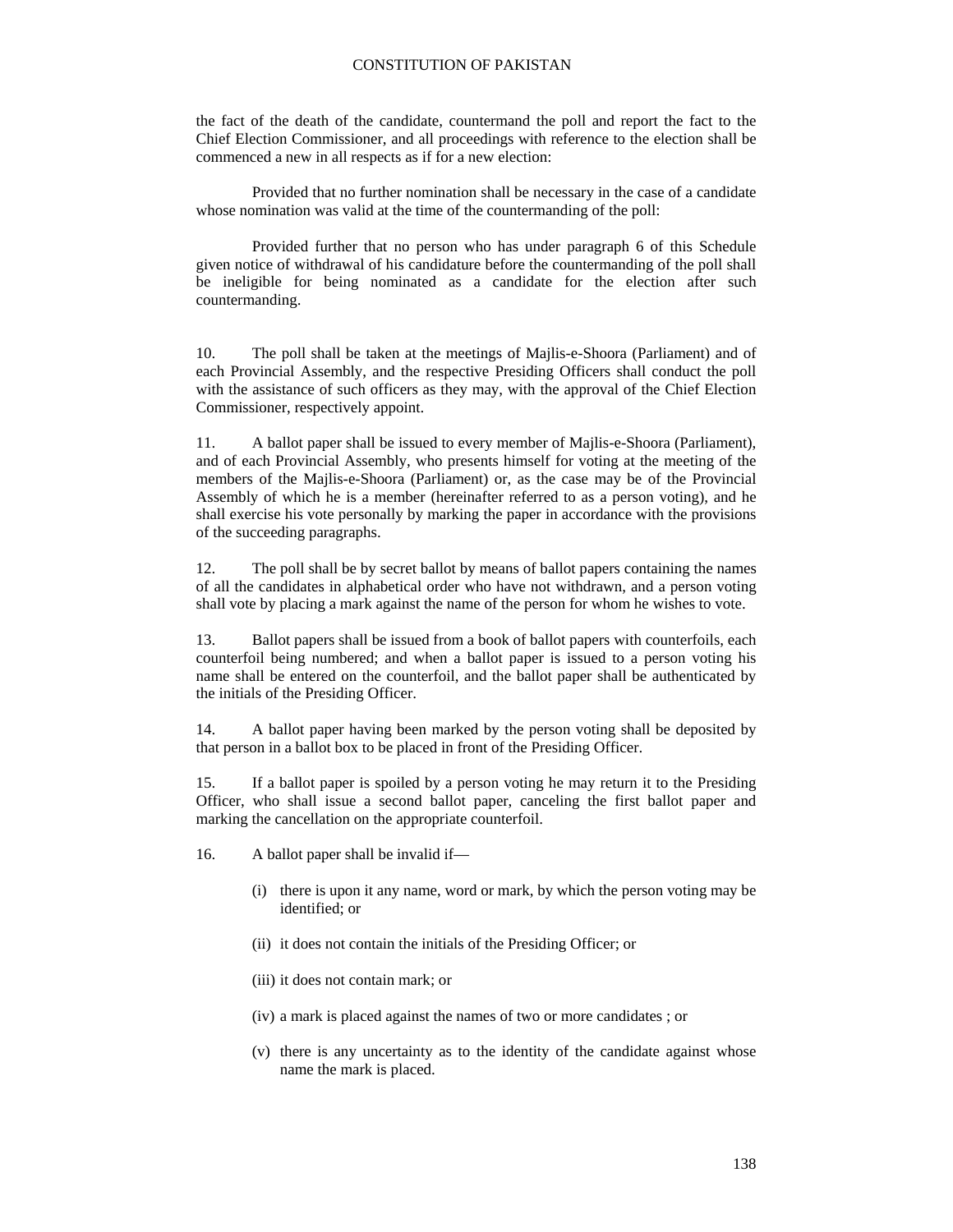the fact of the death of the candidate, countermand the poll and report the fact to the Chief Election Commissioner, and all proceedings with reference to the election shall be commenced a new in all respects as if for a new election:

Provided that no further nomination shall be necessary in the case of a candidate whose nomination was valid at the time of the countermanding of the poll:

Provided further that no person who has under paragraph 6 of this Schedule given notice of withdrawal of his candidature before the countermanding of the poll shall be ineligible for being nominated as a candidate for the election after such countermanding.

10. The poll shall be taken at the meetings of Majlis-e-Shoora (Parliament) and of each Provincial Assembly, and the respective Presiding Officers shall conduct the poll with the assistance of such officers as they may, with the approval of the Chief Election Commissioner, respectively appoint.

11. A ballot paper shall be issued to every member of Majlis-e-Shoora (Parliament), and of each Provincial Assembly, who presents himself for voting at the meeting of the members of the Majlis-e-Shoora (Parliament) or, as the case may be of the Provincial Assembly of which he is a member (hereinafter referred to as a person voting), and he shall exercise his vote personally by marking the paper in accordance with the provisions of the succeeding paragraphs.

12. The poll shall be by secret ballot by means of ballot papers containing the names of all the candidates in alphabetical order who have not withdrawn, and a person voting shall vote by placing a mark against the name of the person for whom he wishes to vote.

13. Ballot papers shall be issued from a book of ballot papers with counterfoils, each counterfoil being numbered; and when a ballot paper is issued to a person voting his name shall be entered on the counterfoil, and the ballot paper shall be authenticated by the initials of the Presiding Officer.

14. A ballot paper having been marked by the person voting shall be deposited by that person in a ballot box to be placed in front of the Presiding Officer.

15. If a ballot paper is spoiled by a person voting he may return it to the Presiding Officer, who shall issue a second ballot paper, canceling the first ballot paper and marking the cancellation on the appropriate counterfoil.

16. A ballot paper shall be invalid if—

(i) there is upon it any name, word or mark, by which the person voting may be identified; or

(ii) it does not contain the initials of the Presiding Officer; or

(iii) it does not contain mark; or

(iv) a mark is placed against the names of two or more candidates ; or

(v) there is any uncertainty as to the identity of the candidate against whose name the mark is placed.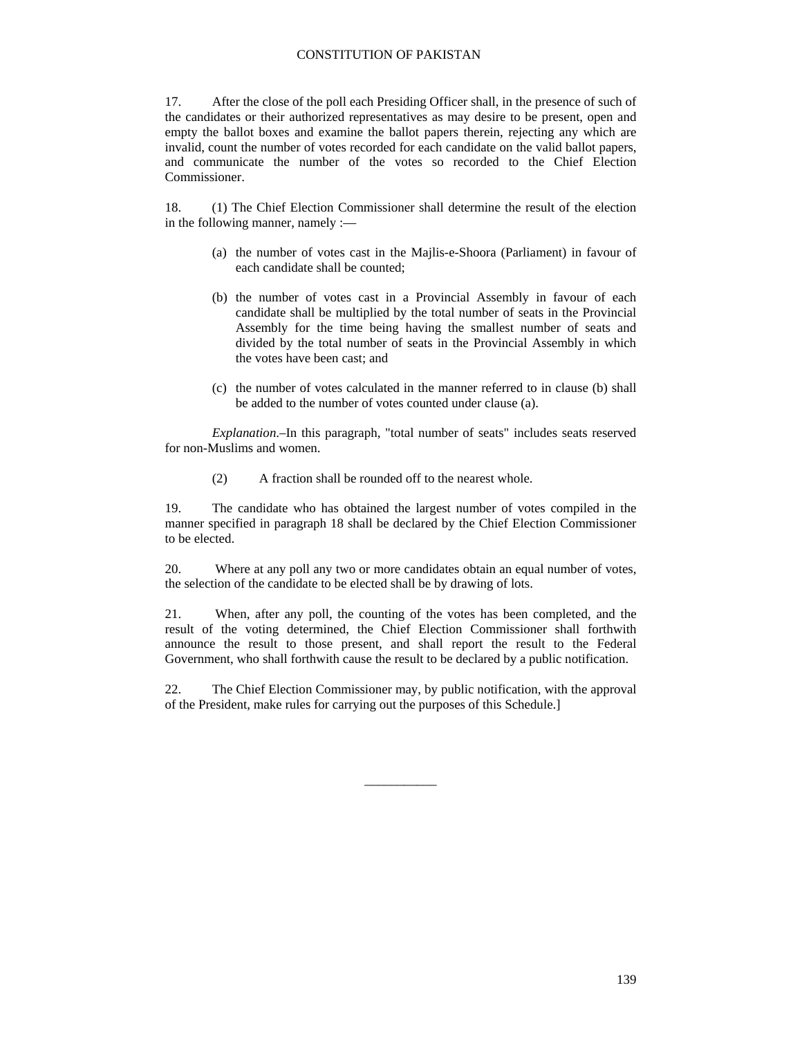17. After the close of the poll each Presiding Officer shall, in the presence of such of the candidates or their authorized representatives as may desire to be present, open and empty the ballot boxes and examine the ballot papers therein, rejecting any which are invalid, count the number of votes recorded for each candidate on the valid ballot papers, and communicate the number of the votes so recorded to the Chief Election Commissioner.

18. (1) The Chief Election Commissioner shall determine the result of the election in the following manner, namely :—

(a) the number of votes cast in the Majlis-e-Shoora (Parliament) in favour of each candidate shall be counted;

(b) the number of votes cast in a Provincial Assembly in favour of each candidate shall be multiplied by the total number of seats in the Provincial Assembly for the time being having the smallest number of seats and divided by the total number of seats in the Provincial Assembly in which the votes have been cast; and

(c) the number of votes calculated in the manner referred to in clause (b) shall be added to the number of votes counted under clause (a).

*Explanation*.–In this paragraph, "total number of seats" includes seats reserved for non-Muslims and women.

(2) A fraction shall be rounded off to the nearest whole.

19. The candidate who has obtained the largest number of votes compiled in the manner specified in paragraph 18 shall be declared by the Chief Election Commissioner to be elected.

20. Where at any poll any two or more candidates obtain an equal number of votes, the selection of the candidate to be elected shall be by drawing of lots.

21. When, after any poll, the counting of the votes has been completed, and the result of the voting determined, the Chief Election Commissioner shall forthwith announce the result to those present, and shall report the result to the Federal Government, who shall forthwith cause the result to be declared by a public notification.

22. The Chief Election Commissioner may, by public notification, with the approval of the President, make rules for carrying out the purposes of this Schedule.]

___________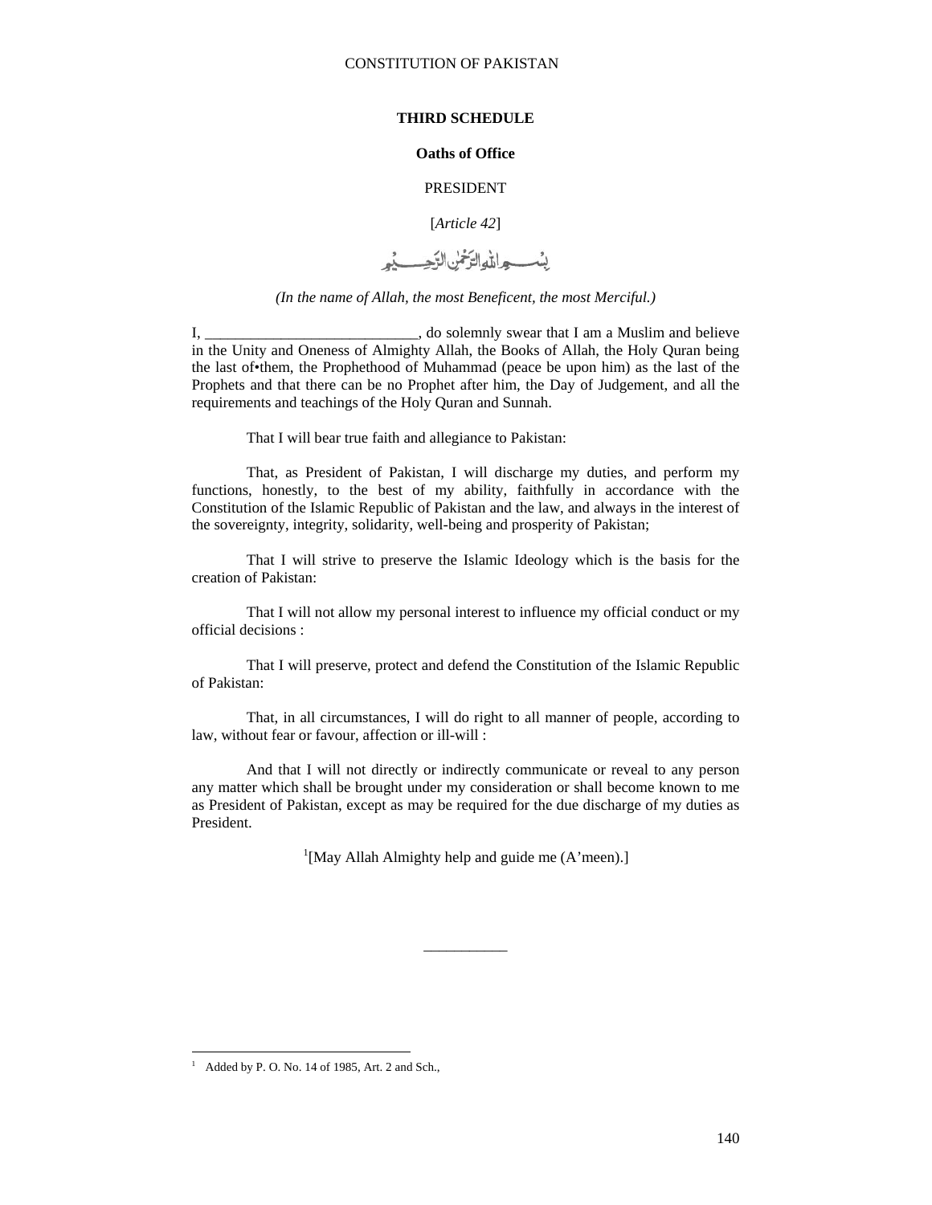## THIRD SCHEDULE

### Oaths of Office

PRESIDENT

[*Article 42*]

بِسۡمِ اللّٰہِ الرَّحۡمٰنِ الرَّحِیۡمِ

*(In the name of Allah, the most Beneficent, the most Merciful.)*

I, ____________________________, do solemnly swear that I am a Muslim and believe in the Unity and Oneness of Almighty Allah, the Books of Allah, the Holy Quran being the last of•them, the Prophethood of Muhammad (peace be upon him) as the last of the Prophets and that there can be no Prophet after him, the Day of Judgement, and all the requirements and teachings of the Holy Quran and Sunnah.

That I will bear true faith and allegiance to Pakistan:

That, as President of Pakistan, I will discharge my duties, and perform my functions, honestly, to the best of my ability, faithfully in accordance with the Constitution of the Islamic Republic of Pakistan and the law, and always in the interest of the sovereignty, integrity, solidarity, well-being and prosperity of Pakistan;

That I will strive to preserve the Islamic Ideology which is the basis for the creation of Pakistan:

That I will not allow my personal interest to influence my official conduct or my official decisions :

That I will preserve, protect and defend the Constitution of the Islamic Republic of Pakistan:

That, in all circumstances, I will do right to all manner of people, according to law, without fear or favour, affection or ill-will :

And that I will not directly or indirectly communicate or reveal to any person any matter which shall be brought under my consideration or shall become known to me as President of Pakistan, except as may be required for the due discharge of my duties as President.

[1][May Allah Almighty help and guide me (A'meen).]

___________

[1] Added by P. O. No. 14 of 1985, Art. 2 and Sch.,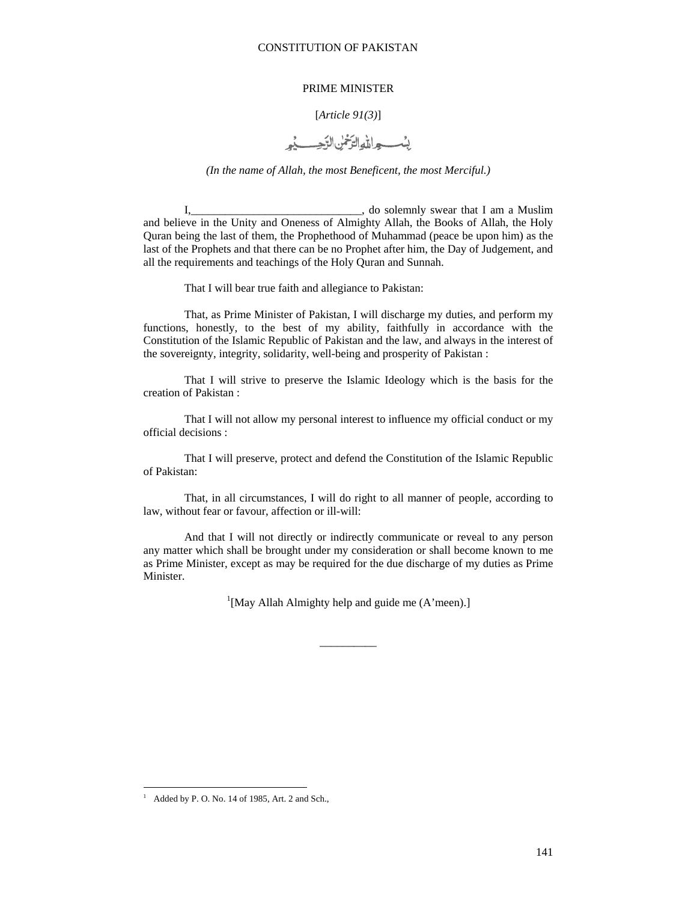## PRIME MINISTER

[*Article 91(3)*]

بِسْمِ اللّٰهِ الرَّحْمٰنِ الرَّحِيْمِ

*(In the name of Allah, the most Beneficent, the most Merciful.)*

I,______________________________, do solemnly swear that I am a Muslim and believe in the Unity and Oneness of Almighty Allah, the Books of Allah, the Holy Quran being the last of them, the Prophethood of Muhammad (peace be upon him) as the last of the Prophets and that there can be no Prophet after him, the Day of Judgement, and all the requirements and teachings of the Holy Quran and Sunnah.

That I will bear true faith and allegiance to Pakistan:

That, as Prime Minister of Pakistan, I will discharge my duties, and perform my functions, honestly, to the best of my ability, faithfully in accordance with the Constitution of the Islamic Republic of Pakistan and the law, and always in the interest of the sovereignty, integrity, solidarity, well-being and prosperity of Pakistan :

That I will strive to preserve the Islamic Ideology which is the basis for the creation of Pakistan :

That I will not allow my personal interest to influence my official conduct or my official decisions :

That I will preserve, protect and defend the Constitution of the Islamic Republic of Pakistan:

That, in all circumstances, I will do right to all manner of people, according to law, without fear or favour, affection or ill-will:

And that I will not directly or indirectly communicate or reveal to any person any matter which shall be brought under my consideration or shall become known to me as Prime Minister, except as may be required for the due discharge of my duties as Prime Minister.

[1][May Allah Almighty help and guide me (A'meen).]

__________

[1] Added by P. O. No. 14 of 1985, Art. 2 and Sch.,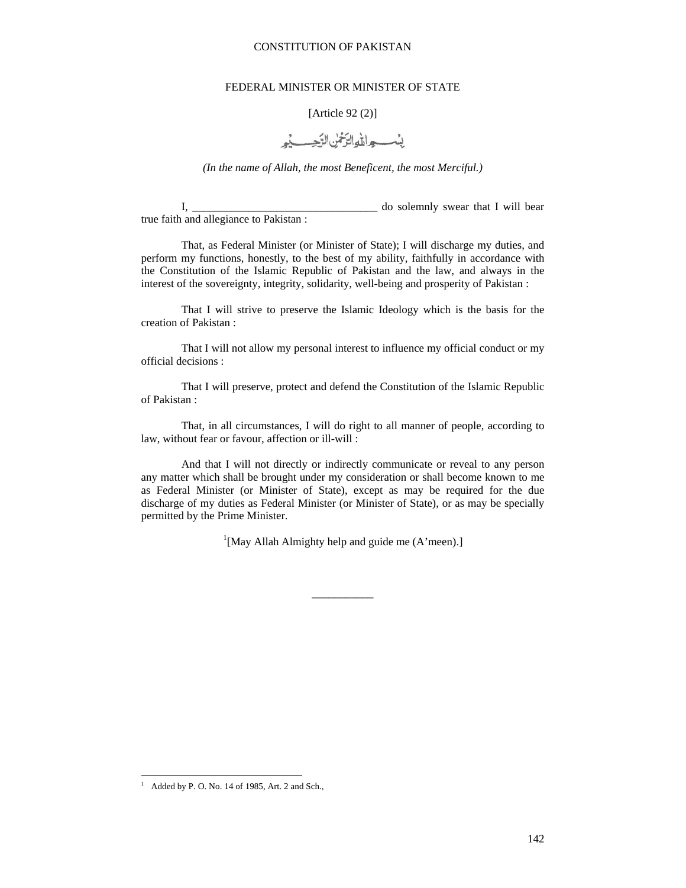## FEDERAL MINISTER OR MINISTER OF STATE

[Article 92 (2)]

بِسۡمِ اللّٰہِ الرَّحۡمٰنِ الرَّحِیۡمِ

*(In the name of Allah, the most Beneficent, the most Merciful.)*

I, \_\_\_\_\_\_\_\_\_\_\_\_\_\_\_\_\_\_\_\_\_\_\_\_\_\_\_\_\_\_\_\_\_ do solemnly swear that I will bear true faith and allegiance to Pakistan :

That, as Federal Minister (or Minister of State); I will discharge my duties, and perform my functions, honestly, to the best of my ability, faithfully in accordance with the Constitution of the Islamic Republic of Pakistan and the law, and always in the interest of the sovereignty, integrity, solidarity, well-being and prosperity of Pakistan :

That I will strive to preserve the Islamic Ideology which is the basis for the creation of Pakistan :

That I will not allow my personal interest to influence my official conduct or my official decisions :

That I will preserve, protect and defend the Constitution of the Islamic Republic of Pakistan :

That, in all circumstances, I will do right to all manner of people, according to law, without fear or favour, affection or ill-will :

And that I will not directly or indirectly communicate or reveal to any person any matter which shall be brought under my consideration or shall become known to me as Federal Minister (or Minister of State), except as may be required for the due discharge of my duties as Federal Minister (or Minister of State), or as may be specially permitted by the Prime Minister.

[1][May Allah Almighty help and guide me (A'meen).]

---

[1] Added by P. O. No. 14 of 1985, Art. 2 and Sch.,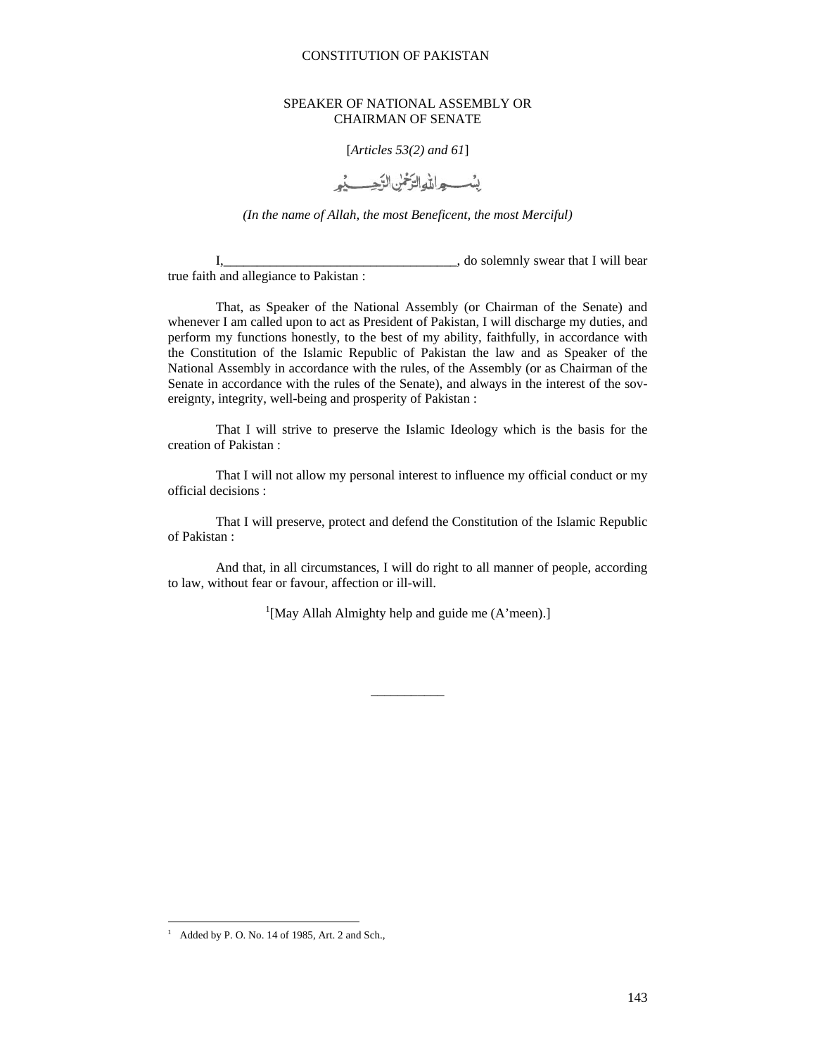## SPEAKER OF NATIONAL ASSEMBLY OR CHAIRMAN OF SENATE

[*Articles 53(2) and 61*]

بِسْمِ اللّٰهِ الرَّحْمٰنِ الرَّحِیْمِ

*(In the name of Allah, the most Beneficent, the most Merciful)*

I,___________________________________, do solemnly swear that I will bear true faith and allegiance to Pakistan :

That, as Speaker of the National Assembly (or Chairman of the Senate) and whenever I am called upon to act as President of Pakistan, I will discharge my duties, and perform my functions honestly, to the best of my ability, faithfully, in accordance with the Constitution of the Islamic Republic of Pakistan the law and as Speaker of the National Assembly in accordance with the rules, of the Assembly (or as Chairman of the Senate in accordance with the rules of the Senate), and always in the interest of the sovereignty, integrity, well-being and prosperity of Pakistan :

That I will strive to preserve the Islamic Ideology which is the basis for the creation of Pakistan :

That I will not allow my personal interest to influence my official conduct or my official decisions :

That I will preserve, protect and defend the Constitution of the Islamic Republic of Pakistan :

And that, in all circumstances, I will do right to all manner of people, according to law, without fear or favour, affection or ill-will.

[1][May Allah Almighty help and guide me (A'meen).]

___________

[1] Added by P. O. No. 14 of 1985, Art. 2 and Sch.,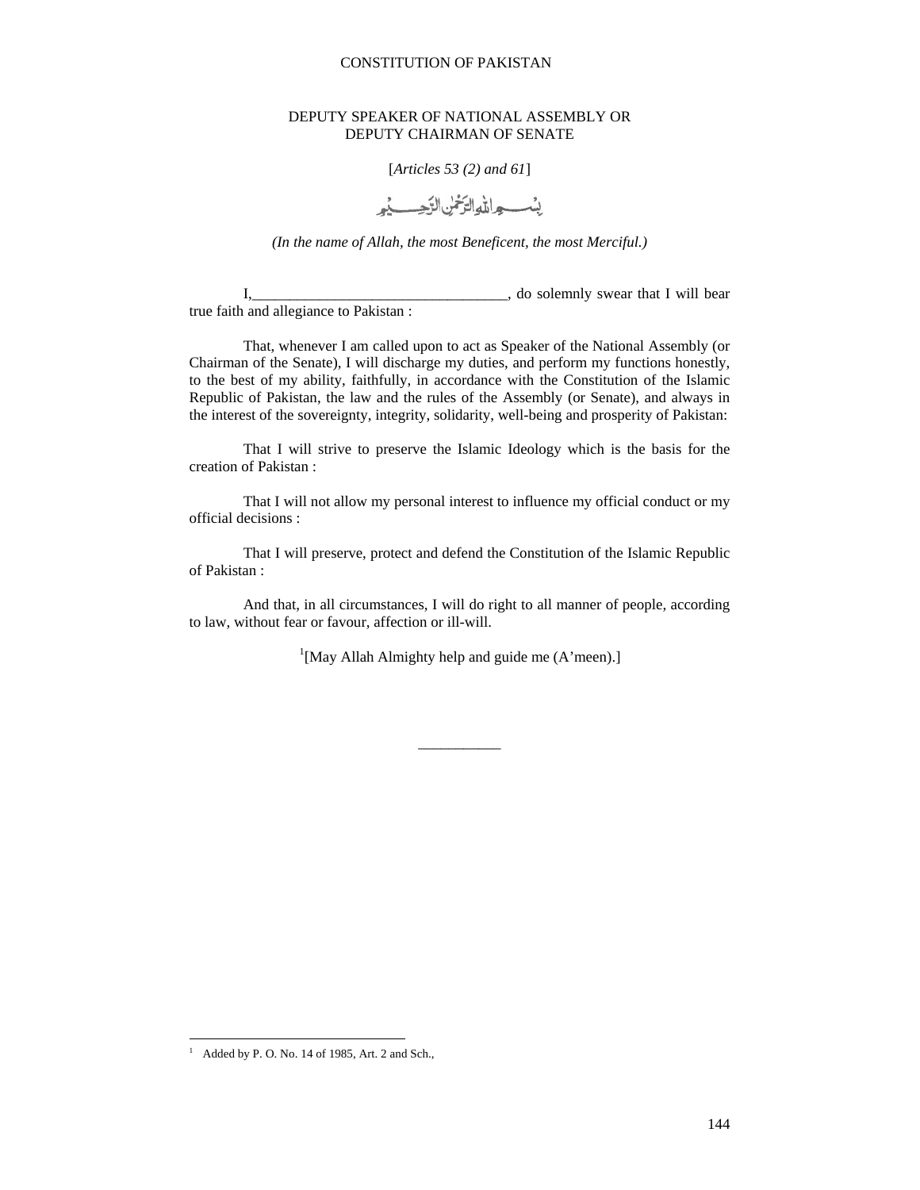## DEPUTY SPEAKER OF NATIONAL ASSEMBLY OR DEPUTY CHAIRMAN OF SENATE

[*Articles 53 (2) and 61*]

بِسْمِ اللّٰهِ الرَّحْمٰنِ الرَّحِيْمِ

*(In the name of Allah, the most Beneficent, the most Merciful.)*

I,__________________________________, do solemnly swear that I will bear true faith and allegiance to Pakistan :

That, whenever I am called upon to act as Speaker of the National Assembly (or Chairman of the Senate), I will discharge my duties, and perform my functions honestly, to the best of my ability, faithfully, in accordance with the Constitution of the Islamic Republic of Pakistan, the law and the rules of the Assembly (or Senate), and always in the interest of the sovereignty, integrity, solidarity, well-being and prosperity of Pakistan:

That I will strive to preserve the Islamic Ideology which is the basis for the creation of Pakistan :

That I will not allow my personal interest to influence my official conduct or my official decisions :

That I will preserve, protect and defend the Constitution of the Islamic Republic of Pakistan :

And that, in all circumstances, I will do right to all manner of people, according to law, without fear or favour, affection or ill-will.

[1][May Allah Almighty help and guide me (A'meen).]

___________

[1] Added by P. O. No. 14 of 1985, Art. 2 and Sch.,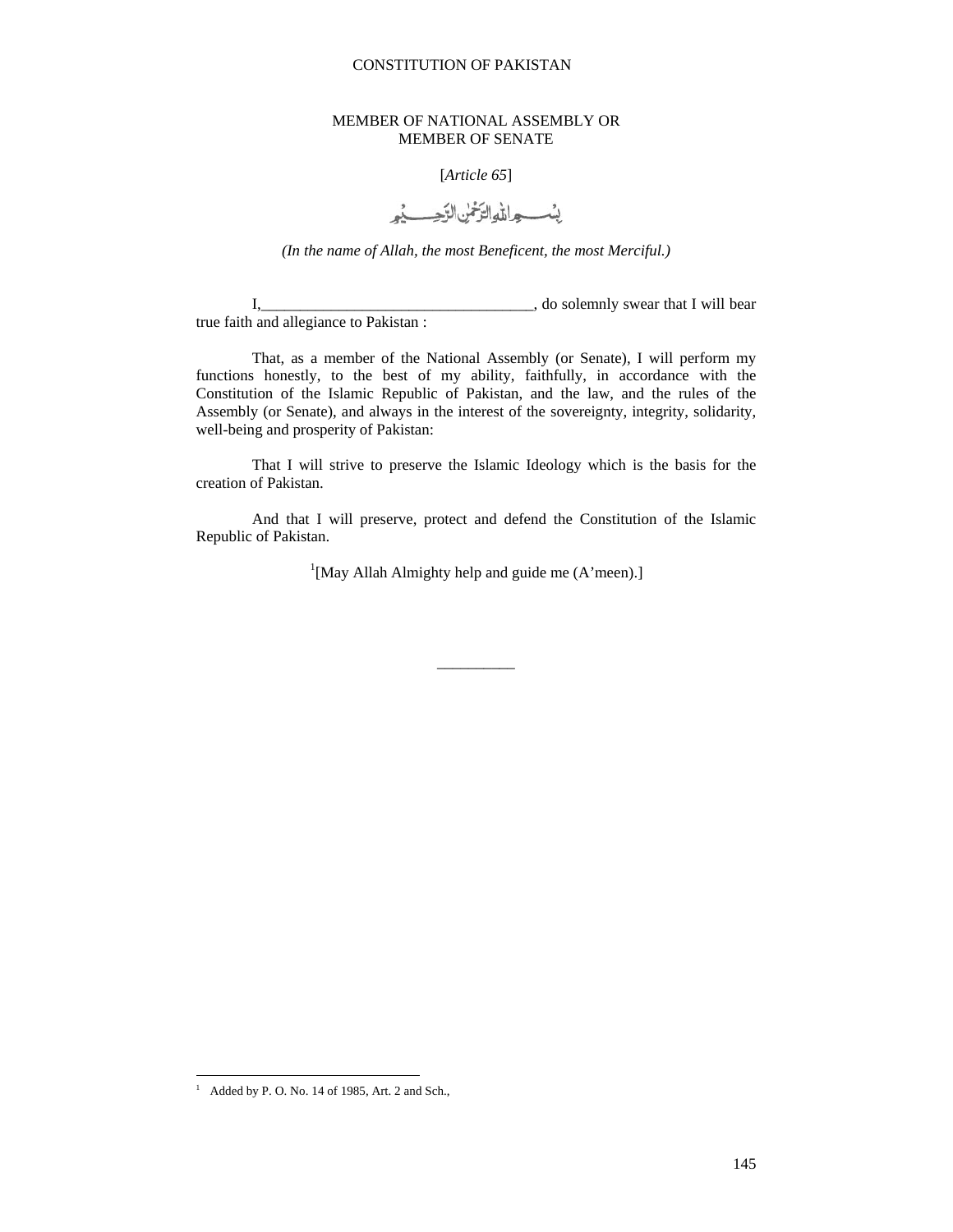## MEMBER OF NATIONAL ASSEMBLY OR MEMBER OF SENATE

[*Article 65*]

بِسۡمِ اللّٰہِ الرَّحۡمٰنِ الرَّحِیۡمِ

*(In the name of Allah, the most Beneficent, the most Merciful.)*

I,___________________________________, do solemnly swear that I will bear true faith and allegiance to Pakistan :

That, as a member of the National Assembly (or Senate), I will perform my functions honestly, to the best of my ability, faithfully, in accordance with the Constitution of the Islamic Republic of Pakistan, and the law, and the rules of the Assembly (or Senate), and always in the interest of the sovereignty, integrity, solidarity, well-being and prosperity of Pakistan:

That I will strive to preserve the Islamic Ideology which is the basis for the creation of Pakistan.

And that I will preserve, protect and defend the Constitution of the Islamic Republic of Pakistan.

[1][May Allah Almighty help and guide me (A'meen).]

__________

[1] Added by P. O. No. 14 of 1985, Art. 2 and Sch.,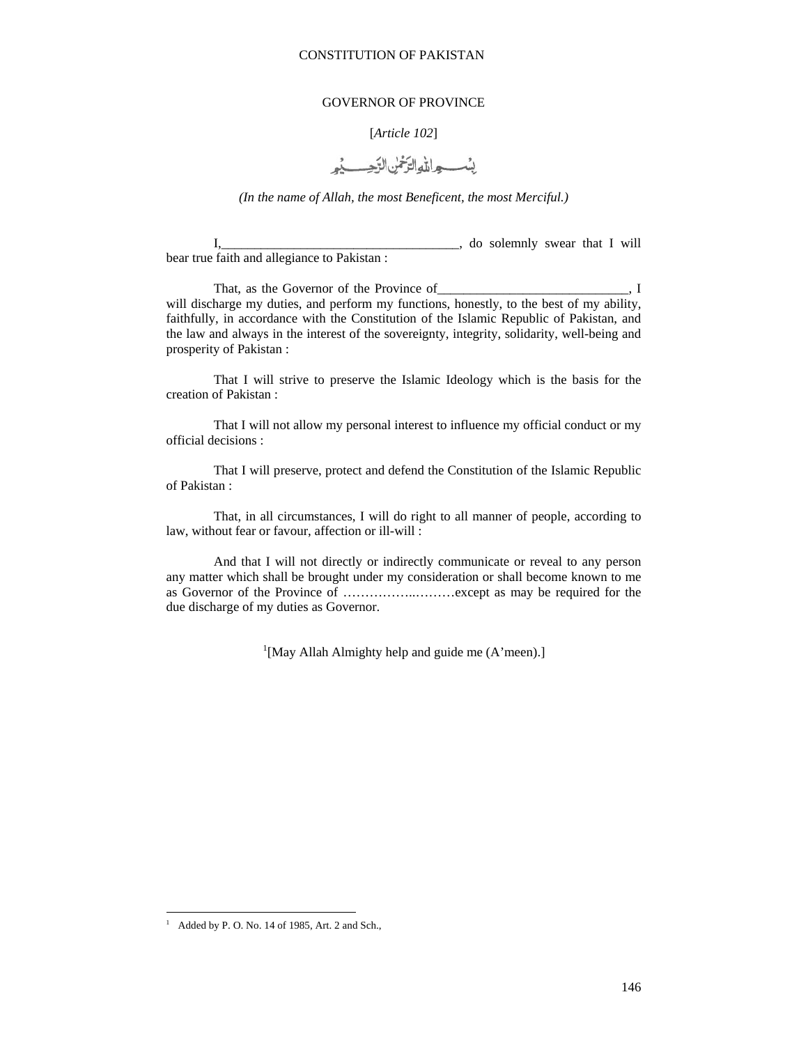## GOVERNOR OF PROVINCE

[*Article 102*]

بِسۡمِ اللّٰہِ الرَّحۡمٰنِ الرَّحِیۡمِ

*(In the name of Allah, the most Beneficent, the most Merciful.)*

I,____________________________________, do solemnly swear that I will bear true faith and allegiance to Pakistan :

That, as the Governor of the Province of_____________________________, I will discharge my duties, and perform my functions, honestly, to the best of my ability, faithfully, in accordance with the Constitution of the Islamic Republic of Pakistan, and the law and always in the interest of the sovereignty, integrity, solidarity, well-being and prosperity of Pakistan :

That I will strive to preserve the Islamic Ideology which is the basis for the creation of Pakistan :

That I will not allow my personal interest to influence my official conduct or my official decisions :

That I will preserve, protect and defend the Constitution of the Islamic Republic of Pakistan :

That, in all circumstances, I will do right to all manner of people, according to law, without fear or favour, affection or ill-will :

And that I will not directly or indirectly communicate or reveal to any person any matter which shall be brought under my consideration or shall become known to me as Governor of the Province of ……………..………except as may be required for the due discharge of my duties as Governor.

[1][May Allah Almighty help and guide me (A'meen).]

---

1 Added by P. O. No. 14 of 1985, Art. 2 and Sch.,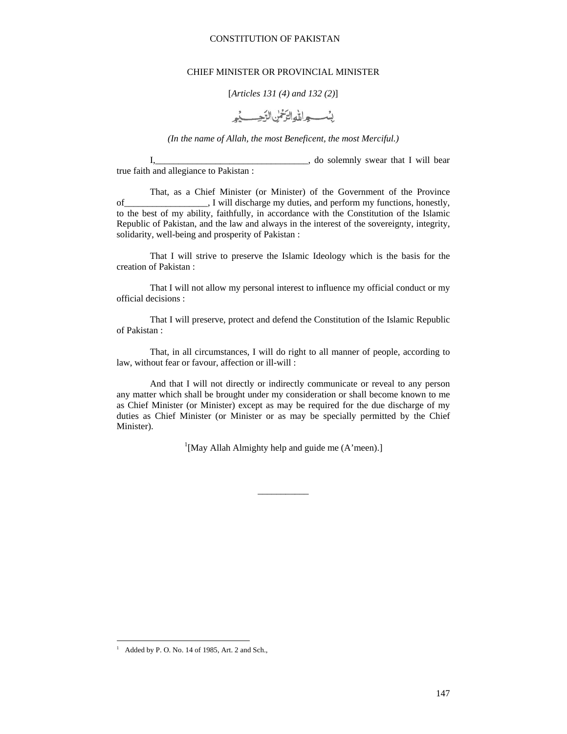## CHIEF MINISTER OR PROVINCIAL MINISTER

[*Articles 131 (4) and 132 (2)*]

بِسۡمِ اللّٰہِ الرَّحۡمٰنِ الرَّحِیۡمِ

*(In the name of Allah, the most Beneficent, the most Merciful.)*

I,_________________________________, do solemnly swear that I will bear true faith and allegiance to Pakistan :

That, as a Chief Minister (or Minister) of the Government of the Province of__________________, I will discharge my duties, and perform my functions, honestly, to the best of my ability, faithfully, in accordance with the Constitution of the Islamic Republic of Pakistan, and the law and always in the interest of the sovereignty, integrity, solidarity, well-being and prosperity of Pakistan :

That I will strive to preserve the Islamic Ideology which is the basis for the creation of Pakistan :

That I will not allow my personal interest to influence my official conduct or my official decisions :

That I will preserve, protect and defend the Constitution of the Islamic Republic of Pakistan :

That, in all circumstances, I will do right to all manner of people, according to law, without fear or favour, affection or ill-will :

And that I will not directly or indirectly communicate or reveal to any person any matter which shall be brought under my consideration or shall become known to me as Chief Minister (or Minister) except as may be required for the due discharge of my duties as Chief Minister (or Minister or as may be specially permitted by the Chief Minister).

[1][May Allah Almighty help and guide me (A'meen).]

___________

[1] Added by P. O. No. 14 of 1985, Art. 2 and Sch.,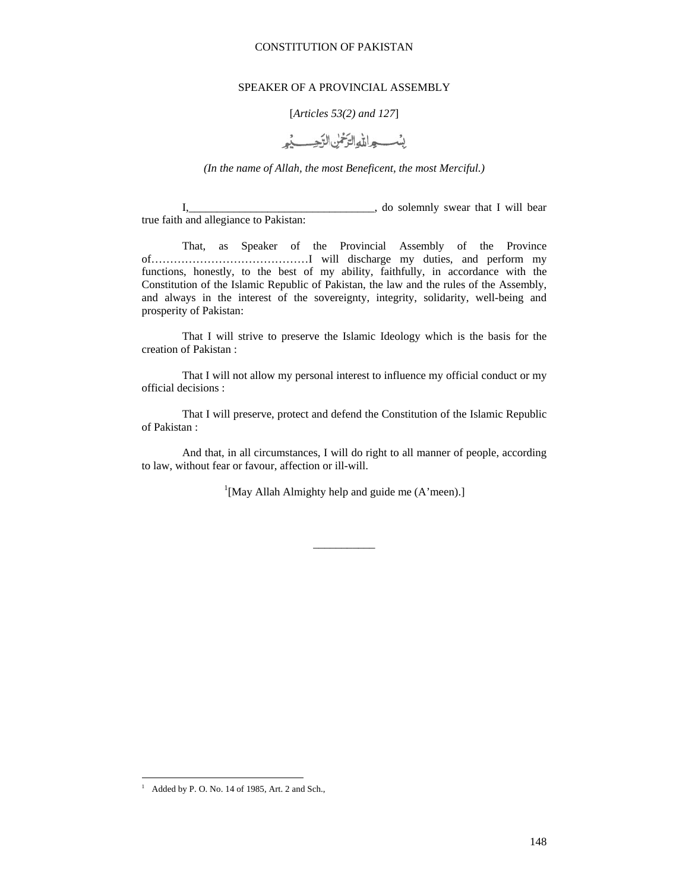## SPEAKER OF A PROVINCIAL ASSEMBLY

[*Articles 53(2) and 127*]

بِسْمِ اللّٰهِ الرَّحْمٰنِ الرَّحِيْمِ

*(In the name of Allah, the most Beneficent, the most Merciful.)*

I,_________________________________, do solemnly swear that I will bear true faith and allegiance to Pakistan:

That, as Speaker of the Provincial Assembly of the Province of……………………………………I will discharge my duties, and perform my functions, honestly, to the best of my ability, faithfully, in accordance with the Constitution of the Islamic Republic of Pakistan, the law and the rules of the Assembly, and always in the interest of the sovereignty, integrity, solidarity, well-being and prosperity of Pakistan:

That I will strive to preserve the Islamic Ideology which is the basis for the creation of Pakistan :

That I will not allow my personal interest to influence my official conduct or my official decisions :

That I will preserve, protect and defend the Constitution of the Islamic Republic of Pakistan :

And that, in all circumstances, I will do right to all manner of people, according to law, without fear or favour, affection or ill-will.

[1][May Allah Almighty help and guide me (A'meen).]

___________

[1] Added by P. O. No. 14 of 1985, Art. 2 and Sch.,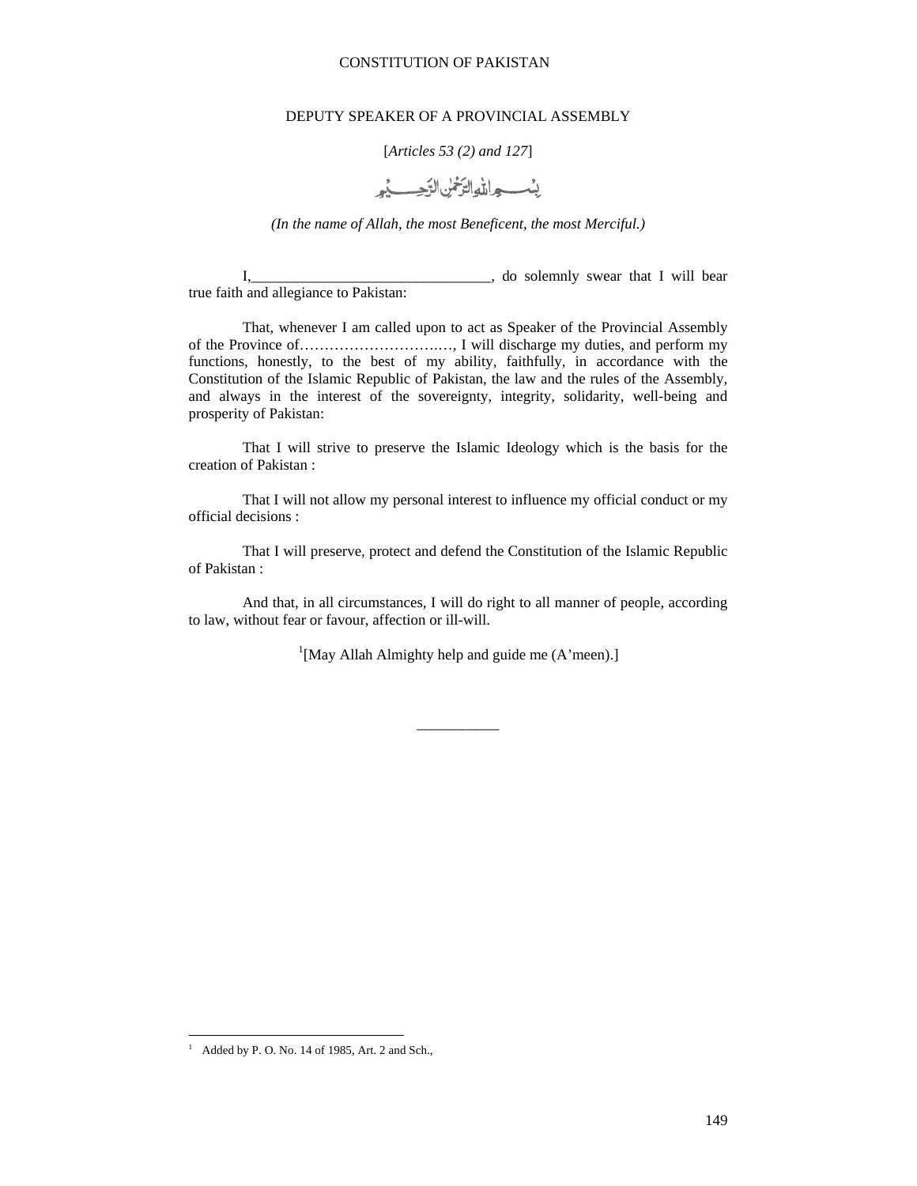## DEPUTY SPEAKER OF A PROVINCIAL ASSEMBLY

[*Articles 53 (2) and 127*]

بِسۡمِ اللّٰہِ الرَّحۡمٰنِ الرَّحِیۡمِ

*(In the name of Allah, the most Beneficent, the most Merciful.)*

I,________________________________, do solemnly swear that I will bear true faith and allegiance to Pakistan:

That, whenever I am called upon to act as Speaker of the Provincial Assembly of the Province of…………………….…, I will discharge my duties, and perform my functions, honestly, to the best of my ability, faithfully, in accordance with the Constitution of the Islamic Republic of Pakistan, the law and the rules of the Assembly, and always in the interest of the sovereignty, integrity, solidarity, well-being and prosperity of Pakistan:

That I will strive to preserve the Islamic Ideology which is the basis for the creation of Pakistan :

That I will not allow my personal interest to influence my official conduct or my official decisions :

That I will preserve, protect and defend the Constitution of the Islamic Republic of Pakistan :

And that, in all circumstances, I will do right to all manner of people, according to law, without fear or favour, affection or ill-will.

[1][May Allah Almighty help and guide me (A'meen).]

___________

[1] Added by P. O. No. 14 of 1985, Art. 2 and Sch.,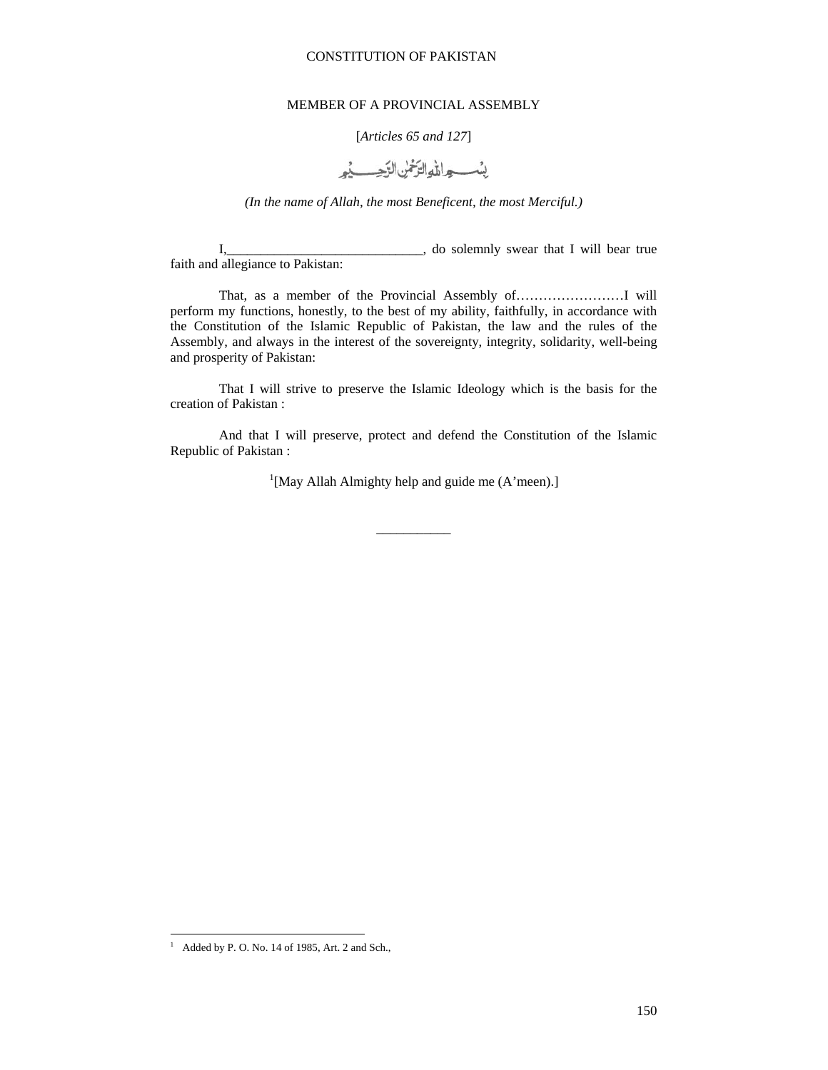## MEMBER OF A PROVINCIAL ASSEMBLY

[*Articles 65 and 127*]

بِسْمِ اللّٰهِ الرَّحْمٰنِ الرَّحِيْمِ

*(In the name of Allah, the most Beneficent, the most Merciful.)*

I,_____________________________, do solemnly swear that I will bear true faith and allegiance to Pakistan:

That, as a member of the Provincial Assembly of……………………I will perform my functions, honestly, to the best of my ability, faithfully, in accordance with the Constitution of the Islamic Republic of Pakistan, the law and the rules of the Assembly, and always in the interest of the sovereignty, integrity, solidarity, well-being and prosperity of Pakistan:

That I will strive to preserve the Islamic Ideology which is the basis for the creation of Pakistan :

And that I will preserve, protect and defend the Constitution of the Islamic Republic of Pakistan :

[1][May Allah Almighty help and guide me (A'meen).]

___________

[1] Added by P. O. No. 14 of 1985, Art. 2 and Sch.,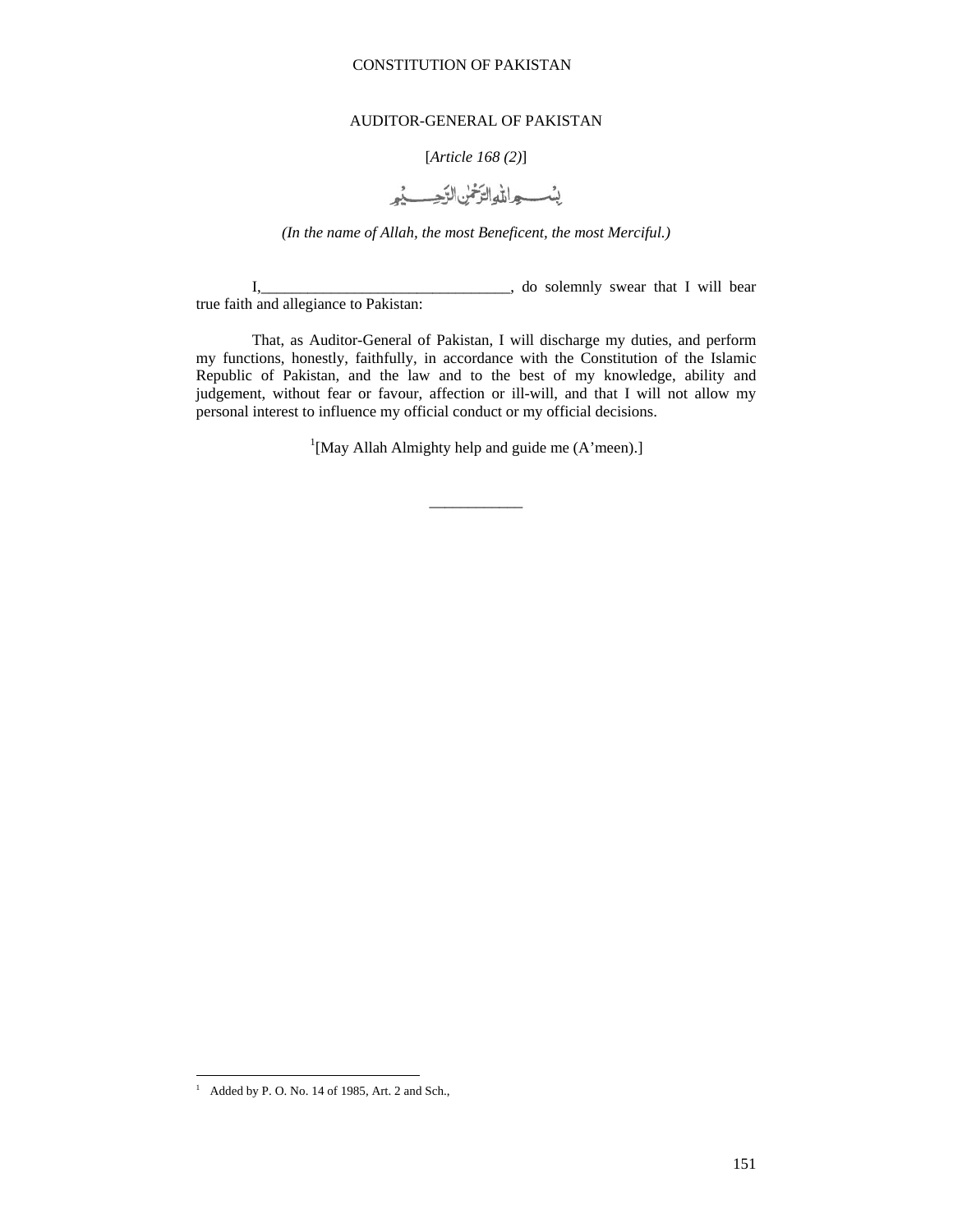## AUDITOR-GENERAL OF PAKISTAN

[*Article 168 (2)*]

بِسۡمِ اللّٰہِ الرَّحۡمٰنِ الرَّحِیۡمِ

*(In the name of Allah, the most Beneficent, the most Merciful.)*

I,_________________________________, do solemnly swear that I will bear true faith and allegiance to Pakistan:

That, as Auditor-General of Pakistan, I will discharge my duties, and perform my functions, honestly, faithfully, in accordance with the Constitution of the Islamic Republic of Pakistan, and the law and to the best of my knowledge, ability and judgement, without fear or favour, affection or ill-will, and that I will not allow my personal interest to influence my official conduct or my official decisions.

[1][May Allah Almighty help and guide me (A'meen).]

____________

---

[1] Added by P. O. No. 14 of 1985, Art. 2 and Sch.,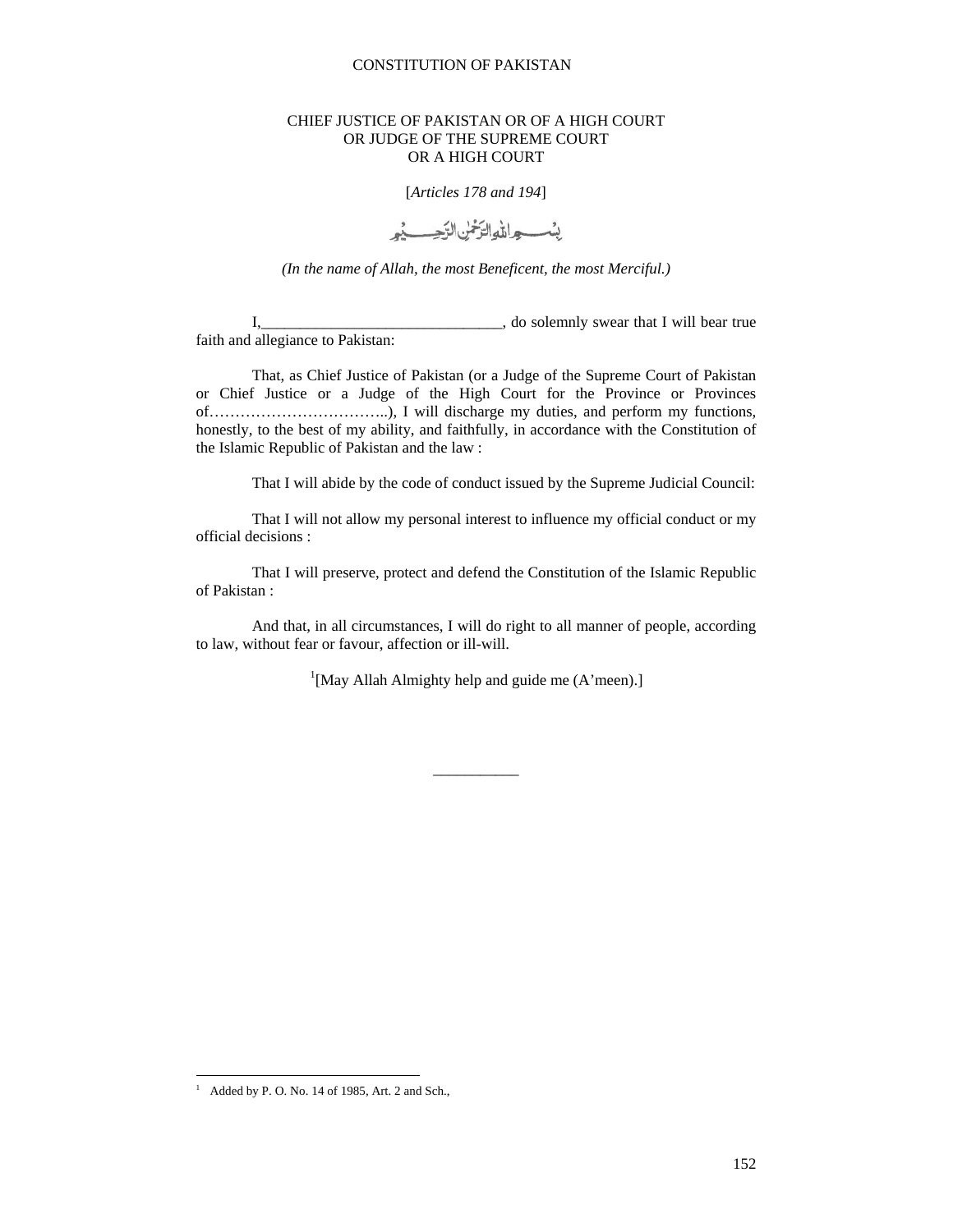## CHIEF JUSTICE OF PAKISTAN OR OF A HIGH COURT OR JUDGE OF THE SUPREME COURT OR A HIGH COURT

[*Articles 178 and 194*]

بِسْمِ اللّٰهِ الرَّحْمٰنِ الرَّحِيْمِ

*(In the name of Allah, the most Beneficent, the most Merciful.)*

I,______________________________, do solemnly swear that I will bear true faith and allegiance to Pakistan:

That, as Chief Justice of Pakistan (or a Judge of the Supreme Court of Pakistan or Chief Justice or a Judge of the High Court for the Province or Provinces of……………………………..), I will discharge my duties, and perform my functions, honestly, to the best of my ability, and faithfully, in accordance with the Constitution of the Islamic Republic of Pakistan and the law :

That I will abide by the code of conduct issued by the Supreme Judicial Council:

That I will not allow my personal interest to influence my official conduct or my official decisions :

That I will preserve, protect and defend the Constitution of the Islamic Republic of Pakistan :

And that, in all circumstances, I will do right to all manner of people, according to law, without fear or favour, affection or ill-will.

[1][May Allah Almighty help and guide me (A'meen).]

___________

[1] Added by P. O. No. 14 of 1985, Art. 2 and Sch.,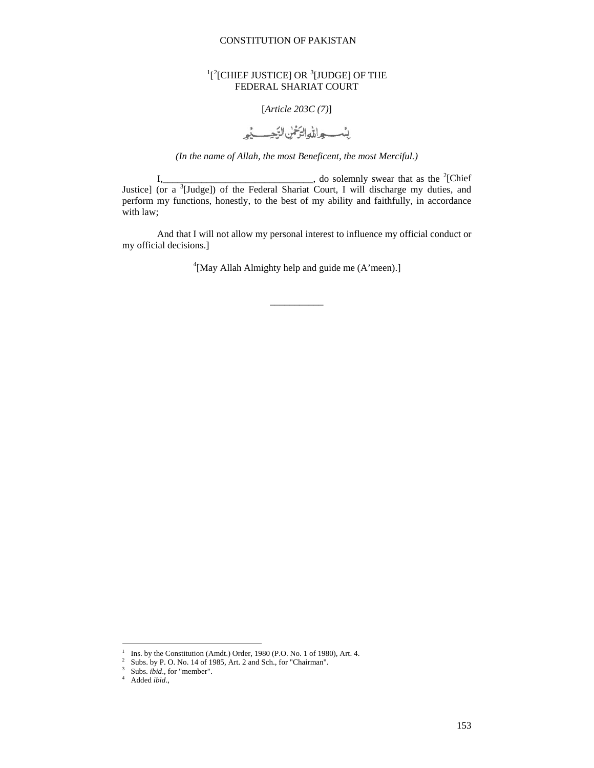[1][[2][CHIEF JUSTICE] OR [3][JUDGE] OF THE FEDERAL SHARIAT COURT

[*Article 203C (7)*]

بِسۡمِ اللّٰہِ الرَّحۡمٰنِ الرَّحِیۡمِ

*(In the name of Allah, the most Beneficent, the most Merciful.)*

I,______________________________, do solemnly swear that as the [2][Chief Justice] (or a [3][Judge]) of the Federal Shariat Court, I will discharge my duties, and perform my functions, honestly, to the best of my ability and faithfully, in accordance with law;

And that I will not allow my personal interest to influence my official conduct or my official decisions.]

[4][May Allah Almighty help and guide me (A'meen).]

___________

---

1 Ins. by the Constitution (Amdt.) Order, 1980 (P.O. No. 1 of 1980), Art. 4.
2 Subs. by P. O. No. 14 of 1985, Art. 2 and Sch., for "Chairman".
3 Subs. *ibid*., for "member".
4 Added *ibid*.,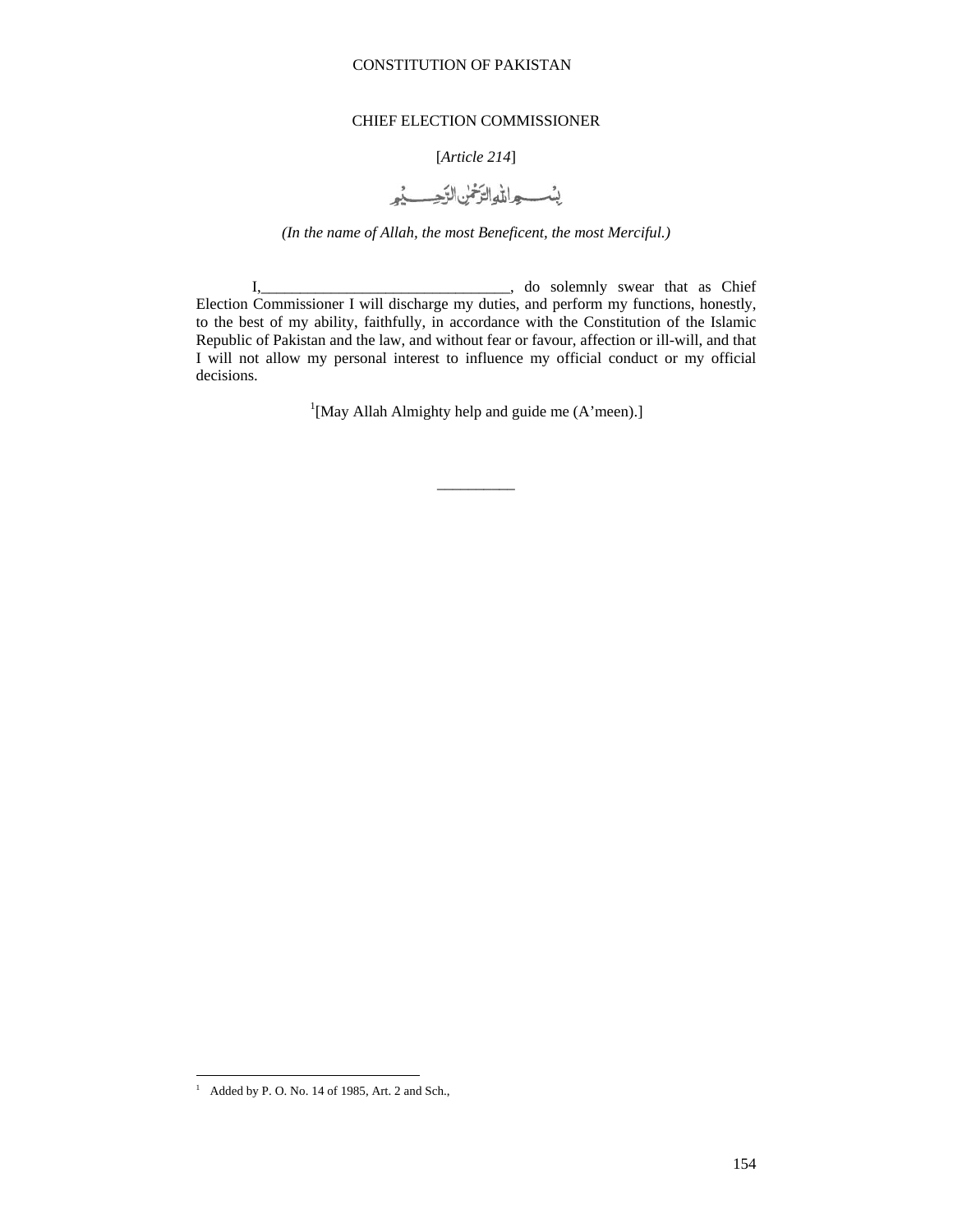## CHIEF ELECTION COMMISSIONER

[*Article 214*]

بِسْمِ اللّٰہِ الرَّحْمٰنِ الرَّحِیْمِ

*(In the name of Allah, the most Beneficent, the most Merciful.)*

I,_________________________________, do solemnly swear that as Chief Election Commissioner I will discharge my duties, and perform my functions, honestly, to the best of my ability, faithfully, in accordance with the Constitution of the Islamic Republic of Pakistan and the law, and without fear or favour, affection or ill-will, and that I will not allow my personal interest to influence my official conduct or my official decisions.

[1][May Allah Almighty help and guide me (A'meen).]

__________

[1] Added by P. O. No. 14 of 1985, Art. 2 and Sch.,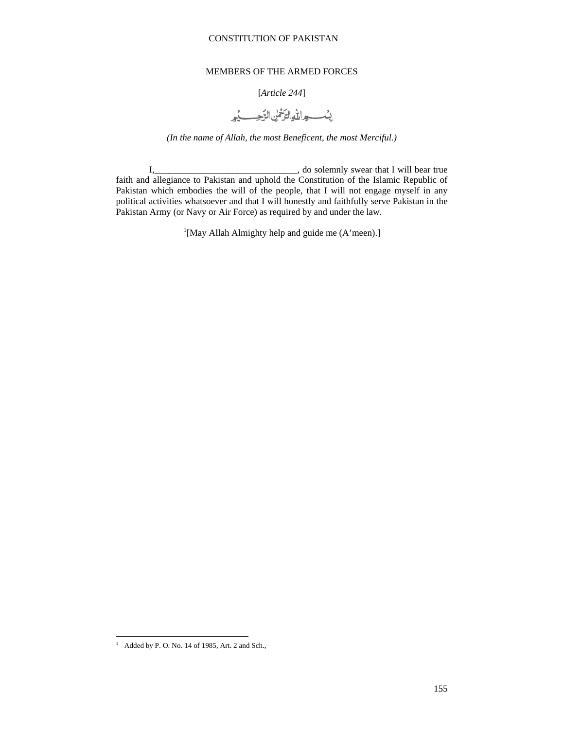MEMBERS OF THE ARMED FORCES

[*Article 244*]

بِسۡمِ اللّٰہِ الرَّحۡمٰنِ الرَّحِیۡمِ

*(In the name of Allah, the most Beneficent, the most Merciful.)*

I,______________________________, do solemnly swear that I will bear true faith and allegiance to Pakistan and uphold the Constitution of the Islamic Republic of Pakistan which embodies the will of the people, that I will not engage myself in any political activities whatsoever and that I will honestly and faithfully serve Pakistan in the Pakistan Army (or Navy or Air Force) as required by and under the law.

[1][May Allah Almighty help and guide me (A'meen).]

---

[1] Added by P. O. No. 14 of 1985, Art. 2 and Sch.,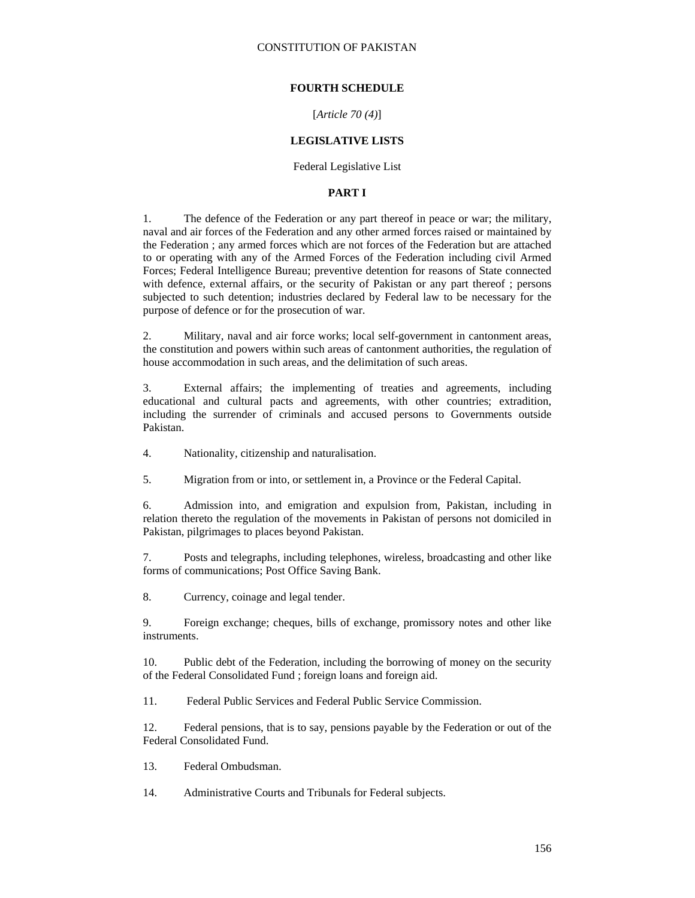## FOURTH SCHEDULE

[*Article 70 (4)*]

## LEGISLATIVE LISTS

Federal Legislative List

### PART I

1. The defence of the Federation or any part thereof in peace or war; the military, naval and air forces of the Federation and any other armed forces raised or maintained by the Federation ; any armed forces which are not forces of the Federation but are attached to or operating with any of the Armed Forces of the Federation including civil Armed Forces; Federal Intelligence Bureau; preventive detention for reasons of State connected with defence, external affairs, or the security of Pakistan or any part thereof ; persons subjected to such detention; industries declared by Federal law to be necessary for the purpose of defence or for the prosecution of war.

2. Military, naval and air force works; local self-government in cantonment areas, the constitution and powers within such areas of cantonment authorities, the regulation of house accommodation in such areas, and the delimitation of such areas.

3. External affairs; the implementing of treaties and agreements, including educational and cultural pacts and agreements, with other countries; extradition, including the surrender of criminals and accused persons to Governments outside Pakistan.

4. Nationality, citizenship and naturalisation.

5. Migration from or into, or settlement in, a Province or the Federal Capital.

6. Admission into, and emigration and expulsion from, Pakistan, including in relation thereto the regulation of the movements in Pakistan of persons not domiciled in Pakistan, pilgrimages to places beyond Pakistan.

7. Posts and telegraphs, including telephones, wireless, broadcasting and other like forms of communications; Post Office Saving Bank.

8. Currency, coinage and legal tender.

9. Foreign exchange; cheques, bills of exchange, promissory notes and other like instruments.

10. Public debt of the Federation, including the borrowing of money on the security of the Federal Consolidated Fund ; foreign loans and foreign aid.

11. Federal Public Services and Federal Public Service Commission.

12. Federal pensions, that is to say, pensions payable by the Federation or out of the Federal Consolidated Fund.

13. Federal Ombudsman.

14. Administrative Courts and Tribunals for Federal subjects.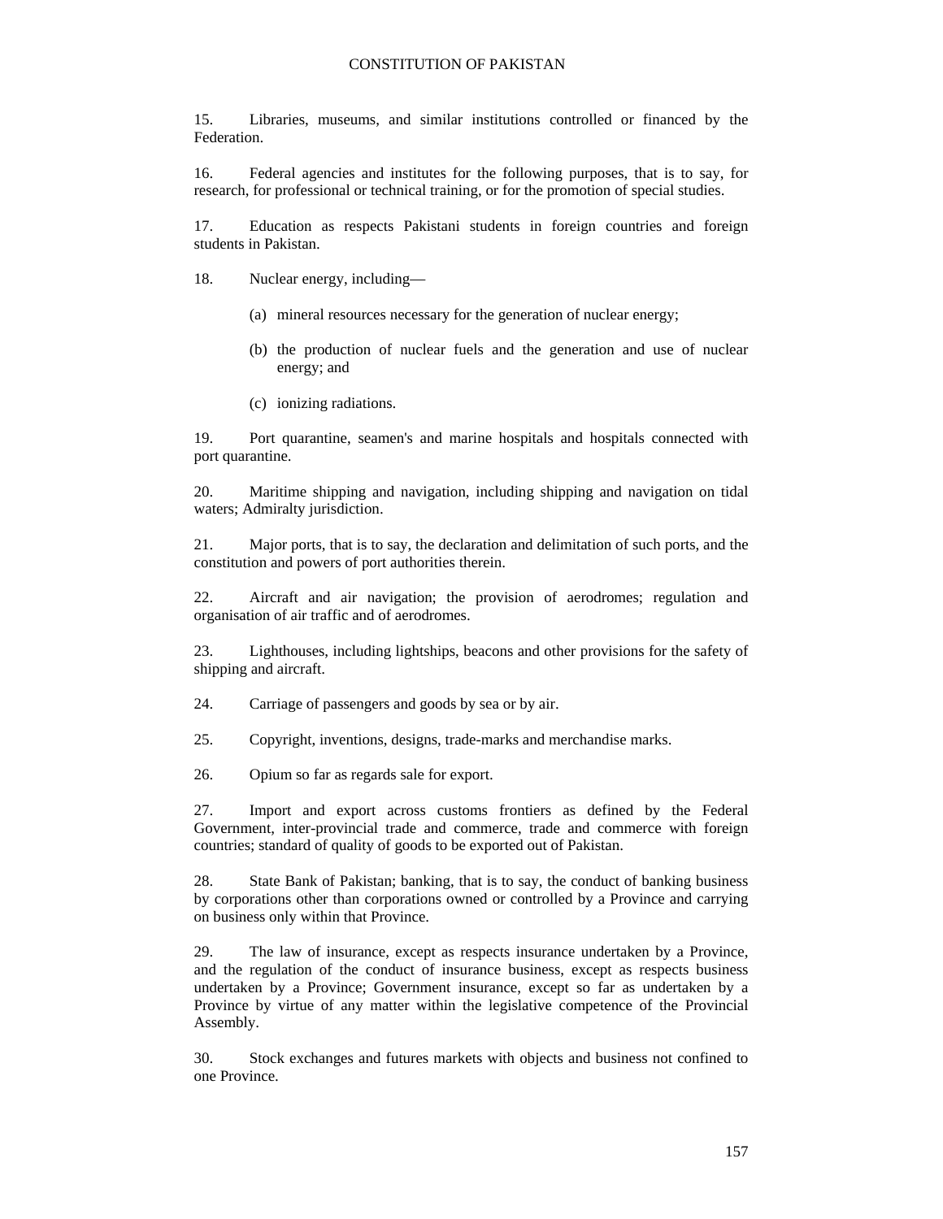15. Libraries, museums, and similar institutions controlled or financed by the Federation.

16. Federal agencies and institutes for the following purposes, that is to say, for research, for professional or technical training, or for the promotion of special studies.

17. Education as respects Pakistani students in foreign countries and foreign students in Pakistan.

18. Nuclear energy, including—

(a) mineral resources necessary for the generation of nuclear energy;

(b) the production of nuclear fuels and the generation and use of nuclear energy; and

(c) ionizing radiations.

19. Port quarantine, seamen's and marine hospitals and hospitals connected with port quarantine.

20. Maritime shipping and navigation, including shipping and navigation on tidal waters; Admiralty jurisdiction.

21. Major ports, that is to say, the declaration and delimitation of such ports, and the constitution and powers of port authorities therein.

22. Aircraft and air navigation; the provision of aerodromes; regulation and organisation of air traffic and of aerodromes.

23. Lighthouses, including lightships, beacons and other provisions for the safety of shipping and aircraft.

24. Carriage of passengers and goods by sea or by air.

25. Copyright, inventions, designs, trade-marks and merchandise marks.

26. Opium so far as regards sale for export.

27. Import and export across customs frontiers as defined by the Federal Government, inter-provincial trade and commerce, trade and commerce with foreign countries; standard of quality of goods to be exported out of Pakistan.

28. State Bank of Pakistan; banking, that is to say, the conduct of banking business by corporations other than corporations owned or controlled by a Province and carrying on business only within that Province.

29. The law of insurance, except as respects insurance undertaken by a Province, and the regulation of the conduct of insurance business, except as respects business undertaken by a Province; Government insurance, except so far as undertaken by a Province by virtue of any matter within the legislative competence of the Provincial Assembly.

30. Stock exchanges and futures markets with objects and business not confined to one Province.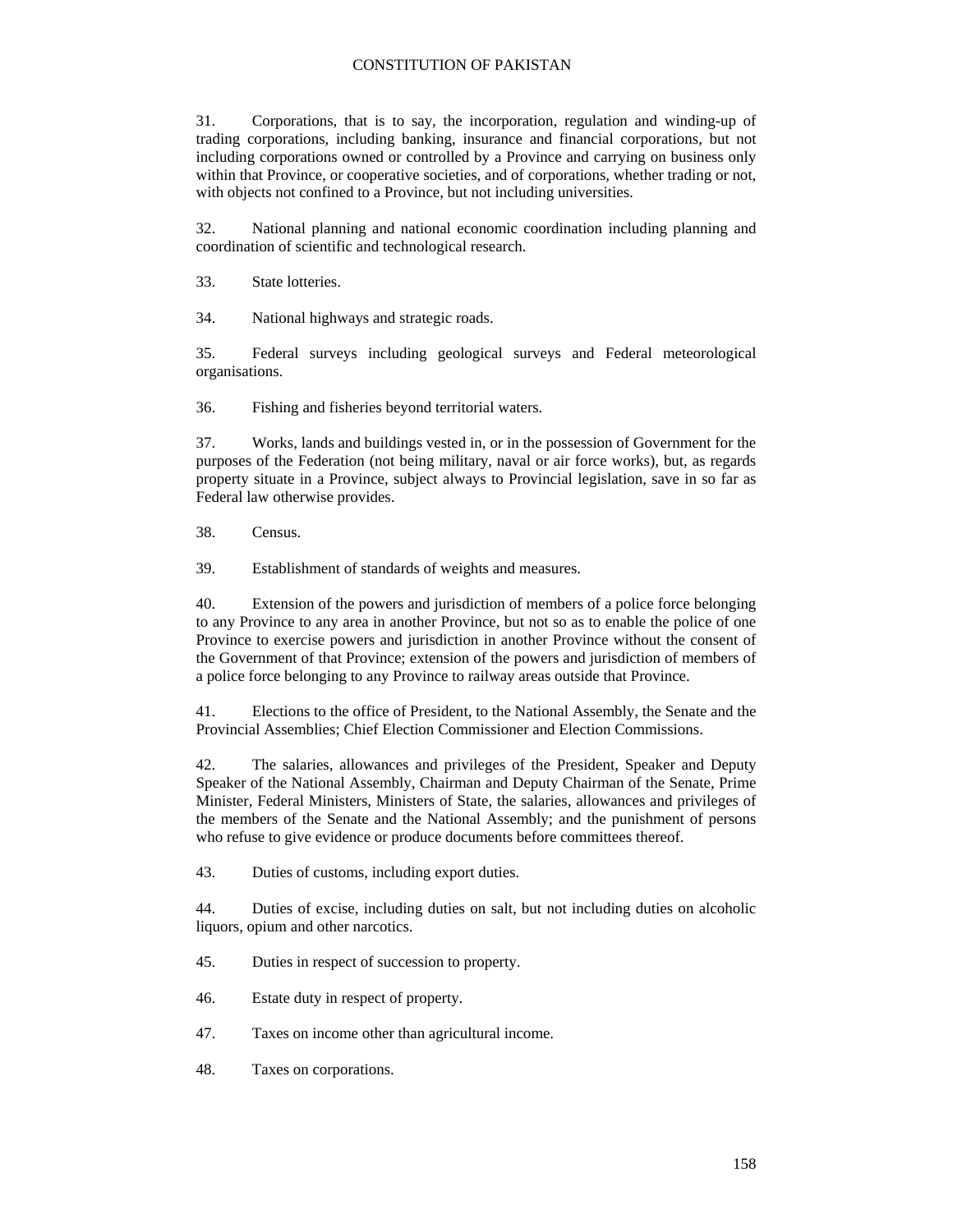31. Corporations, that is to say, the incorporation, regulation and winding-up of trading corporations, including banking, insurance and financial corporations, but not including corporations owned or controlled by a Province and carrying on business only within that Province, or cooperative societies, and of corporations, whether trading or not, with objects not confined to a Province, but not including universities.

32. National planning and national economic coordination including planning and coordination of scientific and technological research.

33. State lotteries.

34. National highways and strategic roads.

35. Federal surveys including geological surveys and Federal meteorological organisations.

36. Fishing and fisheries beyond territorial waters.

37. Works, lands and buildings vested in, or in the possession of Government for the purposes of the Federation (not being military, naval or air force works), but, as regards property situate in a Province, subject always to Provincial legislation, save in so far as Federal law otherwise provides.

38. Census.

39. Establishment of standards of weights and measures.

40. Extension of the powers and jurisdiction of members of a police force belonging to any Province to any area in another Province, but not so as to enable the police of one Province to exercise powers and jurisdiction in another Province without the consent of the Government of that Province; extension of the powers and jurisdiction of members of a police force belonging to any Province to railway areas outside that Province.

41. Elections to the office of President, to the National Assembly, the Senate and the Provincial Assemblies; Chief Election Commissioner and Election Commissions.

42. The salaries, allowances and privileges of the President, Speaker and Deputy Speaker of the National Assembly, Chairman and Deputy Chairman of the Senate, Prime Minister, Federal Ministers, Ministers of State, the salaries, allowances and privileges of the members of the Senate and the National Assembly; and the punishment of persons who refuse to give evidence or produce documents before committees thereof.

43. Duties of customs, including export duties.

44. Duties of excise, including duties on salt, but not including duties on alcoholic liquors, opium and other narcotics.

45. Duties in respect of succession to property.

46. Estate duty in respect of property.

47. Taxes on income other than agricultural income.

48. Taxes on corporations.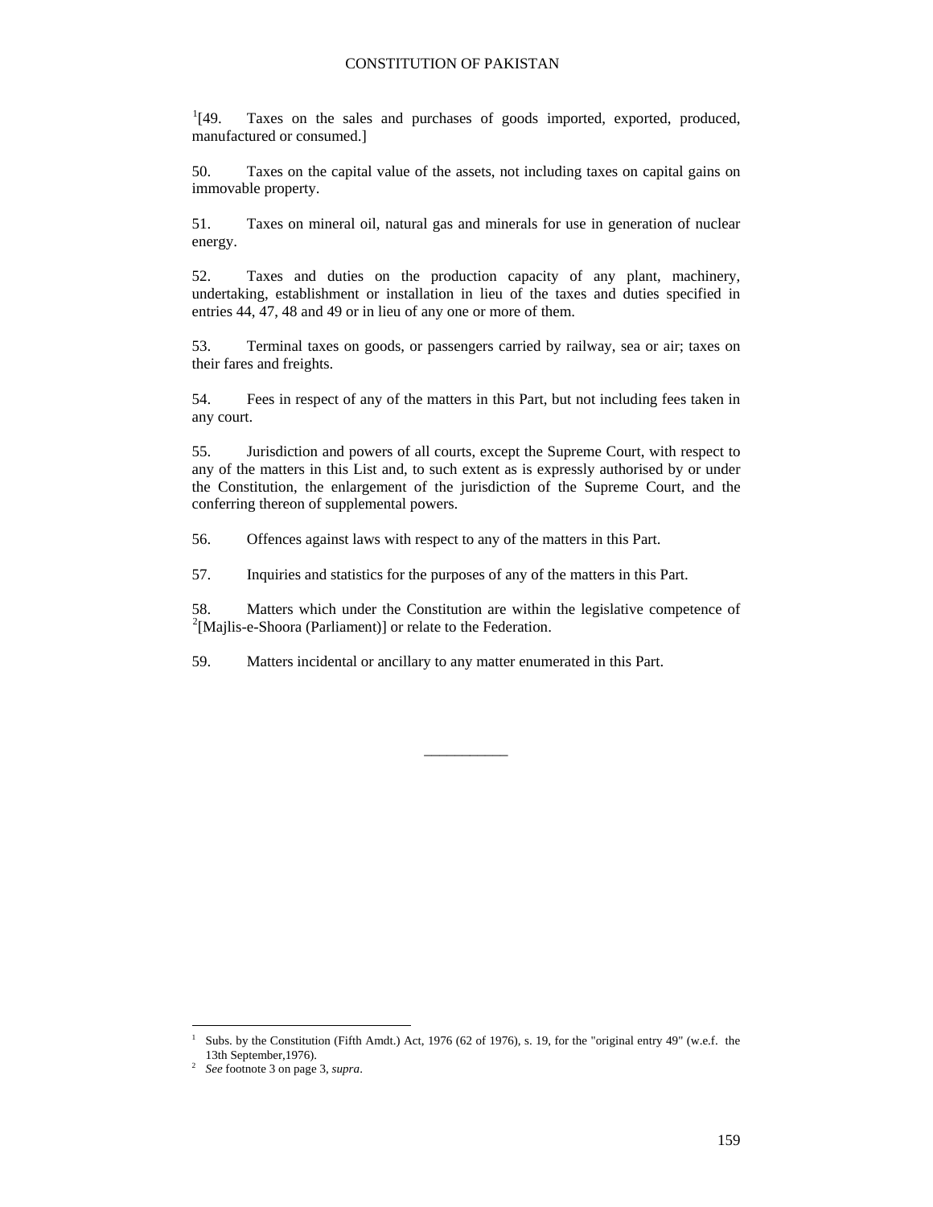[1][49. Taxes on the sales and purchases of goods imported, exported, produced, manufactured or consumed.]

50. Taxes on the capital value of the assets, not including taxes on capital gains on immovable property.

51. Taxes on mineral oil, natural gas and minerals for use in generation of nuclear energy.

52. Taxes and duties on the production capacity of any plant, machinery, undertaking, establishment or installation in lieu of the taxes and duties specified in entries 44, 47, 48 and 49 or in lieu of any one or more of them.

53. Terminal taxes on goods, or passengers carried by railway, sea or air; taxes on their fares and freights.

54. Fees in respect of any of the matters in this Part, but not including fees taken in any court.

55. Jurisdiction and powers of all courts, except the Supreme Court, with respect to any of the matters in this List and, to such extent as is expressly authorised by or under the Constitution, the enlargement of the jurisdiction of the Supreme Court, and the conferring thereon of supplemental powers.

56. Offences against laws with respect to any of the matters in this Part.

57. Inquiries and statistics for the purposes of any of the matters in this Part.

58. Matters which under the Constitution are within the legislative competence of [2][Majlis-e-Shoora (Parliament)] or relate to the Federation.

59. Matters incidental or ancillary to any matter enumerated in this Part.

---

[1] Subs. by the Constitution (Fifth Amdt.) Act, 1976 (62 of 1976), s. 19, for the "original entry 49" (w.e.f. the 13th September,1976).

[2] *See* footnote 3 on page 3, *supra*.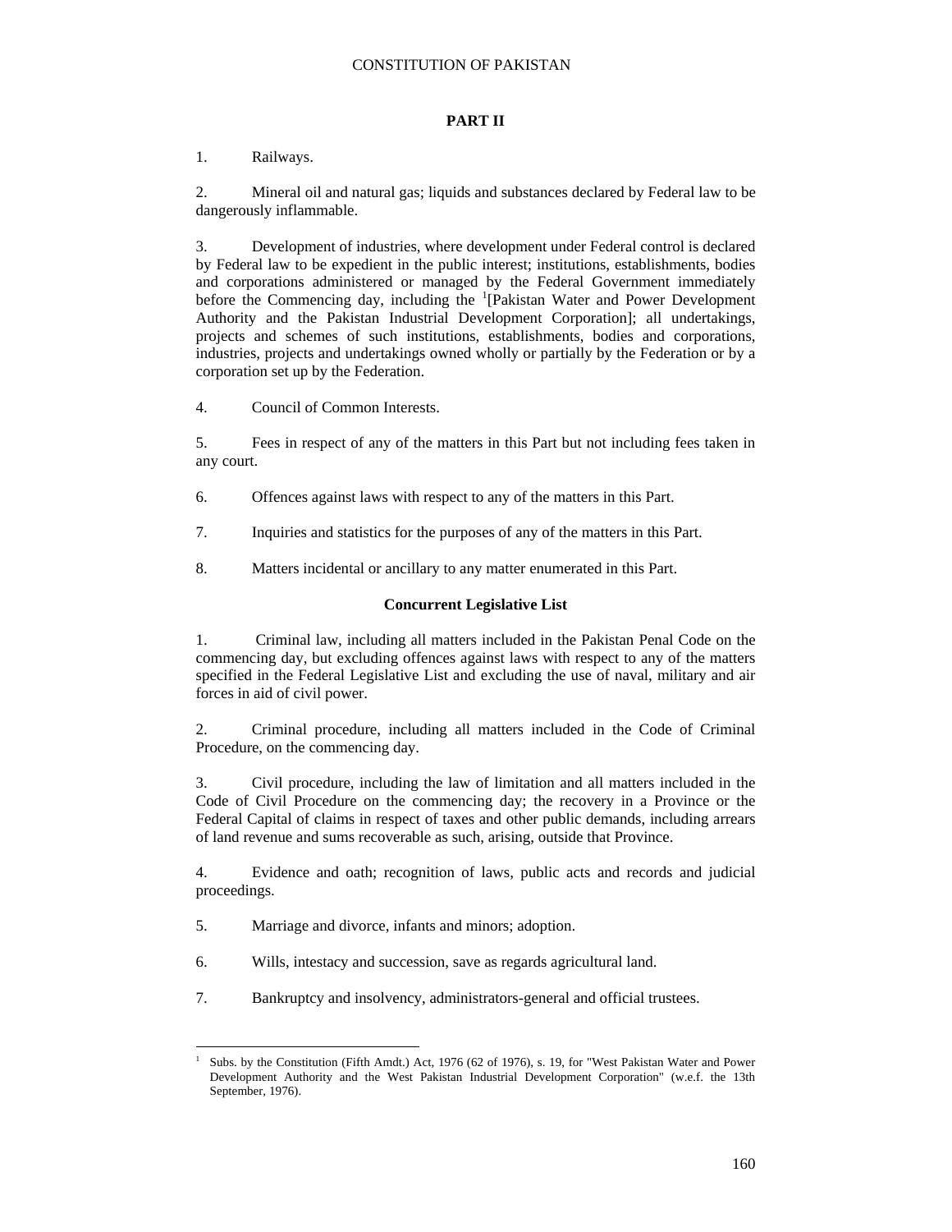## PART II

1. Railways.

2. Mineral oil and natural gas; liquids and substances declared by Federal law to be dangerously inflammable.

3. Development of industries, where development under Federal control is declared by Federal law to be expedient in the public interest; institutions, establishments, bodies and corporations administered or managed by the Federal Government immediately before the Commencing day, including the [1][Pakistan Water and Power Development Authority and the Pakistan Industrial Development Corporation]; all undertakings, projects and schemes of such institutions, establishments, bodies and corporations, industries, projects and undertakings owned wholly or partially by the Federation or by a corporation set up by the Federation.

4. Council of Common Interests.

5. Fees in respect of any of the matters in this Part but not including fees taken in any court.

6. Offences against laws with respect to any of the matters in this Part.

7. Inquiries and statistics for the purposes of any of the matters in this Part.

8. Matters incidental or ancillary to any matter enumerated in this Part.

### Concurrent Legislative List

1. Criminal law, including all matters included in the Pakistan Penal Code on the commencing day, but excluding offences against laws with respect to any of the matters specified in the Federal Legislative List and excluding the use of naval, military and air forces in aid of civil power.

2. Criminal procedure, including all matters included in the Code of Criminal Procedure, on the commencing day.

3. Civil procedure, including the law of limitation and all matters included in the Code of Civil Procedure on the commencing day; the recovery in a Province or the Federal Capital of claims in respect of taxes and other public demands, including arrears of land revenue and sums recoverable as such, arising, outside that Province.

4. Evidence and oath; recognition of laws, public acts and records and judicial proceedings.

5. Marriage and divorce, infants and minors; adoption.

6. Wills, intestacy and succession, save as regards agricultural land.

7. Bankruptcy and insolvency, administrators-general and official trustees.

---

[1] Subs. by the Constitution (Fifth Amdt.) Act, 1976 (62 of 1976), s. 19, for "West Pakistan Water and Power Development Authority and the West Pakistan Industrial Development Corporation" (w.e.f. the 13th September, 1976).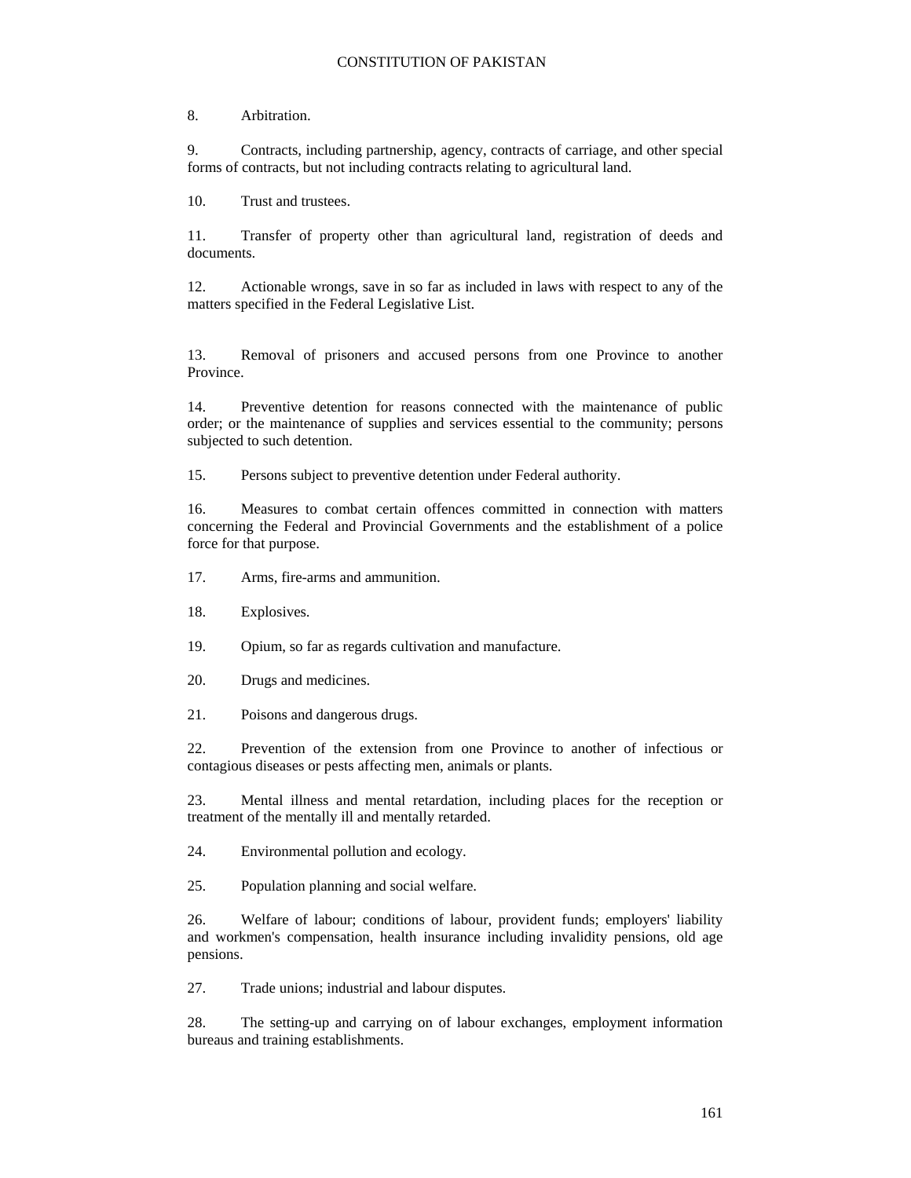8. Arbitration.

9. Contracts, including partnership, agency, contracts of carriage, and other special forms of contracts, but not including contracts relating to agricultural land.

10. Trust and trustees.

11. Transfer of property other than agricultural land, registration of deeds and documents.

12. Actionable wrongs, save in so far as included in laws with respect to any of the matters specified in the Federal Legislative List.

13. Removal of prisoners and accused persons from one Province to another Province.

14. Preventive detention for reasons connected with the maintenance of public order; or the maintenance of supplies and services essential to the community; persons subjected to such detention.

15. Persons subject to preventive detention under Federal authority.

16. Measures to combat certain offences committed in connection with matters concerning the Federal and Provincial Governments and the establishment of a police force for that purpose.

17. Arms, fire-arms and ammunition.

18. Explosives.

19. Opium, so far as regards cultivation and manufacture.

20. Drugs and medicines.

21. Poisons and dangerous drugs.

22. Prevention of the extension from one Province to another of infectious or contagious diseases or pests affecting men, animals or plants.

23. Mental illness and mental retardation, including places for the reception or treatment of the mentally ill and mentally retarded.

24. Environmental pollution and ecology.

25. Population planning and social welfare.

26. Welfare of labour; conditions of labour, provident funds; employers' liability and workmen's compensation, health insurance including invalidity pensions, old age pensions.

27. Trade unions; industrial and labour disputes.

28. The setting-up and carrying on of labour exchanges, employment information bureaus and training establishments.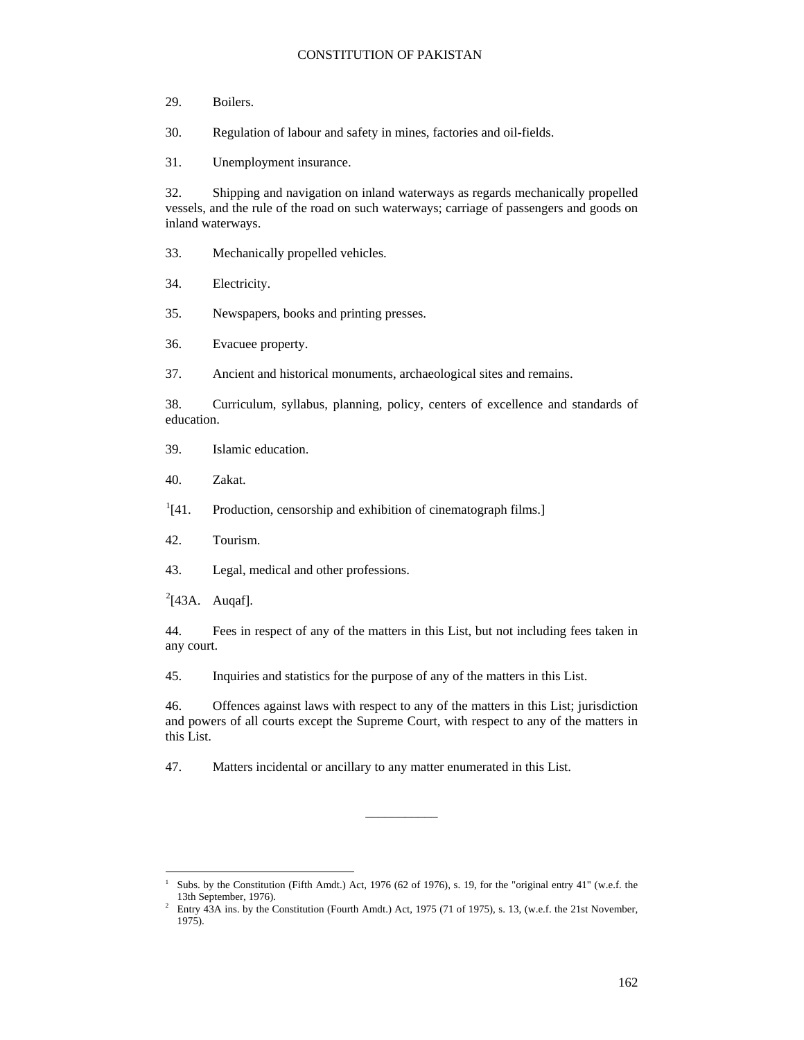29. Boilers.

30. Regulation of labour and safety in mines, factories and oil-fields.

31. Unemployment insurance.

32. Shipping and navigation on inland waterways as regards mechanically propelled vessels, and the rule of the road on such waterways; carriage of passengers and goods on inland waterways.

33. Mechanically propelled vehicles.

34. Electricity.

35. Newspapers, books and printing presses.

36. Evacuee property.

37. Ancient and historical monuments, archaeological sites and remains.

38. Curriculum, syllabus, planning, policy, centers of excellence and standards of education.

39. Islamic education.

40. Zakat.

[1][41. Production, censorship and exhibition of cinematograph films.]

42. Tourism.

43. Legal, medical and other professions.

[2][43A. Auqaf].

44. Fees in respect of any of the matters in this List, but not including fees taken in any court.

45. Inquiries and statistics for the purpose of any of the matters in this List.

46. Offences against laws with respect to any of the matters in this List; jurisdiction and powers of all courts except the Supreme Court, with respect to any of the matters in this List.

47. Matters incidental or ancillary to any matter enumerated in this List.

---

[1] Subs. by the Constitution (Fifth Amdt.) Act, 1976 (62 of 1976), s. 19, for the "original entry 41" (w.e.f. the 13th September, 1976).

[2] Entry 43A ins. by the Constitution (Fourth Amdt.) Act, 1975 (71 of 1975), s. 13, (w.e.f. the 21st November, 1975).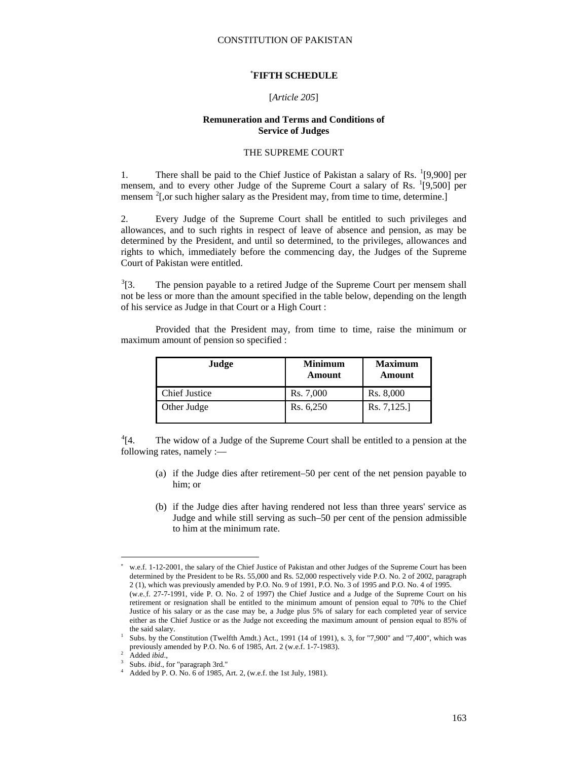## [*]FIFTH SCHEDULE

[*Article 205*]

### Remuneration and Terms and Conditions of Service of Judges

THE SUPREME COURT

1. There shall be paid to the Chief Justice of Pakistan a salary of Rs. [1][9,900] per mensem, and to every other Judge of the Supreme Court a salary of Rs. [1][9,500] per mensem [2][,or such higher salary as the President may, from time to time, determine.]

2. Every Judge of the Supreme Court shall be entitled to such privileges and allowances, and to such rights in respect of leave of absence and pension, as may be determined by the President, and until so determined, to the privileges, allowances and rights to which, immediately before the commencing day, the Judges of the Supreme Court of Pakistan were entitled.

[3][3. The pension payable to a retired Judge of the Supreme Court per mensem shall not be less or more than the amount specified in the table below, depending on the length of his service as Judge in that Court or a High Court :

Provided that the President may, from time to time, raise the minimum or maximum amount of pension so specified :

| Judge | Minimum Amount | Maximum Amount |
|---|---|---|
| Chief Justice | Rs. 7,000 | Rs. 8,000 |
| Other Judge | Rs. 6,250 | Rs. 7,125.] |

[4][4. The widow of a Judge of the Supreme Court shall be entitled to a pension at the following rates, namely :—

(a) if the Judge dies after retirement–50 per cent of the net pension payable to him; or

(b) if the Judge dies after having rendered not less than three years' service as Judge and while still serving as such–50 per cent of the pension admissible to him at the minimum rate.

---

[*] w.e.f. 1-12-2001, the salary of the Chief Justice of Pakistan and other Judges of the Supreme Court has been determined by the President to be Rs. 55,000 and Rs. 52,000 respectively vide P.O. No. 2 of 2002, paragraph 2 (1), which was previously amended by P.O. No. 9 of 1991, P.O. No. 3 of 1995 and P.O. No. 4 of 1995.
(w.e.f. 27-7-1991, vide P. O. No. 2 of 1997) the Chief Justice and a Judge of the Supreme Court on his retirement or resignation shall be entitled to the minimum amount of pension equal to 70% to the Chief Justice of his salary or as the case may be, a Judge plus 5% of salary for each completed year of service either as the Chief Justice or as the Judge not exceeding the maximum amount of pension equal to 85% of the said salary.

[1] Subs. by the Constitution (Twelfth Amdt.) Act., 1991 (14 of 1991), s. 3, for "7,900" and "7,400", which was previously amended by P.O. No. 6 of 1985, Art. 2 (w.e.f. 1-7-1983).

[2] Added *ibid*.,

[3] Subs. *ibid*., for "paragraph 3rd."

[4] Added by P. O. No. 6 of 1985, Art. 2, (w.e.f. the 1st July, 1981).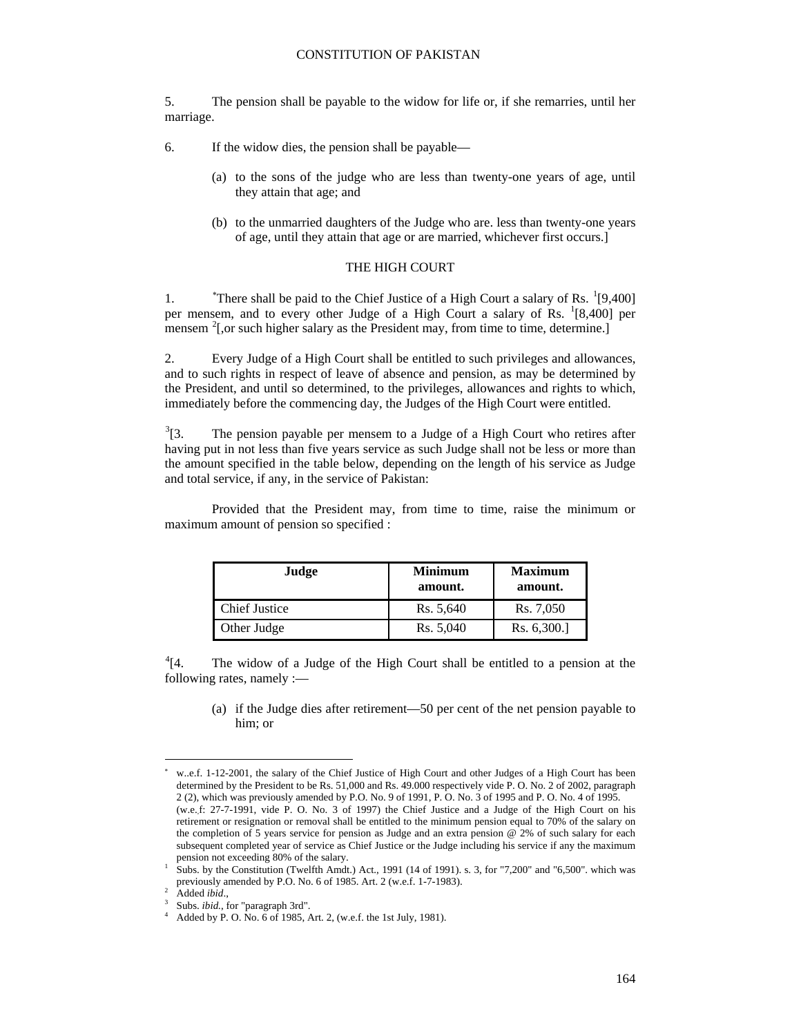5. The pension shall be payable to the widow for life or, if she remarries, until her marriage.

6. If the widow dies, the pension shall be payable—

(a) to the sons of the judge who are less than twenty-one years of age, until they attain that age; and

(b) to the unmarried daughters of the Judge who are. less than twenty-one years of age, until they attain that age or are married, whichever first occurs.]

### THE HIGH COURT

1. *There shall be paid to the Chief Justice of a High Court a salary of Rs. [1][9,400] per mensem, and to every other Judge of a High Court a salary of Rs. [1][8,400] per mensem [2][,or such higher salary as the President may, from time to time, determine.]

2. Every Judge of a High Court shall be entitled to such privileges and allowances, and to such rights in respect of leave of absence and pension, as may be determined by the President, and until so determined, to the privileges, allowances and rights to which, immediately before the commencing day, the Judges of the High Court were entitled.

[3][3. The pension payable per mensem to a Judge of a High Court who retires after having put in not less than five years service as such Judge shall not be less or more than the amount specified in the table below, depending on the length of his service as Judge and total service, if any, in the service of Pakistan:

Provided that the President may, from time to time, raise the minimum or maximum amount of pension so specified :

| Judge | Minimum amount. | Maximum amount. |
|---|---|---|
| Chief Justice | Rs. 5,640 | Rs. 7,050 |
| Other Judge | Rs. 5,040 | Rs. 6,300.] |

[4][4. The widow of a Judge of the High Court shall be entitled to a pension at the following rates, namely :—

(a) if the Judge dies after retirement—50 per cent of the net pension payable to him; or

---

* w..e.f. 1-12-2001, the salary of the Chief Justice of High Court and other Judges of a High Court has been determined by the President to be Rs. 51,000 and Rs. 49.000 respectively vide P. O. No. 2 of 2002, paragraph 2 (2), which was previously amended by P.O. No. 9 of 1991, P. O. No. 3 of 1995 and P. O. No. 4 of 1995. (w.e.f: 27-7-1991, vide P. O. No. 3 of 1997) the Chief Justice and a Judge of the High Court on his retirement or resignation or removal shall be entitled to the minimum pension equal to 70% of the salary on the completion of 5 years service for pension as Judge and an extra pension @ 2% of such salary for each subsequent completed year of service as Chief Justice or the Judge including his service if any the maximum pension not exceeding 80% of the salary.

[1] Subs. by the Constitution (Twelfth Amdt.) Act., 1991 (14 of 1991). s. 3, for "7,200" and "6,500". which was previously amended by P.O. No. 6 of 1985. Art. 2 (w.e.f. 1-7-1983).

[2] Added *ibid*.,

[3] Subs. *ibid.*, for "paragraph 3rd".

[4] Added by P. O. No. 6 of 1985, Art. 2, (w.e.f. the 1st July, 1981).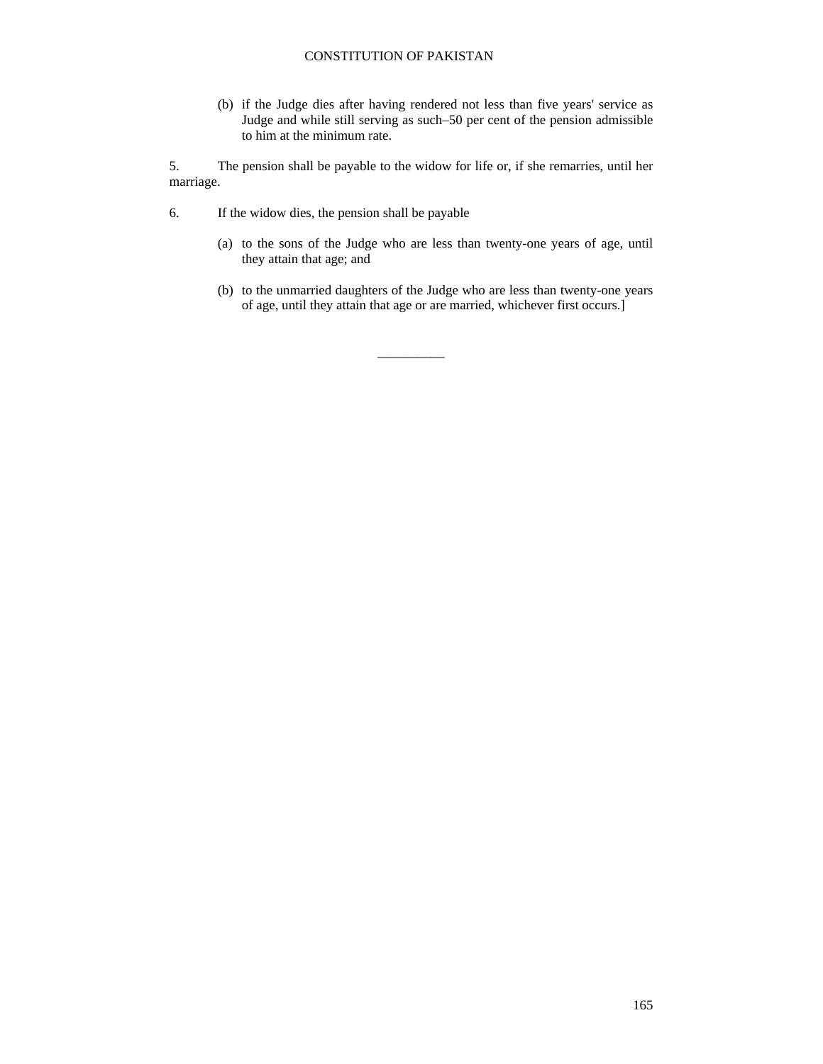(b) if the Judge dies after having rendered not less than five years' service as Judge and while still serving as such–50 per cent of the pension admissible to him at the minimum rate.

5. The pension shall be payable to the widow for life or, if she remarries, until her marriage.

6. If the widow dies, the pension shall be payable

(a) to the sons of the Judge who are less than twenty-one years of age, until they attain that age; and

(b) to the unmarried daughters of the Judge who are less than twenty-one years of age, until they attain that age or are married, whichever first occurs.]

__________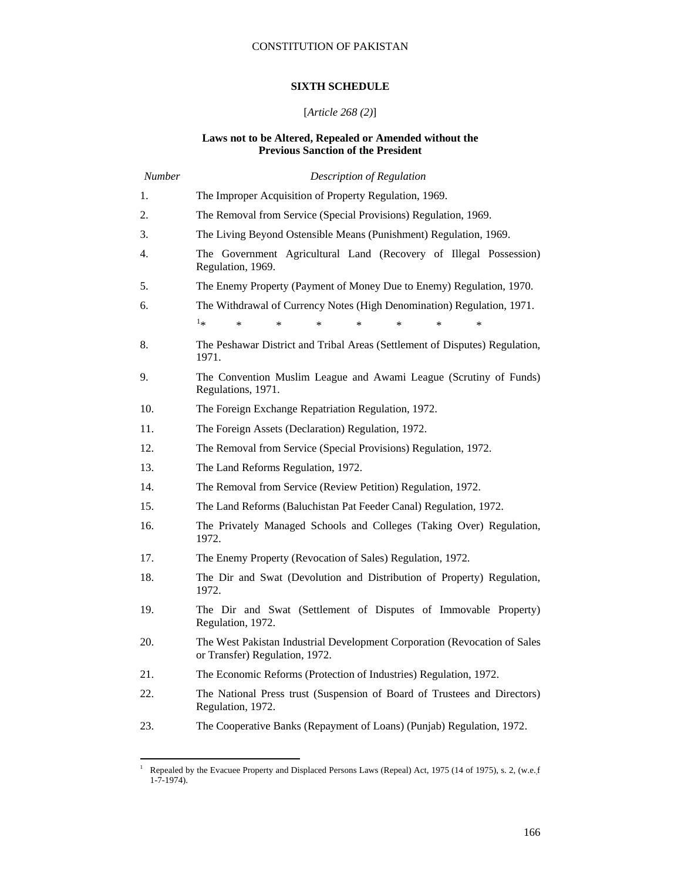## SIXTH SCHEDULE

[*Article 268 (2)*]

### Laws not to be Altered, Repealed or Amended without the Previous Sanction of the President

| *Number* | *Description of Regulation* |
|---|---|
| 1. | The Improper Acquisition of Property Regulation, 1969. |
| 2. | The Removal from Service (Special Provisions) Regulation, 1969. |
| 3. | The Living Beyond Ostensible Means (Punishment) Regulation, 1969. |
| 4. | The Government Agricultural Land (Recovery of Illegal Possession) Regulation, 1969. |
| 5. | The Enemy Property (Payment of Money Due to Enemy) Regulation, 1970. |
| 6. | The Withdrawal of Currency Notes (High Denomination) Regulation, 1971. |
| | [1]* * * * * * * * |
| 8. | The Peshawar District and Tribal Areas (Settlement of Disputes) Regulation, 1971. |
| 9. | The Convention Muslim League and Awami League (Scrutiny of Funds) Regulations, 1971. |
| 10. | The Foreign Exchange Repatriation Regulation, 1972. |
| 11. | The Foreign Assets (Declaration) Regulation, 1972. |
| 12. | The Removal from Service (Special Provisions) Regulation, 1972. |
| 13. | The Land Reforms Regulation, 1972. |
| 14. | The Removal from Service (Review Petition) Regulation, 1972. |
| 15. | The Land Reforms (Baluchistan Pat Feeder Canal) Regulation, 1972. |
| 16. | The Privately Managed Schools and Colleges (Taking Over) Regulation, 1972. |
| 17. | The Enemy Property (Revocation of Sales) Regulation, 1972. |
| 18. | The Dir and Swat (Devolution and Distribution of Property) Regulation, 1972. |
| 19. | The Dir and Swat (Settlement of Disputes of Immovable Property) Regulation, 1972. |
| 20. | The West Pakistan Industrial Development Corporation (Revocation of Sales or Transfer) Regulation, 1972. |
| 21. | The Economic Reforms (Protection of Industries) Regulation, 1972. |
| 22. | The National Press trust (Suspension of Board of Trustees and Directors) Regulation, 1972. |
| 23. | The Cooperative Banks (Repayment of Loans) (Punjab) Regulation, 1972. |

---

[1] Repealed by the Evacuee Property and Displaced Persons Laws (Repeal) Act, 1975 (14 of 1975), s. 2, (w.e.f 1-7-1974).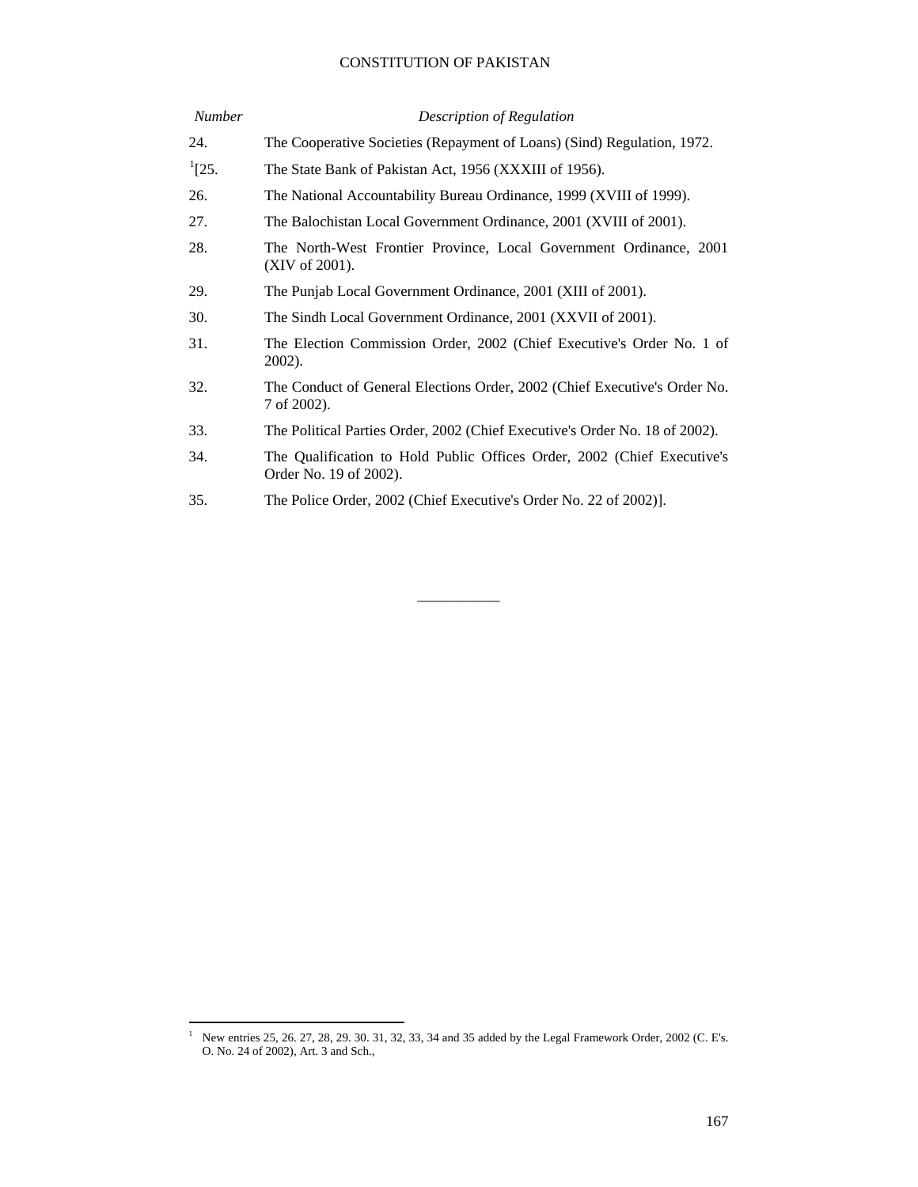| *Number* | *Description of Regulation* |
| --- | --- |
| 24. | The Cooperative Societies (Repayment of Loans) (Sind) Regulation, 1972. |
| [1][25. | The State Bank of Pakistan Act, 1956 (XXXIII of 1956). |
| 26. | The National Accountability Bureau Ordinance, 1999 (XVIII of 1999). |
| 27. | The Balochistan Local Government Ordinance, 2001 (XVIII of 2001). |
| 28. | The North-West Frontier Province, Local Government Ordinance, 2001 (XIV of 2001). |
| 29. | The Punjab Local Government Ordinance, 2001 (XIII of 2001). |
| 30. | The Sindh Local Government Ordinance, 2001 (XXVII of 2001). |
| 31. | The Election Commission Order, 2002 (Chief Executive's Order No. 1 of 2002). |
| 32. | The Conduct of General Elections Order, 2002 (Chief Executive's Order No. 7 of 2002). |
| 33. | The Political Parties Order, 2002 (Chief Executive's Order No. 18 of 2002). |
| 34. | The Qualification to Hold Public Offices Order, 2002 (Chief Executive's Order No. 19 of 2002). |
| 35. | The Police Order, 2002 (Chief Executive's Order No. 22 of 2002)]. |

---

[1] New entries 25, 26. 27, 28, 29. 30. 31, 32, 33, 34 and 35 added by the Legal Framework Order, 2002 (C. E's. O. No. 24 of 2002), Art. 3 and Sch.,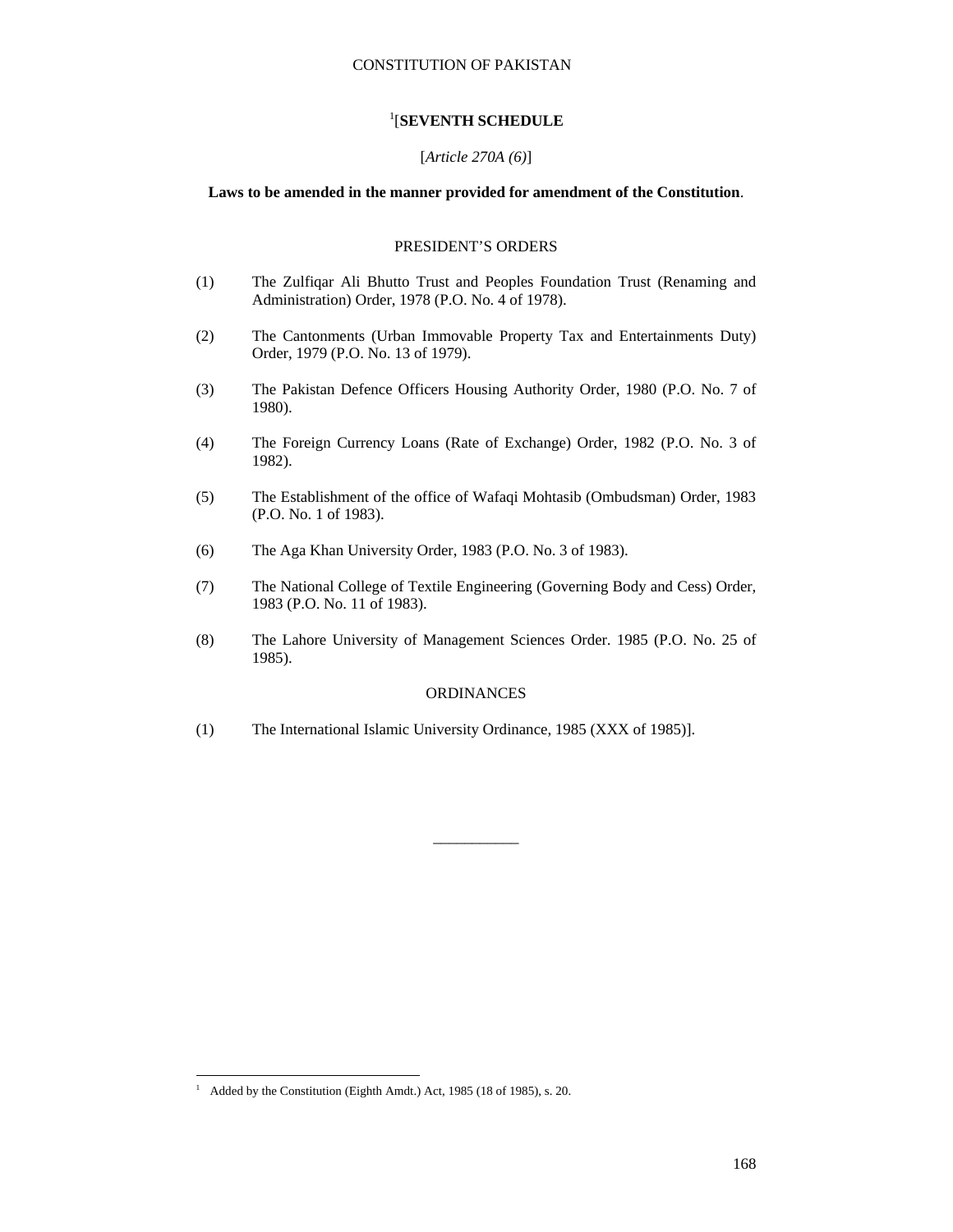# [1][SEVENTH SCHEDULE

[*Article 270A (6)*]

**Laws to be amended in the manner provided for amendment of the Constitution**.

## PRESIDENT'S ORDERS

(1) The Zulfiqar Ali Bhutto Trust and Peoples Foundation Trust (Renaming and Administration) Order, 1978 (P.O. No. 4 of 1978).

(2) The Cantonments (Urban Immovable Property Tax and Entertainments Duty) Order, 1979 (P.O. No. 13 of 1979).

(3) The Pakistan Defence Officers Housing Authority Order, 1980 (P.O. No. 7 of 1980).

(4) The Foreign Currency Loans (Rate of Exchange) Order, 1982 (P.O. No. 3 of 1982).

(5) The Establishment of the office of Wafaqi Mohtasib (Ombudsman) Order, 1983 (P.O. No. 1 of 1983).

(6) The Aga Khan University Order, 1983 (P.O. No. 3 of 1983).

(7) The National College of Textile Engineering (Governing Body and Cess) Order, 1983 (P.O. No. 11 of 1983).

(8) The Lahore University of Management Sciences Order. 1985 (P.O. No. 25 of 1985).

## ORDINANCES

(1) The International Islamic University Ordinance, 1985 (XXX of 1985)].

---

[1] Added by the Constitution (Eighth Amdt.) Act, 1985 (18 of 1985), s. 20.